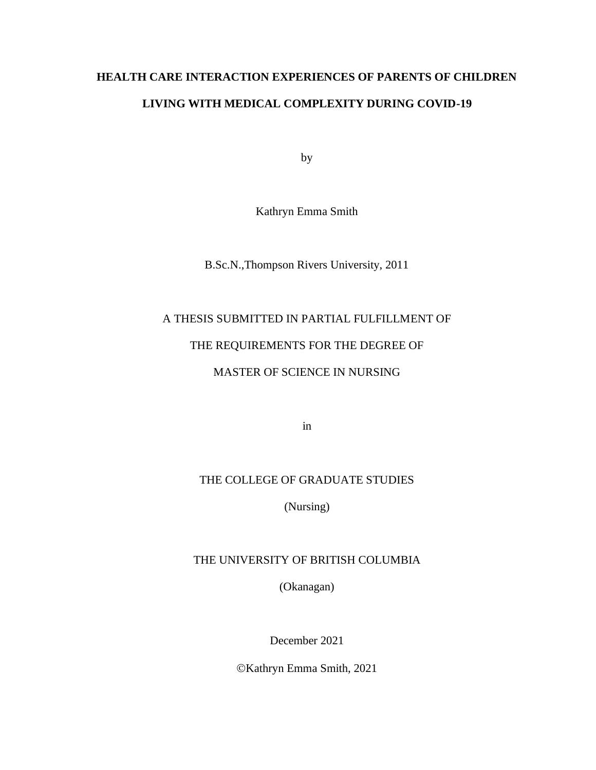# HEALTH CARE INTERACTION EXPERIENCES OF PARENTS OF CHILDREN LIVING WITH MEDICAL COMPLEXITY DURING COVID-19

by

Kathryn Emma Smith

B.Sc.N.,Thompson Rivers University, 2011

A THESIS SUBMITTED IN PARTIAL FULFILLMENT OF

THE REQUIREMENTS FOR THE DEGREE OF

MASTER OF SCIENCE IN NURSING

in

THE COLLEGE OF GRADUATE STUDIES

(Nursing)

THE UNIVERSITY OF BRITISH COLUMBIA

(Okanagan)

December 2021

©Kathryn Emma Smith, 2021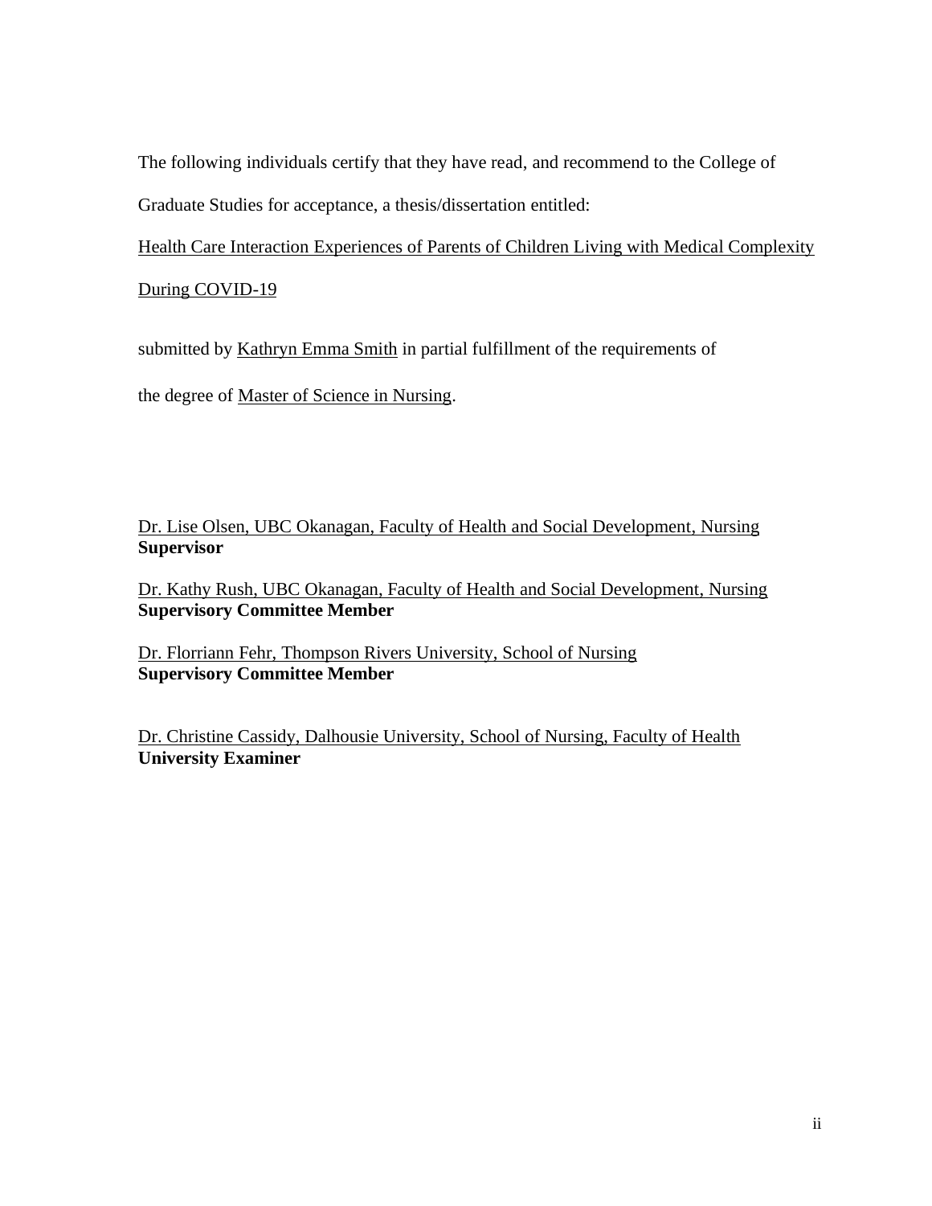The following individuals certify that they have read, and recommend to the College of Graduate Studies for acceptance, a thesis/dissertation entitled:

Health Care Interaction Experiences of Parents of Children Living with Medical Complexity During COVID-19

submitted by Kathryn Emma Smith in partial fulfillment of the requirements of the degree of Master of Science in Nursing.

Dr. Lise Olsen, UBC Okanagan, Faculty of Health and Social Development, Nursing
**Supervisor**

Dr. Kathy Rush, UBC Okanagan, Faculty of Health and Social Development, Nursing
**Supervisory Committee Member**

Dr. Florriann Fehr, Thompson Rivers University, School of Nursing
**Supervisory Committee Member**

Dr. Christine Cassidy, Dalhousie University, School of Nursing, Faculty of Health
**University Examiner**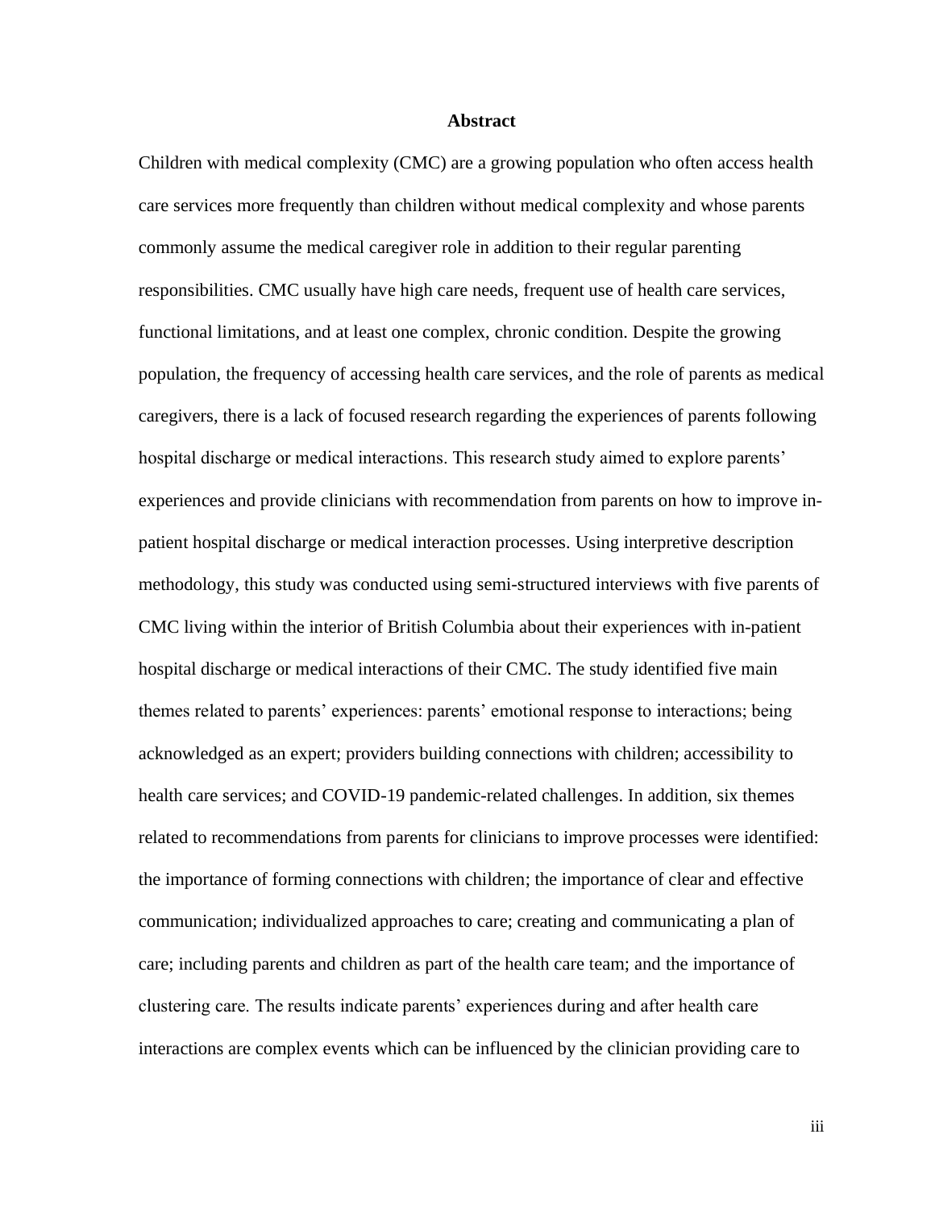## Abstract

Children with medical complexity (CMC) are a growing population who often access health care services more frequently than children without medical complexity and whose parents commonly assume the medical caregiver role in addition to their regular parenting responsibilities. CMC usually have high care needs, frequent use of health care services, functional limitations, and at least one complex, chronic condition. Despite the growing population, the frequency of accessing health care services, and the role of parents as medical caregivers, there is a lack of focused research regarding the experiences of parents following hospital discharge or medical interactions. This research study aimed to explore parents' experiences and provide clinicians with recommendation from parents on how to improve in-patient hospital discharge or medical interaction processes. Using interpretive description methodology, this study was conducted using semi-structured interviews with five parents of CMC living within the interior of British Columbia about their experiences with in-patient hospital discharge or medical interactions of their CMC. The study identified five main themes related to parents' experiences: parents' emotional response to interactions; being acknowledged as an expert; providers building connections with children; accessibility to health care services; and COVID-19 pandemic-related challenges. In addition, six themes related to recommendations from parents for clinicians to improve processes were identified: the importance of forming connections with children; the importance of clear and effective communication; individualized approaches to care; creating and communicating a plan of care; including parents and children as part of the health care team; and the importance of clustering care. The results indicate parents' experiences during and after health care interactions are complex events which can be influenced by the clinician providing care to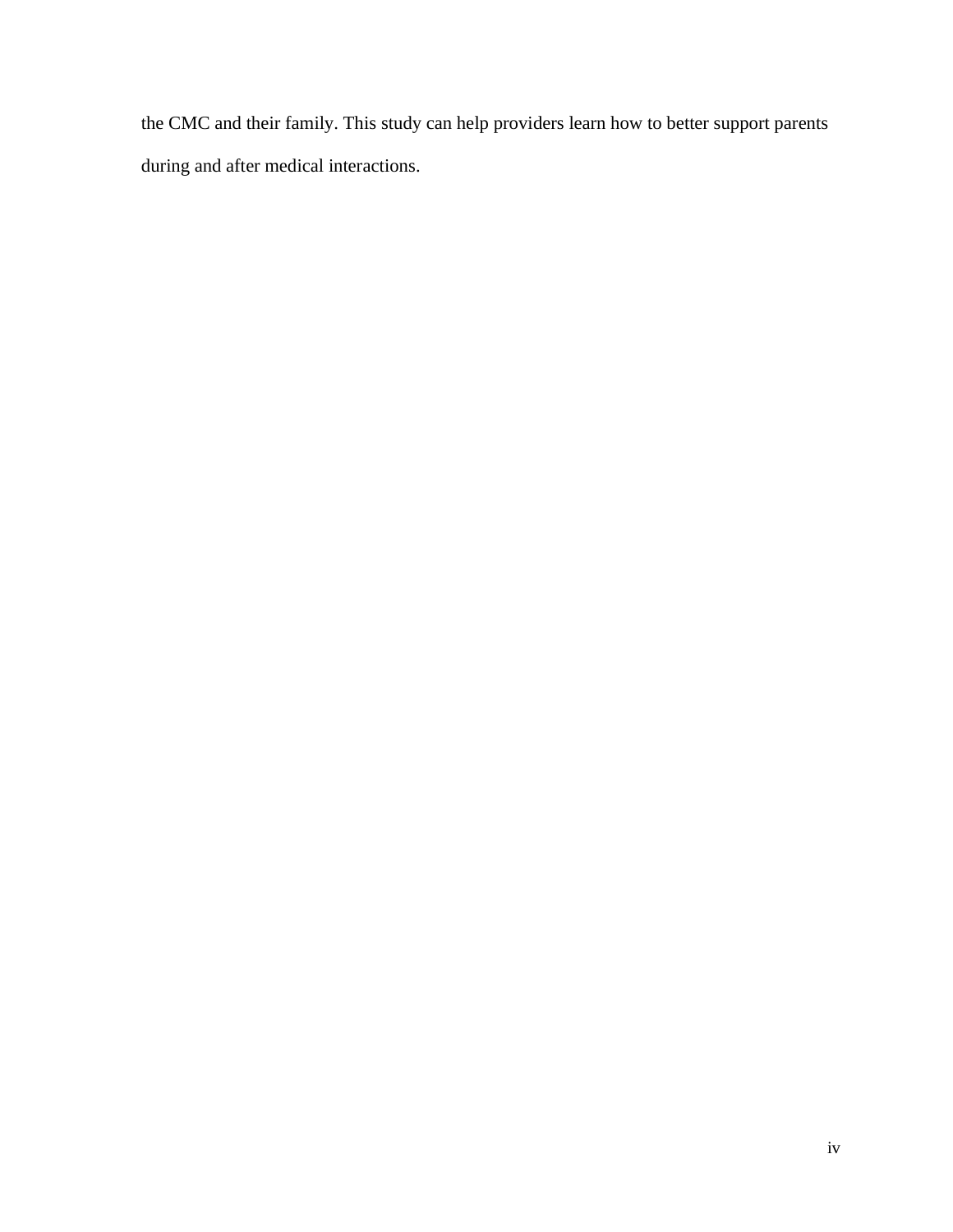the CMC and their family. This study can help providers learn how to better support parents during and after medical interactions.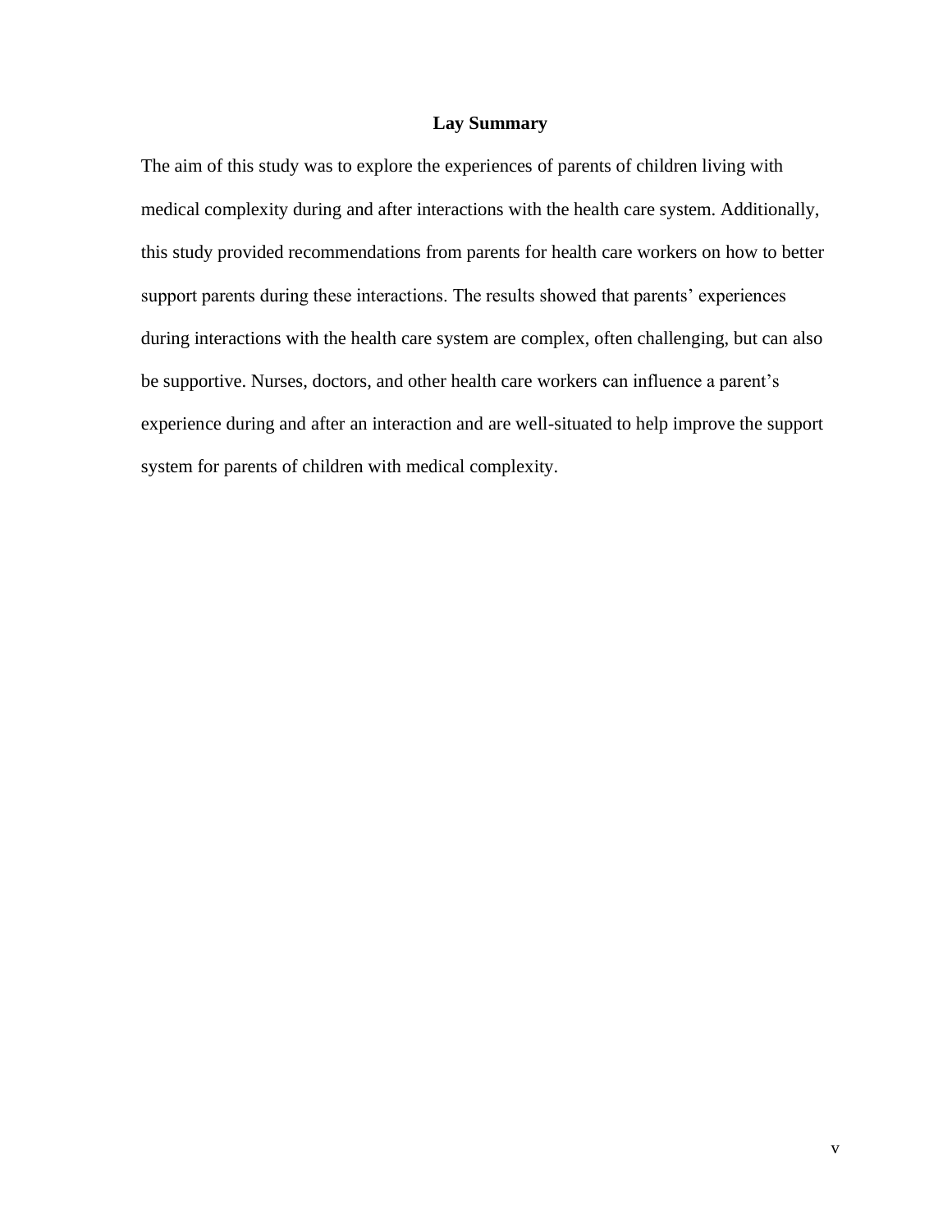## Lay Summary

The aim of this study was to explore the experiences of parents of children living with medical complexity during and after interactions with the health care system. Additionally, this study provided recommendations from parents for health care workers on how to better support parents during these interactions. The results showed that parents' experiences during interactions with the health care system are complex, often challenging, but can also be supportive. Nurses, doctors, and other health care workers can influence a parent's experience during and after an interaction and are well-situated to help improve the support system for parents of children with medical complexity.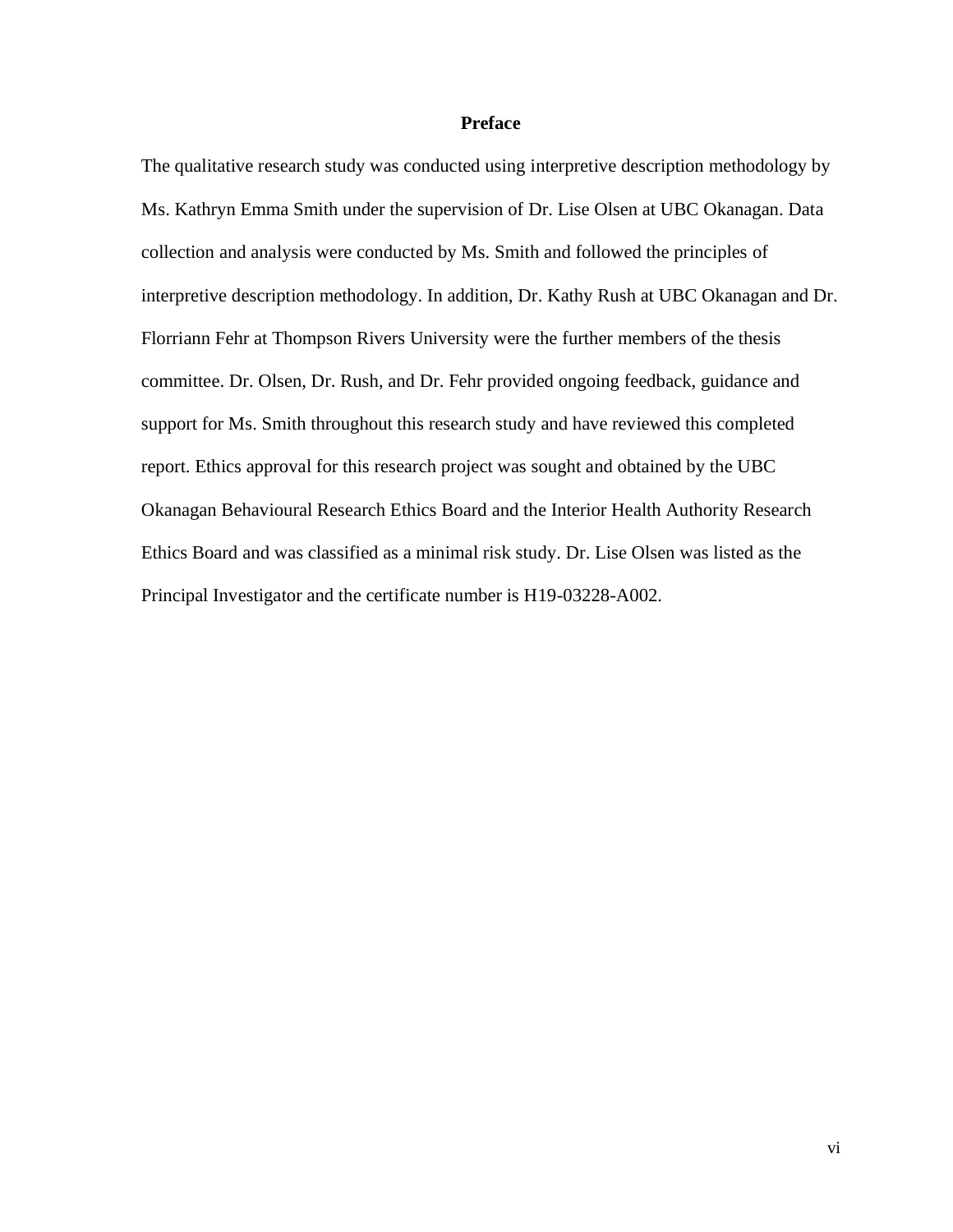# Preface

The qualitative research study was conducted using interpretive description methodology by Ms. Kathryn Emma Smith under the supervision of Dr. Lise Olsen at UBC Okanagan. Data collection and analysis were conducted by Ms. Smith and followed the principles of interpretive description methodology. In addition, Dr. Kathy Rush at UBC Okanagan and Dr. Florriann Fehr at Thompson Rivers University were the further members of the thesis committee. Dr. Olsen, Dr. Rush, and Dr. Fehr provided ongoing feedback, guidance and support for Ms. Smith throughout this research study and have reviewed this completed report. Ethics approval for this research project was sought and obtained by the UBC Okanagan Behavioural Research Ethics Board and the Interior Health Authority Research Ethics Board and was classified as a minimal risk study. Dr. Lise Olsen was listed as the Principal Investigator and the certificate number is H19-03228-A002.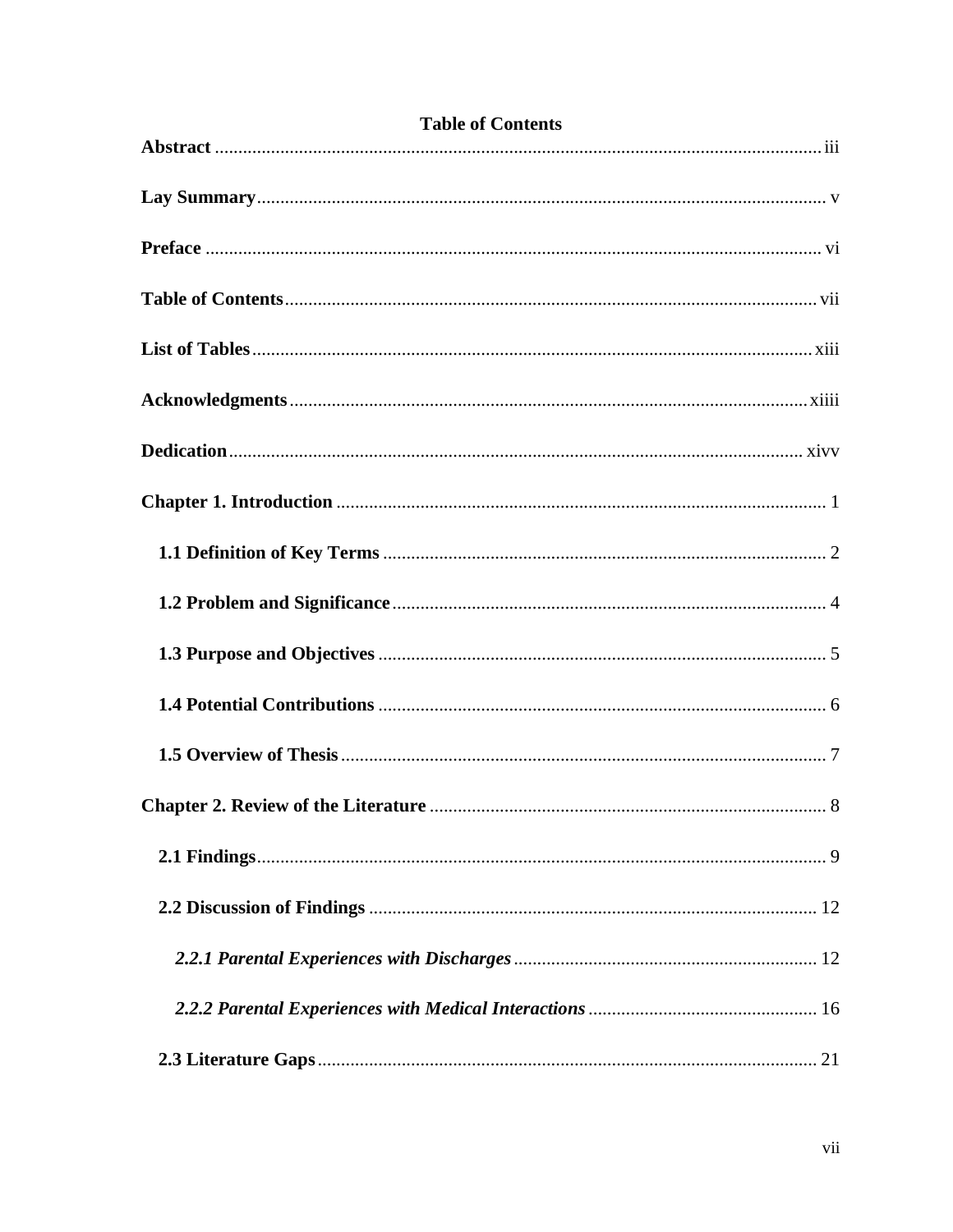**Table of Contents**

**Abstract** ................................................................................................................................ iii

**Lay Summary** ......................................................................................................................... v

**Preface** ................................................................................................................................... vi

**Table of Contents** ................................................................................................................. vii

**List of Tables** ....................................................................................................................... xiii

**Acknowledgments** .............................................................................................................. xiiii

**Dedication** ........................................................................................................................... xivv

**Chapter 1. Introduction** ........................................................................................................ 1

**1.1 Definition of Key Terms** ................................................................................................ 2

**1.2 Problem and Significance** .............................................................................................. 4

**1.3 Purpose and Objectives** ................................................................................................. 5

**1.4 Potential Contributions** .................................................................................................. 6

**1.5 Overview of Thesis** ........................................................................................................ 7

**Chapter 2. Review of the Literature** ...................................................................................... 8

**2.1 Findings** ........................................................................................................................... 9

**2.2 Discussion of Findings** ................................................................................................. 12

***2.2.1 Parental Experiences with Discharges*** ................................................................. 12

***2.2.2 Parental Experiences with Medical Interactions*** ................................................. 16

**2.3 Literature Gaps** ............................................................................................................. 21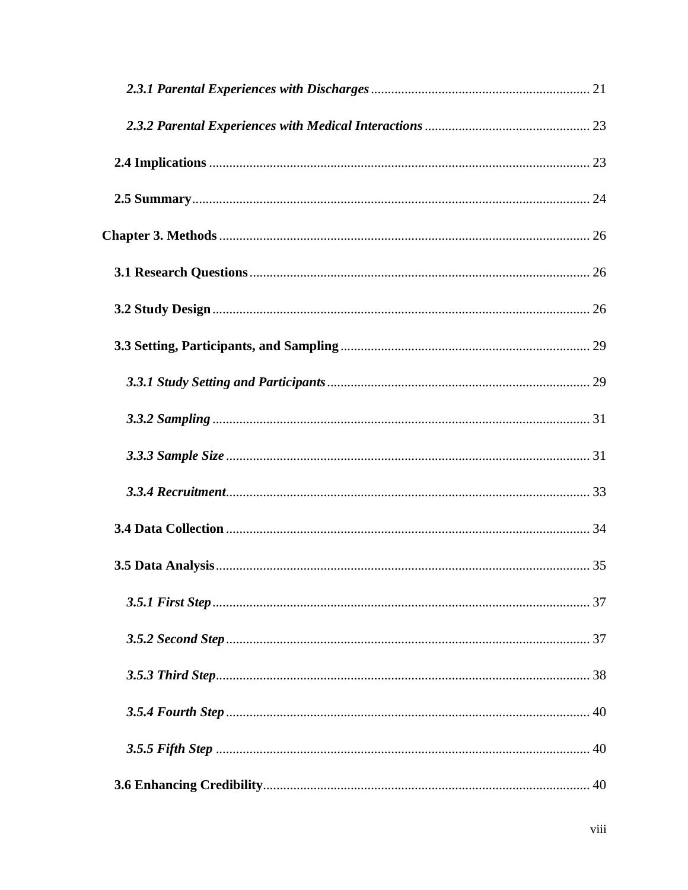*2.3.1 Parental Experiences with Discharges* ................................................................ 21

*2.3.2 Parental Experiences with Medical Interactions* ................................................ 23

**2.4 Implications** ................................................................................................................ 23

**2.5 Summary** ..................................................................................................................... 24

**Chapter 3. Methods** ............................................................................................................ 26

**3.1 Research Questions** ................................................................................................... 26

**3.2 Study Design** .............................................................................................................. 26

**3.3 Setting, Participants, and Sampling** ........................................................................ 29

*3.3.1 Study Setting and Participants* ............................................................................ 29

*3.3.2 Sampling* ............................................................................................................... 31

*3.3.3 Sample Size* .......................................................................................................... 31

*3.3.4 Recruitment* .......................................................................................................... 33

**3.4 Data Collection** .......................................................................................................... 34

**3.5 Data Analysis** ............................................................................................................. 35

*3.5.1 First Step* ............................................................................................................... 37

*3.5.2 Second Step* .......................................................................................................... 37

*3.5.3 Third Step* ............................................................................................................. 38

*3.5.4 Fourth Step* ........................................................................................................... 40

*3.5.5 Fifth Step* .............................................................................................................. 40

**3.6 Enhancing Credibility** ................................................................................................ 40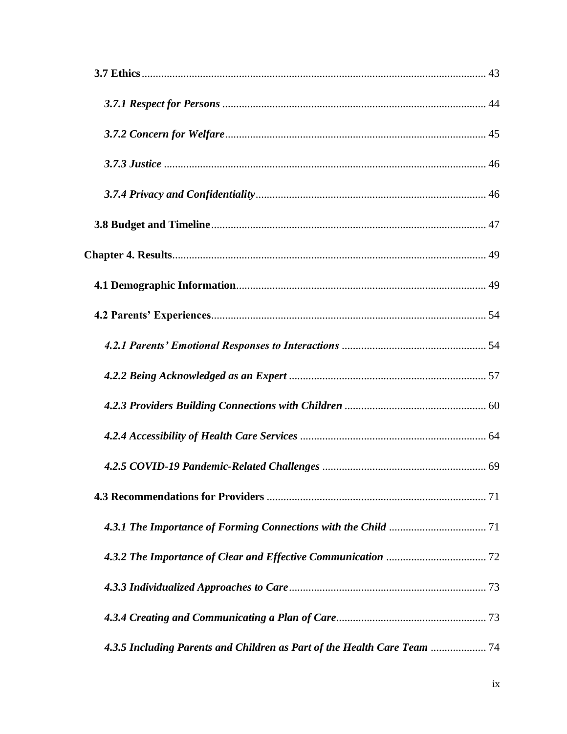**3.7 Ethics** .......................................................................................................................... 43

***3.7.1 Respect for Persons*** ............................................................................................. 44

***3.7.2 Concern for Welfare*** ............................................................................................ 45

***3.7.3 Justice*** .................................................................................................................. 46

***3.7.4 Privacy and Confidentiality*** ................................................................................. 46

**3.8 Budget and Timeline** ................................................................................................. 47

**Chapter 4. Results** ............................................................................................................... 49

**4.1 Demographic Information** ........................................................................................ 49

**4.2 Parents' Experiences** ................................................................................................. 54

***4.2.1 Parents' Emotional Responses to Interactions*** ................................................... 54

***4.2.2 Being Acknowledged as an Expert*** ..................................................................... 57

***4.2.3 Providers Building Connections with Children*** .................................................. 60

***4.2.4 Accessibility of Health Care Services*** ................................................................. 64

***4.2.5 COVID-19 Pandemic-Related Challenges*** .......................................................... 69

**4.3 Recommendations for Providers** ............................................................................. 71

***4.3.1 The Importance of Forming Connections with the Child*** .................................. 71

***4.3.2 The Importance of Clear and Effective Communication*** ................................... 72

***4.3.3 Individualized Approaches to Care*** ...................................................................... 73

***4.3.4 Creating and Communicating a Plan of Care*** ..................................................... 73

***4.3.5 Including Parents and Children as Part of the Health Care Team*** ................... 74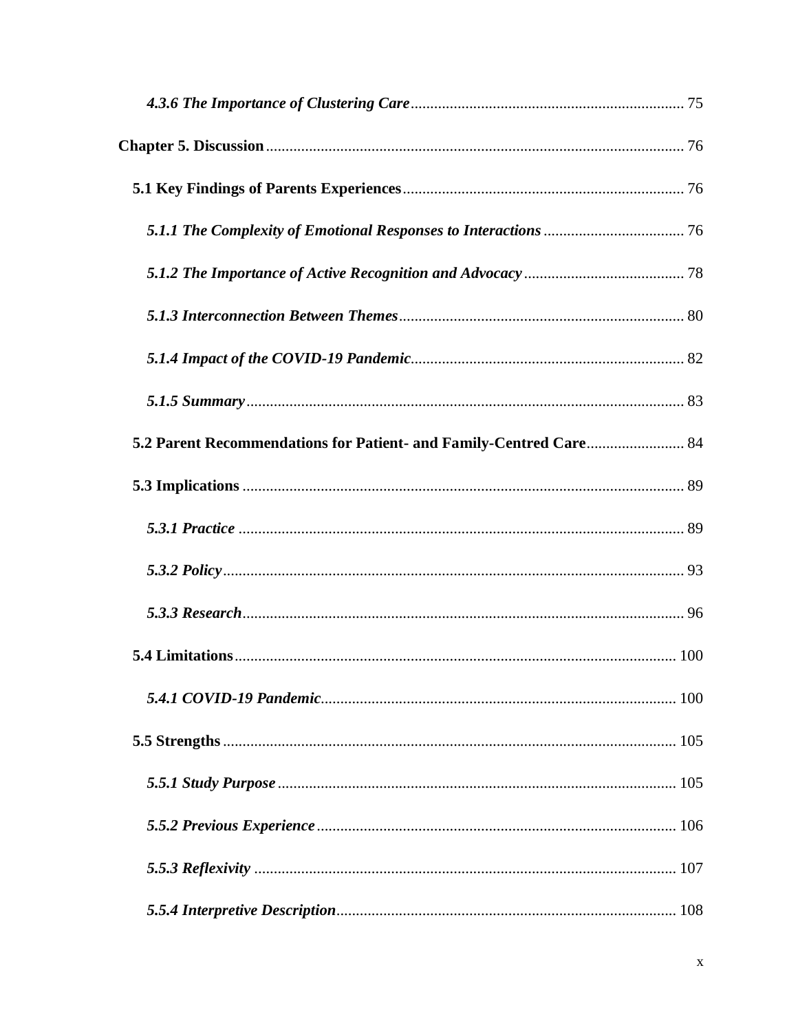*4.3.6 The Importance of Clustering Care* ..... 75

**Chapter 5. Discussion** ..... 76

**5.1 Key Findings of Parents Experiences** ..... 76

*5.1.1 The Complexity of Emotional Responses to Interactions* ..... 76

*5.1.2 The Importance of Active Recognition and Advocacy* ..... 78

*5.1.3 Interconnection Between Themes* ..... 80

*5.1.4 Impact of the COVID-19 Pandemic* ..... 82

*5.1.5 Summary* ..... 83

**5.2 Parent Recommendations for Patient- and Family-Centred Care** ..... 84

**5.3 Implications** ..... 89

*5.3.1 Practice* ..... 89

*5.3.2 Policy* ..... 93

*5.3.3 Research* ..... 96

**5.4 Limitations** ..... 100

*5.4.1 COVID-19 Pandemic* ..... 100

**5.5 Strengths** ..... 105

*5.5.1 Study Purpose* ..... 105

*5.5.2 Previous Experience* ..... 106

*5.5.3 Reflexivity* ..... 107

*5.5.4 Interpretive Description* ..... 108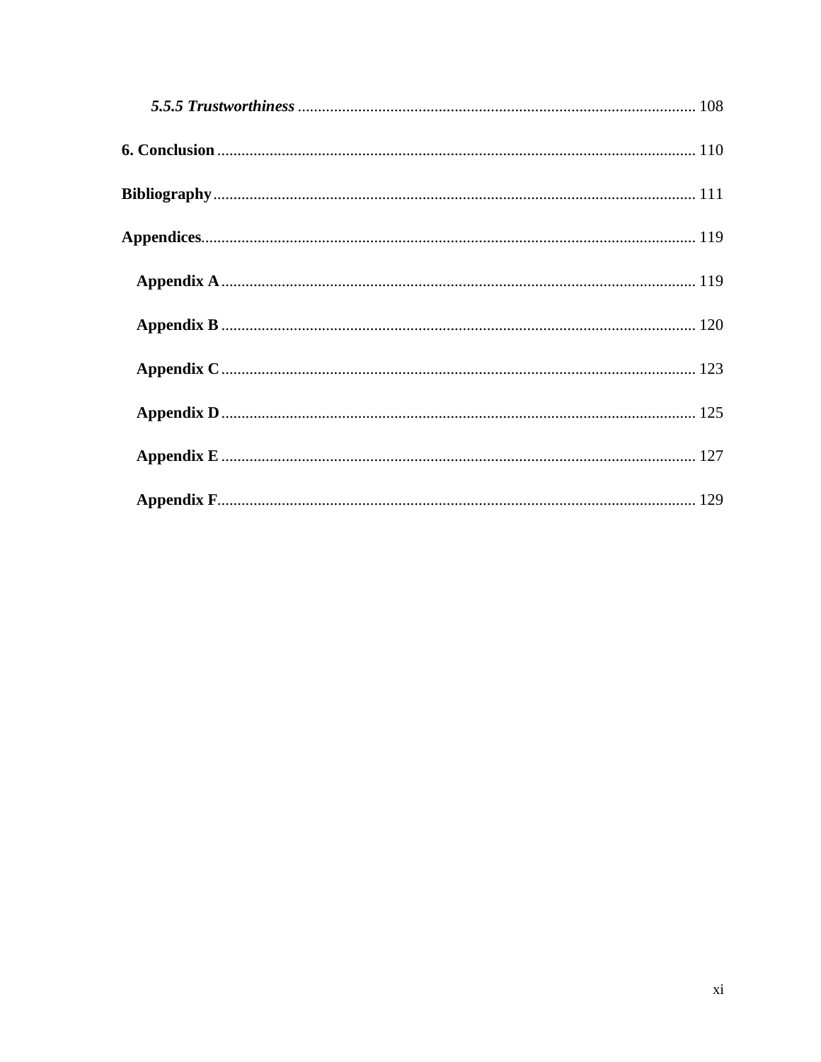*5.5.5 Trustworthiness* .................................................................................................. 108

**6. Conclusion** ...................................................................................................................... 110

**Bibliography** ....................................................................................................................... 111

**Appendices** ......................................................................................................................... 119

**Appendix A** ..................................................................................................................... 119

**Appendix B** ..................................................................................................................... 120

**Appendix C** ..................................................................................................................... 123

**Appendix D** ..................................................................................................................... 125

**Appendix E** ..................................................................................................................... 127

**Appendix F** ...................................................................................................................... 129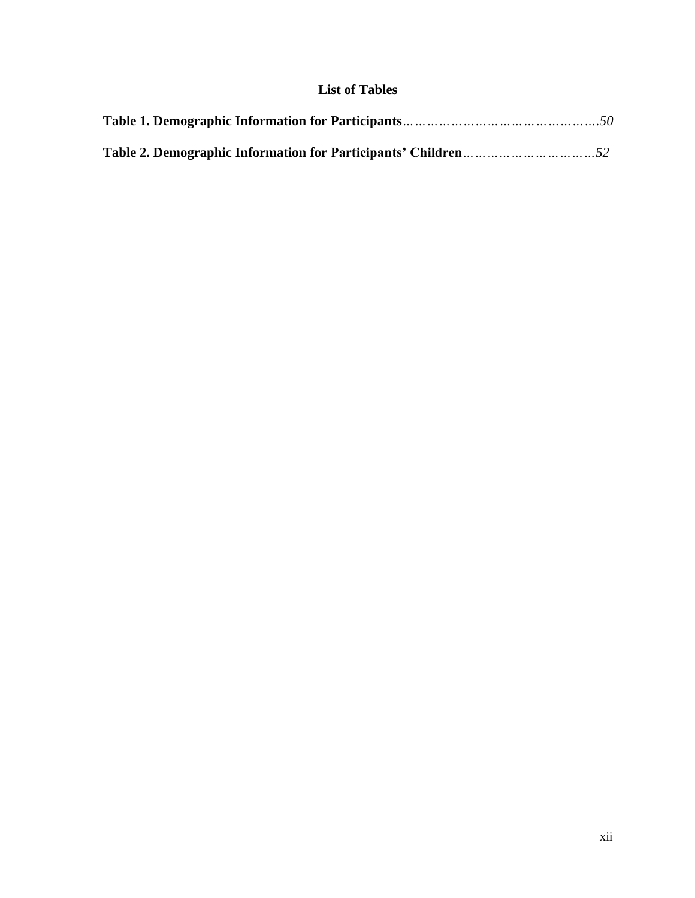# List of Tables

**Table 1. Demographic Information for Participants**……………………………………….*50*

**Table 2. Demographic Information for Participants' Children**…………………………*52*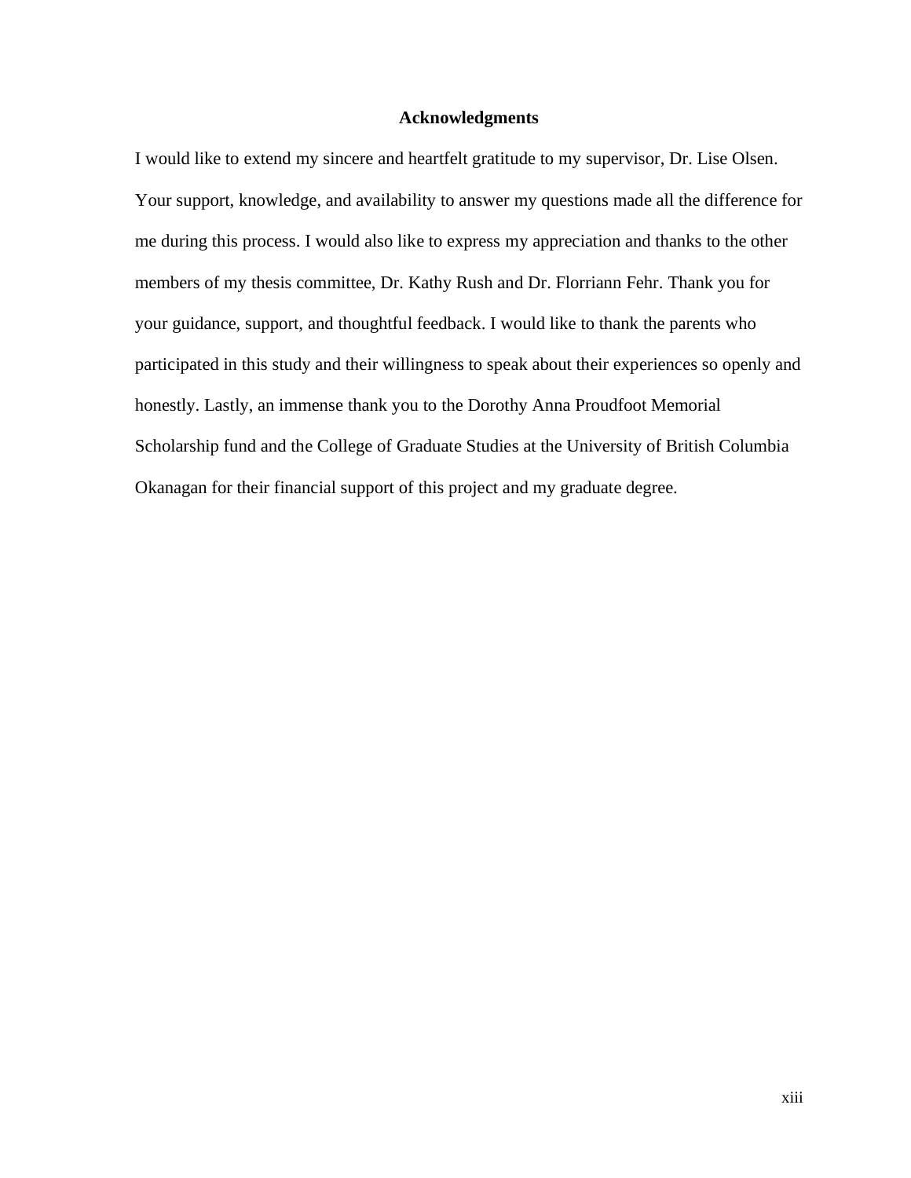## Acknowledgments

I would like to extend my sincere and heartfelt gratitude to my supervisor, Dr. Lise Olsen. Your support, knowledge, and availability to answer my questions made all the difference for me during this process. I would also like to express my appreciation and thanks to the other members of my thesis committee, Dr. Kathy Rush and Dr. Florriann Fehr. Thank you for your guidance, support, and thoughtful feedback. I would like to thank the parents who participated in this study and their willingness to speak about their experiences so openly and honestly. Lastly, an immense thank you to the Dorothy Anna Proudfoot Memorial Scholarship fund and the College of Graduate Studies at the University of British Columbia Okanagan for their financial support of this project and my graduate degree.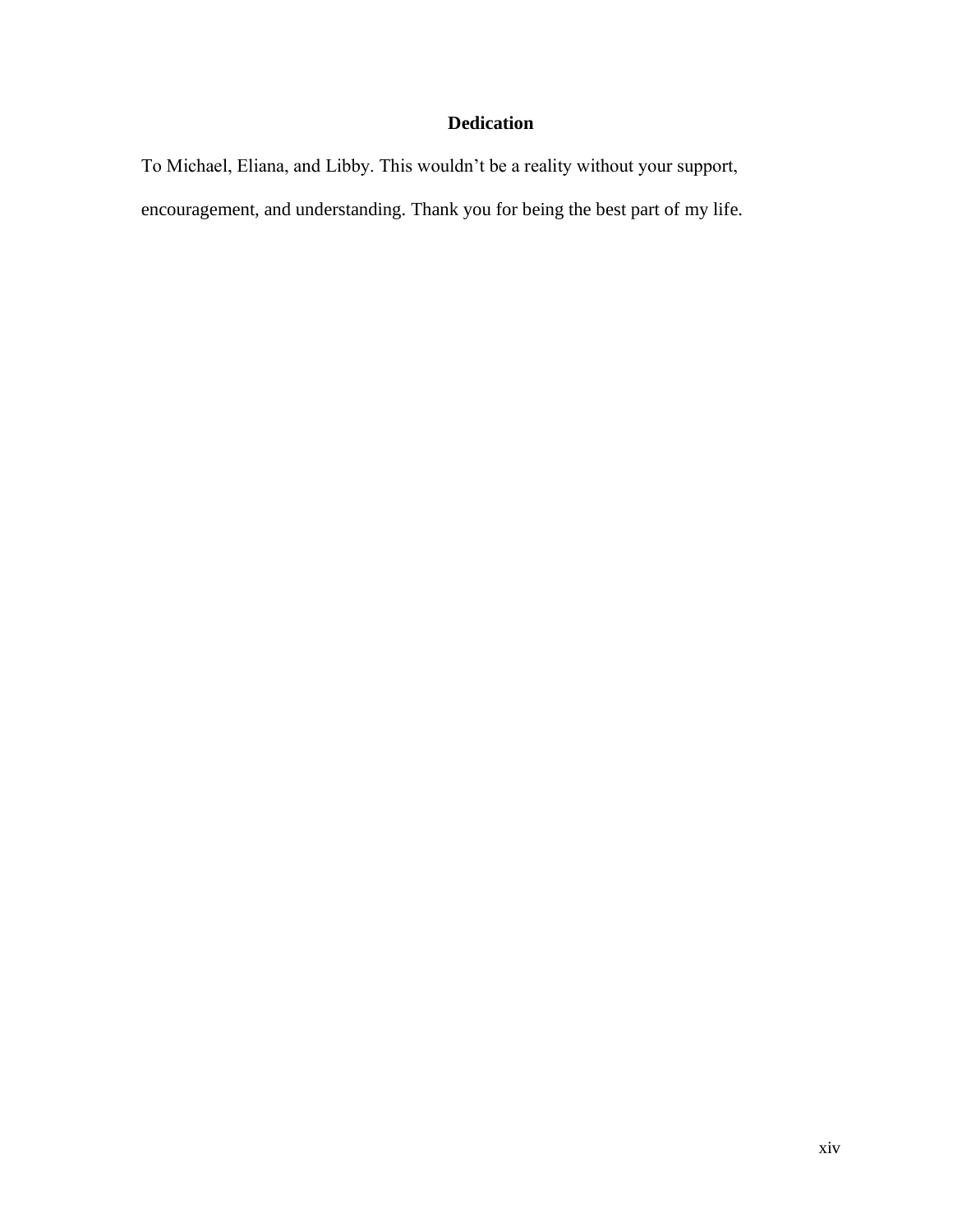# Dedication

To Michael, Eliana, and Libby. This wouldn't be a reality without your support, encouragement, and understanding. Thank you for being the best part of my life.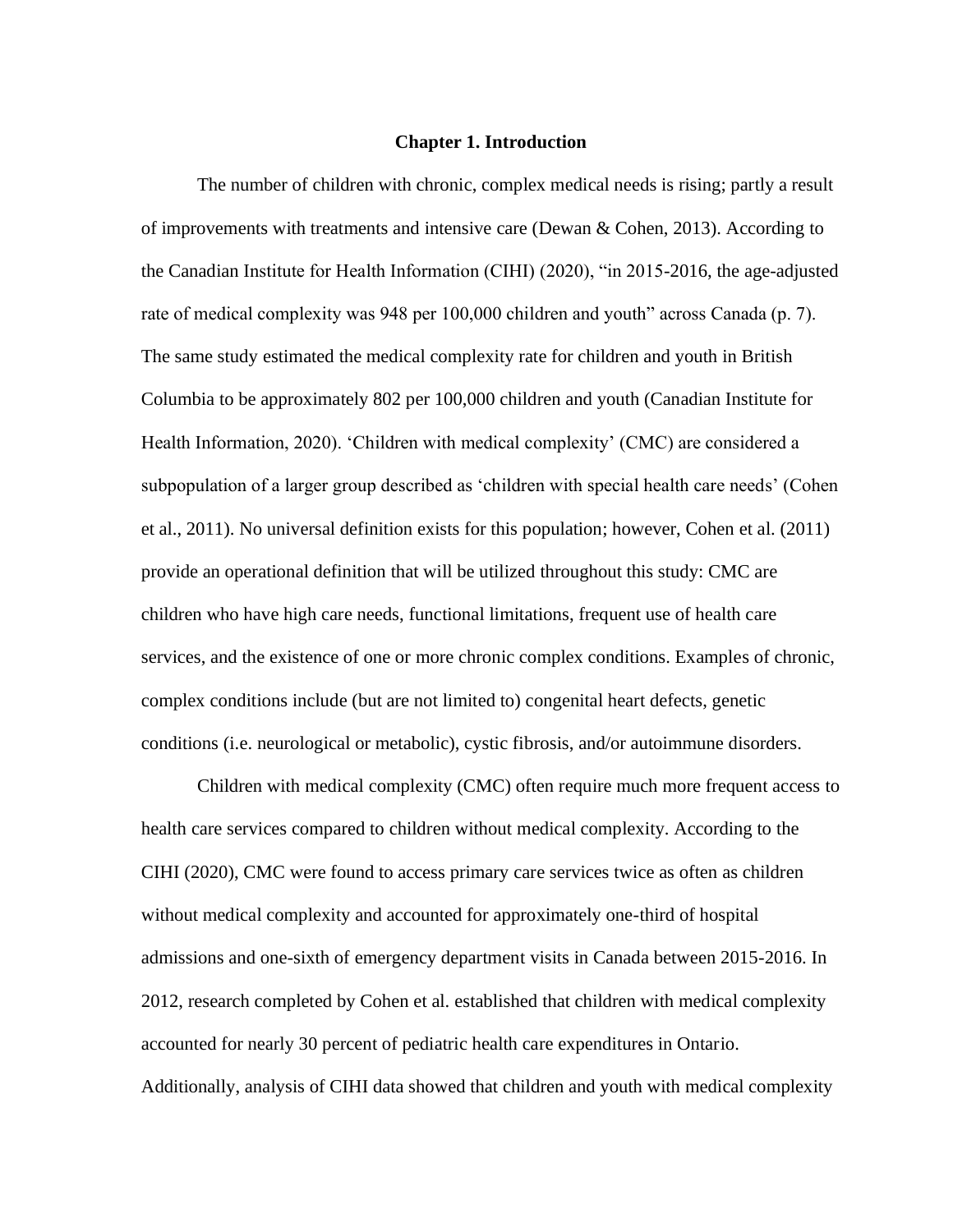# Chapter 1. Introduction

The number of children with chronic, complex medical needs is rising; partly a result of improvements with treatments and intensive care (Dewan & Cohen, 2013). According to the Canadian Institute for Health Information (CIHI) (2020), "in 2015-2016, the age-adjusted rate of medical complexity was 948 per 100,000 children and youth" across Canada (p. 7). The same study estimated the medical complexity rate for children and youth in British Columbia to be approximately 802 per 100,000 children and youth (Canadian Institute for Health Information, 2020). 'Children with medical complexity' (CMC) are considered a subpopulation of a larger group described as 'children with special health care needs' (Cohen et al., 2011). No universal definition exists for this population; however, Cohen et al. (2011) provide an operational definition that will be utilized throughout this study: CMC are children who have high care needs, functional limitations, frequent use of health care services, and the existence of one or more chronic complex conditions. Examples of chronic, complex conditions include (but are not limited to) congenital heart defects, genetic conditions (i.e. neurological or metabolic), cystic fibrosis, and/or autoimmune disorders.

Children with medical complexity (CMC) often require much more frequent access to health care services compared to children without medical complexity. According to the CIHI (2020), CMC were found to access primary care services twice as often as children without medical complexity and accounted for approximately one-third of hospital admissions and one-sixth of emergency department visits in Canada between 2015-2016. In 2012, research completed by Cohen et al. established that children with medical complexity accounted for nearly 30 percent of pediatric health care expenditures in Ontario. Additionally, analysis of CIHI data showed that children and youth with medical complexity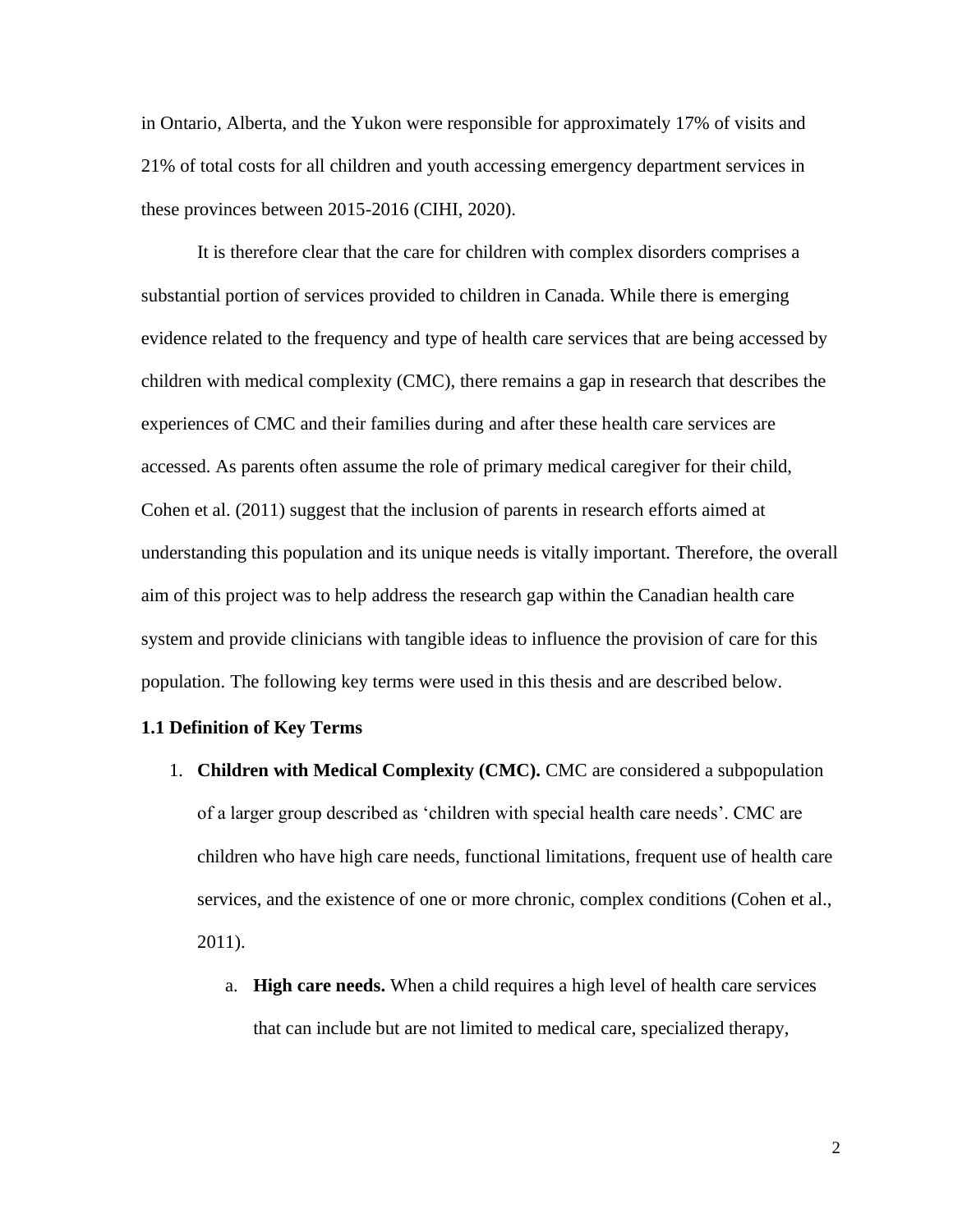in Ontario, Alberta, and the Yukon were responsible for approximately 17% of visits and 21% of total costs for all children and youth accessing emergency department services in these provinces between 2015-2016 (CIHI, 2020).

It is therefore clear that the care for children with complex disorders comprises a substantial portion of services provided to children in Canada. While there is emerging evidence related to the frequency and type of health care services that are being accessed by children with medical complexity (CMC), there remains a gap in research that describes the experiences of CMC and their families during and after these health care services are accessed. As parents often assume the role of primary medical caregiver for their child, Cohen et al. (2011) suggest that the inclusion of parents in research efforts aimed at understanding this population and its unique needs is vitally important. Therefore, the overall aim of this project was to help address the research gap within the Canadian health care system and provide clinicians with tangible ideas to influence the provision of care for this population. The following key terms were used in this thesis and are described below.

### 1.1 Definition of Key Terms

1. **Children with Medical Complexity (CMC).** CMC are considered a subpopulation of a larger group described as 'children with special health care needs'. CMC are children who have high care needs, functional limitations, frequent use of health care services, and the existence of one or more chronic, complex conditions (Cohen et al., 2011).

    a. **High care needs.** When a child requires a high level of health care services that can include but are not limited to medical care, specialized therapy,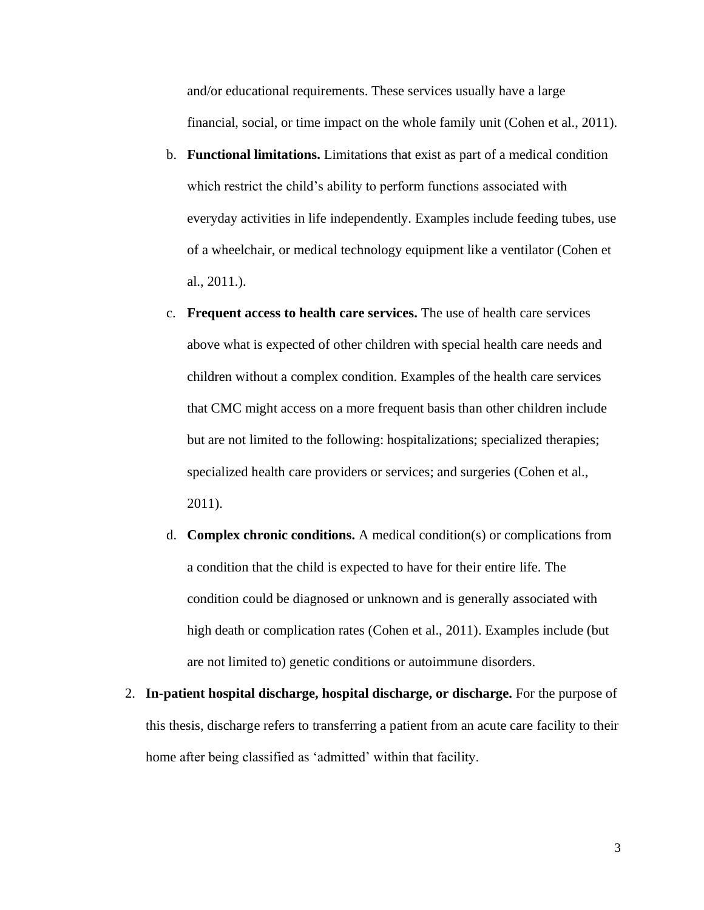and/or educational requirements. These services usually have a large financial, social, or time impact on the whole family unit (Cohen et al., 2011).

b. **Functional limitations.** Limitations that exist as part of a medical condition which restrict the child's ability to perform functions associated with everyday activities in life independently. Examples include feeding tubes, use of a wheelchair, or medical technology equipment like a ventilator (Cohen et al., 2011.).

c. **Frequent access to health care services.** The use of health care services above what is expected of other children with special health care needs and children without a complex condition. Examples of the health care services that CMC might access on a more frequent basis than other children include but are not limited to the following: hospitalizations; specialized therapies; specialized health care providers or services; and surgeries (Cohen et al., 2011).

d. **Complex chronic conditions.** A medical condition(s) or complications from a condition that the child is expected to have for their entire life. The condition could be diagnosed or unknown and is generally associated with high death or complication rates (Cohen et al., 2011). Examples include (but are not limited to) genetic conditions or autoimmune disorders.

2. **In-patient hospital discharge, hospital discharge, or discharge.** For the purpose of this thesis, discharge refers to transferring a patient from an acute care facility to their home after being classified as 'admitted' within that facility.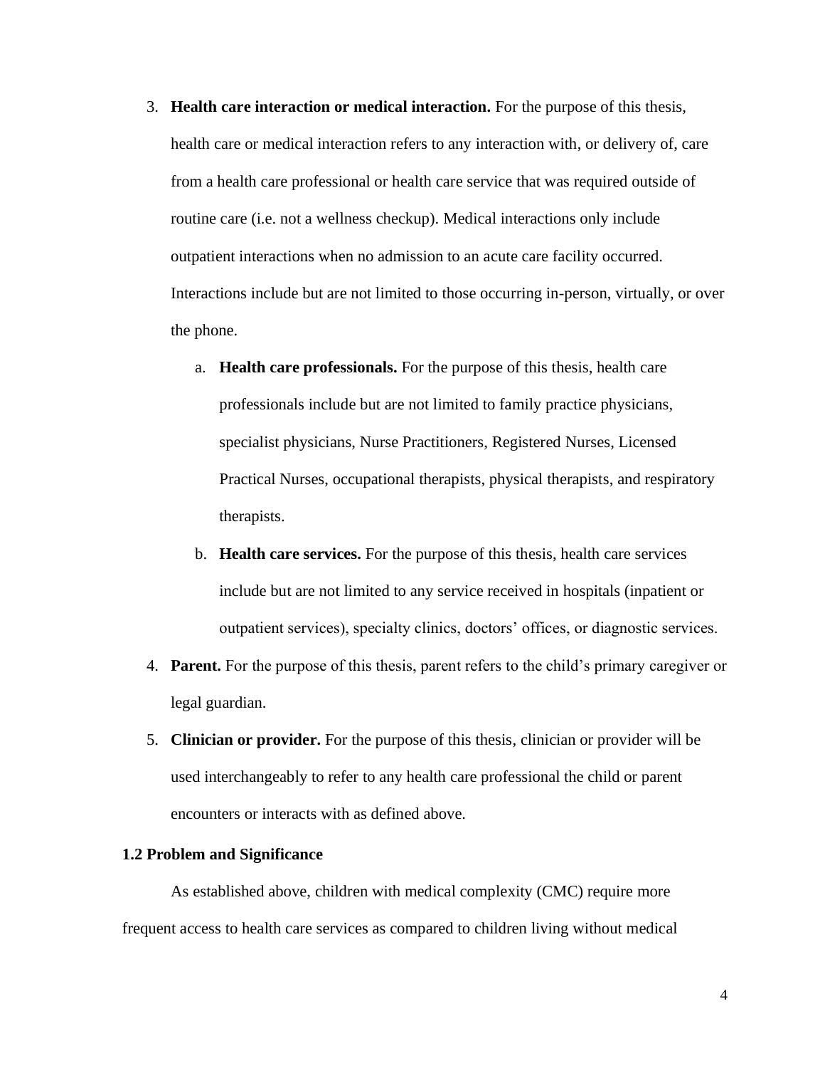3. **Health care interaction or medical interaction.** For the purpose of this thesis, health care or medical interaction refers to any interaction with, or delivery of, care from a health care professional or health care service that was required outside of routine care (i.e. not a wellness checkup). Medical interactions only include outpatient interactions when no admission to an acute care facility occurred. Interactions include but are not limited to those occurring in-person, virtually, or over the phone.
    a. **Health care professionals.** For the purpose of this thesis, health care professionals include but are not limited to family practice physicians, specialist physicians, Nurse Practitioners, Registered Nurses, Licensed Practical Nurses, occupational therapists, physical therapists, and respiratory therapists.
    b. **Health care services.** For the purpose of this thesis, health care services include but are not limited to any service received in hospitals (inpatient or outpatient services), specialty clinics, doctors' offices, or diagnostic services.
4. **Parent.** For the purpose of this thesis, parent refers to the child's primary caregiver or legal guardian.
5. **Clinician or provider.** For the purpose of this thesis, clinician or provider will be used interchangeably to refer to any health care professional the child or parent encounters or interacts with as defined above.

### 1.2 Problem and Significance

As established above, children with medical complexity (CMC) require more frequent access to health care services as compared to children living without medical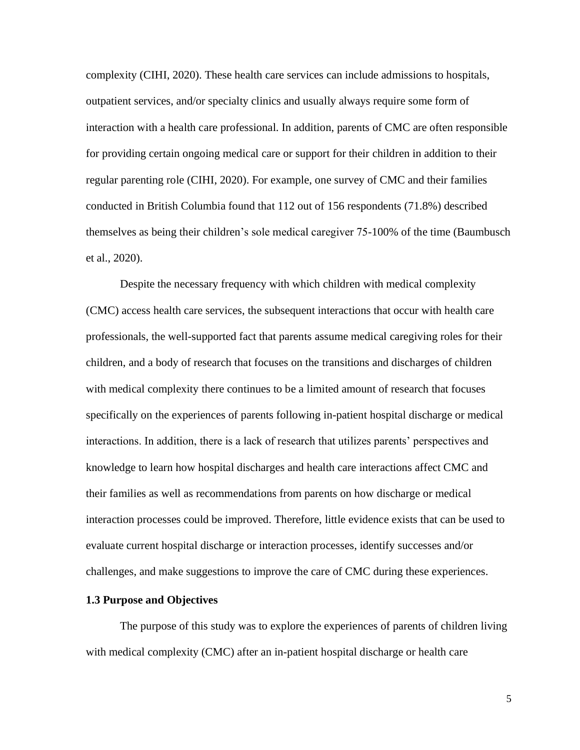complexity (CIHI, 2020). These health care services can include admissions to hospitals, outpatient services, and/or specialty clinics and usually always require some form of interaction with a health care professional. In addition, parents of CMC are often responsible for providing certain ongoing medical care or support for their children in addition to their regular parenting role (CIHI, 2020). For example, one survey of CMC and their families conducted in British Columbia found that 112 out of 156 respondents (71.8%) described themselves as being their children's sole medical caregiver 75-100% of the time (Baumbusch et al., 2020).

Despite the necessary frequency with which children with medical complexity (CMC) access health care services, the subsequent interactions that occur with health care professionals, the well-supported fact that parents assume medical caregiving roles for their children, and a body of research that focuses on the transitions and discharges of children with medical complexity there continues to be a limited amount of research that focuses specifically on the experiences of parents following in-patient hospital discharge or medical interactions. In addition, there is a lack of research that utilizes parents' perspectives and knowledge to learn how hospital discharges and health care interactions affect CMC and their families as well as recommendations from parents on how discharge or medical interaction processes could be improved. Therefore, little evidence exists that can be used to evaluate current hospital discharge or interaction processes, identify successes and/or challenges, and make suggestions to improve the care of CMC during these experiences.

### 1.3 Purpose and Objectives

The purpose of this study was to explore the experiences of parents of children living with medical complexity (CMC) after an in-patient hospital discharge or health care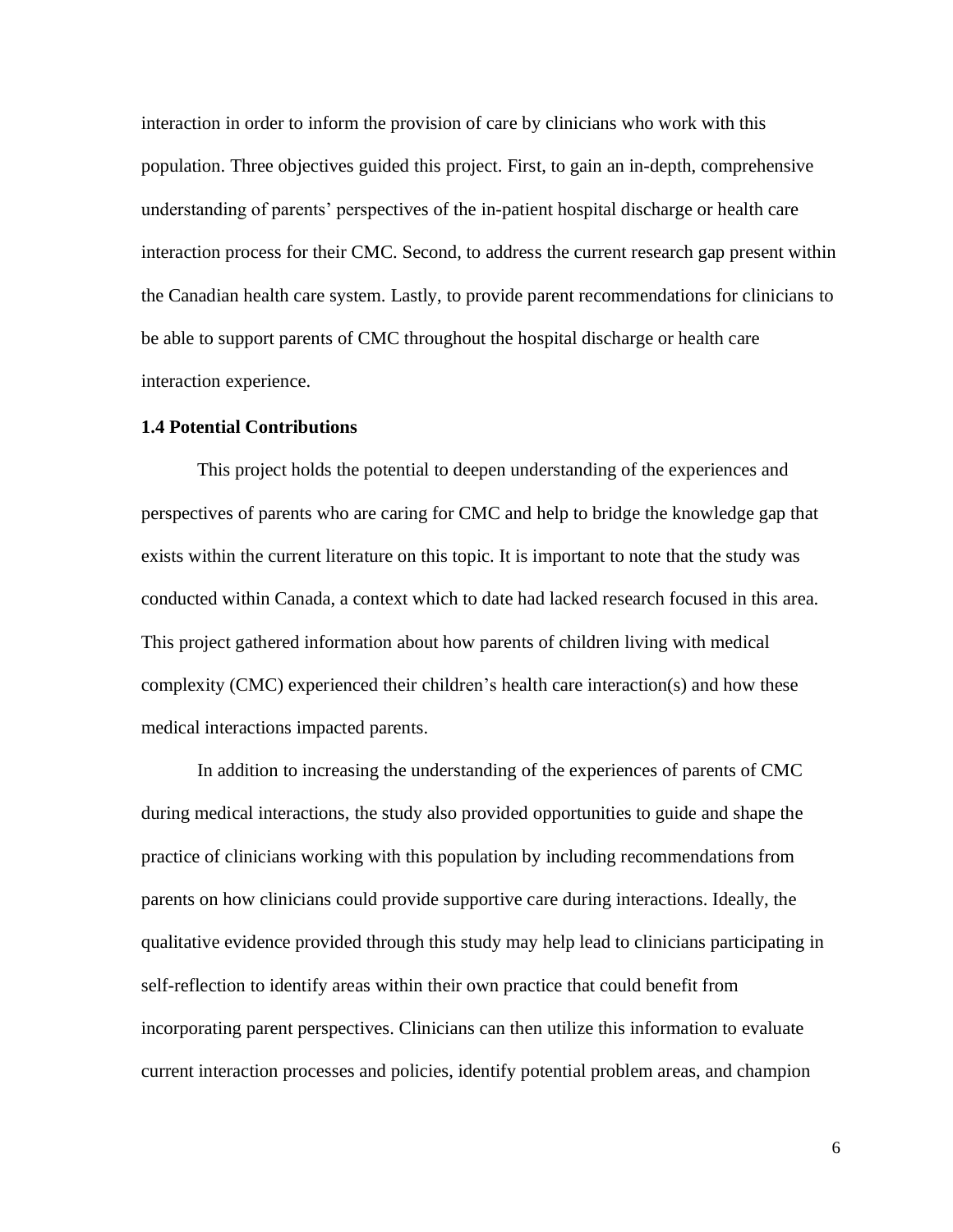interaction in order to inform the provision of care by clinicians who work with this population. Three objectives guided this project. First, to gain an in-depth, comprehensive understanding of parents' perspectives of the in-patient hospital discharge or health care interaction process for their CMC. Second, to address the current research gap present within the Canadian health care system. Lastly, to provide parent recommendations for clinicians to be able to support parents of CMC throughout the hospital discharge or health care interaction experience.

### 1.4 Potential Contributions

This project holds the potential to deepen understanding of the experiences and perspectives of parents who are caring for CMC and help to bridge the knowledge gap that exists within the current literature on this topic. It is important to note that the study was conducted within Canada, a context which to date had lacked research focused in this area. This project gathered information about how parents of children living with medical complexity (CMC) experienced their children's health care interaction(s) and how these medical interactions impacted parents.

In addition to increasing the understanding of the experiences of parents of CMC during medical interactions, the study also provided opportunities to guide and shape the practice of clinicians working with this population by including recommendations from parents on how clinicians could provide supportive care during interactions. Ideally, the qualitative evidence provided through this study may help lead to clinicians participating in self-reflection to identify areas within their own practice that could benefit from incorporating parent perspectives. Clinicians can then utilize this information to evaluate current interaction processes and policies, identify potential problem areas, and champion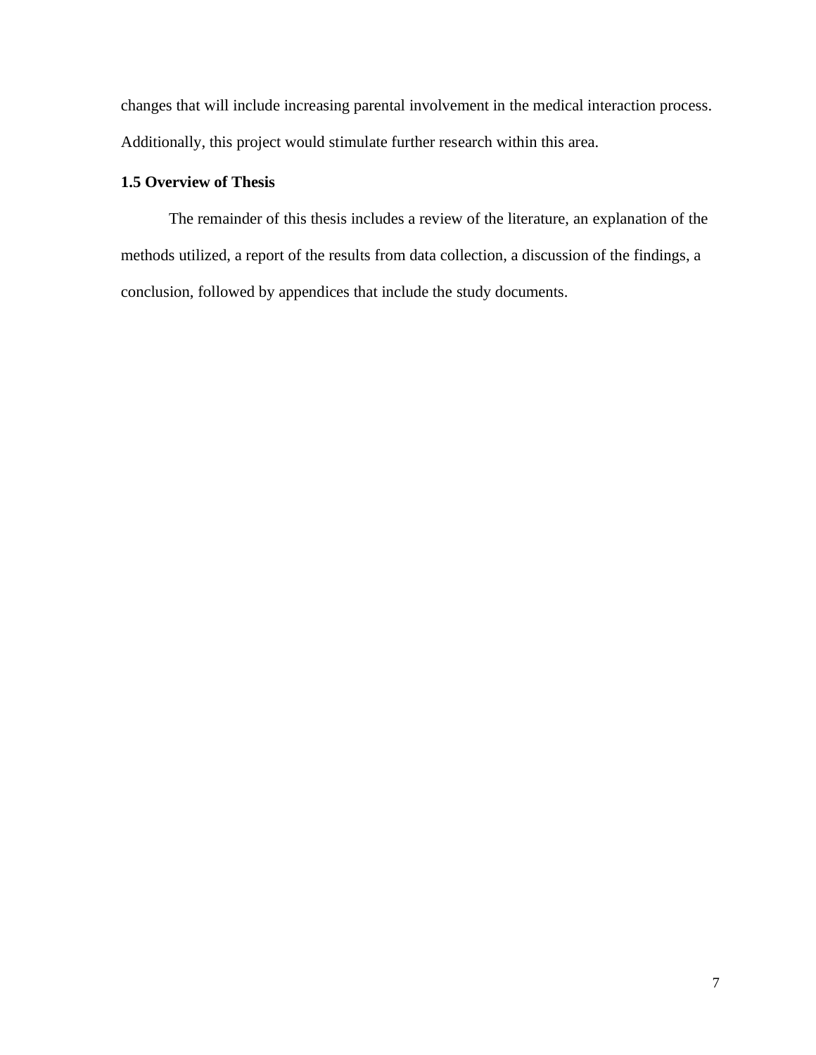changes that will include increasing parental involvement in the medical interaction process. Additionally, this project would stimulate further research within this area.

### 1.5 Overview of Thesis

The remainder of this thesis includes a review of the literature, an explanation of the methods utilized, a report of the results from data collection, a discussion of the findings, a conclusion, followed by appendices that include the study documents.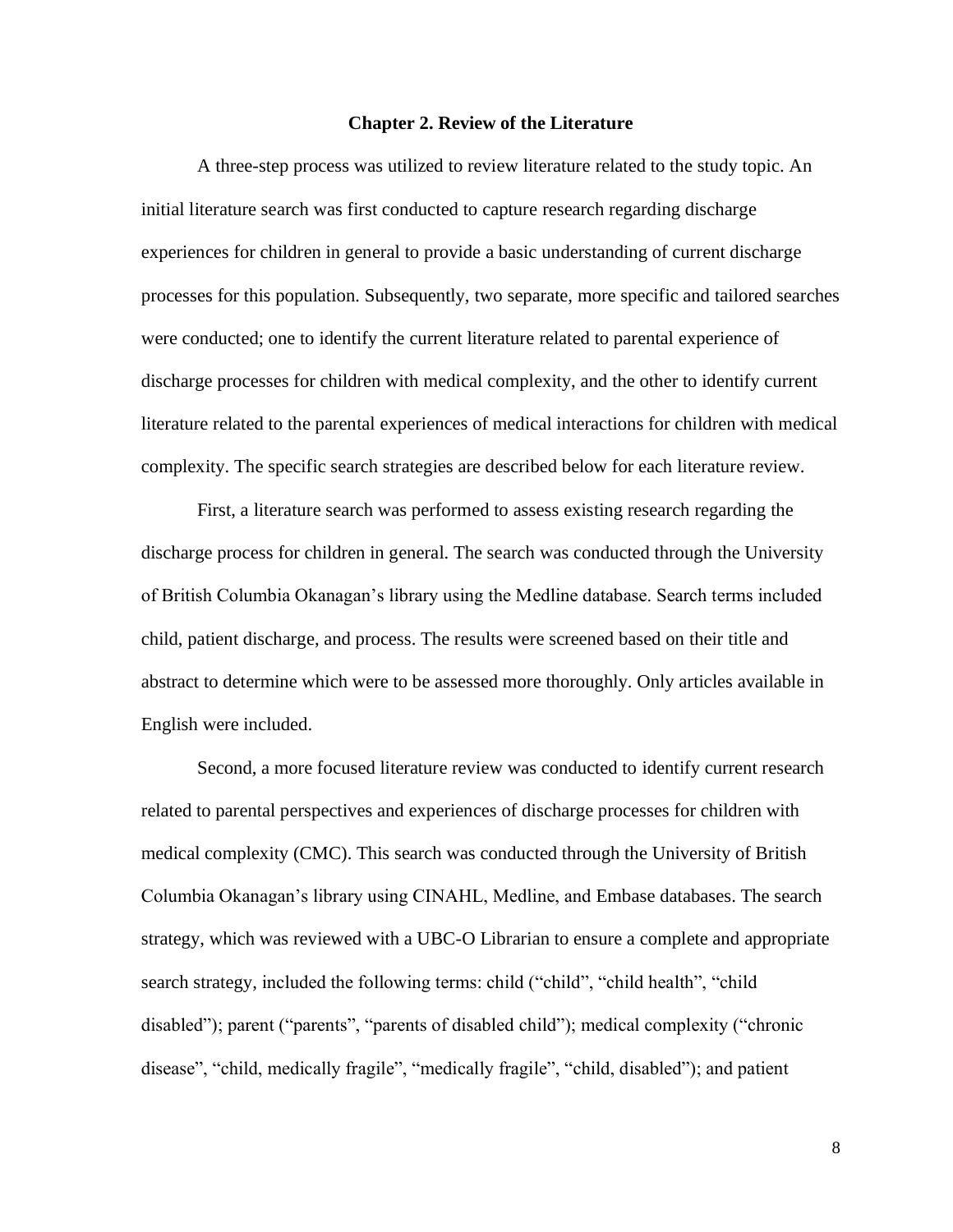## Chapter 2. Review of the Literature

A three-step process was utilized to review literature related to the study topic. An initial literature search was first conducted to capture research regarding discharge experiences for children in general to provide a basic understanding of current discharge processes for this population. Subsequently, two separate, more specific and tailored searches were conducted; one to identify the current literature related to parental experience of discharge processes for children with medical complexity, and the other to identify current literature related to the parental experiences of medical interactions for children with medical complexity. The specific search strategies are described below for each literature review.

First, a literature search was performed to assess existing research regarding the discharge process for children in general. The search was conducted through the University of British Columbia Okanagan's library using the Medline database. Search terms included child, patient discharge, and process. The results were screened based on their title and abstract to determine which were to be assessed more thoroughly. Only articles available in English were included.

Second, a more focused literature review was conducted to identify current research related to parental perspectives and experiences of discharge processes for children with medical complexity (CMC). This search was conducted through the University of British Columbia Okanagan's library using CINAHL, Medline, and Embase databases. The search strategy, which was reviewed with a UBC-O Librarian to ensure a complete and appropriate search strategy, included the following terms: child ("child", "child health", "child disabled"); parent ("parents", "parents of disabled child"); medical complexity ("chronic disease", "child, medically fragile", "medically fragile", "child, disabled"); and patient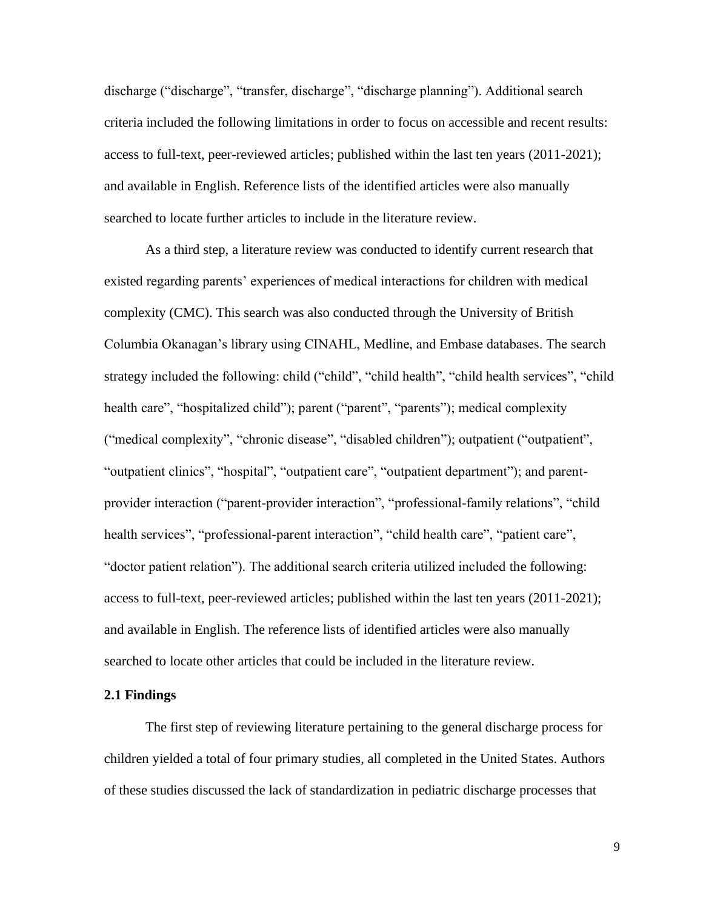discharge ("discharge", "transfer, discharge", "discharge planning"). Additional search criteria included the following limitations in order to focus on accessible and recent results: access to full-text, peer-reviewed articles; published within the last ten years (2011-2021); and available in English. Reference lists of the identified articles were also manually searched to locate further articles to include in the literature review.

As a third step, a literature review was conducted to identify current research that existed regarding parents' experiences of medical interactions for children with medical complexity (CMC). This search was also conducted through the University of British Columbia Okanagan's library using CINAHL, Medline, and Embase databases. The search strategy included the following: child ("child", "child health", "child health services", "child health care", "hospitalized child"); parent ("parent", "parents"); medical complexity ("medical complexity", "chronic disease", "disabled children"); outpatient ("outpatient", "outpatient clinics", "hospital", "outpatient care", "outpatient department"); and parent-provider interaction ("parent-provider interaction", "professional-family relations", "child health services", "professional-parent interaction", "child health care", "patient care", "doctor patient relation"). The additional search criteria utilized included the following: access to full-text, peer-reviewed articles; published within the last ten years (2011-2021); and available in English. The reference lists of identified articles were also manually searched to locate other articles that could be included in the literature review.

### 2.1 Findings

The first step of reviewing literature pertaining to the general discharge process for children yielded a total of four primary studies, all completed in the United States. Authors of these studies discussed the lack of standardization in pediatric discharge processes that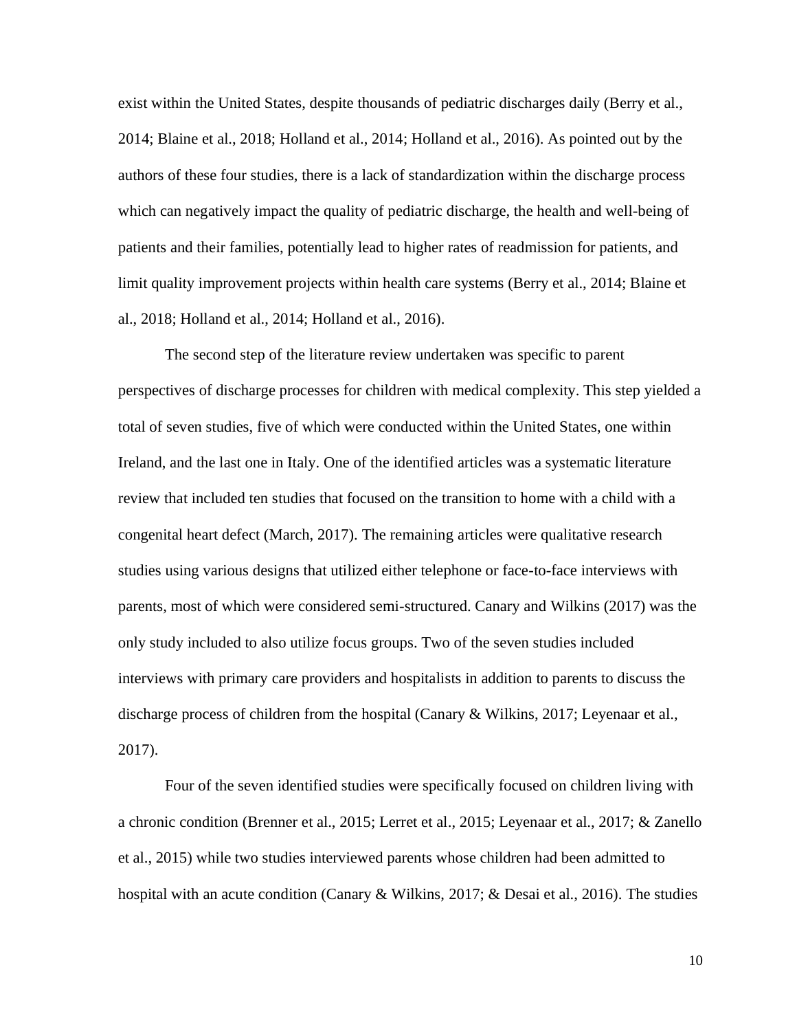exist within the United States, despite thousands of pediatric discharges daily (Berry et al., 2014; Blaine et al., 2018; Holland et al., 2014; Holland et al., 2016). As pointed out by the authors of these four studies, there is a lack of standardization within the discharge process which can negatively impact the quality of pediatric discharge, the health and well-being of patients and their families, potentially lead to higher rates of readmission for patients, and limit quality improvement projects within health care systems (Berry et al., 2014; Blaine et al., 2018; Holland et al., 2014; Holland et al., 2016).

The second step of the literature review undertaken was specific to parent perspectives of discharge processes for children with medical complexity. This step yielded a total of seven studies, five of which were conducted within the United States, one within Ireland, and the last one in Italy. One of the identified articles was a systematic literature review that included ten studies that focused on the transition to home with a child with a congenital heart defect (March, 2017). The remaining articles were qualitative research studies using various designs that utilized either telephone or face-to-face interviews with parents, most of which were considered semi-structured. Canary and Wilkins (2017) was the only study included to also utilize focus groups. Two of the seven studies included interviews with primary care providers and hospitalists in addition to parents to discuss the discharge process of children from the hospital (Canary & Wilkins, 2017; Leyenaar et al., 2017).

Four of the seven identified studies were specifically focused on children living with a chronic condition (Brenner et al., 2015; Lerret et al., 2015; Leyenaar et al., 2017; & Zanello et al., 2015) while two studies interviewed parents whose children had been admitted to hospital with an acute condition (Canary & Wilkins, 2017; & Desai et al., 2016). The studies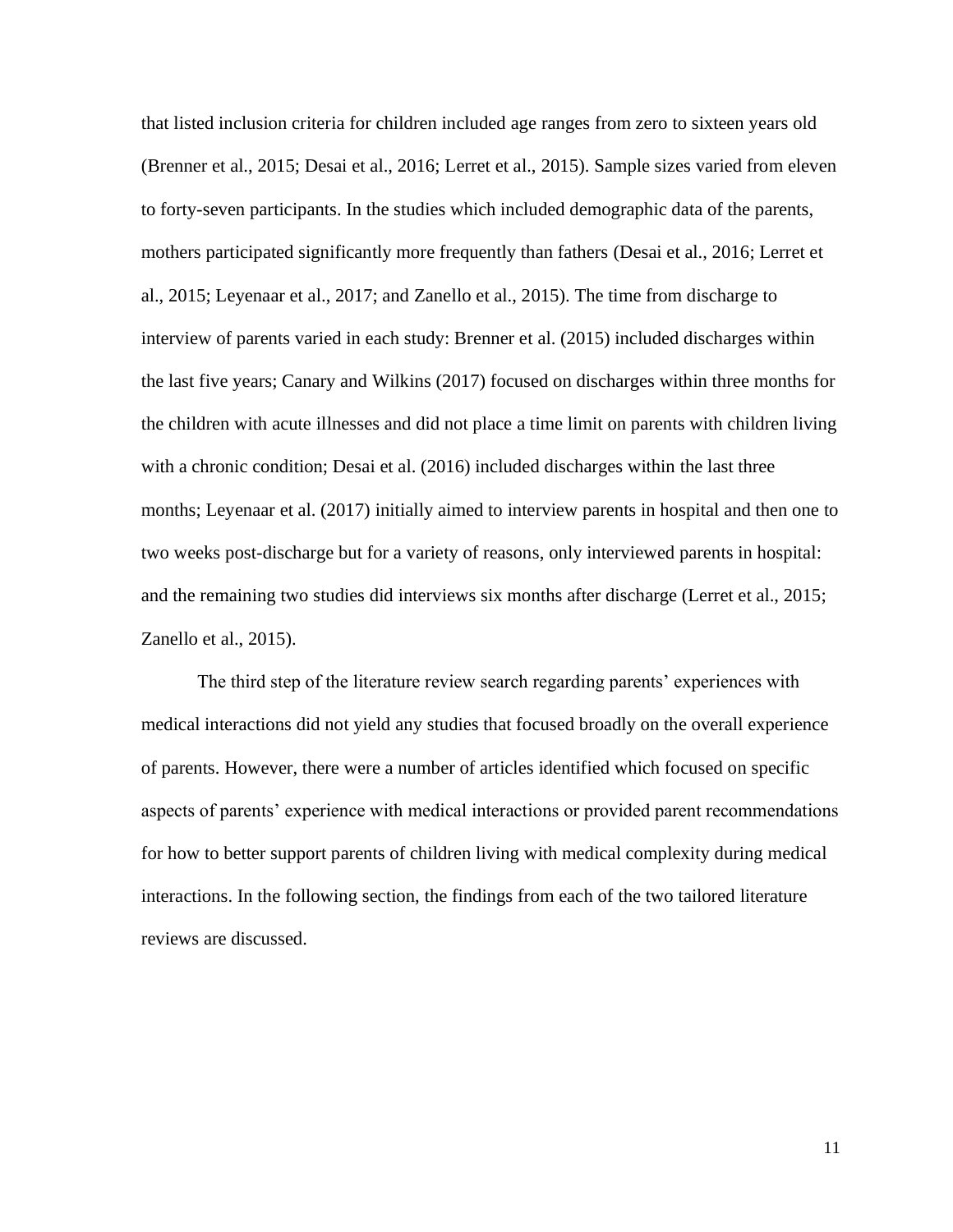that listed inclusion criteria for children included age ranges from zero to sixteen years old (Brenner et al., 2015; Desai et al., 2016; Lerret et al., 2015). Sample sizes varied from eleven to forty-seven participants. In the studies which included demographic data of the parents, mothers participated significantly more frequently than fathers (Desai et al., 2016; Lerret et al., 2015; Leyenaar et al., 2017; and Zanello et al., 2015). The time from discharge to interview of parents varied in each study: Brenner et al. (2015) included discharges within the last five years; Canary and Wilkins (2017) focused on discharges within three months for the children with acute illnesses and did not place a time limit on parents with children living with a chronic condition; Desai et al. (2016) included discharges within the last three months; Leyenaar et al. (2017) initially aimed to interview parents in hospital and then one to two weeks post-discharge but for a variety of reasons, only interviewed parents in hospital: and the remaining two studies did interviews six months after discharge (Lerret et al., 2015; Zanello et al., 2015).

The third step of the literature review search regarding parents' experiences with medical interactions did not yield any studies that focused broadly on the overall experience of parents. However, there were a number of articles identified which focused on specific aspects of parents' experience with medical interactions or provided parent recommendations for how to better support parents of children living with medical complexity during medical interactions. In the following section, the findings from each of the two tailored literature reviews are discussed.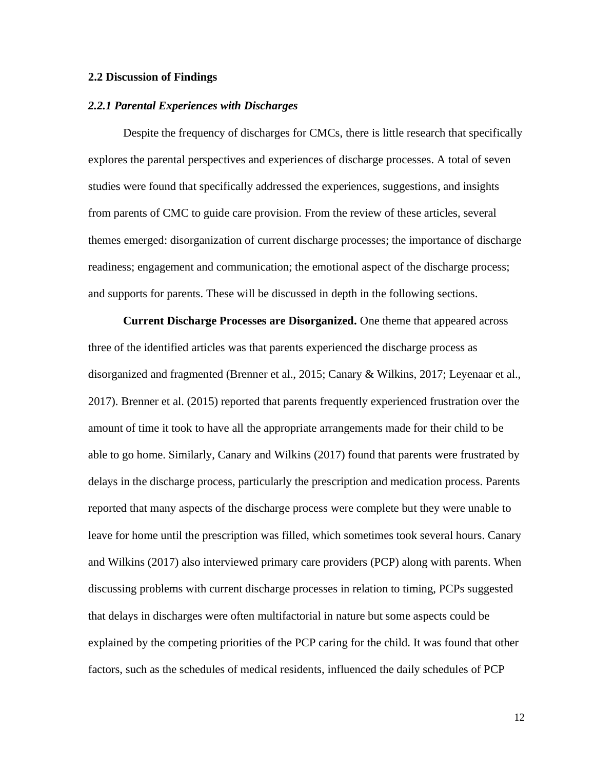## 2.2 Discussion of Findings

### *2.2.1 Parental Experiences with Discharges*

Despite the frequency of discharges for CMCs, there is little research that specifically explores the parental perspectives and experiences of discharge processes. A total of seven studies were found that specifically addressed the experiences, suggestions, and insights from parents of CMC to guide care provision. From the review of these articles, several themes emerged: disorganization of current discharge processes; the importance of discharge readiness; engagement and communication; the emotional aspect of the discharge process; and supports for parents. These will be discussed in depth in the following sections.

**Current Discharge Processes are Disorganized.** One theme that appeared across three of the identified articles was that parents experienced the discharge process as disorganized and fragmented (Brenner et al., 2015; Canary & Wilkins, 2017; Leyenaar et al., 2017). Brenner et al. (2015) reported that parents frequently experienced frustration over the amount of time it took to have all the appropriate arrangements made for their child to be able to go home. Similarly, Canary and Wilkins (2017) found that parents were frustrated by delays in the discharge process, particularly the prescription and medication process. Parents reported that many aspects of the discharge process were complete but they were unable to leave for home until the prescription was filled, which sometimes took several hours. Canary and Wilkins (2017) also interviewed primary care providers (PCP) along with parents. When discussing problems with current discharge processes in relation to timing, PCPs suggested that delays in discharges were often multifactorial in nature but some aspects could be explained by the competing priorities of the PCP caring for the child. It was found that other factors, such as the schedules of medical residents, influenced the daily schedules of PCP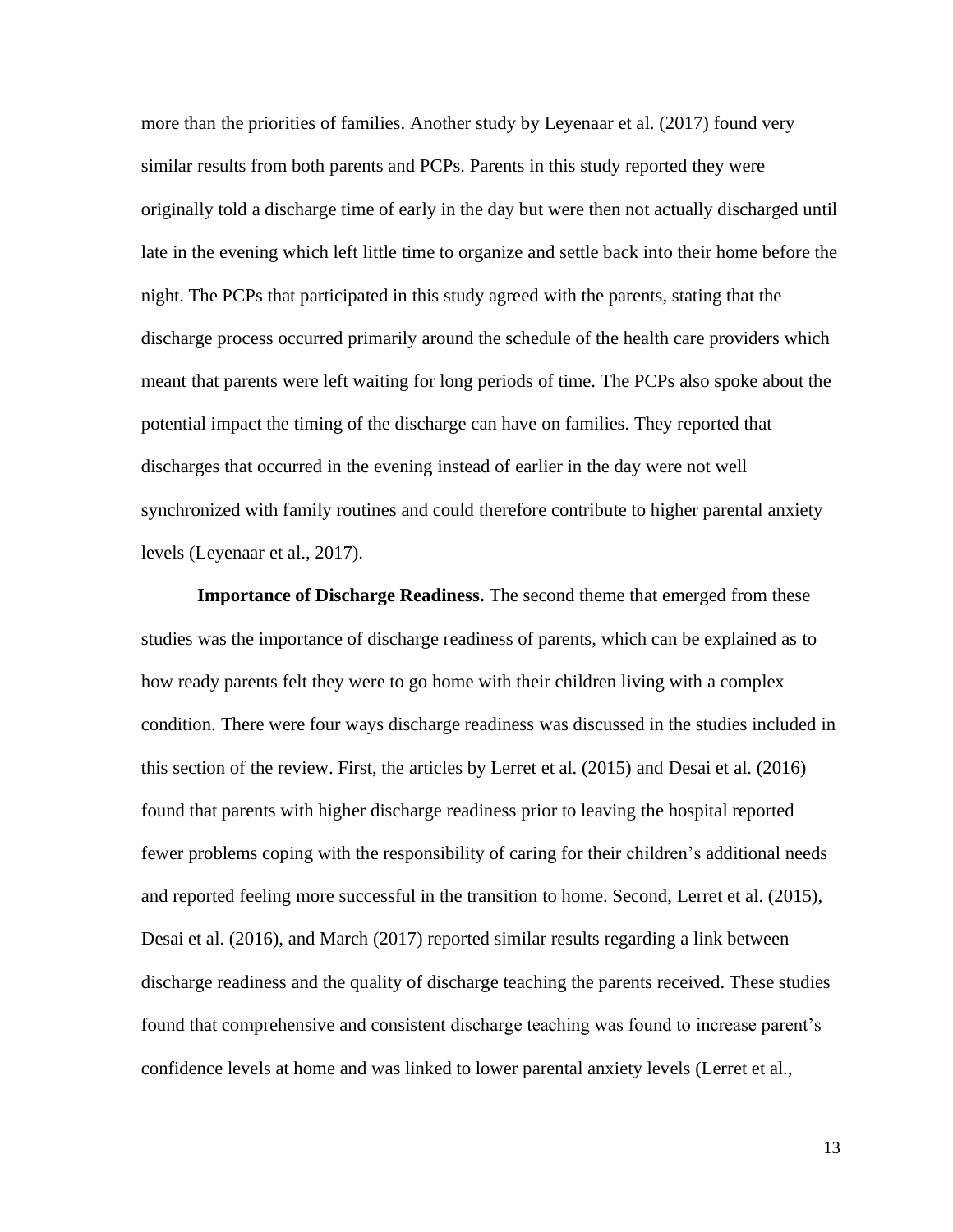more than the priorities of families. Another study by Leyenaar et al. (2017) found very similar results from both parents and PCPs. Parents in this study reported they were originally told a discharge time of early in the day but were then not actually discharged until late in the evening which left little time to organize and settle back into their home before the night. The PCPs that participated in this study agreed with the parents, stating that the discharge process occurred primarily around the schedule of the health care providers which meant that parents were left waiting for long periods of time. The PCPs also spoke about the potential impact the timing of the discharge can have on families. They reported that discharges that occurred in the evening instead of earlier in the day were not well synchronized with family routines and could therefore contribute to higher parental anxiety levels (Leyenaar et al., 2017).

**Importance of Discharge Readiness.** The second theme that emerged from these studies was the importance of discharge readiness of parents, which can be explained as to how ready parents felt they were to go home with their children living with a complex condition. There were four ways discharge readiness was discussed in the studies included in this section of the review. First, the articles by Lerret et al. (2015) and Desai et al. (2016) found that parents with higher discharge readiness prior to leaving the hospital reported fewer problems coping with the responsibility of caring for their children's additional needs and reported feeling more successful in the transition to home. Second, Lerret et al. (2015), Desai et al. (2016), and March (2017) reported similar results regarding a link between discharge readiness and the quality of discharge teaching the parents received. These studies found that comprehensive and consistent discharge teaching was found to increase parent's confidence levels at home and was linked to lower parental anxiety levels (Lerret et al.,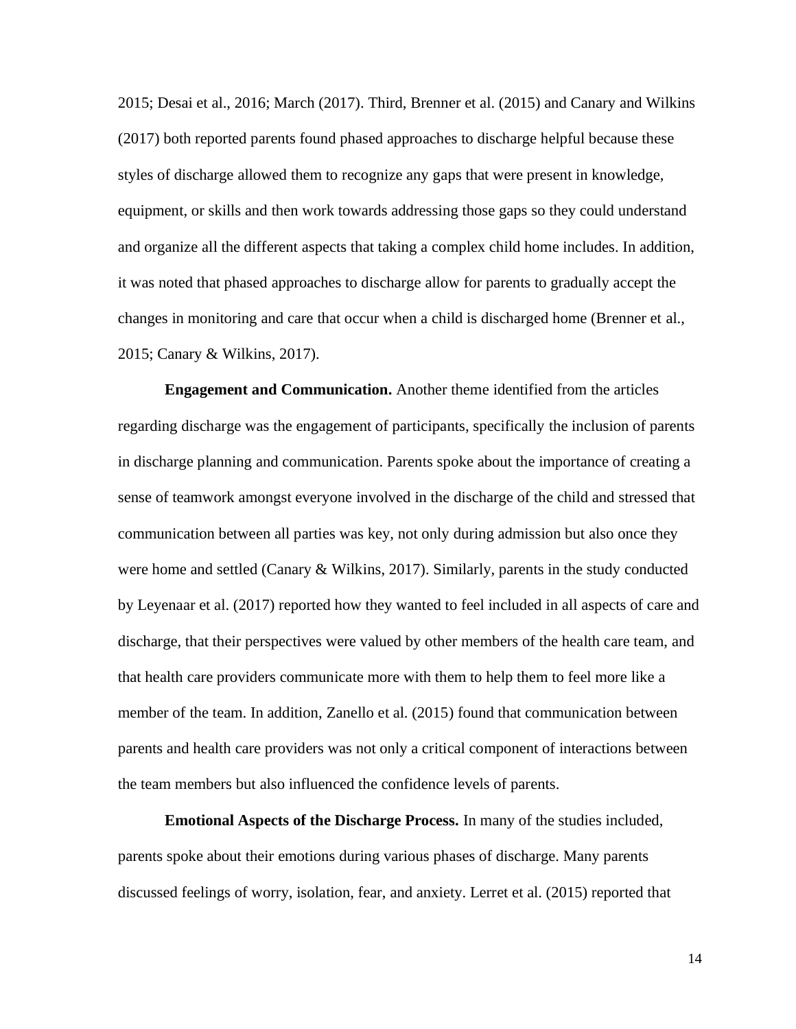2015; Desai et al., 2016; March (2017). Third, Brenner et al. (2015) and Canary and Wilkins (2017) both reported parents found phased approaches to discharge helpful because these styles of discharge allowed them to recognize any gaps that were present in knowledge, equipment, or skills and then work towards addressing those gaps so they could understand and organize all the different aspects that taking a complex child home includes. In addition, it was noted that phased approaches to discharge allow for parents to gradually accept the changes in monitoring and care that occur when a child is discharged home (Brenner et al., 2015; Canary & Wilkins, 2017).

**Engagement and Communication.** Another theme identified from the articles regarding discharge was the engagement of participants, specifically the inclusion of parents in discharge planning and communication. Parents spoke about the importance of creating a sense of teamwork amongst everyone involved in the discharge of the child and stressed that communication between all parties was key, not only during admission but also once they were home and settled (Canary & Wilkins, 2017). Similarly, parents in the study conducted by Leyenaar et al. (2017) reported how they wanted to feel included in all aspects of care and discharge, that their perspectives were valued by other members of the health care team, and that health care providers communicate more with them to help them to feel more like a member of the team. In addition, Zanello et al. (2015) found that communication between parents and health care providers was not only a critical component of interactions between the team members but also influenced the confidence levels of parents.

**Emotional Aspects of the Discharge Process.** In many of the studies included, parents spoke about their emotions during various phases of discharge. Many parents discussed feelings of worry, isolation, fear, and anxiety. Lerret et al. (2015) reported that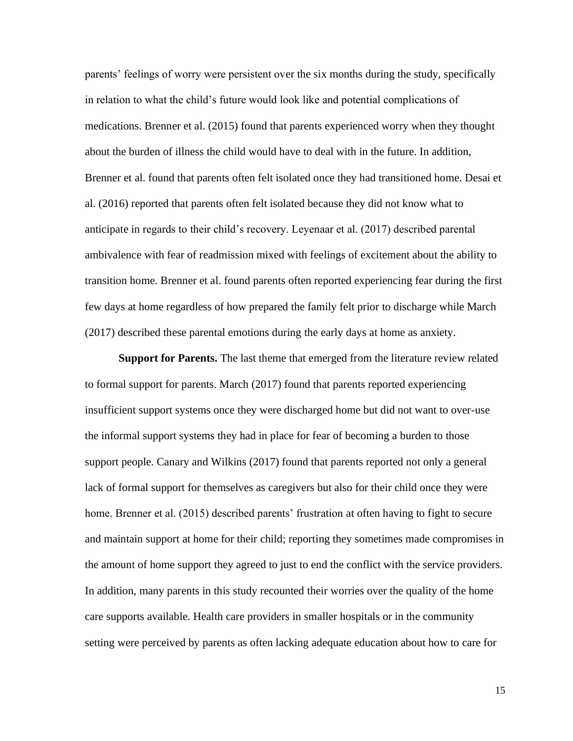parents' feelings of worry were persistent over the six months during the study, specifically in relation to what the child's future would look like and potential complications of medications. Brenner et al. (2015) found that parents experienced worry when they thought about the burden of illness the child would have to deal with in the future. In addition, Brenner et al. found that parents often felt isolated once they had transitioned home. Desai et al. (2016) reported that parents often felt isolated because they did not know what to anticipate in regards to their child's recovery. Leyenaar et al. (2017) described parental ambivalence with fear of readmission mixed with feelings of excitement about the ability to transition home. Brenner et al. found parents often reported experiencing fear during the first few days at home regardless of how prepared the family felt prior to discharge while March (2017) described these parental emotions during the early days at home as anxiety.

**Support for Parents.** The last theme that emerged from the literature review related to formal support for parents. March (2017) found that parents reported experiencing insufficient support systems once they were discharged home but did not want to over-use the informal support systems they had in place for fear of becoming a burden to those support people. Canary and Wilkins (2017) found that parents reported not only a general lack of formal support for themselves as caregivers but also for their child once they were home. Brenner et al. (2015) described parents' frustration at often having to fight to secure and maintain support at home for their child; reporting they sometimes made compromises in the amount of home support they agreed to just to end the conflict with the service providers. In addition, many parents in this study recounted their worries over the quality of the home care supports available. Health care providers in smaller hospitals or in the community setting were perceived by parents as often lacking adequate education about how to care for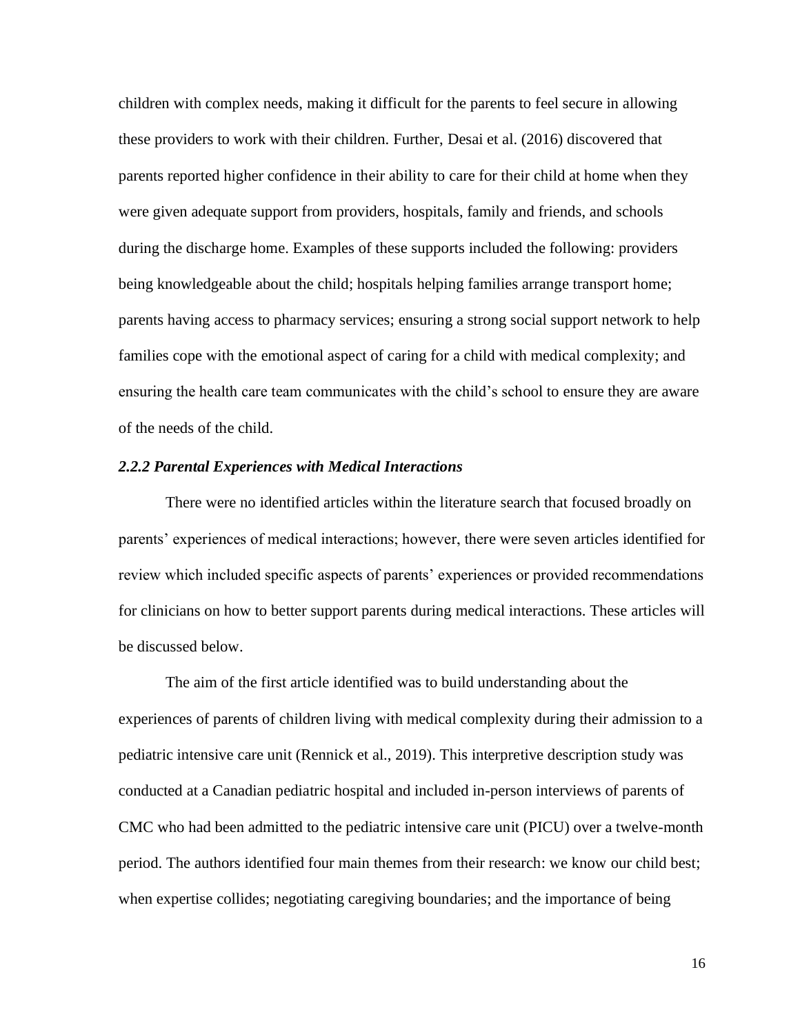children with complex needs, making it difficult for the parents to feel secure in allowing these providers to work with their children. Further, Desai et al. (2016) discovered that parents reported higher confidence in their ability to care for their child at home when they were given adequate support from providers, hospitals, family and friends, and schools during the discharge home. Examples of these supports included the following: providers being knowledgeable about the child; hospitals helping families arrange transport home; parents having access to pharmacy services; ensuring a strong social support network to help families cope with the emotional aspect of caring for a child with medical complexity; and ensuring the health care team communicates with the child's school to ensure they are aware of the needs of the child.

### *2.2.2 Parental Experiences with Medical Interactions*

There were no identified articles within the literature search that focused broadly on parents' experiences of medical interactions; however, there were seven articles identified for review which included specific aspects of parents' experiences or provided recommendations for clinicians on how to better support parents during medical interactions. These articles will be discussed below.

The aim of the first article identified was to build understanding about the experiences of parents of children living with medical complexity during their admission to a pediatric intensive care unit (Rennick et al., 2019). This interpretive description study was conducted at a Canadian pediatric hospital and included in-person interviews of parents of CMC who had been admitted to the pediatric intensive care unit (PICU) over a twelve-month period. The authors identified four main themes from their research: we know our child best; when expertise collides; negotiating caregiving boundaries; and the importance of being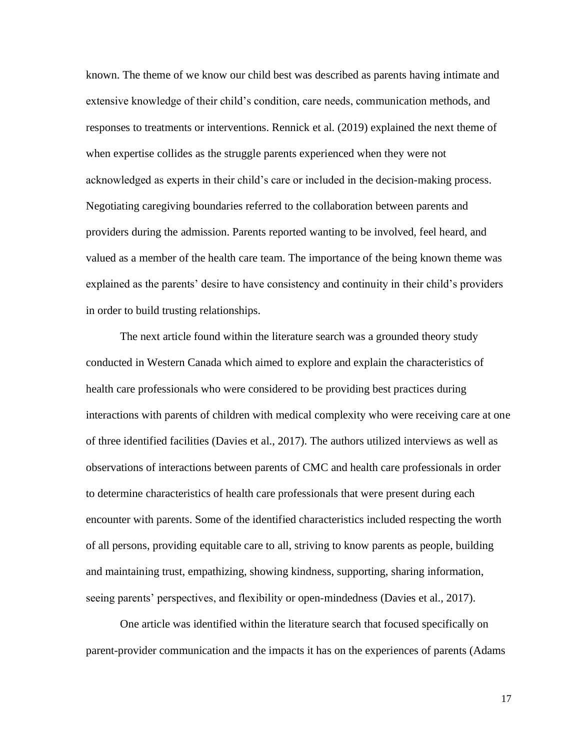known. The theme of we know our child best was described as parents having intimate and extensive knowledge of their child's condition, care needs, communication methods, and responses to treatments or interventions. Rennick et al. (2019) explained the next theme of when expertise collides as the struggle parents experienced when they were not acknowledged as experts in their child's care or included in the decision-making process. Negotiating caregiving boundaries referred to the collaboration between parents and providers during the admission. Parents reported wanting to be involved, feel heard, and valued as a member of the health care team. The importance of the being known theme was explained as the parents' desire to have consistency and continuity in their child's providers in order to build trusting relationships.

The next article found within the literature search was a grounded theory study conducted in Western Canada which aimed to explore and explain the characteristics of health care professionals who were considered to be providing best practices during interactions with parents of children with medical complexity who were receiving care at one of three identified facilities (Davies et al., 2017). The authors utilized interviews as well as observations of interactions between parents of CMC and health care professionals in order to determine characteristics of health care professionals that were present during each encounter with parents. Some of the identified characteristics included respecting the worth of all persons, providing equitable care to all, striving to know parents as people, building and maintaining trust, empathizing, showing kindness, supporting, sharing information, seeing parents' perspectives, and flexibility or open-mindedness (Davies et al., 2017).

One article was identified within the literature search that focused specifically on parent-provider communication and the impacts it has on the experiences of parents (Adams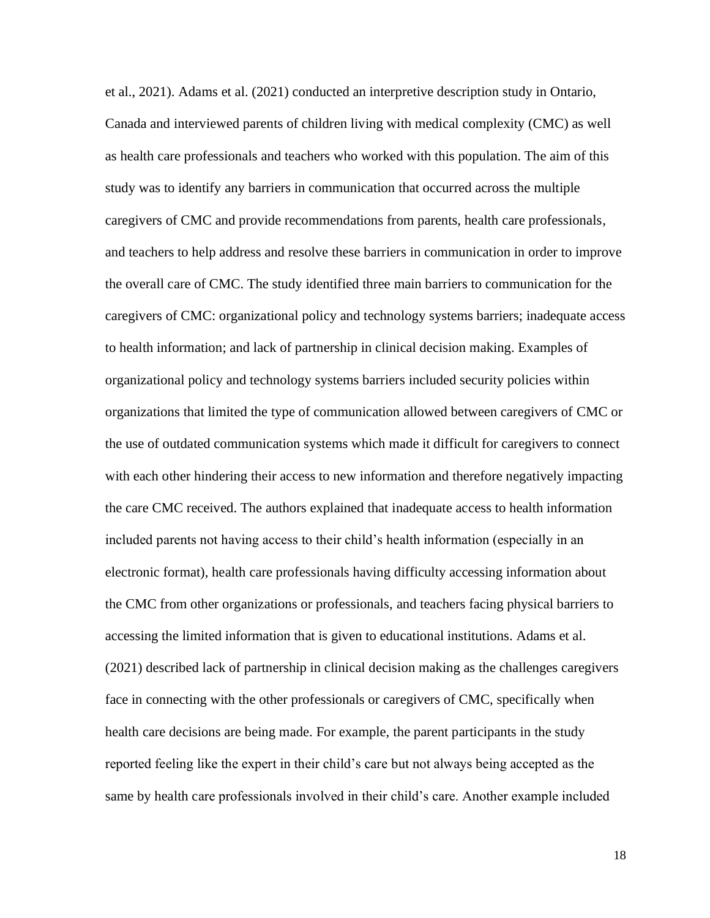et al., 2021). Adams et al. (2021) conducted an interpretive description study in Ontario, Canada and interviewed parents of children living with medical complexity (CMC) as well as health care professionals and teachers who worked with this population. The aim of this study was to identify any barriers in communication that occurred across the multiple caregivers of CMC and provide recommendations from parents, health care professionals, and teachers to help address and resolve these barriers in communication in order to improve the overall care of CMC. The study identified three main barriers to communication for the caregivers of CMC: organizational policy and technology systems barriers; inadequate access to health information; and lack of partnership in clinical decision making. Examples of organizational policy and technology systems barriers included security policies within organizations that limited the type of communication allowed between caregivers of CMC or the use of outdated communication systems which made it difficult for caregivers to connect with each other hindering their access to new information and therefore negatively impacting the care CMC received. The authors explained that inadequate access to health information included parents not having access to their child's health information (especially in an electronic format), health care professionals having difficulty accessing information about the CMC from other organizations or professionals, and teachers facing physical barriers to accessing the limited information that is given to educational institutions. Adams et al. (2021) described lack of partnership in clinical decision making as the challenges caregivers face in connecting with the other professionals or caregivers of CMC, specifically when health care decisions are being made. For example, the parent participants in the study reported feeling like the expert in their child's care but not always being accepted as the same by health care professionals involved in their child's care. Another example included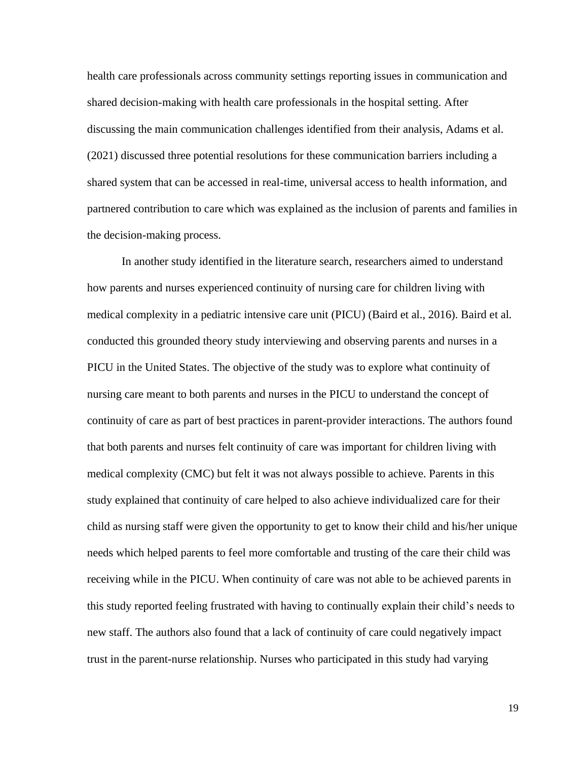health care professionals across community settings reporting issues in communication and shared decision-making with health care professionals in the hospital setting. After discussing the main communication challenges identified from their analysis, Adams et al. (2021) discussed three potential resolutions for these communication barriers including a shared system that can be accessed in real-time, universal access to health information, and partnered contribution to care which was explained as the inclusion of parents and families in the decision-making process.

In another study identified in the literature search, researchers aimed to understand how parents and nurses experienced continuity of nursing care for children living with medical complexity in a pediatric intensive care unit (PICU) (Baird et al., 2016). Baird et al. conducted this grounded theory study interviewing and observing parents and nurses in a PICU in the United States. The objective of the study was to explore what continuity of nursing care meant to both parents and nurses in the PICU to understand the concept of continuity of care as part of best practices in parent-provider interactions. The authors found that both parents and nurses felt continuity of care was important for children living with medical complexity (CMC) but felt it was not always possible to achieve. Parents in this study explained that continuity of care helped to also achieve individualized care for their child as nursing staff were given the opportunity to get to know their child and his/her unique needs which helped parents to feel more comfortable and trusting of the care their child was receiving while in the PICU. When continuity of care was not able to be achieved parents in this study reported feeling frustrated with having to continually explain their child's needs to new staff. The authors also found that a lack of continuity of care could negatively impact trust in the parent-nurse relationship. Nurses who participated in this study had varying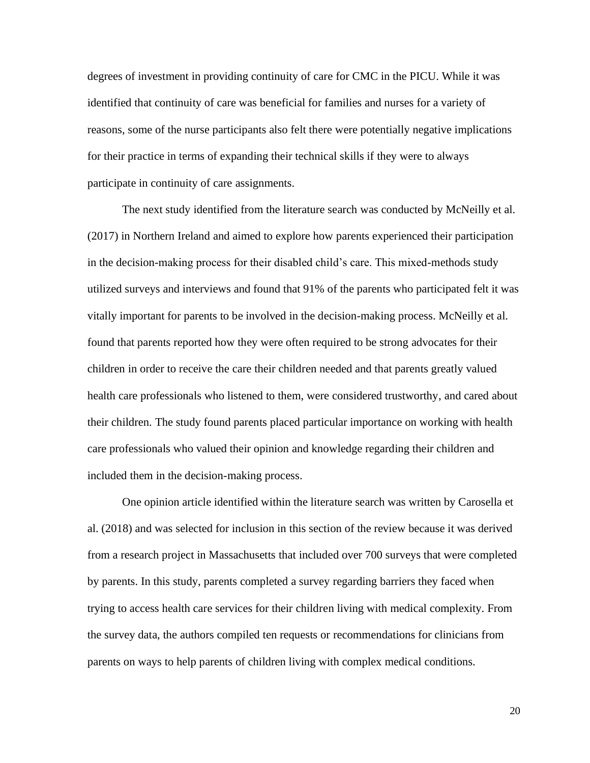degrees of investment in providing continuity of care for CMC in the PICU. While it was identified that continuity of care was beneficial for families and nurses for a variety of reasons, some of the nurse participants also felt there were potentially negative implications for their practice in terms of expanding their technical skills if they were to always participate in continuity of care assignments.

The next study identified from the literature search was conducted by McNeilly et al. (2017) in Northern Ireland and aimed to explore how parents experienced their participation in the decision-making process for their disabled child's care. This mixed-methods study utilized surveys and interviews and found that 91% of the parents who participated felt it was vitally important for parents to be involved in the decision-making process. McNeilly et al. found that parents reported how they were often required to be strong advocates for their children in order to receive the care their children needed and that parents greatly valued health care professionals who listened to them, were considered trustworthy, and cared about their children. The study found parents placed particular importance on working with health care professionals who valued their opinion and knowledge regarding their children and included them in the decision-making process.

One opinion article identified within the literature search was written by Carosella et al. (2018) and was selected for inclusion in this section of the review because it was derived from a research project in Massachusetts that included over 700 surveys that were completed by parents. In this study, parents completed a survey regarding barriers they faced when trying to access health care services for their children living with medical complexity. From the survey data, the authors compiled ten requests or recommendations for clinicians from parents on ways to help parents of children living with complex medical conditions.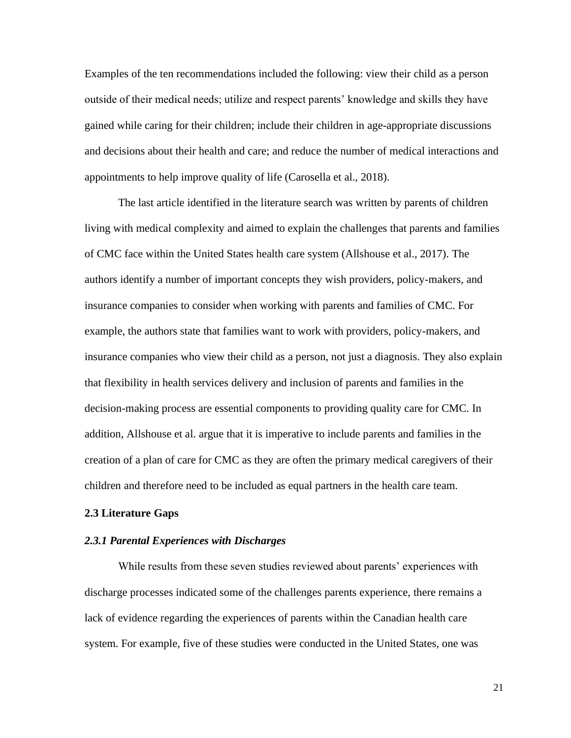Examples of the ten recommendations included the following: view their child as a person outside of their medical needs; utilize and respect parents' knowledge and skills they have gained while caring for their children; include their children in age-appropriate discussions and decisions about their health and care; and reduce the number of medical interactions and appointments to help improve quality of life (Carosella et al., 2018).

The last article identified in the literature search was written by parents of children living with medical complexity and aimed to explain the challenges that parents and families of CMC face within the United States health care system (Allshouse et al., 2017). The authors identify a number of important concepts they wish providers, policy-makers, and insurance companies to consider when working with parents and families of CMC. For example, the authors state that families want to work with providers, policy-makers, and insurance companies who view their child as a person, not just a diagnosis. They also explain that flexibility in health services delivery and inclusion of parents and families in the decision-making process are essential components to providing quality care for CMC. In addition, Allshouse et al. argue that it is imperative to include parents and families in the creation of a plan of care for CMC as they are often the primary medical caregivers of their children and therefore need to be included as equal partners in the health care team.

## 2.3 Literature Gaps

### *2.3.1 Parental Experiences with Discharges*

While results from these seven studies reviewed about parents' experiences with discharge processes indicated some of the challenges parents experience, there remains a lack of evidence regarding the experiences of parents within the Canadian health care system. For example, five of these studies were conducted in the United States, one was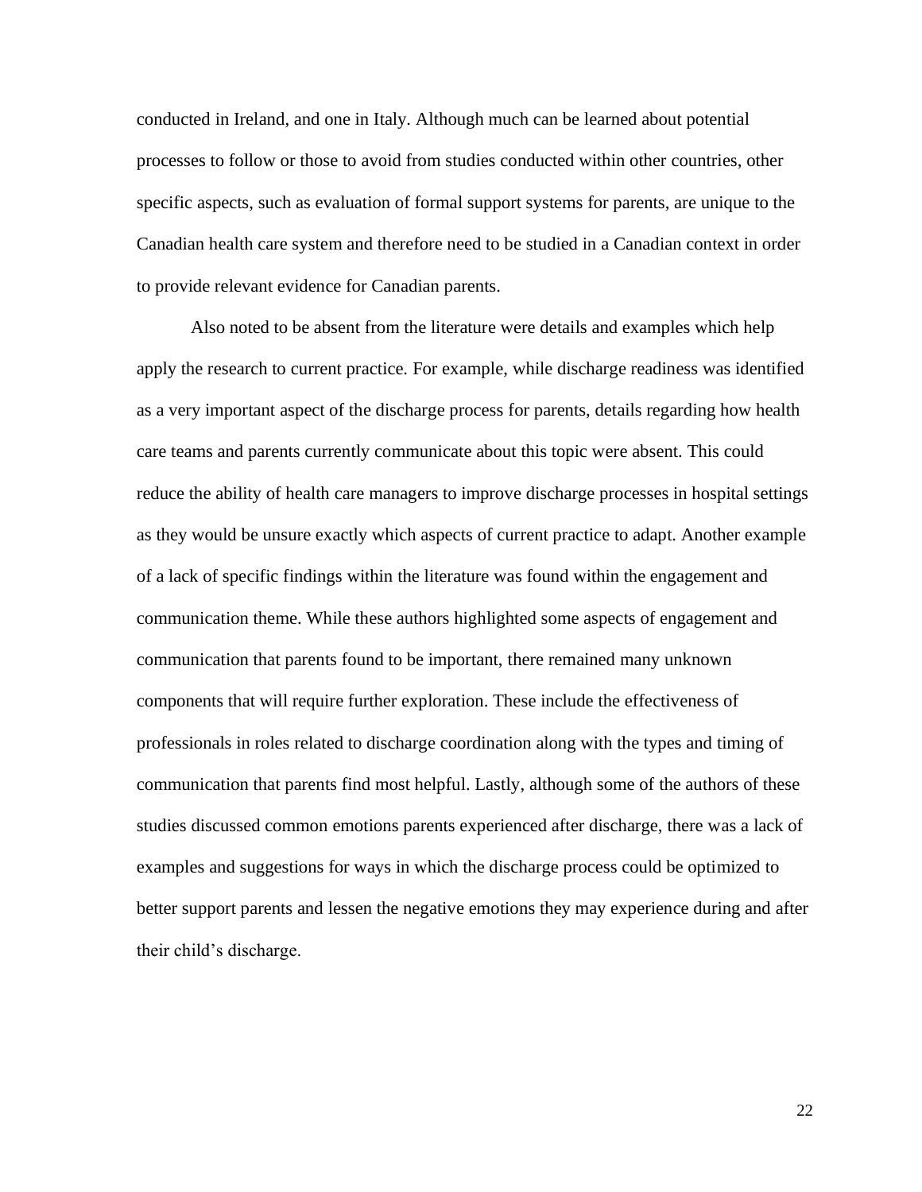conducted in Ireland, and one in Italy. Although much can be learned about potential processes to follow or those to avoid from studies conducted within other countries, other specific aspects, such as evaluation of formal support systems for parents, are unique to the Canadian health care system and therefore need to be studied in a Canadian context in order to provide relevant evidence for Canadian parents.

Also noted to be absent from the literature were details and examples which help apply the research to current practice. For example, while discharge readiness was identified as a very important aspect of the discharge process for parents, details regarding how health care teams and parents currently communicate about this topic were absent. This could reduce the ability of health care managers to improve discharge processes in hospital settings as they would be unsure exactly which aspects of current practice to adapt. Another example of a lack of specific findings within the literature was found within the engagement and communication theme. While these authors highlighted some aspects of engagement and communication that parents found to be important, there remained many unknown components that will require further exploration. These include the effectiveness of professionals in roles related to discharge coordination along with the types and timing of communication that parents find most helpful. Lastly, although some of the authors of these studies discussed common emotions parents experienced after discharge, there was a lack of examples and suggestions for ways in which the discharge process could be optimized to better support parents and lessen the negative emotions they may experience during and after their child's discharge.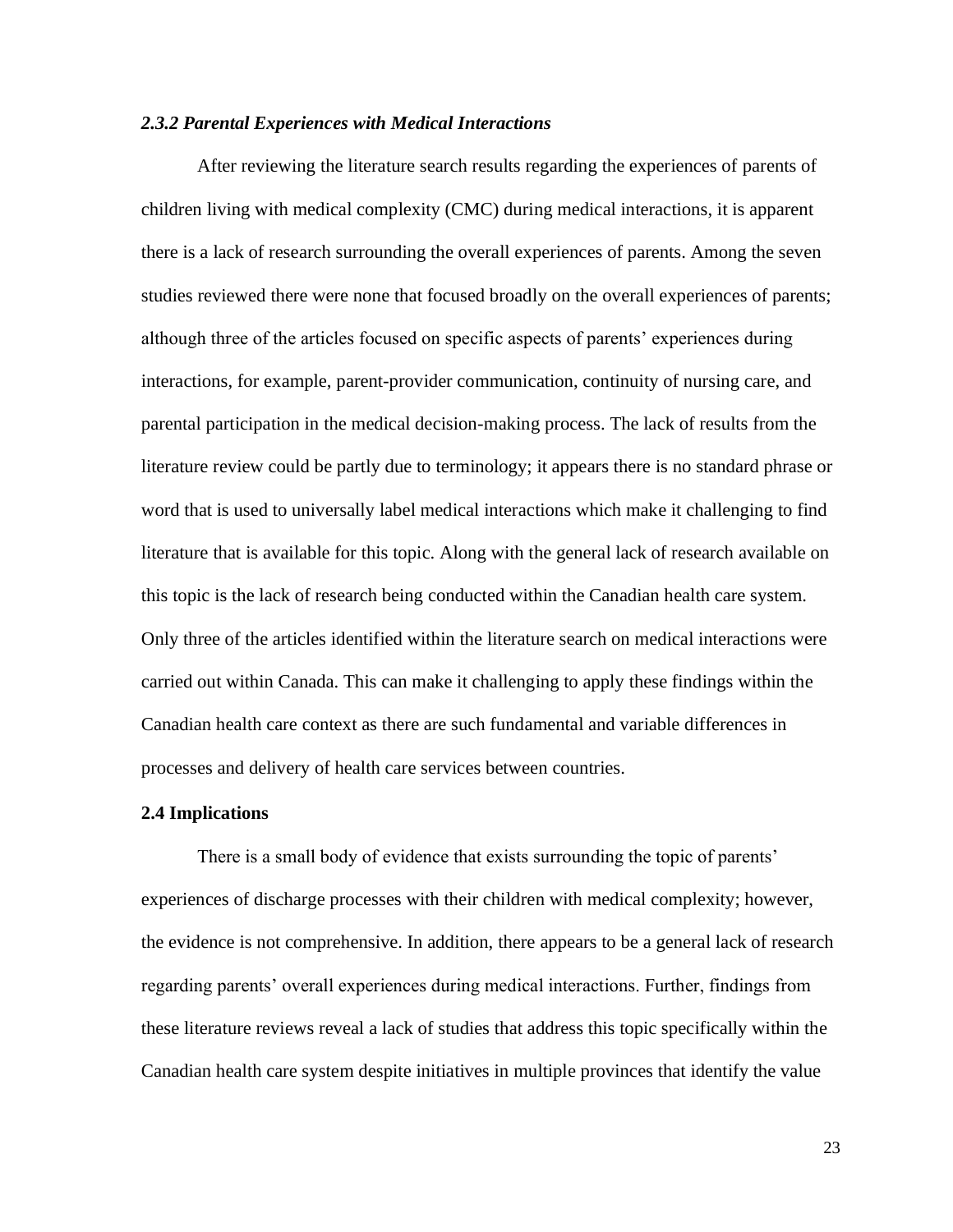### *2.3.2 Parental Experiences with Medical Interactions*

After reviewing the literature search results regarding the experiences of parents of children living with medical complexity (CMC) during medical interactions, it is apparent there is a lack of research surrounding the overall experiences of parents. Among the seven studies reviewed there were none that focused broadly on the overall experiences of parents; although three of the articles focused on specific aspects of parents' experiences during interactions, for example, parent-provider communication, continuity of nursing care, and parental participation in the medical decision-making process. The lack of results from the literature review could be partly due to terminology; it appears there is no standard phrase or word that is used to universally label medical interactions which make it challenging to find literature that is available for this topic. Along with the general lack of research available on this topic is the lack of research being conducted within the Canadian health care system. Only three of the articles identified within the literature search on medical interactions were carried out within Canada. This can make it challenging to apply these findings within the Canadian health care context as there are such fundamental and variable differences in processes and delivery of health care services between countries.

## 2.4 Implications

There is a small body of evidence that exists surrounding the topic of parents' experiences of discharge processes with their children with medical complexity; however, the evidence is not comprehensive. In addition, there appears to be a general lack of research regarding parents' overall experiences during medical interactions. Further, findings from these literature reviews reveal a lack of studies that address this topic specifically within the Canadian health care system despite initiatives in multiple provinces that identify the value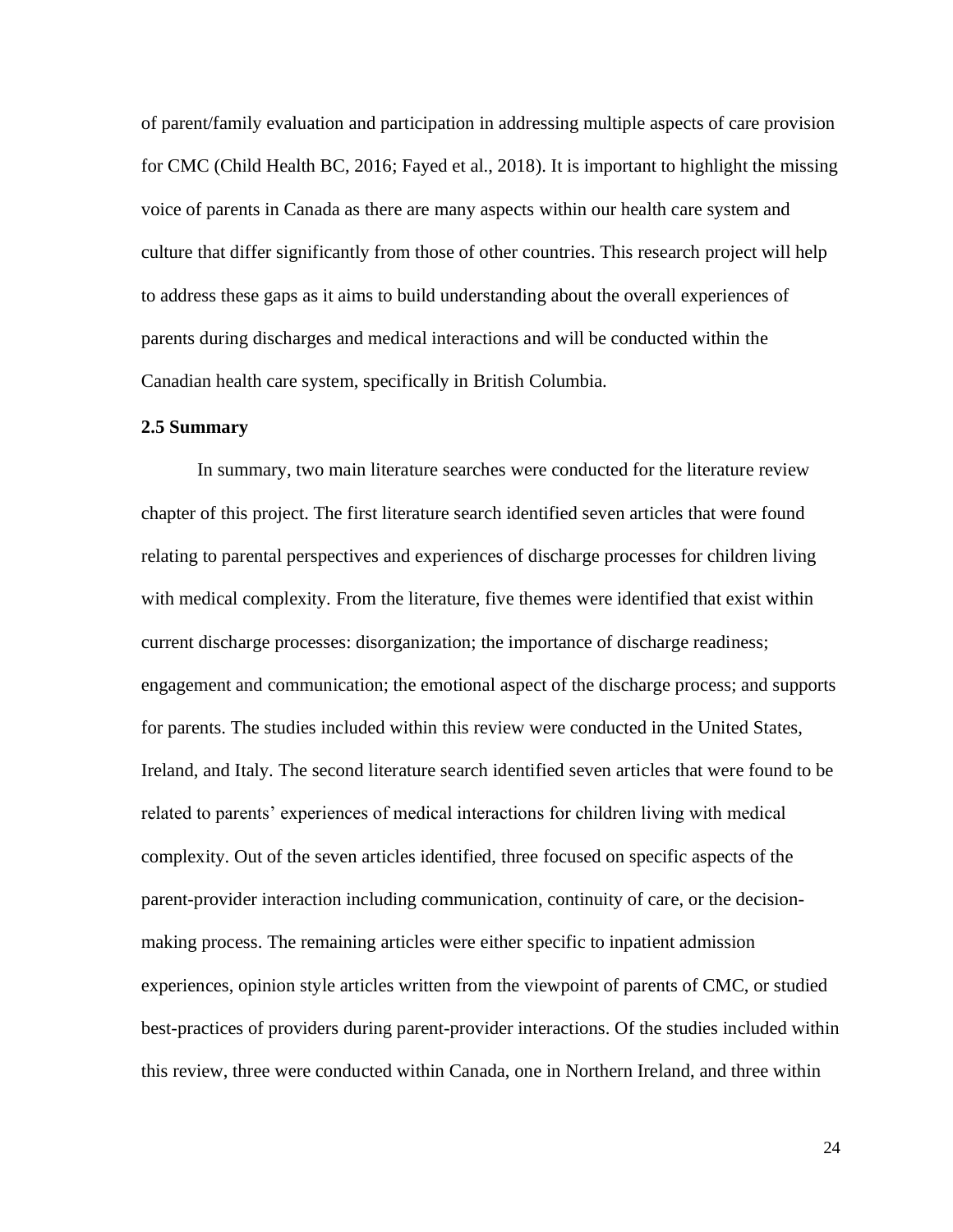of parent/family evaluation and participation in addressing multiple aspects of care provision for CMC (Child Health BC, 2016; Fayed et al., 2018). It is important to highlight the missing voice of parents in Canada as there are many aspects within our health care system and culture that differ significantly from those of other countries. This research project will help to address these gaps as it aims to build understanding about the overall experiences of parents during discharges and medical interactions and will be conducted within the Canadian health care system, specifically in British Columbia.

### 2.5 Summary

In summary, two main literature searches were conducted for the literature review chapter of this project. The first literature search identified seven articles that were found relating to parental perspectives and experiences of discharge processes for children living with medical complexity. From the literature, five themes were identified that exist within current discharge processes: disorganization; the importance of discharge readiness; engagement and communication; the emotional aspect of the discharge process; and supports for parents. The studies included within this review were conducted in the United States, Ireland, and Italy. The second literature search identified seven articles that were found to be related to parents' experiences of medical interactions for children living with medical complexity. Out of the seven articles identified, three focused on specific aspects of the parent-provider interaction including communication, continuity of care, or the decision-making process. The remaining articles were either specific to inpatient admission experiences, opinion style articles written from the viewpoint of parents of CMC, or studied best-practices of providers during parent-provider interactions. Of the studies included within this review, three were conducted within Canada, one in Northern Ireland, and three within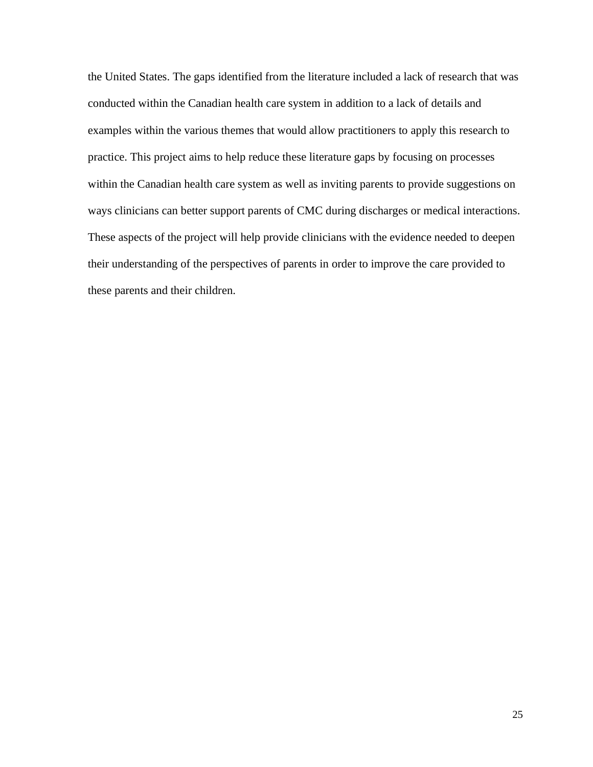the United States. The gaps identified from the literature included a lack of research that was conducted within the Canadian health care system in addition to a lack of details and examples within the various themes that would allow practitioners to apply this research to practice. This project aims to help reduce these literature gaps by focusing on processes within the Canadian health care system as well as inviting parents to provide suggestions on ways clinicians can better support parents of CMC during discharges or medical interactions. These aspects of the project will help provide clinicians with the evidence needed to deepen their understanding of the perspectives of parents in order to improve the care provided to these parents and their children.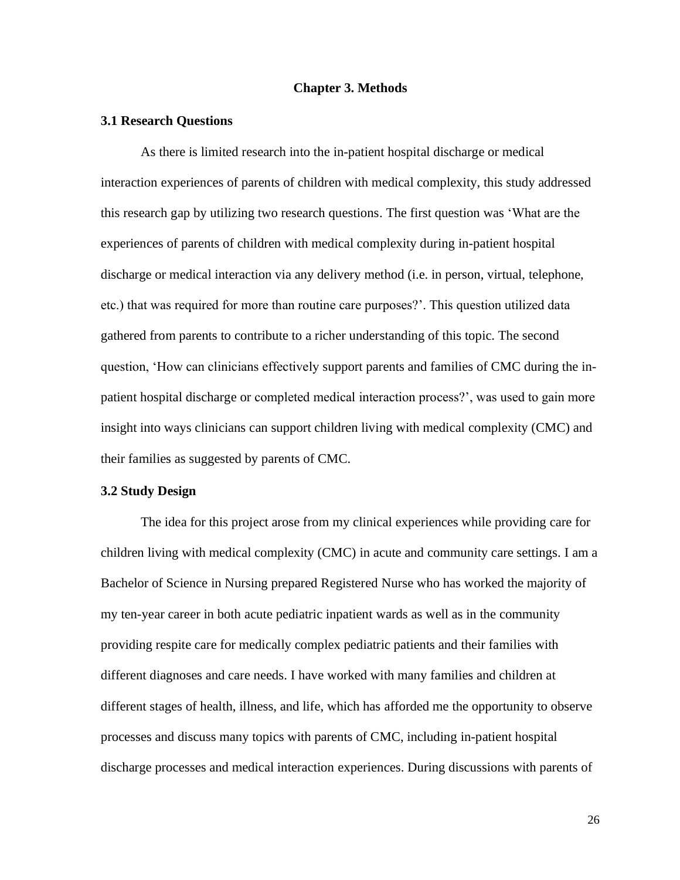# Chapter 3. Methods

## 3.1 Research Questions

As there is limited research into the in-patient hospital discharge or medical interaction experiences of parents of children with medical complexity, this study addressed this research gap by utilizing two research questions. The first question was 'What are the experiences of parents of children with medical complexity during in-patient hospital discharge or medical interaction via any delivery method (i.e. in person, virtual, telephone, etc.) that was required for more than routine care purposes?'. This question utilized data gathered from parents to contribute to a richer understanding of this topic. The second question, 'How can clinicians effectively support parents and families of CMC during the in-patient hospital discharge or completed medical interaction process?', was used to gain more insight into ways clinicians can support children living with medical complexity (CMC) and their families as suggested by parents of CMC.

## 3.2 Study Design

The idea for this project arose from my clinical experiences while providing care for children living with medical complexity (CMC) in acute and community care settings. I am a Bachelor of Science in Nursing prepared Registered Nurse who has worked the majority of my ten-year career in both acute pediatric inpatient wards as well as in the community providing respite care for medically complex pediatric patients and their families with different diagnoses and care needs. I have worked with many families and children at different stages of health, illness, and life, which has afforded me the opportunity to observe processes and discuss many topics with parents of CMC, including in-patient hospital discharge processes and medical interaction experiences. During discussions with parents of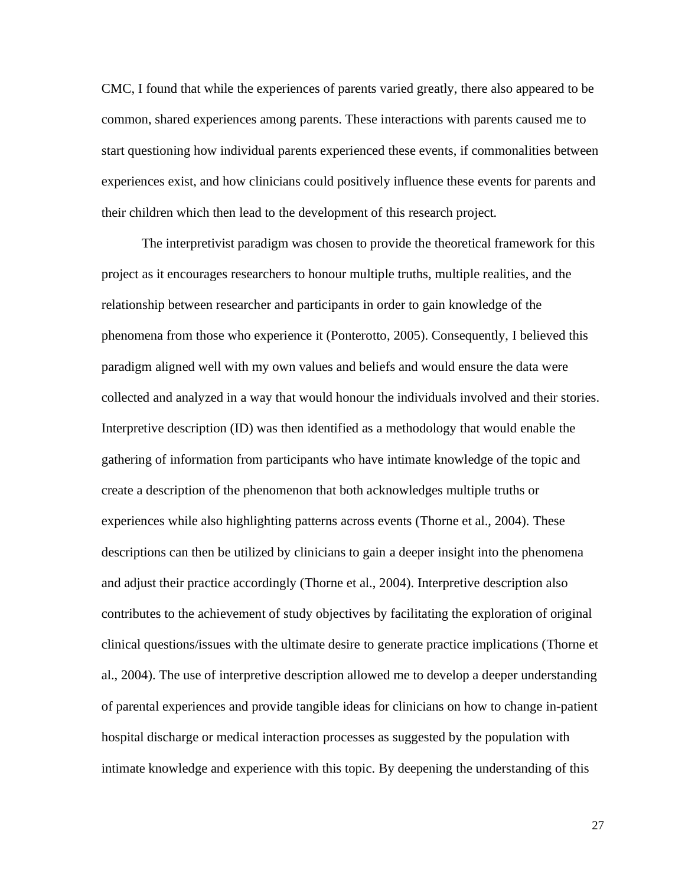CMC, I found that while the experiences of parents varied greatly, there also appeared to be common, shared experiences among parents. These interactions with parents caused me to start questioning how individual parents experienced these events, if commonalities between experiences exist, and how clinicians could positively influence these events for parents and their children which then lead to the development of this research project.

The interpretivist paradigm was chosen to provide the theoretical framework for this project as it encourages researchers to honour multiple truths, multiple realities, and the relationship between researcher and participants in order to gain knowledge of the phenomena from those who experience it (Ponterotto, 2005). Consequently, I believed this paradigm aligned well with my own values and beliefs and would ensure the data were collected and analyzed in a way that would honour the individuals involved and their stories. Interpretive description (ID) was then identified as a methodology that would enable the gathering of information from participants who have intimate knowledge of the topic and create a description of the phenomenon that both acknowledges multiple truths or experiences while also highlighting patterns across events (Thorne et al., 2004). These descriptions can then be utilized by clinicians to gain a deeper insight into the phenomena and adjust their practice accordingly (Thorne et al., 2004). Interpretive description also contributes to the achievement of study objectives by facilitating the exploration of original clinical questions/issues with the ultimate desire to generate practice implications (Thorne et al., 2004). The use of interpretive description allowed me to develop a deeper understanding of parental experiences and provide tangible ideas for clinicians on how to change in-patient hospital discharge or medical interaction processes as suggested by the population with intimate knowledge and experience with this topic. By deepening the understanding of this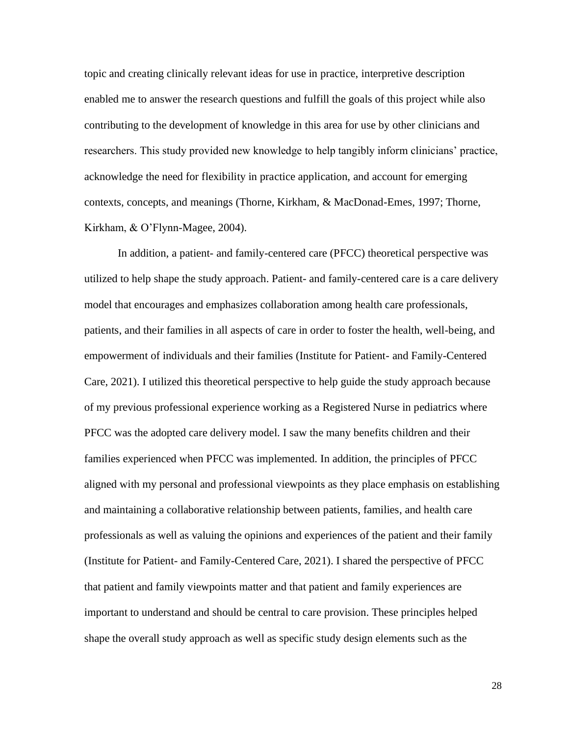topic and creating clinically relevant ideas for use in practice, interpretive description enabled me to answer the research questions and fulfill the goals of this project while also contributing to the development of knowledge in this area for use by other clinicians and researchers. This study provided new knowledge to help tangibly inform clinicians' practice, acknowledge the need for flexibility in practice application, and account for emerging contexts, concepts, and meanings (Thorne, Kirkham, & MacDonad-Emes, 1997; Thorne, Kirkham, & O'Flynn-Magee, 2004).

In addition, a patient- and family-centered care (PFCC) theoretical perspective was utilized to help shape the study approach. Patient- and family-centered care is a care delivery model that encourages and emphasizes collaboration among health care professionals, patients, and their families in all aspects of care in order to foster the health, well-being, and empowerment of individuals and their families (Institute for Patient- and Family-Centered Care, 2021). I utilized this theoretical perspective to help guide the study approach because of my previous professional experience working as a Registered Nurse in pediatrics where PFCC was the adopted care delivery model. I saw the many benefits children and their families experienced when PFCC was implemented. In addition, the principles of PFCC aligned with my personal and professional viewpoints as they place emphasis on establishing and maintaining a collaborative relationship between patients, families, and health care professionals as well as valuing the opinions and experiences of the patient and their family (Institute for Patient- and Family-Centered Care, 2021). I shared the perspective of PFCC that patient and family viewpoints matter and that patient and family experiences are important to understand and should be central to care provision. These principles helped shape the overall study approach as well as specific study design elements such as the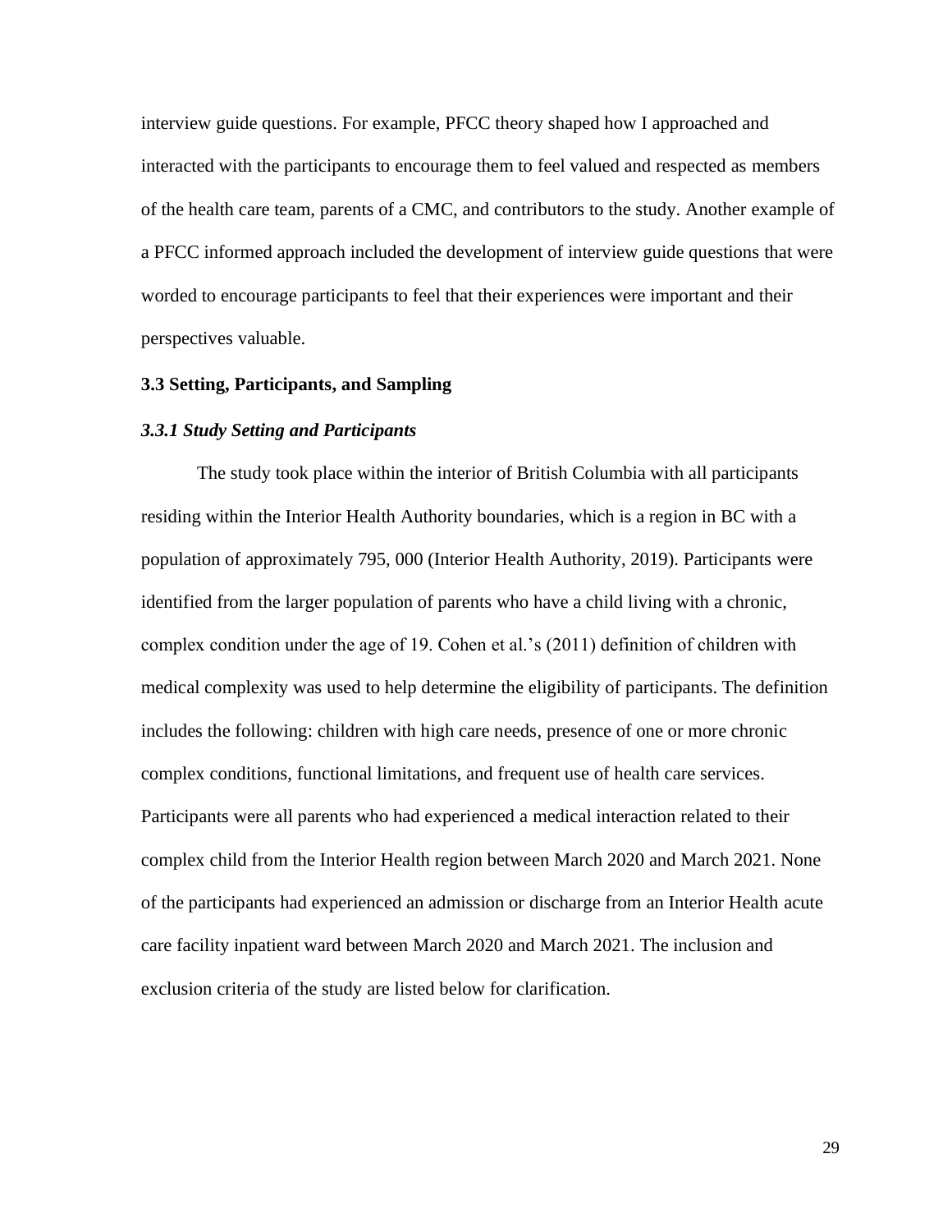interview guide questions. For example, PFCC theory shaped how I approached and interacted with the participants to encourage them to feel valued and respected as members of the health care team, parents of a CMC, and contributors to the study. Another example of a PFCC informed approach included the development of interview guide questions that were worded to encourage participants to feel that their experiences were important and their perspectives valuable.

## 3.3 Setting, Participants, and Sampling

### *3.3.1 Study Setting and Participants*

The study took place within the interior of British Columbia with all participants residing within the Interior Health Authority boundaries, which is a region in BC with a population of approximately 795, 000 (Interior Health Authority, 2019). Participants were identified from the larger population of parents who have a child living with a chronic, complex condition under the age of 19. Cohen et al.'s (2011) definition of children with medical complexity was used to help determine the eligibility of participants. The definition includes the following: children with high care needs, presence of one or more chronic complex conditions, functional limitations, and frequent use of health care services. Participants were all parents who had experienced a medical interaction related to their complex child from the Interior Health region between March 2020 and March 2021. None of the participants had experienced an admission or discharge from an Interior Health acute care facility inpatient ward between March 2020 and March 2021. The inclusion and exclusion criteria of the study are listed below for clarification.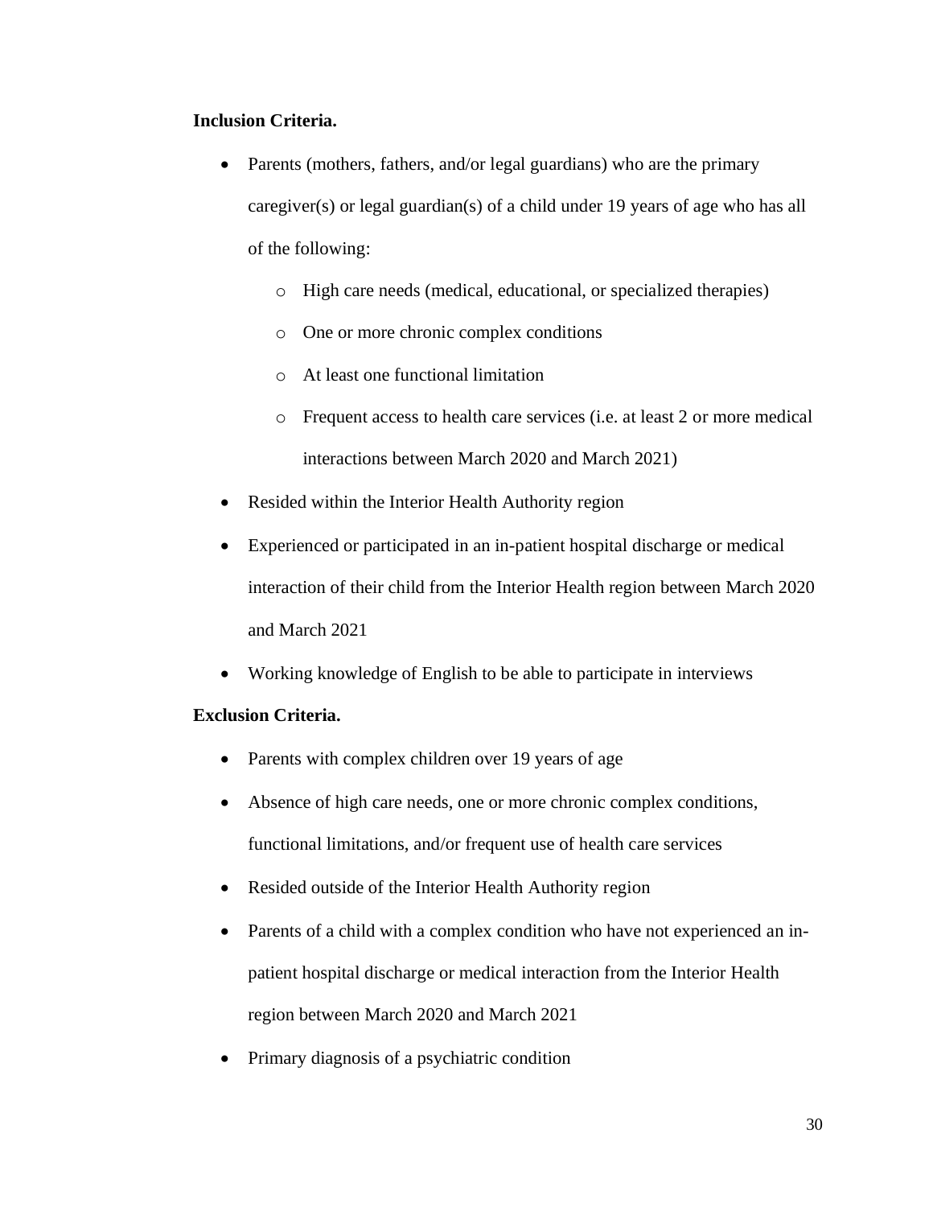**Inclusion Criteria.**

- Parents (mothers, fathers, and/or legal guardians) who are the primary caregiver(s) or legal guardian(s) of a child under 19 years of age who has all of the following:
    - High care needs (medical, educational, or specialized therapies)
    - One or more chronic complex conditions
    - At least one functional limitation
    - Frequent access to health care services (i.e. at least 2 or more medical interactions between March 2020 and March 2021)
- Resided within the Interior Health Authority region
- Experienced or participated in an in-patient hospital discharge or medical interaction of their child from the Interior Health region between March 2020 and March 2021
- Working knowledge of English to be able to participate in interviews

**Exclusion Criteria.**

- Parents with complex children over 19 years of age
- Absence of high care needs, one or more chronic complex conditions, functional limitations, and/or frequent use of health care services
- Resided outside of the Interior Health Authority region
- Parents of a child with a complex condition who have not experienced an in-patient hospital discharge or medical interaction from the Interior Health region between March 2020 and March 2021
- Primary diagnosis of a psychiatric condition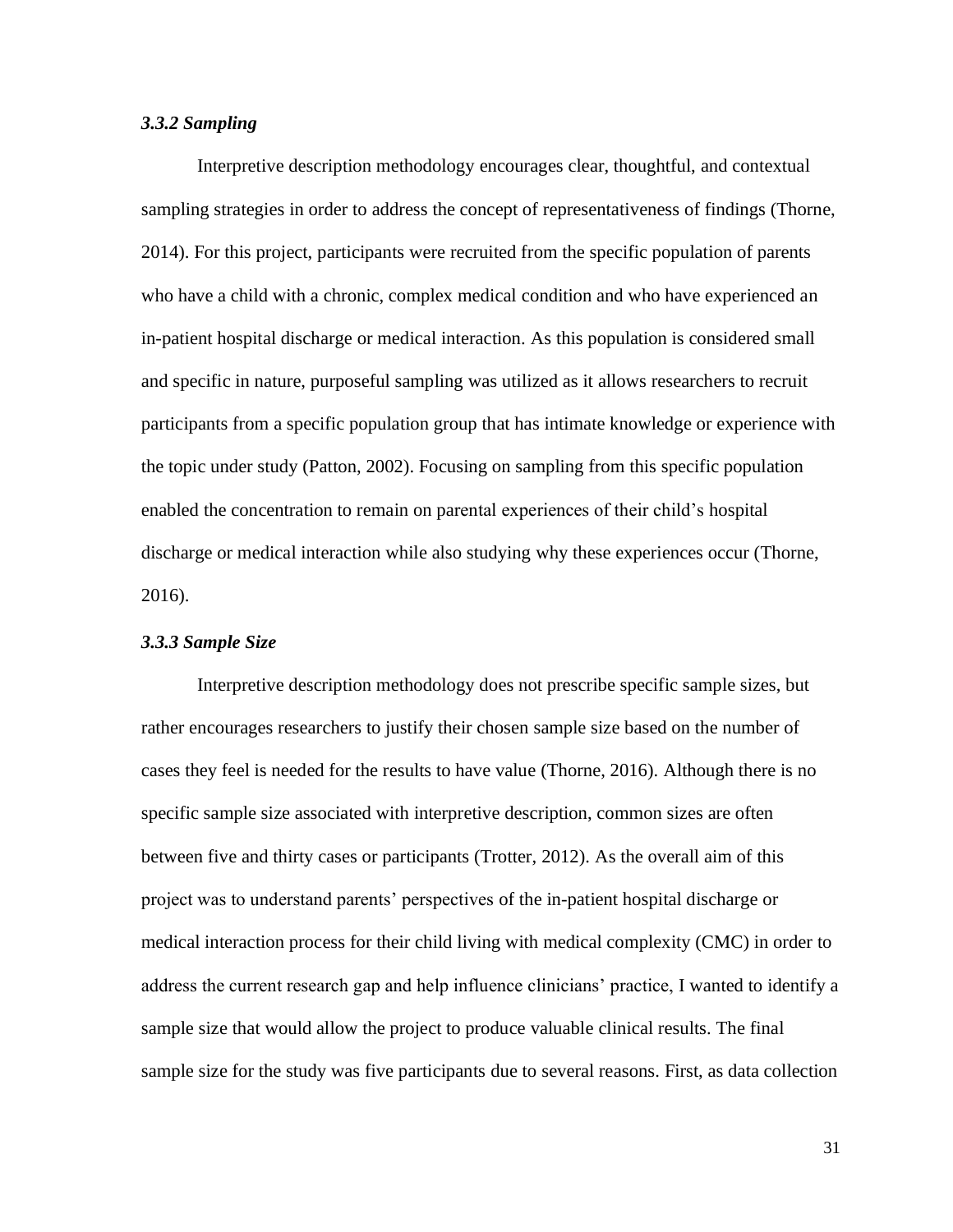### *3.3.2 Sampling*

Interpretive description methodology encourages clear, thoughtful, and contextual sampling strategies in order to address the concept of representativeness of findings (Thorne, 2014). For this project, participants were recruited from the specific population of parents who have a child with a chronic, complex medical condition and who have experienced an in-patient hospital discharge or medical interaction. As this population is considered small and specific in nature, purposeful sampling was utilized as it allows researchers to recruit participants from a specific population group that has intimate knowledge or experience with the topic under study (Patton, 2002). Focusing on sampling from this specific population enabled the concentration to remain on parental experiences of their child's hospital discharge or medical interaction while also studying why these experiences occur (Thorne, 2016).

### *3.3.3 Sample Size*

Interpretive description methodology does not prescribe specific sample sizes, but rather encourages researchers to justify their chosen sample size based on the number of cases they feel is needed for the results to have value (Thorne, 2016). Although there is no specific sample size associated with interpretive description, common sizes are often between five and thirty cases or participants (Trotter, 2012). As the overall aim of this project was to understand parents' perspectives of the in-patient hospital discharge or medical interaction process for their child living with medical complexity (CMC) in order to address the current research gap and help influence clinicians' practice, I wanted to identify a sample size that would allow the project to produce valuable clinical results. The final sample size for the study was five participants due to several reasons. First, as data collection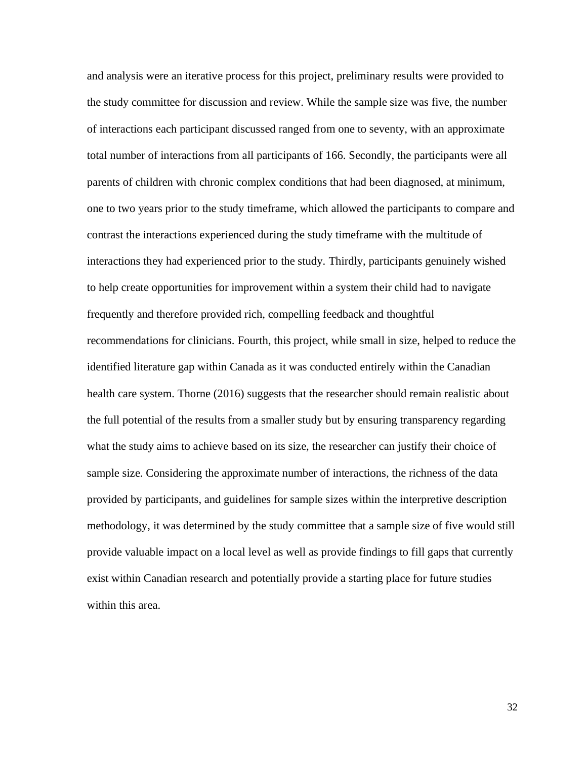and analysis were an iterative process for this project, preliminary results were provided to the study committee for discussion and review. While the sample size was five, the number of interactions each participant discussed ranged from one to seventy, with an approximate total number of interactions from all participants of 166. Secondly, the participants were all parents of children with chronic complex conditions that had been diagnosed, at minimum, one to two years prior to the study timeframe, which allowed the participants to compare and contrast the interactions experienced during the study timeframe with the multitude of interactions they had experienced prior to the study. Thirdly, participants genuinely wished to help create opportunities for improvement within a system their child had to navigate frequently and therefore provided rich, compelling feedback and thoughtful recommendations for clinicians. Fourth, this project, while small in size, helped to reduce the identified literature gap within Canada as it was conducted entirely within the Canadian health care system. Thorne (2016) suggests that the researcher should remain realistic about the full potential of the results from a smaller study but by ensuring transparency regarding what the study aims to achieve based on its size, the researcher can justify their choice of sample size. Considering the approximate number of interactions, the richness of the data provided by participants, and guidelines for sample sizes within the interpretive description methodology, it was determined by the study committee that a sample size of five would still provide valuable impact on a local level as well as provide findings to fill gaps that currently exist within Canadian research and potentially provide a starting place for future studies within this area.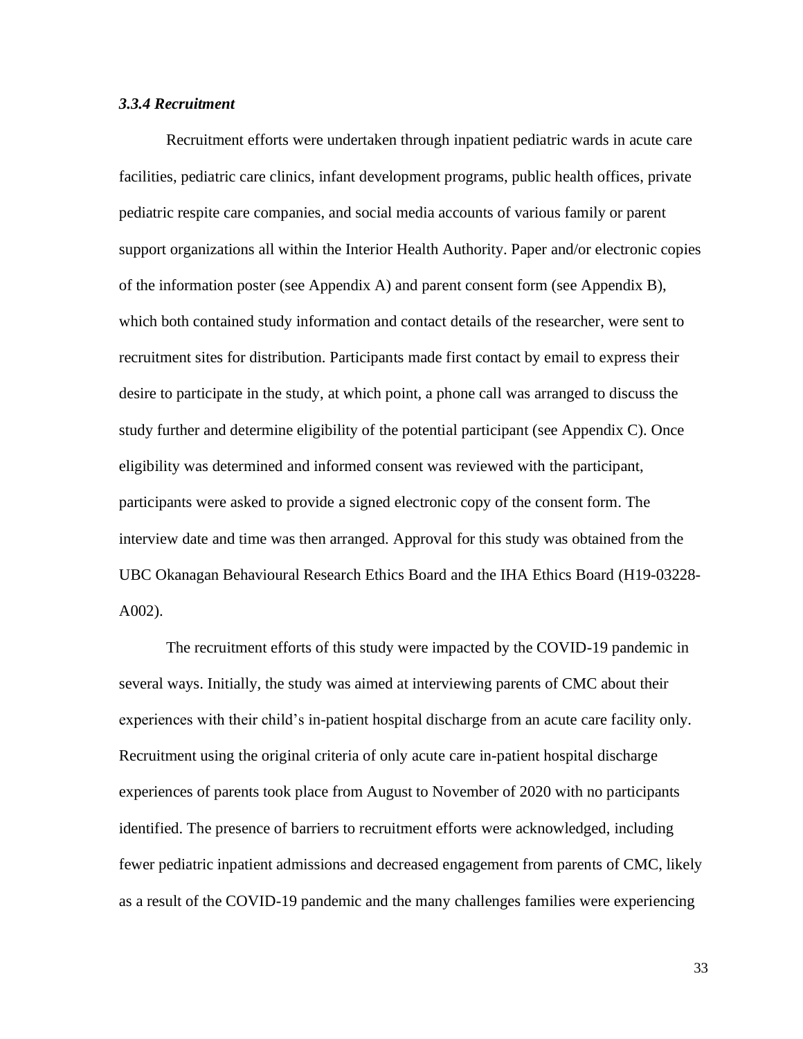### *3.3.4 Recruitment*

Recruitment efforts were undertaken through inpatient pediatric wards in acute care facilities, pediatric care clinics, infant development programs, public health offices, private pediatric respite care companies, and social media accounts of various family or parent support organizations all within the Interior Health Authority. Paper and/or electronic copies of the information poster (see Appendix A) and parent consent form (see Appendix B), which both contained study information and contact details of the researcher, were sent to recruitment sites for distribution. Participants made first contact by email to express their desire to participate in the study, at which point, a phone call was arranged to discuss the study further and determine eligibility of the potential participant (see Appendix C). Once eligibility was determined and informed consent was reviewed with the participant, participants were asked to provide a signed electronic copy of the consent form. The interview date and time was then arranged. Approval for this study was obtained from the UBC Okanagan Behavioural Research Ethics Board and the IHA Ethics Board (H19-03228-A002).

The recruitment efforts of this study were impacted by the COVID-19 pandemic in several ways. Initially, the study was aimed at interviewing parents of CMC about their experiences with their child's in-patient hospital discharge from an acute care facility only. Recruitment using the original criteria of only acute care in-patient hospital discharge experiences of parents took place from August to November of 2020 with no participants identified. The presence of barriers to recruitment efforts were acknowledged, including fewer pediatric inpatient admissions and decreased engagement from parents of CMC, likely as a result of the COVID-19 pandemic and the many challenges families were experiencing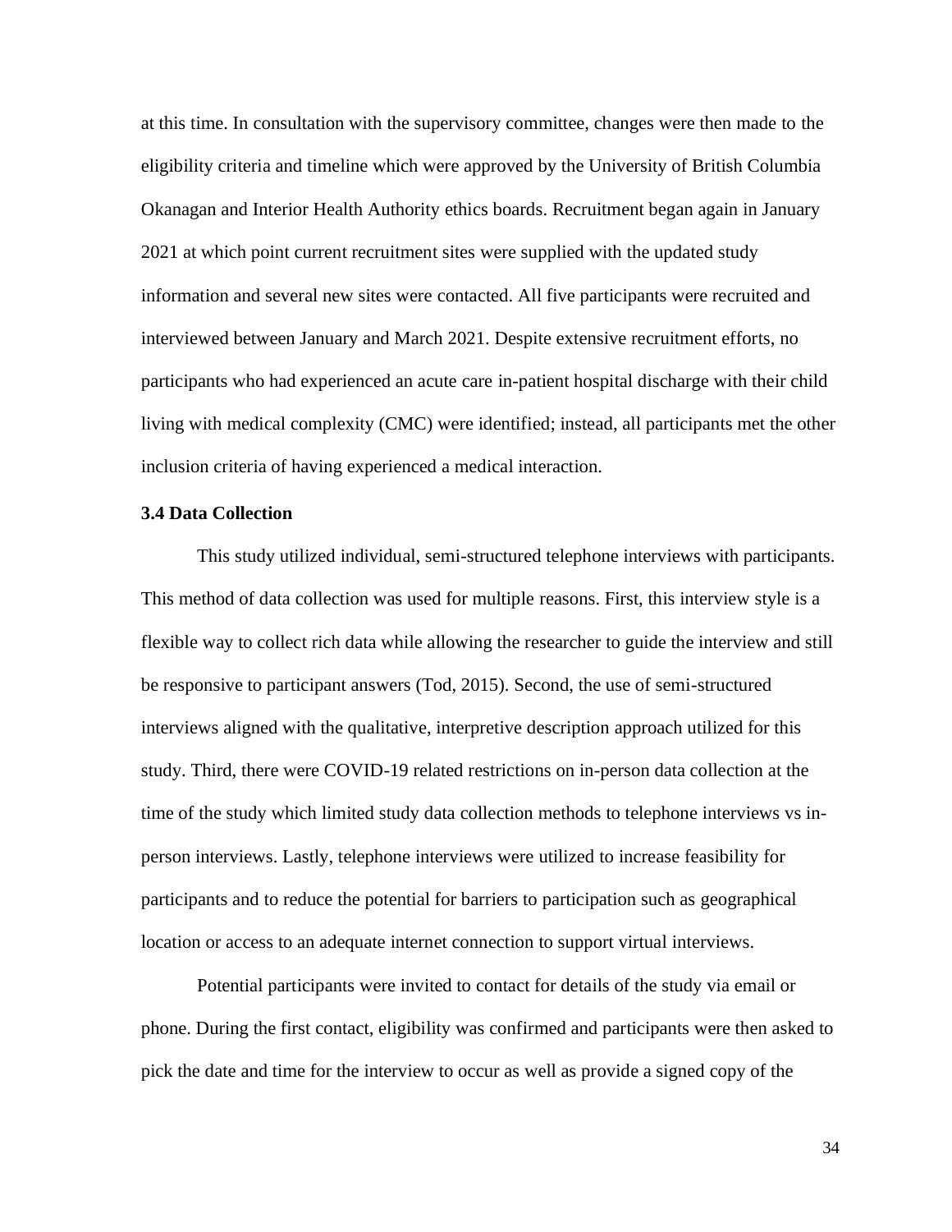at this time. In consultation with the supervisory committee, changes were then made to the eligibility criteria and timeline which were approved by the University of British Columbia Okanagan and Interior Health Authority ethics boards. Recruitment began again in January 2021 at which point current recruitment sites were supplied with the updated study information and several new sites were contacted. All five participants were recruited and interviewed between January and March 2021. Despite extensive recruitment efforts, no participants who had experienced an acute care in-patient hospital discharge with their child living with medical complexity (CMC) were identified; instead, all participants met the other inclusion criteria of having experienced a medical interaction.

### 3.4 Data Collection

This study utilized individual, semi-structured telephone interviews with participants. This method of data collection was used for multiple reasons. First, this interview style is a flexible way to collect rich data while allowing the researcher to guide the interview and still be responsive to participant answers (Tod, 2015). Second, the use of semi-structured interviews aligned with the qualitative, interpretive description approach utilized for this study. Third, there were COVID-19 related restrictions on in-person data collection at the time of the study which limited study data collection methods to telephone interviews vs in-person interviews. Lastly, telephone interviews were utilized to increase feasibility for participants and to reduce the potential for barriers to participation such as geographical location or access to an adequate internet connection to support virtual interviews.

Potential participants were invited to contact for details of the study via email or phone. During the first contact, eligibility was confirmed and participants were then asked to pick the date and time for the interview to occur as well as provide a signed copy of the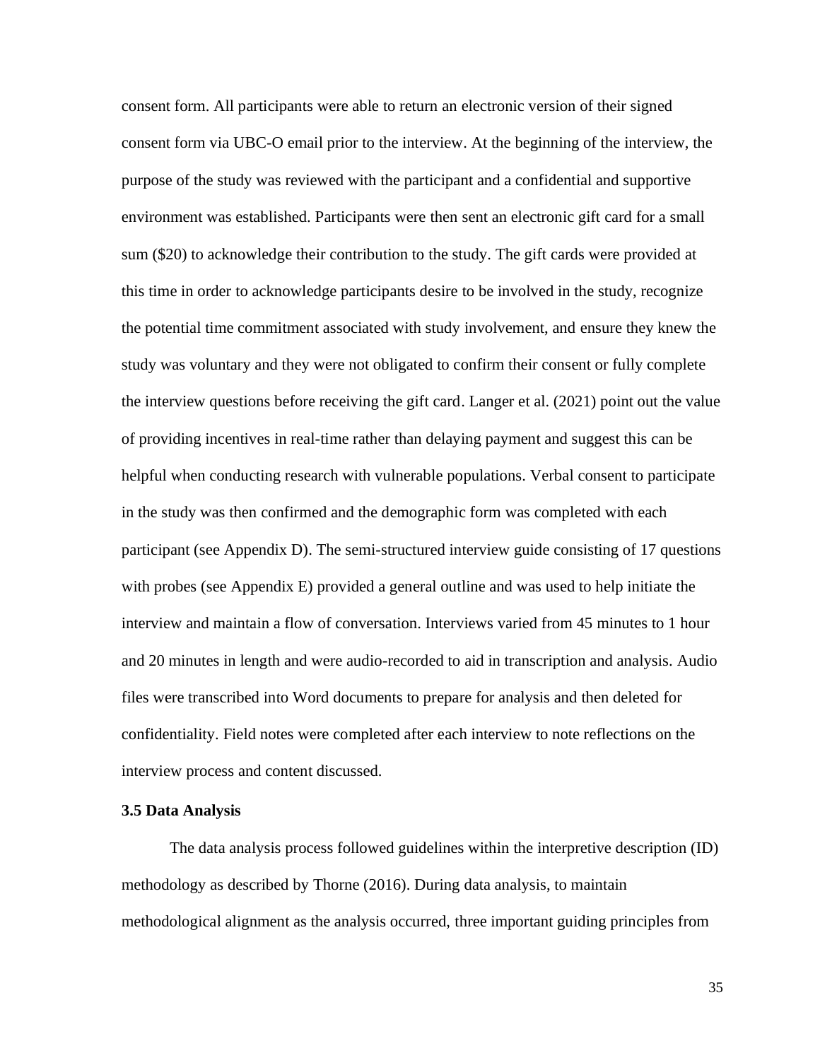consent form. All participants were able to return an electronic version of their signed consent form via UBC-O email prior to the interview. At the beginning of the interview, the purpose of the study was reviewed with the participant and a confidential and supportive environment was established. Participants were then sent an electronic gift card for a small sum ($20) to acknowledge their contribution to the study. The gift cards were provided at this time in order to acknowledge participants desire to be involved in the study, recognize the potential time commitment associated with study involvement, and ensure they knew the study was voluntary and they were not obligated to confirm their consent or fully complete the interview questions before receiving the gift card. Langer et al. (2021) point out the value of providing incentives in real-time rather than delaying payment and suggest this can be helpful when conducting research with vulnerable populations. Verbal consent to participate in the study was then confirmed and the demographic form was completed with each participant (see Appendix D). The semi-structured interview guide consisting of 17 questions with probes (see Appendix E) provided a general outline and was used to help initiate the interview and maintain a flow of conversation. Interviews varied from 45 minutes to 1 hour and 20 minutes in length and were audio-recorded to aid in transcription and analysis. Audio files were transcribed into Word documents to prepare for analysis and then deleted for confidentiality. Field notes were completed after each interview to note reflections on the interview process and content discussed.

### 3.5 Data Analysis

The data analysis process followed guidelines within the interpretive description (ID) methodology as described by Thorne (2016). During data analysis, to maintain methodological alignment as the analysis occurred, three important guiding principles from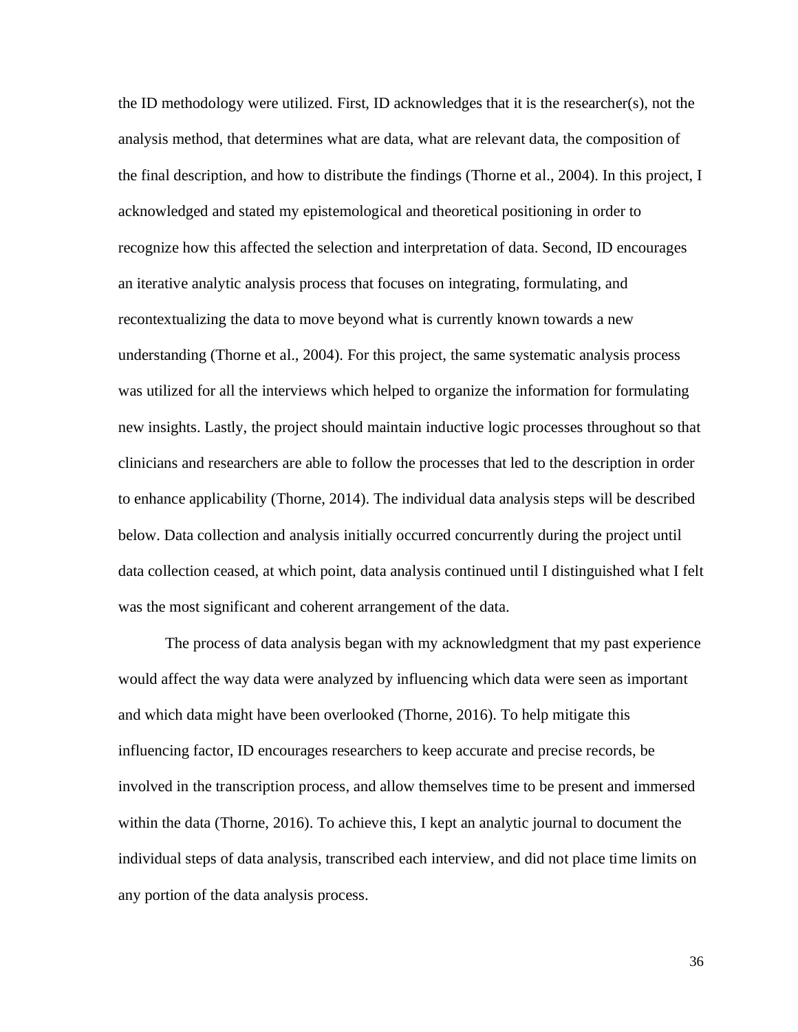the ID methodology were utilized. First, ID acknowledges that it is the researcher(s), not the analysis method, that determines what are data, what are relevant data, the composition of the final description, and how to distribute the findings (Thorne et al., 2004). In this project, I acknowledged and stated my epistemological and theoretical positioning in order to recognize how this affected the selection and interpretation of data. Second, ID encourages an iterative analytic analysis process that focuses on integrating, formulating, and recontextualizing the data to move beyond what is currently known towards a new understanding (Thorne et al., 2004). For this project, the same systematic analysis process was utilized for all the interviews which helped to organize the information for formulating new insights. Lastly, the project should maintain inductive logic processes throughout so that clinicians and researchers are able to follow the processes that led to the description in order to enhance applicability (Thorne, 2014). The individual data analysis steps will be described below. Data collection and analysis initially occurred concurrently during the project until data collection ceased, at which point, data analysis continued until I distinguished what I felt was the most significant and coherent arrangement of the data.

The process of data analysis began with my acknowledgment that my past experience would affect the way data were analyzed by influencing which data were seen as important and which data might have been overlooked (Thorne, 2016). To help mitigate this influencing factor, ID encourages researchers to keep accurate and precise records, be involved in the transcription process, and allow themselves time to be present and immersed within the data (Thorne, 2016). To achieve this, I kept an analytic journal to document the individual steps of data analysis, transcribed each interview, and did not place time limits on any portion of the data analysis process.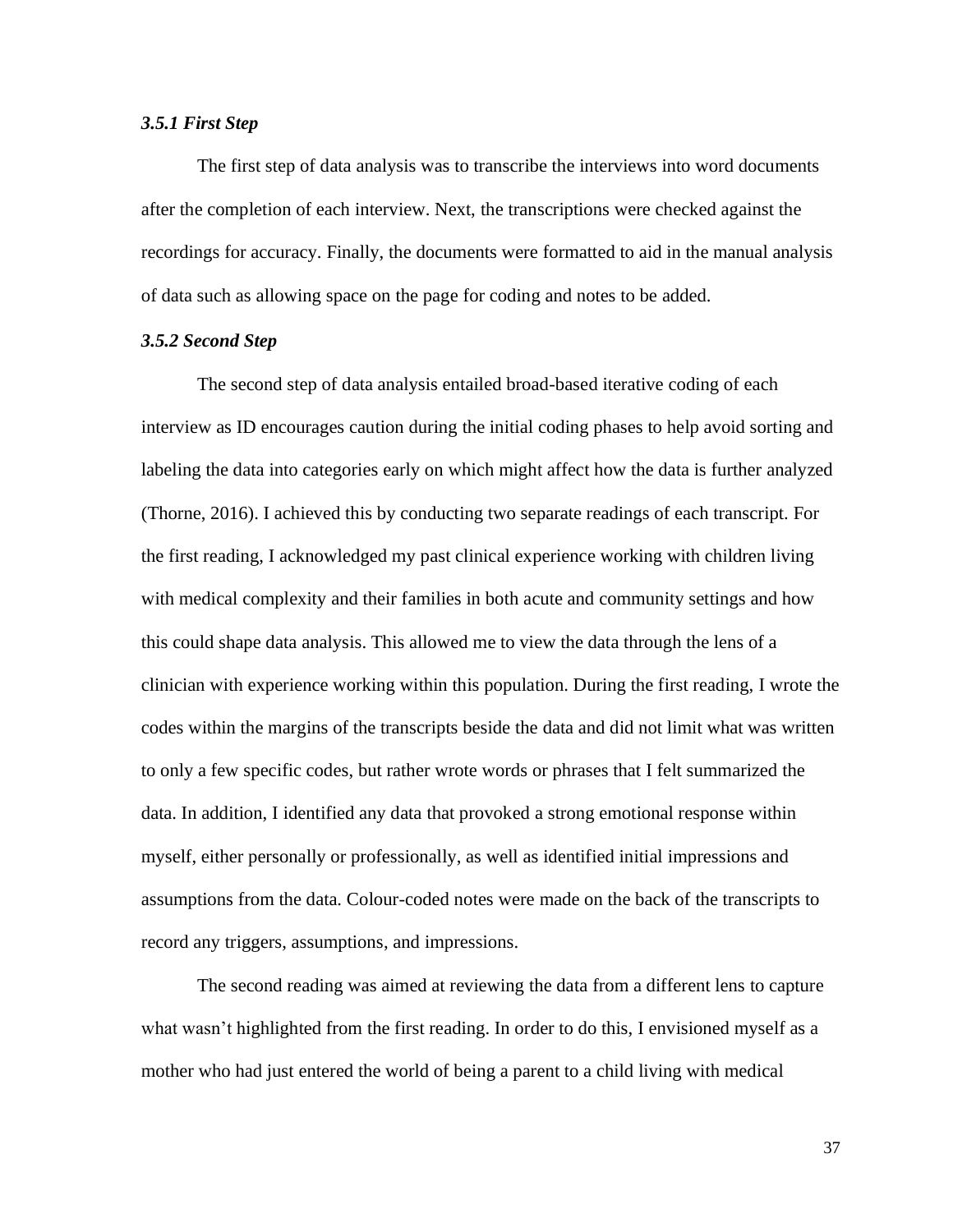### *3.5.1 First Step*

The first step of data analysis was to transcribe the interviews into word documents after the completion of each interview. Next, the transcriptions were checked against the recordings for accuracy. Finally, the documents were formatted to aid in the manual analysis of data such as allowing space on the page for coding and notes to be added.

### *3.5.2 Second Step*

The second step of data analysis entailed broad-based iterative coding of each interview as ID encourages caution during the initial coding phases to help avoid sorting and labeling the data into categories early on which might affect how the data is further analyzed (Thorne, 2016). I achieved this by conducting two separate readings of each transcript. For the first reading, I acknowledged my past clinical experience working with children living with medical complexity and their families in both acute and community settings and how this could shape data analysis. This allowed me to view the data through the lens of a clinician with experience working within this population. During the first reading, I wrote the codes within the margins of the transcripts beside the data and did not limit what was written to only a few specific codes, but rather wrote words or phrases that I felt summarized the data. In addition, I identified any data that provoked a strong emotional response within myself, either personally or professionally, as well as identified initial impressions and assumptions from the data. Colour-coded notes were made on the back of the transcripts to record any triggers, assumptions, and impressions.

The second reading was aimed at reviewing the data from a different lens to capture what wasn't highlighted from the first reading. In order to do this, I envisioned myself as a mother who had just entered the world of being a parent to a child living with medical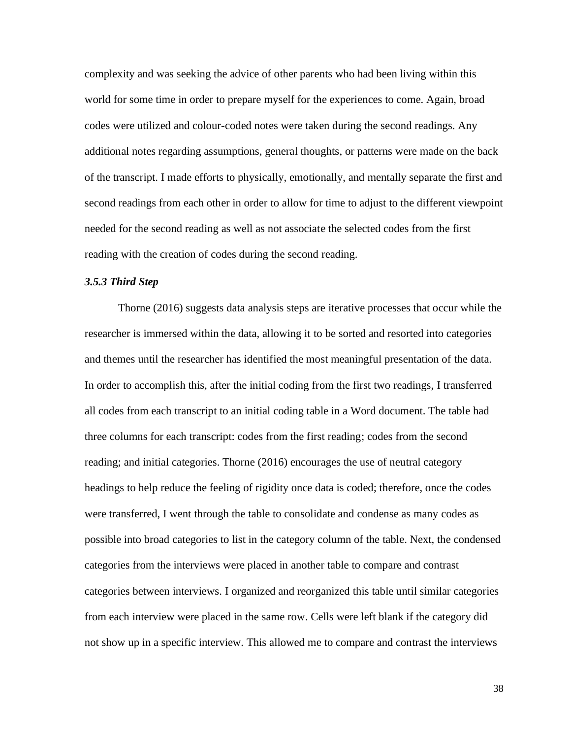complexity and was seeking the advice of other parents who had been living within this world for some time in order to prepare myself for the experiences to come. Again, broad codes were utilized and colour-coded notes were taken during the second readings. Any additional notes regarding assumptions, general thoughts, or patterns were made on the back of the transcript. I made efforts to physically, emotionally, and mentally separate the first and second readings from each other in order to allow for time to adjust to the different viewpoint needed for the second reading as well as not associate the selected codes from the first reading with the creation of codes during the second reading.

### *3.5.3 Third Step*

Thorne (2016) suggests data analysis steps are iterative processes that occur while the researcher is immersed within the data, allowing it to be sorted and resorted into categories and themes until the researcher has identified the most meaningful presentation of the data. In order to accomplish this, after the initial coding from the first two readings, I transferred all codes from each transcript to an initial coding table in a Word document. The table had three columns for each transcript: codes from the first reading; codes from the second reading; and initial categories. Thorne (2016) encourages the use of neutral category headings to help reduce the feeling of rigidity once data is coded; therefore, once the codes were transferred, I went through the table to consolidate and condense as many codes as possible into broad categories to list in the category column of the table. Next, the condensed categories from the interviews were placed in another table to compare and contrast categories between interviews. I organized and reorganized this table until similar categories from each interview were placed in the same row. Cells were left blank if the category did not show up in a specific interview. This allowed me to compare and contrast the interviews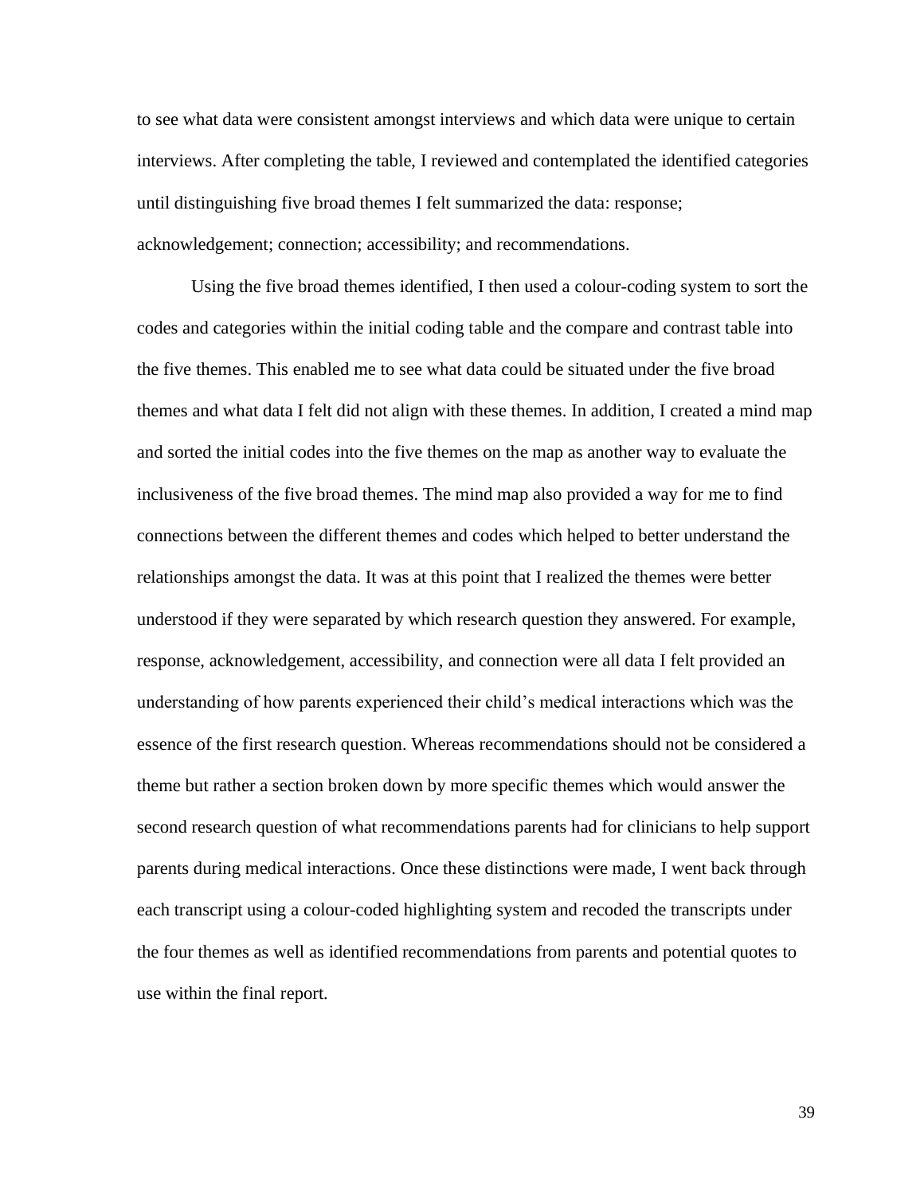to see what data were consistent amongst interviews and which data were unique to certain interviews. After completing the table, I reviewed and contemplated the identified categories until distinguishing five broad themes I felt summarized the data: response; acknowledgement; connection; accessibility; and recommendations.

Using the five broad themes identified, I then used a colour-coding system to sort the codes and categories within the initial coding table and the compare and contrast table into the five themes. This enabled me to see what data could be situated under the five broad themes and what data I felt did not align with these themes. In addition, I created a mind map and sorted the initial codes into the five themes on the map as another way to evaluate the inclusiveness of the five broad themes. The mind map also provided a way for me to find connections between the different themes and codes which helped to better understand the relationships amongst the data. It was at this point that I realized the themes were better understood if they were separated by which research question they answered. For example, response, acknowledgement, accessibility, and connection were all data I felt provided an understanding of how parents experienced their child's medical interactions which was the essence of the first research question. Whereas recommendations should not be considered a theme but rather a section broken down by more specific themes which would answer the second research question of what recommendations parents had for clinicians to help support parents during medical interactions. Once these distinctions were made, I went back through each transcript using a colour-coded highlighting system and recoded the transcripts under the four themes as well as identified recommendations from parents and potential quotes to use within the final report.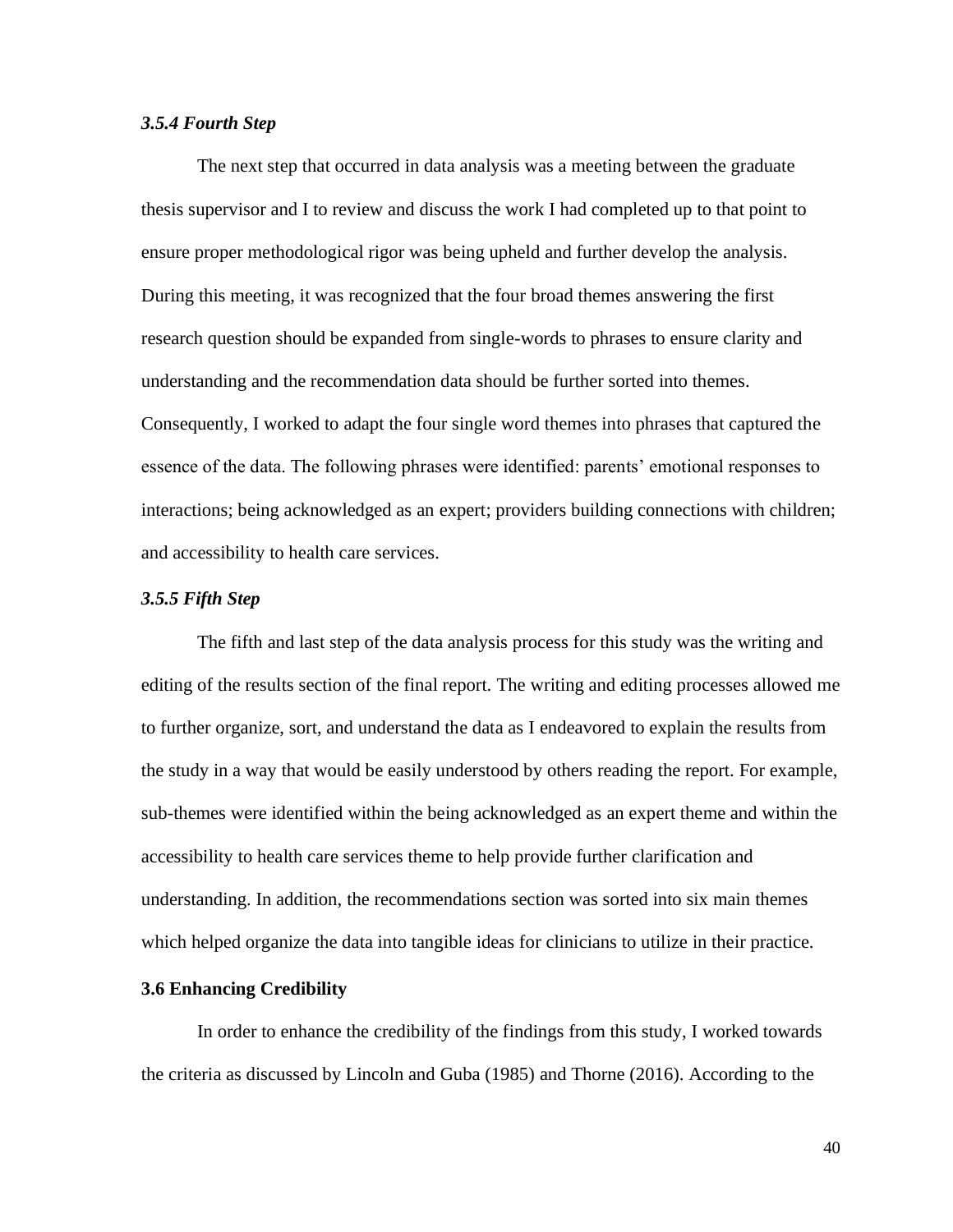### *3.5.4 Fourth Step*

The next step that occurred in data analysis was a meeting between the graduate thesis supervisor and I to review and discuss the work I had completed up to that point to ensure proper methodological rigor was being upheld and further develop the analysis. During this meeting, it was recognized that the four broad themes answering the first research question should be expanded from single-words to phrases to ensure clarity and understanding and the recommendation data should be further sorted into themes. Consequently, I worked to adapt the four single word themes into phrases that captured the essence of the data. The following phrases were identified: parents' emotional responses to interactions; being acknowledged as an expert; providers building connections with children; and accessibility to health care services.

### *3.5.5 Fifth Step*

The fifth and last step of the data analysis process for this study was the writing and editing of the results section of the final report. The writing and editing processes allowed me to further organize, sort, and understand the data as I endeavored to explain the results from the study in a way that would be easily understood by others reading the report. For example, sub-themes were identified within the being acknowledged as an expert theme and within the accessibility to health care services theme to help provide further clarification and understanding. In addition, the recommendations section was sorted into six main themes which helped organize the data into tangible ideas for clinicians to utilize in their practice.

## **3.6 Enhancing Credibility**

In order to enhance the credibility of the findings from this study, I worked towards the criteria as discussed by Lincoln and Guba (1985) and Thorne (2016). According to the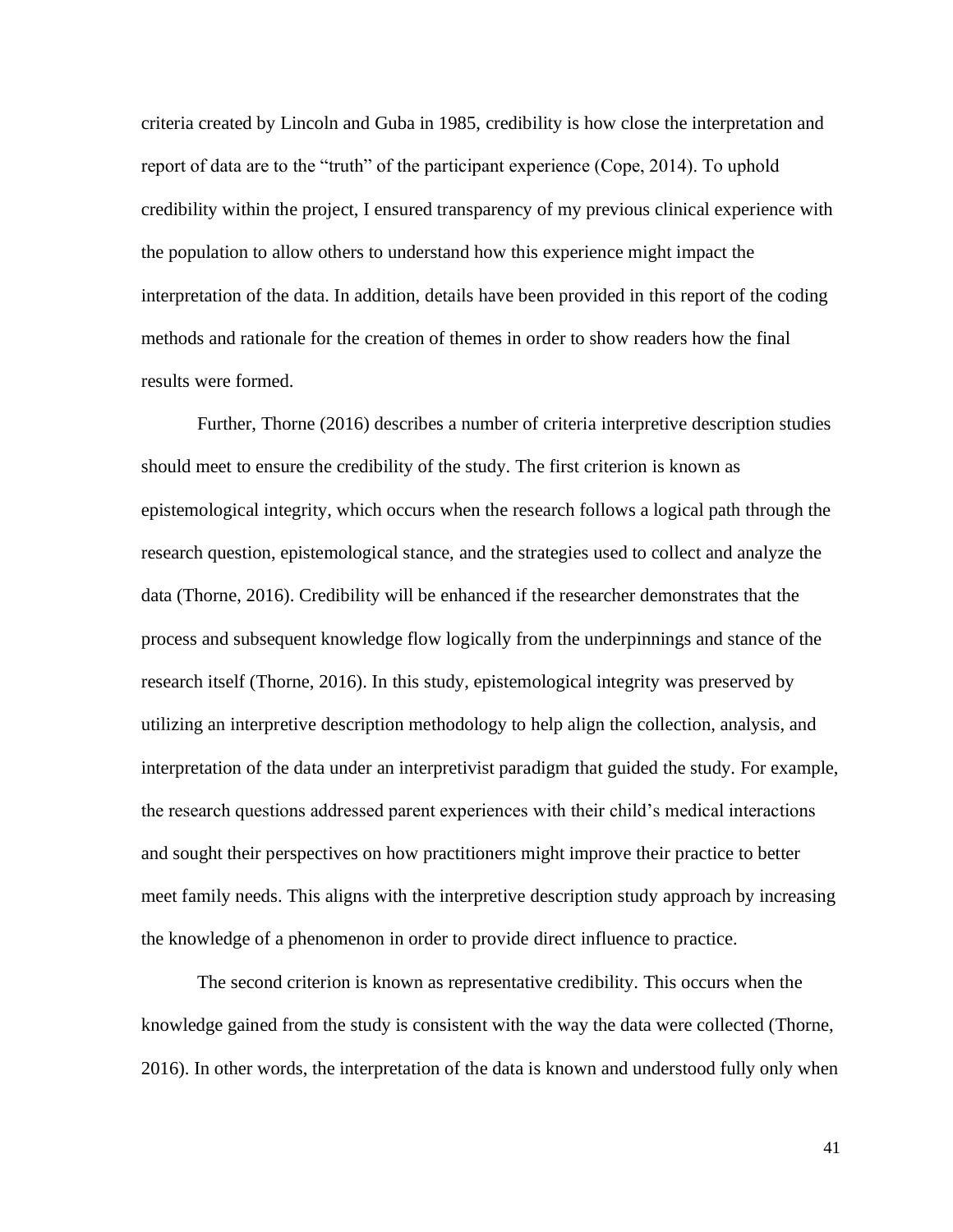criteria created by Lincoln and Guba in 1985, credibility is how close the interpretation and report of data are to the "truth" of the participant experience (Cope, 2014). To uphold credibility within the project, I ensured transparency of my previous clinical experience with the population to allow others to understand how this experience might impact the interpretation of the data. In addition, details have been provided in this report of the coding methods and rationale for the creation of themes in order to show readers how the final results were formed.

Further, Thorne (2016) describes a number of criteria interpretive description studies should meet to ensure the credibility of the study. The first criterion is known as epistemological integrity, which occurs when the research follows a logical path through the research question, epistemological stance, and the strategies used to collect and analyze the data (Thorne, 2016). Credibility will be enhanced if the researcher demonstrates that the process and subsequent knowledge flow logically from the underpinnings and stance of the research itself (Thorne, 2016). In this study, epistemological integrity was preserved by utilizing an interpretive description methodology to help align the collection, analysis, and interpretation of the data under an interpretivist paradigm that guided the study. For example, the research questions addressed parent experiences with their child's medical interactions and sought their perspectives on how practitioners might improve their practice to better meet family needs. This aligns with the interpretive description study approach by increasing the knowledge of a phenomenon in order to provide direct influence to practice.

The second criterion is known as representative credibility. This occurs when the knowledge gained from the study is consistent with the way the data were collected (Thorne, 2016). In other words, the interpretation of the data is known and understood fully only when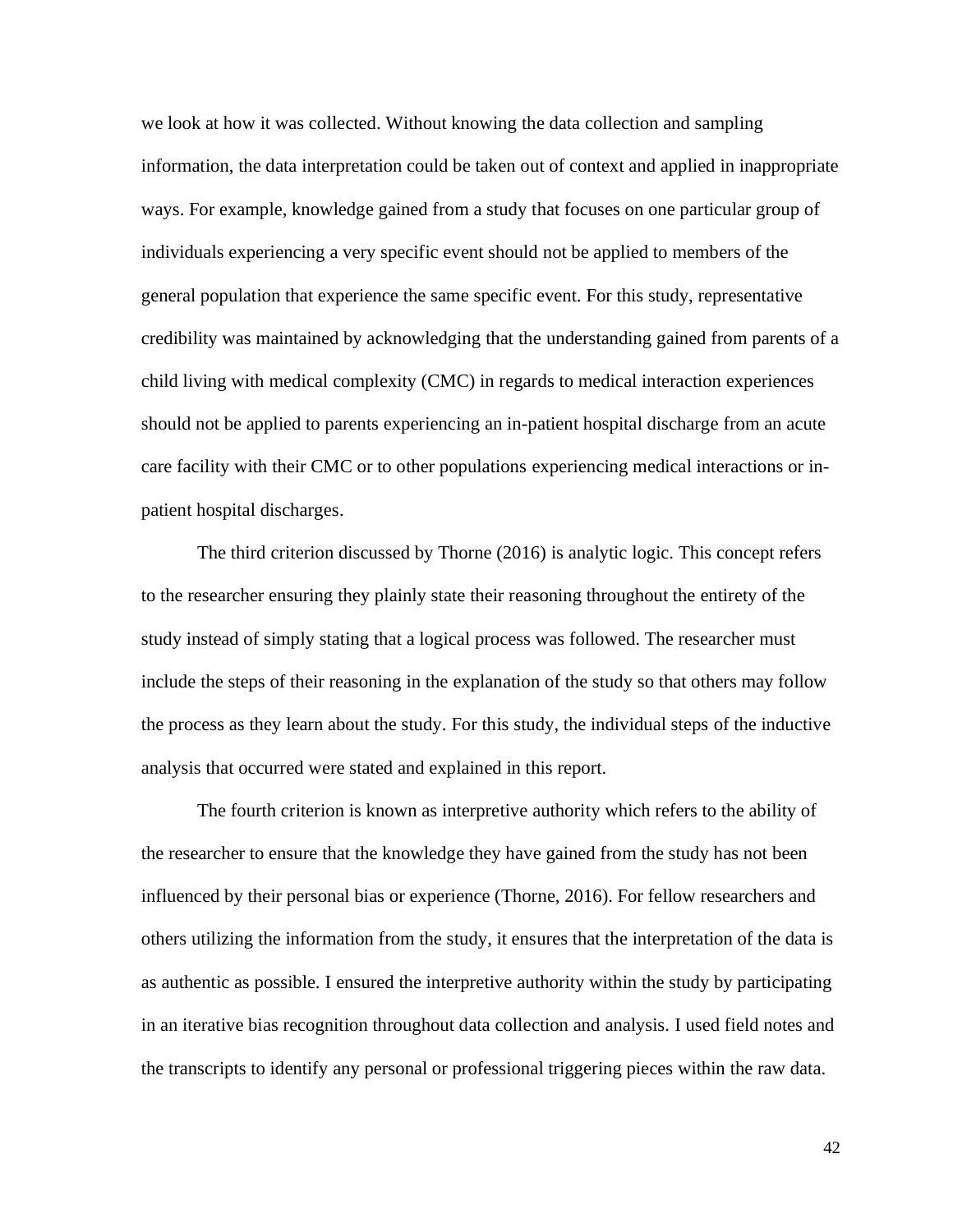we look at how it was collected. Without knowing the data collection and sampling information, the data interpretation could be taken out of context and applied in inappropriate ways. For example, knowledge gained from a study that focuses on one particular group of individuals experiencing a very specific event should not be applied to members of the general population that experience the same specific event. For this study, representative credibility was maintained by acknowledging that the understanding gained from parents of a child living with medical complexity (CMC) in regards to medical interaction experiences should not be applied to parents experiencing an in-patient hospital discharge from an acute care facility with their CMC or to other populations experiencing medical interactions or in-patient hospital discharges.

The third criterion discussed by Thorne (2016) is analytic logic. This concept refers to the researcher ensuring they plainly state their reasoning throughout the entirety of the study instead of simply stating that a logical process was followed. The researcher must include the steps of their reasoning in the explanation of the study so that others may follow the process as they learn about the study. For this study, the individual steps of the inductive analysis that occurred were stated and explained in this report.

The fourth criterion is known as interpretive authority which refers to the ability of the researcher to ensure that the knowledge they have gained from the study has not been influenced by their personal bias or experience (Thorne, 2016). For fellow researchers and others utilizing the information from the study, it ensures that the interpretation of the data is as authentic as possible. I ensured the interpretive authority within the study by participating in an iterative bias recognition throughout data collection and analysis. I used field notes and the transcripts to identify any personal or professional triggering pieces within the raw data.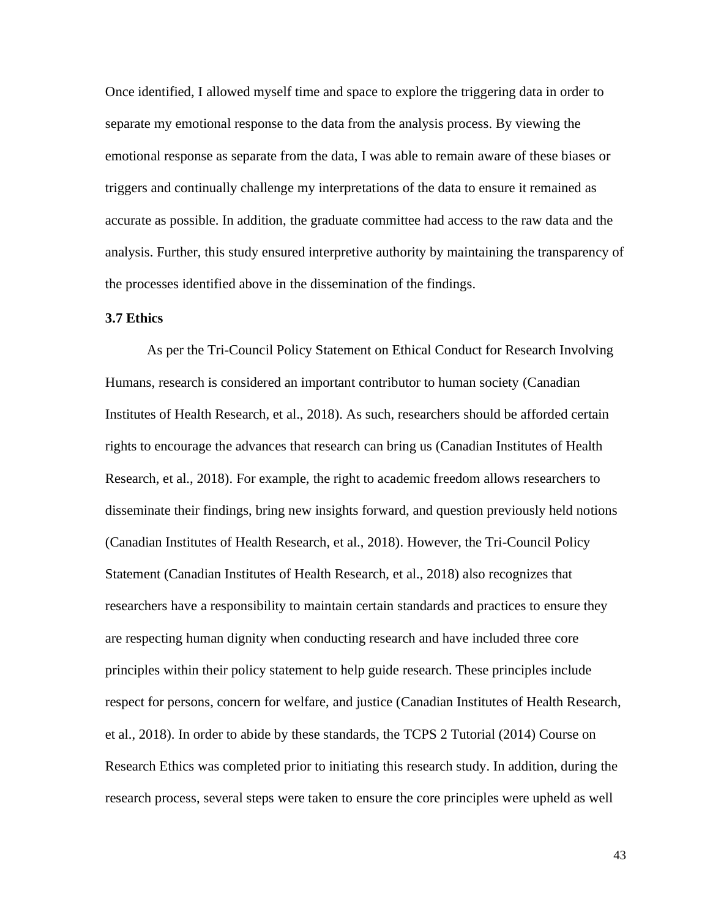Once identified, I allowed myself time and space to explore the triggering data in order to separate my emotional response to the data from the analysis process. By viewing the emotional response as separate from the data, I was able to remain aware of these biases or triggers and continually challenge my interpretations of the data to ensure it remained as accurate as possible. In addition, the graduate committee had access to the raw data and the analysis. Further, this study ensured interpretive authority by maintaining the transparency of the processes identified above in the dissemination of the findings.

### 3.7 Ethics

As per the Tri-Council Policy Statement on Ethical Conduct for Research Involving Humans, research is considered an important contributor to human society (Canadian Institutes of Health Research, et al., 2018). As such, researchers should be afforded certain rights to encourage the advances that research can bring us (Canadian Institutes of Health Research, et al., 2018). For example, the right to academic freedom allows researchers to disseminate their findings, bring new insights forward, and question previously held notions (Canadian Institutes of Health Research, et al., 2018). However, the Tri-Council Policy Statement (Canadian Institutes of Health Research, et al., 2018) also recognizes that researchers have a responsibility to maintain certain standards and practices to ensure they are respecting human dignity when conducting research and have included three core principles within their policy statement to help guide research. These principles include respect for persons, concern for welfare, and justice (Canadian Institutes of Health Research, et al., 2018). In order to abide by these standards, the TCPS 2 Tutorial (2014) Course on Research Ethics was completed prior to initiating this research study. In addition, during the research process, several steps were taken to ensure the core principles were upheld as well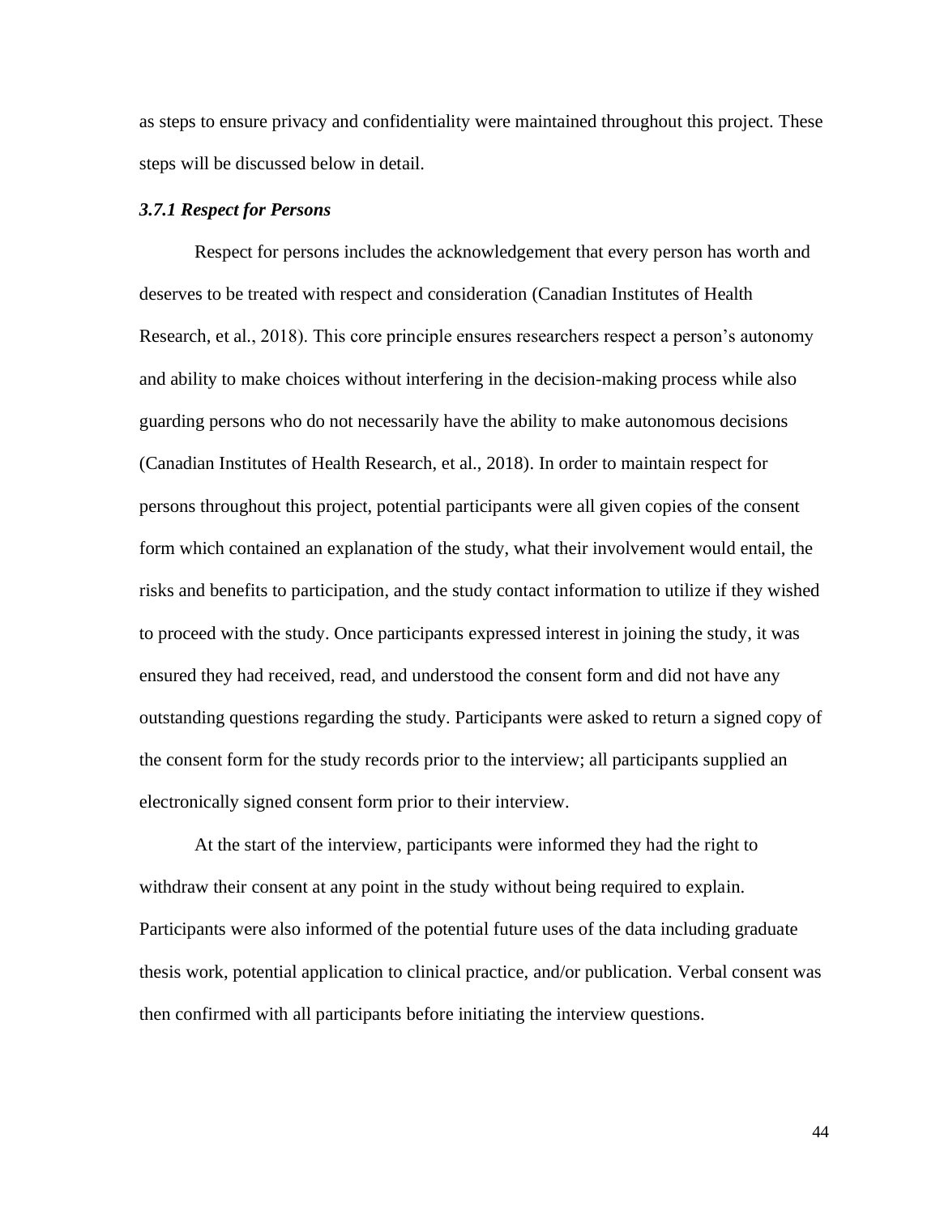as steps to ensure privacy and confidentiality were maintained throughout this project. These steps will be discussed below in detail.

### *3.7.1 Respect for Persons*

Respect for persons includes the acknowledgement that every person has worth and deserves to be treated with respect and consideration (Canadian Institutes of Health Research, et al., 2018). This core principle ensures researchers respect a person's autonomy and ability to make choices without interfering in the decision-making process while also guarding persons who do not necessarily have the ability to make autonomous decisions (Canadian Institutes of Health Research, et al., 2018). In order to maintain respect for persons throughout this project, potential participants were all given copies of the consent form which contained an explanation of the study, what their involvement would entail, the risks and benefits to participation, and the study contact information to utilize if they wished to proceed with the study. Once participants expressed interest in joining the study, it was ensured they had received, read, and understood the consent form and did not have any outstanding questions regarding the study. Participants were asked to return a signed copy of the consent form for the study records prior to the interview; all participants supplied an electronically signed consent form prior to their interview.

At the start of the interview, participants were informed they had the right to withdraw their consent at any point in the study without being required to explain. Participants were also informed of the potential future uses of the data including graduate thesis work, potential application to clinical practice, and/or publication. Verbal consent was then confirmed with all participants before initiating the interview questions.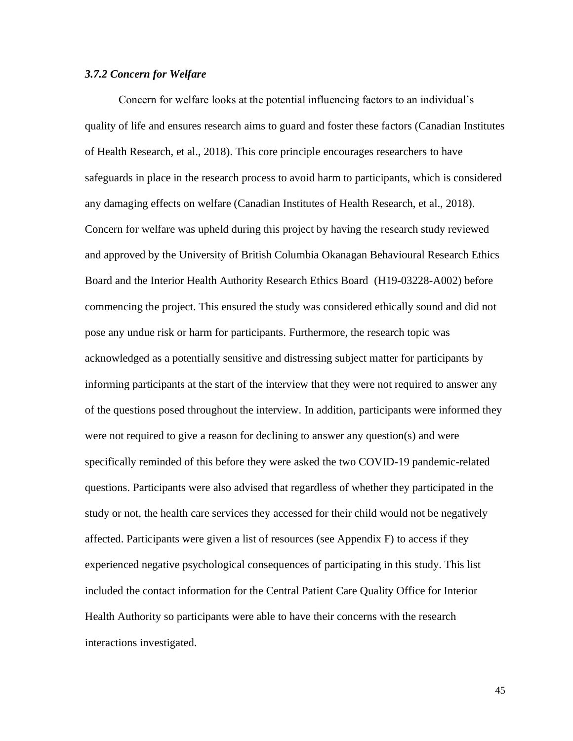### *3.7.2 Concern for Welfare*

Concern for welfare looks at the potential influencing factors to an individual's quality of life and ensures research aims to guard and foster these factors (Canadian Institutes of Health Research, et al., 2018). This core principle encourages researchers to have safeguards in place in the research process to avoid harm to participants, which is considered any damaging effects on welfare (Canadian Institutes of Health Research, et al., 2018). Concern for welfare was upheld during this project by having the research study reviewed and approved by the University of British Columbia Okanagan Behavioural Research Ethics Board and the Interior Health Authority Research Ethics Board (H19-03228-A002) before commencing the project. This ensured the study was considered ethically sound and did not pose any undue risk or harm for participants. Furthermore, the research topic was acknowledged as a potentially sensitive and distressing subject matter for participants by informing participants at the start of the interview that they were not required to answer any of the questions posed throughout the interview. In addition, participants were informed they were not required to give a reason for declining to answer any question(s) and were specifically reminded of this before they were asked the two COVID-19 pandemic-related questions. Participants were also advised that regardless of whether they participated in the study or not, the health care services they accessed for their child would not be negatively affected. Participants were given a list of resources (see Appendix F) to access if they experienced negative psychological consequences of participating in this study. This list included the contact information for the Central Patient Care Quality Office for Interior Health Authority so participants were able to have their concerns with the research interactions investigated.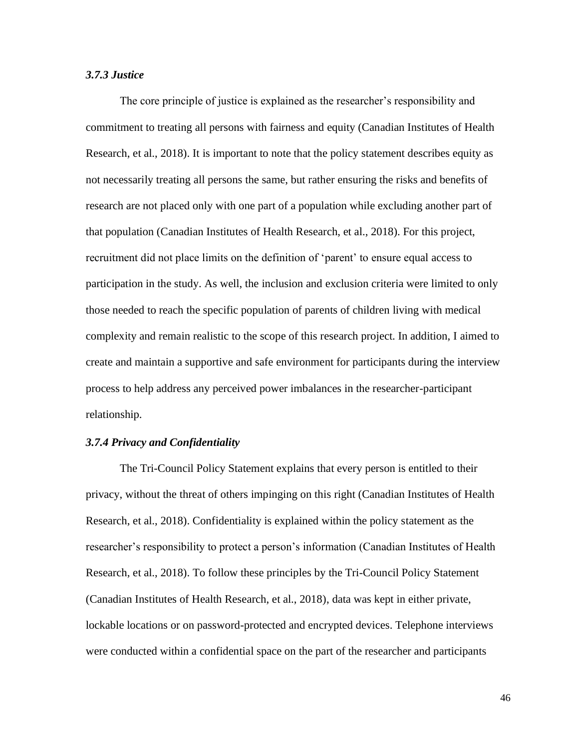### *3.7.3 Justice*

The core principle of justice is explained as the researcher's responsibility and commitment to treating all persons with fairness and equity (Canadian Institutes of Health Research, et al., 2018). It is important to note that the policy statement describes equity as not necessarily treating all persons the same, but rather ensuring the risks and benefits of research are not placed only with one part of a population while excluding another part of that population (Canadian Institutes of Health Research, et al., 2018). For this project, recruitment did not place limits on the definition of 'parent' to ensure equal access to participation in the study. As well, the inclusion and exclusion criteria were limited to only those needed to reach the specific population of parents of children living with medical complexity and remain realistic to the scope of this research project. In addition, I aimed to create and maintain a supportive and safe environment for participants during the interview process to help address any perceived power imbalances in the researcher-participant relationship.

### *3.7.4 Privacy and Confidentiality*

The Tri-Council Policy Statement explains that every person is entitled to their privacy, without the threat of others impinging on this right (Canadian Institutes of Health Research, et al., 2018). Confidentiality is explained within the policy statement as the researcher's responsibility to protect a person's information (Canadian Institutes of Health Research, et al., 2018). To follow these principles by the Tri-Council Policy Statement (Canadian Institutes of Health Research, et al., 2018), data was kept in either private, lockable locations or on password-protected and encrypted devices. Telephone interviews were conducted within a confidential space on the part of the researcher and participants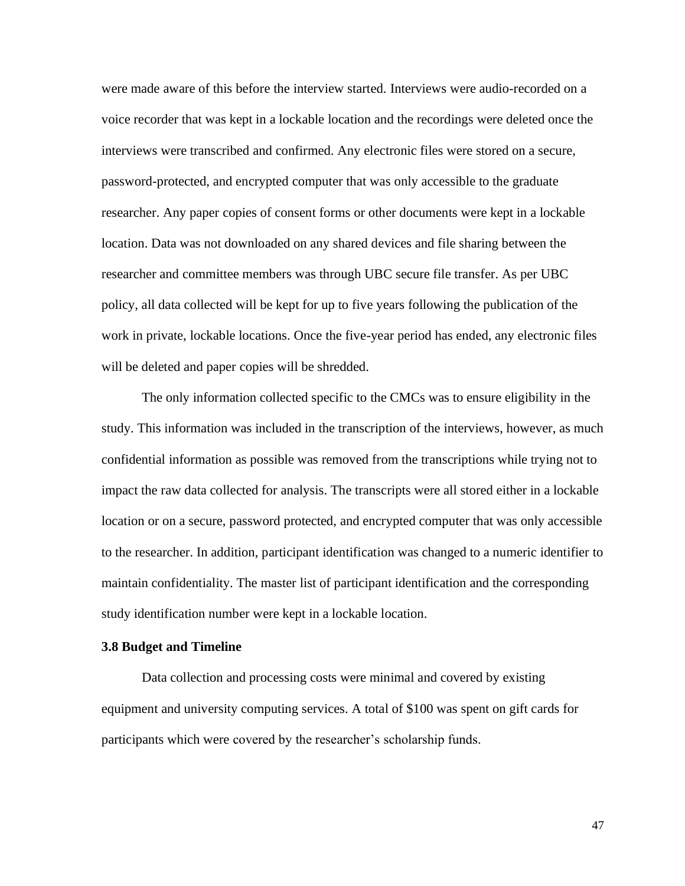were made aware of this before the interview started. Interviews were audio-recorded on a voice recorder that was kept in a lockable location and the recordings were deleted once the interviews were transcribed and confirmed. Any electronic files were stored on a secure, password-protected, and encrypted computer that was only accessible to the graduate researcher. Any paper copies of consent forms or other documents were kept in a lockable location. Data was not downloaded on any shared devices and file sharing between the researcher and committee members was through UBC secure file transfer. As per UBC policy, all data collected will be kept for up to five years following the publication of the work in private, lockable locations. Once the five-year period has ended, any electronic files will be deleted and paper copies will be shredded.

The only information collected specific to the CMCs was to ensure eligibility in the study. This information was included in the transcription of the interviews, however, as much confidential information as possible was removed from the transcriptions while trying not to impact the raw data collected for analysis. The transcripts were all stored either in a lockable location or on a secure, password protected, and encrypted computer that was only accessible to the researcher. In addition, participant identification was changed to a numeric identifier to maintain confidentiality. The master list of participant identification and the corresponding study identification number were kept in a lockable location.

### 3.8 Budget and Timeline

Data collection and processing costs were minimal and covered by existing equipment and university computing services. A total of $100 was spent on gift cards for participants which were covered by the researcher's scholarship funds.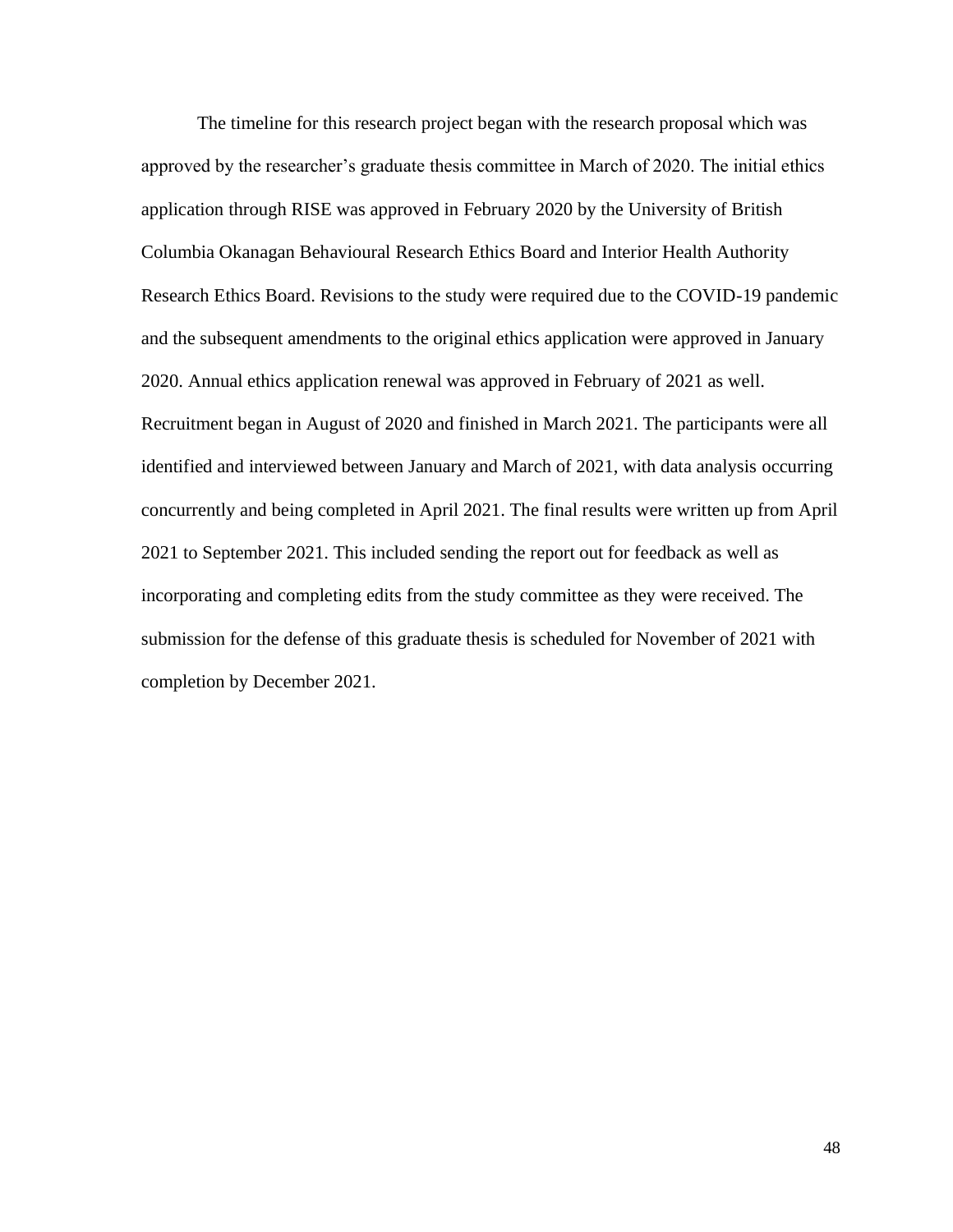The timeline for this research project began with the research proposal which was approved by the researcher's graduate thesis committee in March of 2020. The initial ethics application through RISE was approved in February 2020 by the University of British Columbia Okanagan Behavioural Research Ethics Board and Interior Health Authority Research Ethics Board. Revisions to the study were required due to the COVID-19 pandemic and the subsequent amendments to the original ethics application were approved in January 2020. Annual ethics application renewal was approved in February of 2021 as well. Recruitment began in August of 2020 and finished in March 2021. The participants were all identified and interviewed between January and March of 2021, with data analysis occurring concurrently and being completed in April 2021. The final results were written up from April 2021 to September 2021. This included sending the report out for feedback as well as incorporating and completing edits from the study committee as they were received. The submission for the defense of this graduate thesis is scheduled for November of 2021 with completion by December 2021.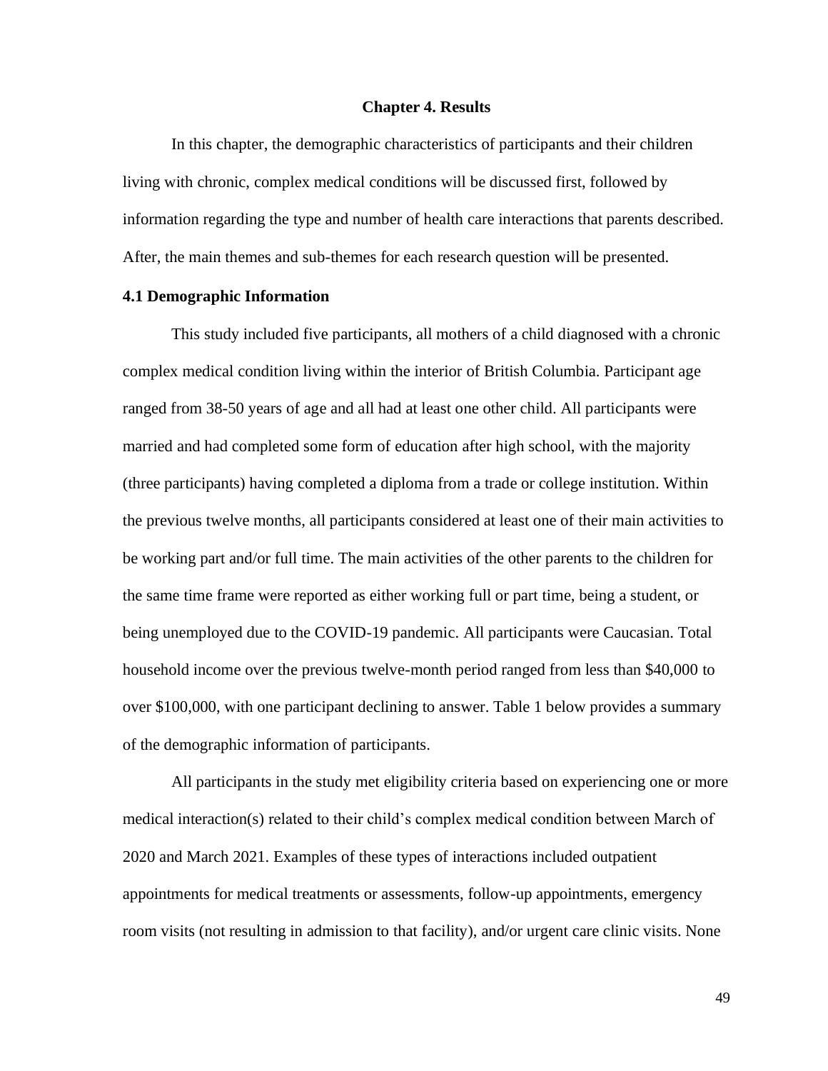# Chapter 4. Results

In this chapter, the demographic characteristics of participants and their children living with chronic, complex medical conditions will be discussed first, followed by information regarding the type and number of health care interactions that parents described. After, the main themes and sub-themes for each research question will be presented.

## 4.1 Demographic Information

This study included five participants, all mothers of a child diagnosed with a chronic complex medical condition living within the interior of British Columbia. Participant age ranged from 38-50 years of age and all had at least one other child. All participants were married and had completed some form of education after high school, with the majority (three participants) having completed a diploma from a trade or college institution. Within the previous twelve months, all participants considered at least one of their main activities to be working part and/or full time. The main activities of the other parents to the children for the same time frame were reported as either working full or part time, being a student, or being unemployed due to the COVID-19 pandemic. All participants were Caucasian. Total household income over the previous twelve-month period ranged from less than $40,000 to over $100,000, with one participant declining to answer. Table 1 below provides a summary of the demographic information of participants.

All participants in the study met eligibility criteria based on experiencing one or more medical interaction(s) related to their child's complex medical condition between March of 2020 and March 2021. Examples of these types of interactions included outpatient appointments for medical treatments or assessments, follow-up appointments, emergency room visits (not resulting in admission to that facility), and/or urgent care clinic visits. None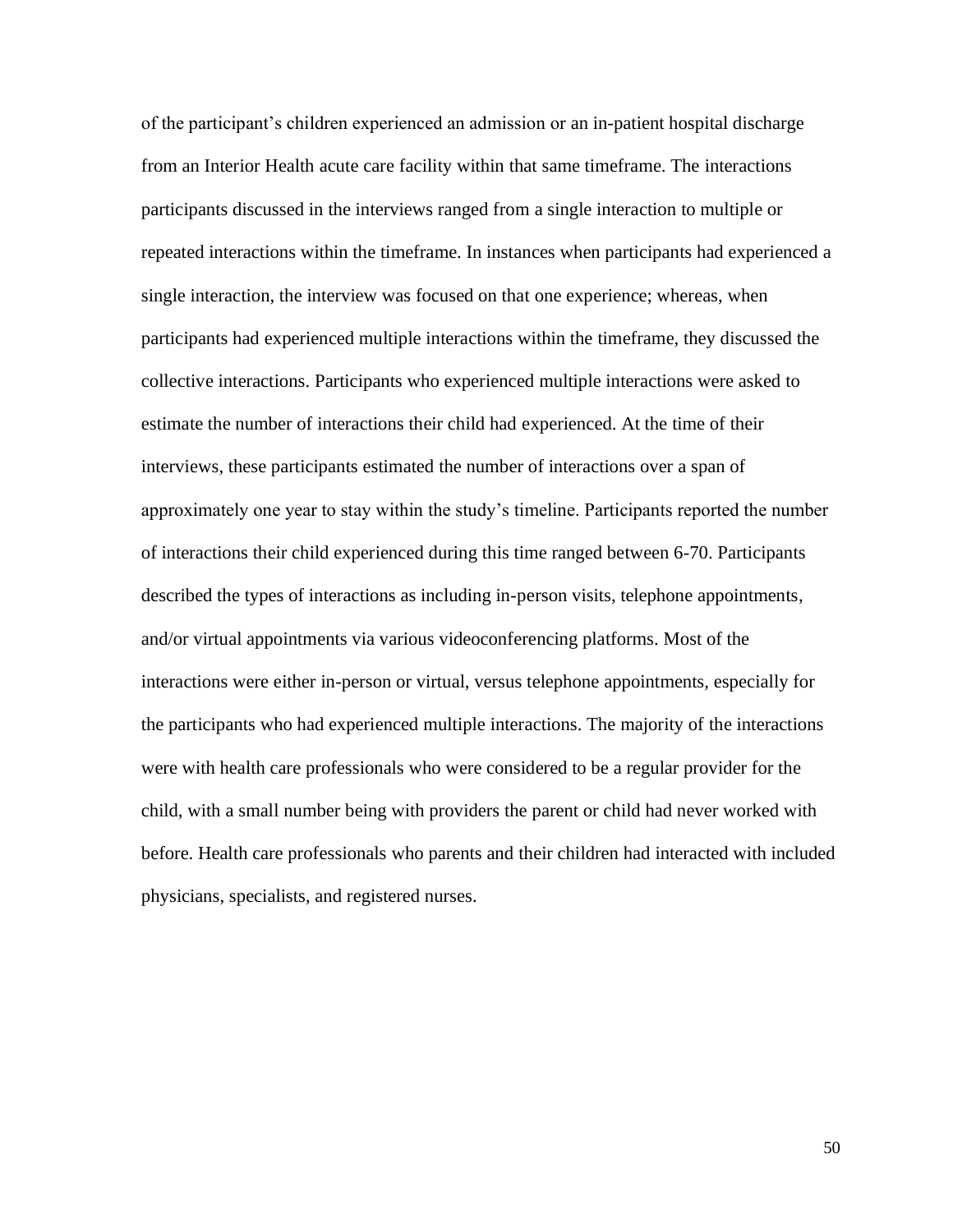of the participant's children experienced an admission or an in-patient hospital discharge from an Interior Health acute care facility within that same timeframe. The interactions participants discussed in the interviews ranged from a single interaction to multiple or repeated interactions within the timeframe. In instances when participants had experienced a single interaction, the interview was focused on that one experience; whereas, when participants had experienced multiple interactions within the timeframe, they discussed the collective interactions. Participants who experienced multiple interactions were asked to estimate the number of interactions their child had experienced. At the time of their interviews, these participants estimated the number of interactions over a span of approximately one year to stay within the study's timeline. Participants reported the number of interactions their child experienced during this time ranged between 6-70. Participants described the types of interactions as including in-person visits, telephone appointments, and/or virtual appointments via various videoconferencing platforms. Most of the interactions were either in-person or virtual, versus telephone appointments, especially for the participants who had experienced multiple interactions. The majority of the interactions were with health care professionals who were considered to be a regular provider for the child, with a small number being with providers the parent or child had never worked with before. Health care professionals who parents and their children had interacted with included physicians, specialists, and registered nurses.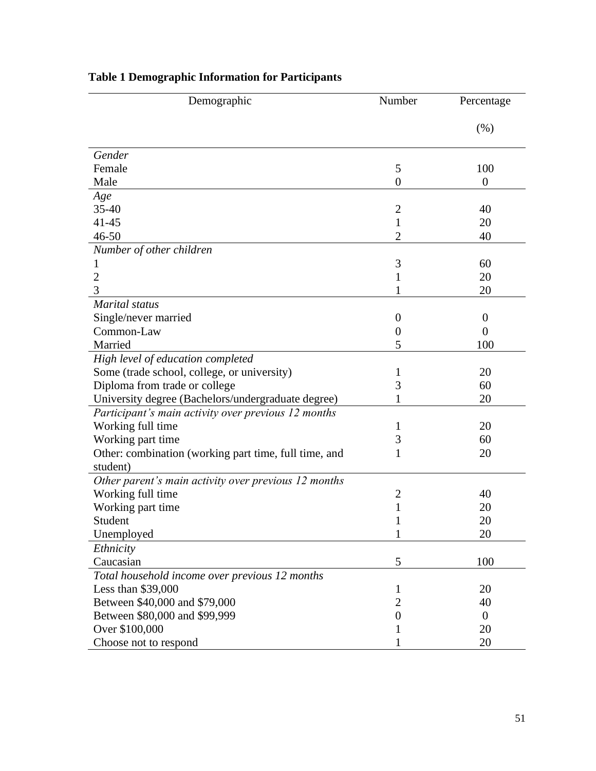**Table 1 Demographic Information for Participants**

| Demographic | Number | Percentage (%) |
|---|---|---|
| *Gender* | | |
| Female | 5 | 100 |
| Male | 0 | 0 |
| *Age* | | |
| 35-40 | 2 | 40 |
| 41-45 | 1 | 20 |
| 46-50 | 2 | 40 |
| *Number of other children* | | |
| 1 | 3 | 60 |
| 2 | 1 | 20 |
| 3 | 1 | 20 |
| *Marital status* | | |
| Single/never married | 0 | 0 |
| Common-Law | 0 | 0 |
| Married | 5 | 100 |
| *High level of education completed* | | |
| Some (trade school, college, or university) | 1 | 20 |
| Diploma from trade or college | 3 | 60 |
| University degree (Bachelors/undergraduate degree) | 1 | 20 |
| *Participant's main activity over previous 12 months* | | |
| Working full time | 1 | 20 |
| Working part time | 3 | 60 |
| Other: combination (working part time, full time, and student) | 1 | 20 |
| *Other parent's main activity over previous 12 months* | | |
| Working full time | 2 | 40 |
| Working part time | 1 | 20 |
| Student | 1 | 20 |
| Unemployed | 1 | 20 |
| *Ethnicity* | | |
| Caucasian | 5 | 100 |
| *Total household income over previous 12 months* | | |
| Less than $39,000 | 1 | 20 |
| Between $40,000 and $79,000 | 2 | 40 |
| Between $80,000 and $99,999 | 0 | 0 |
| Over $100,000 | 1 | 20 |
| Choose not to respond | 1 | 20 |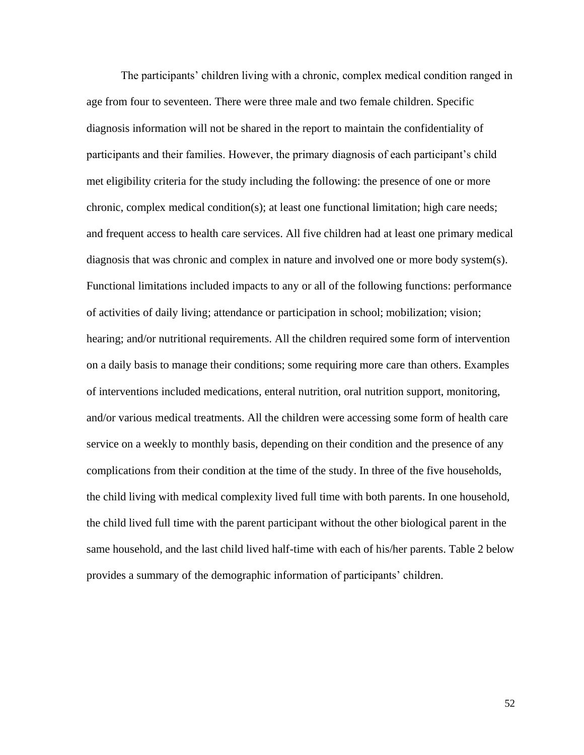The participants' children living with a chronic, complex medical condition ranged in age from four to seventeen. There were three male and two female children. Specific diagnosis information will not be shared in the report to maintain the confidentiality of participants and their families. However, the primary diagnosis of each participant's child met eligibility criteria for the study including the following: the presence of one or more chronic, complex medical condition(s); at least one functional limitation; high care needs; and frequent access to health care services. All five children had at least one primary medical diagnosis that was chronic and complex in nature and involved one or more body system(s). Functional limitations included impacts to any or all of the following functions: performance of activities of daily living; attendance or participation in school; mobilization; vision; hearing; and/or nutritional requirements. All the children required some form of intervention on a daily basis to manage their conditions; some requiring more care than others. Examples of interventions included medications, enteral nutrition, oral nutrition support, monitoring, and/or various medical treatments. All the children were accessing some form of health care service on a weekly to monthly basis, depending on their condition and the presence of any complications from their condition at the time of the study. In three of the five households, the child living with medical complexity lived full time with both parents. In one household, the child lived full time with the parent participant without the other biological parent in the same household, and the last child lived half-time with each of his/her parents. Table 2 below provides a summary of the demographic information of participants' children.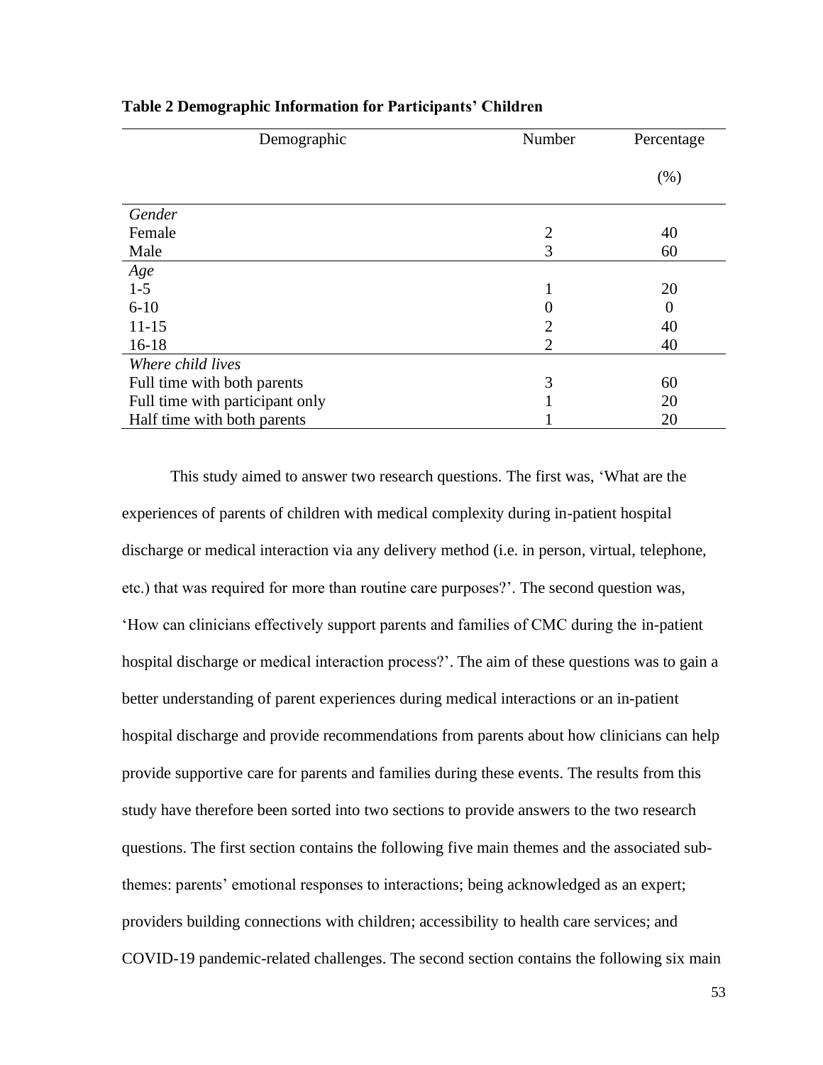**Table 2 Demographic Information for Participants' Children**

| Demographic | Number | Percentage (%) |
|---|---|---|
| *Gender* | | |
| Female | 2 | 40 |
| Male | 3 | 60 |
| *Age* | | |
| 1-5 | 1 | 20 |
| 6-10 | 0 | 0 |
| 11-15 | 2 | 40 |
| 16-18 | 2 | 40 |
| *Where child lives* | | |
| Full time with both parents | 3 | 60 |
| Full time with participant only | 1 | 20 |
| Half time with both parents | 1 | 20 |

This study aimed to answer two research questions. The first was, 'What are the experiences of parents of children with medical complexity during in-patient hospital discharge or medical interaction via any delivery method (i.e. in person, virtual, telephone, etc.) that was required for more than routine care purposes?'. The second question was, 'How can clinicians effectively support parents and families of CMC during the in-patient hospital discharge or medical interaction process?'. The aim of these questions was to gain a better understanding of parent experiences during medical interactions or an in-patient hospital discharge and provide recommendations from parents about how clinicians can help provide supportive care for parents and families during these events. The results from this study have therefore been sorted into two sections to provide answers to the two research questions. The first section contains the following five main themes and the associated sub-themes: parents' emotional responses to interactions; being acknowledged as an expert; providers building connections with children; accessibility to health care services; and COVID-19 pandemic-related challenges. The second section contains the following six main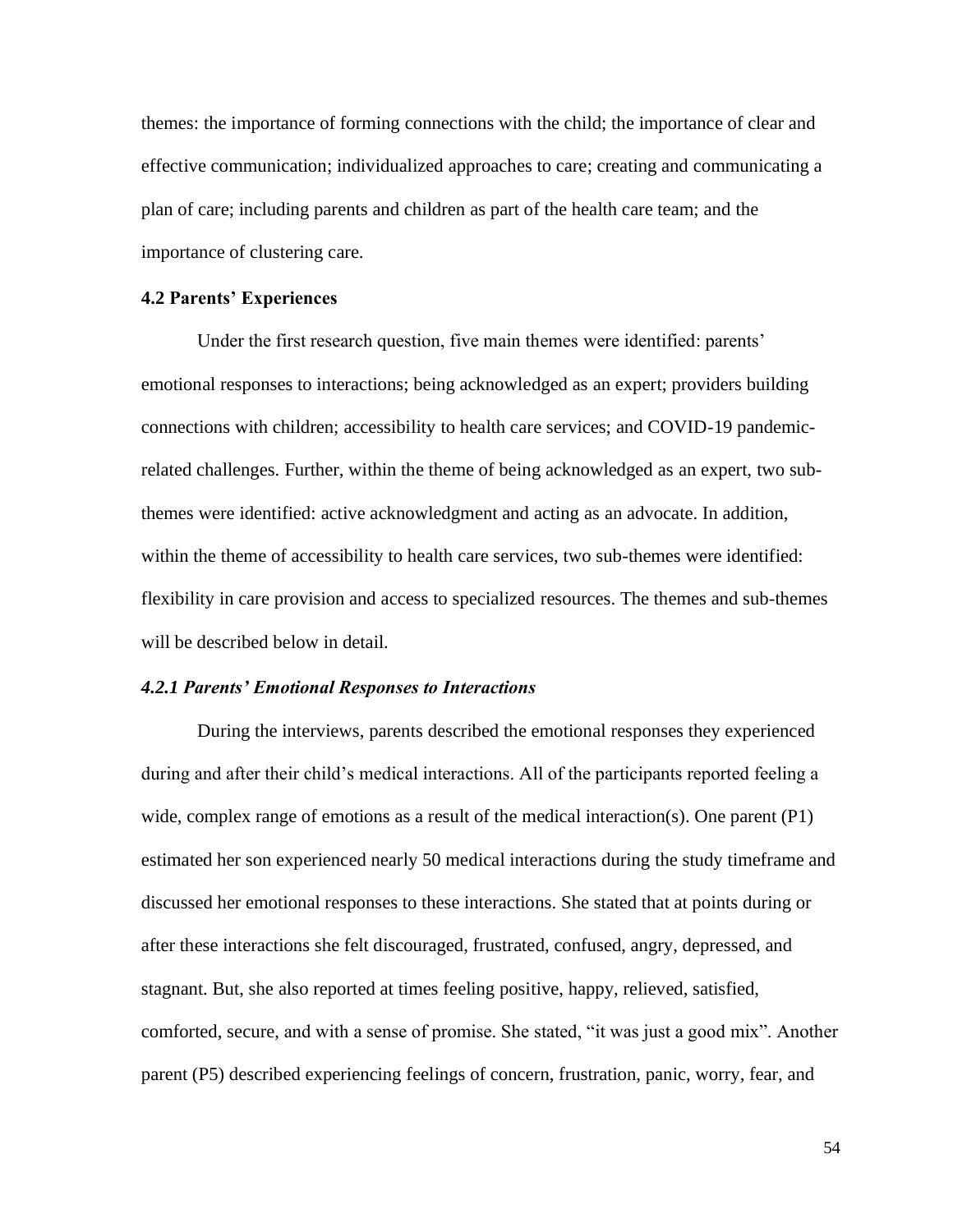themes: the importance of forming connections with the child; the importance of clear and effective communication; individualized approaches to care; creating and communicating a plan of care; including parents and children as part of the health care team; and the importance of clustering care.

### 4.2 Parents' Experiences

Under the first research question, five main themes were identified: parents' emotional responses to interactions; being acknowledged as an expert; providers building connections with children; accessibility to health care services; and COVID-19 pandemic-related challenges. Further, within the theme of being acknowledged as an expert, two sub-themes were identified: active acknowledgment and acting as an advocate. In addition, within the theme of accessibility to health care services, two sub-themes were identified: flexibility in care provision and access to specialized resources. The themes and sub-themes will be described below in detail.

#### *4.2.1 Parents' Emotional Responses to Interactions*

During the interviews, parents described the emotional responses they experienced during and after their child's medical interactions. All of the participants reported feeling a wide, complex range of emotions as a result of the medical interaction(s). One parent (P1) estimated her son experienced nearly 50 medical interactions during the study timeframe and discussed her emotional responses to these interactions. She stated that at points during or after these interactions she felt discouraged, frustrated, confused, angry, depressed, and stagnant. But, she also reported at times feeling positive, happy, relieved, satisfied, comforted, secure, and with a sense of promise. She stated, "it was just a good mix". Another parent (P5) described experiencing feelings of concern, frustration, panic, worry, fear, and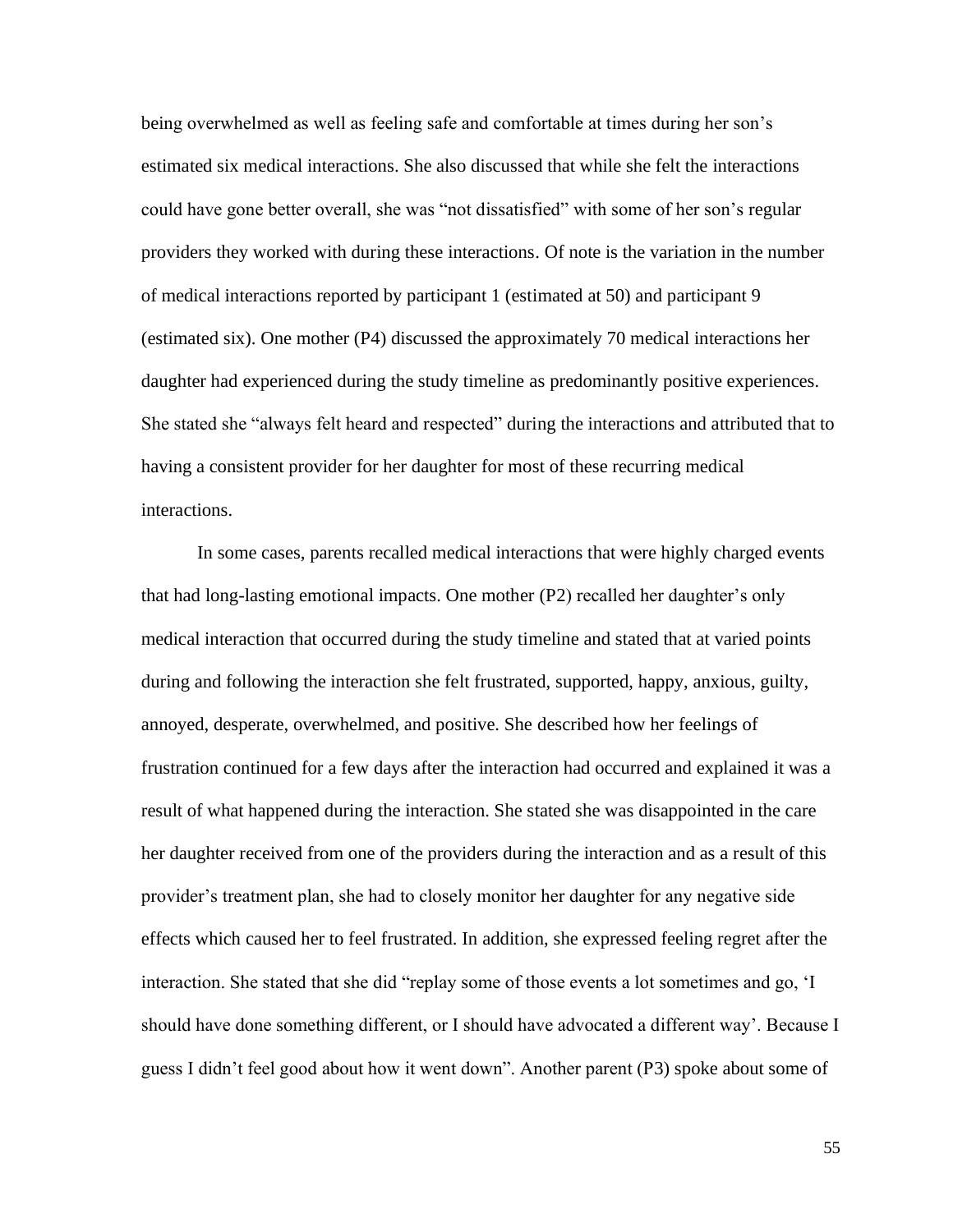being overwhelmed as well as feeling safe and comfortable at times during her son's estimated six medical interactions. She also discussed that while she felt the interactions could have gone better overall, she was "not dissatisfied" with some of her son's regular providers they worked with during these interactions. Of note is the variation in the number of medical interactions reported by participant 1 (estimated at 50) and participant 9 (estimated six). One mother (P4) discussed the approximately 70 medical interactions her daughter had experienced during the study timeline as predominantly positive experiences. She stated she "always felt heard and respected" during the interactions and attributed that to having a consistent provider for her daughter for most of these recurring medical interactions.

In some cases, parents recalled medical interactions that were highly charged events that had long-lasting emotional impacts. One mother (P2) recalled her daughter's only medical interaction that occurred during the study timeline and stated that at varied points during and following the interaction she felt frustrated, supported, happy, anxious, guilty, annoyed, desperate, overwhelmed, and positive. She described how her feelings of frustration continued for a few days after the interaction had occurred and explained it was a result of what happened during the interaction. She stated she was disappointed in the care her daughter received from one of the providers during the interaction and as a result of this provider's treatment plan, she had to closely monitor her daughter for any negative side effects which caused her to feel frustrated. In addition, she expressed feeling regret after the interaction. She stated that she did "replay some of those events a lot sometimes and go, 'I should have done something different, or I should have advocated a different way'. Because I guess I didn't feel good about how it went down". Another parent (P3) spoke about some of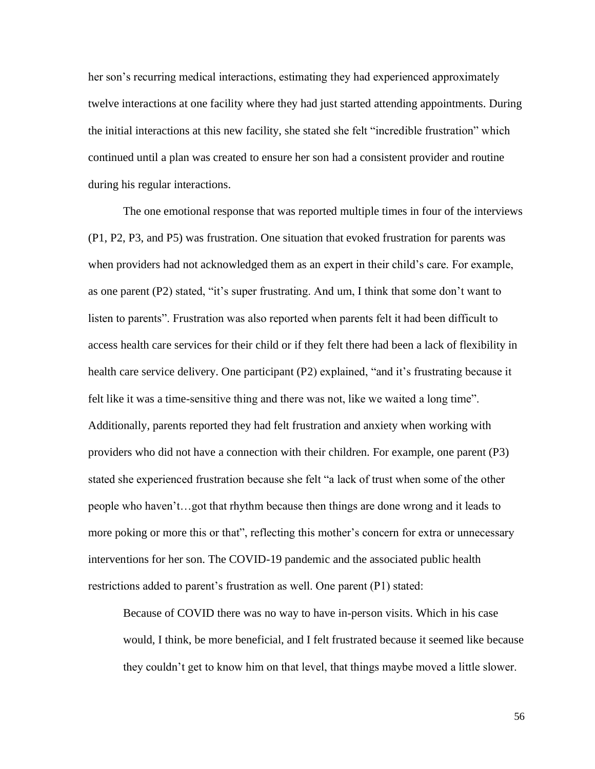her son's recurring medical interactions, estimating they had experienced approximately twelve interactions at one facility where they had just started attending appointments. During the initial interactions at this new facility, she stated she felt "incredible frustration" which continued until a plan was created to ensure her son had a consistent provider and routine during his regular interactions.

The one emotional response that was reported multiple times in four of the interviews (P1, P2, P3, and P5) was frustration. One situation that evoked frustration for parents was when providers had not acknowledged them as an expert in their child's care. For example, as one parent (P2) stated, "it's super frustrating. And um, I think that some don't want to listen to parents". Frustration was also reported when parents felt it had been difficult to access health care services for their child or if they felt there had been a lack of flexibility in health care service delivery. One participant (P2) explained, "and it's frustrating because it felt like it was a time-sensitive thing and there was not, like we waited a long time". Additionally, parents reported they had felt frustration and anxiety when working with providers who did not have a connection with their children. For example, one parent (P3) stated she experienced frustration because she felt "a lack of trust when some of the other people who haven't…got that rhythm because then things are done wrong and it leads to more poking or more this or that", reflecting this mother's concern for extra or unnecessary interventions for her son. The COVID-19 pandemic and the associated public health restrictions added to parent's frustration as well. One parent (P1) stated:

> Because of COVID there was no way to have in-person visits. Which in his case would, I think, be more beneficial, and I felt frustrated because it seemed like because they couldn't get to know him on that level, that things maybe moved a little slower.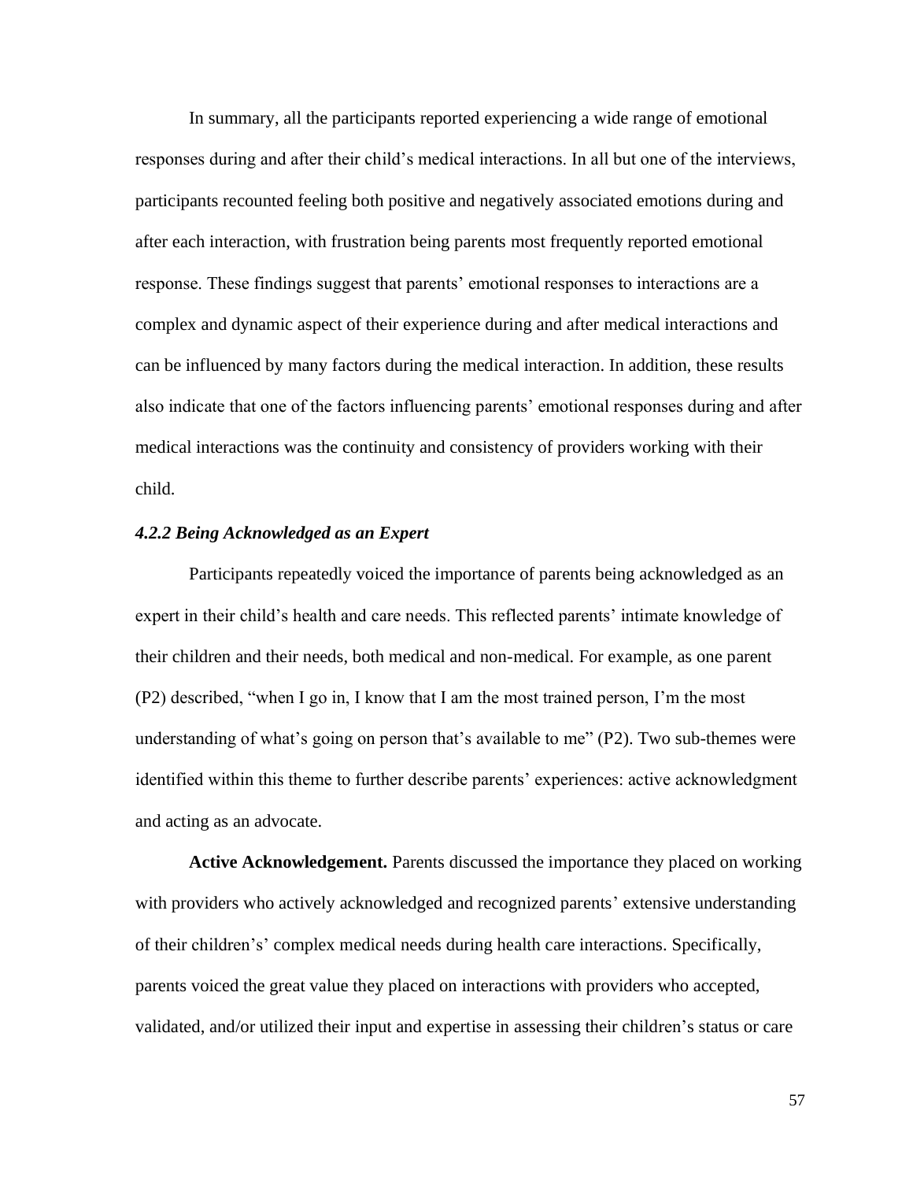In summary, all the participants reported experiencing a wide range of emotional responses during and after their child's medical interactions. In all but one of the interviews, participants recounted feeling both positive and negatively associated emotions during and after each interaction, with frustration being parents most frequently reported emotional response. These findings suggest that parents' emotional responses to interactions are a complex and dynamic aspect of their experience during and after medical interactions and can be influenced by many factors during the medical interaction. In addition, these results also indicate that one of the factors influencing parents' emotional responses during and after medical interactions was the continuity and consistency of providers working with their child.

### *4.2.2 Being Acknowledged as an Expert*

Participants repeatedly voiced the importance of parents being acknowledged as an expert in their child's health and care needs. This reflected parents' intimate knowledge of their children and their needs, both medical and non-medical. For example, as one parent (P2) described, "when I go in, I know that I am the most trained person, I'm the most understanding of what's going on person that's available to me" (P2). Two sub-themes were identified within this theme to further describe parents' experiences: active acknowledgment and acting as an advocate.

**Active Acknowledgement.** Parents discussed the importance they placed on working with providers who actively acknowledged and recognized parents' extensive understanding of their children's' complex medical needs during health care interactions. Specifically, parents voiced the great value they placed on interactions with providers who accepted, validated, and/or utilized their input and expertise in assessing their children's status or care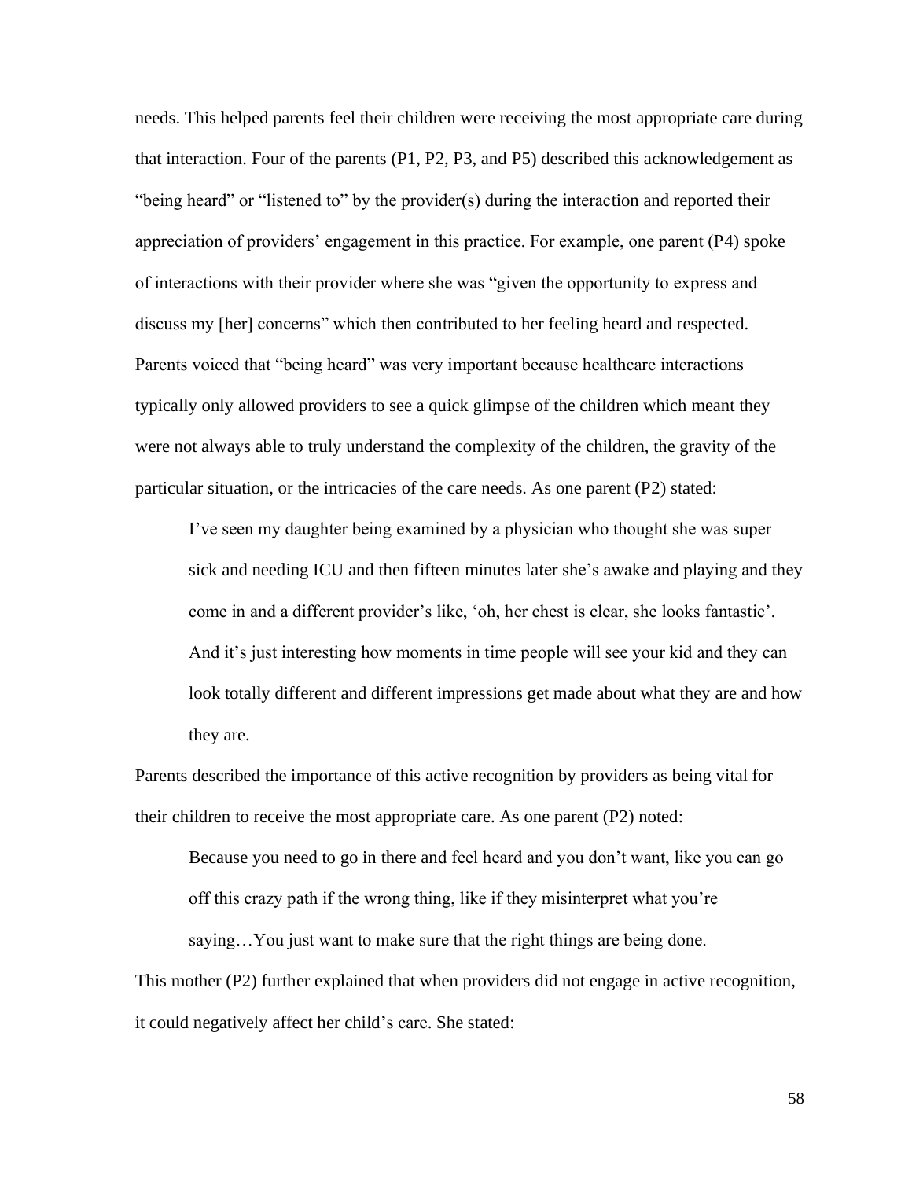needs. This helped parents feel their children were receiving the most appropriate care during that interaction. Four of the parents (P1, P2, P3, and P5) described this acknowledgement as "being heard" or "listened to" by the provider(s) during the interaction and reported their appreciation of providers' engagement in this practice. For example, one parent (P4) spoke of interactions with their provider where she was "given the opportunity to express and discuss my [her] concerns" which then contributed to her feeling heard and respected. Parents voiced that "being heard" was very important because healthcare interactions typically only allowed providers to see a quick glimpse of the children which meant they were not always able to truly understand the complexity of the children, the gravity of the particular situation, or the intricacies of the care needs. As one parent (P2) stated:

> I've seen my daughter being examined by a physician who thought she was super sick and needing ICU and then fifteen minutes later she's awake and playing and they come in and a different provider's like, 'oh, her chest is clear, she looks fantastic'. And it's just interesting how moments in time people will see your kid and they can look totally different and different impressions get made about what they are and how they are.

Parents described the importance of this active recognition by providers as being vital for their children to receive the most appropriate care. As one parent (P2) noted:

> Because you need to go in there and feel heard and you don't want, like you can go off this crazy path if the wrong thing, like if they misinterpret what you're saying…You just want to make sure that the right things are being done.

This mother (P2) further explained that when providers did not engage in active recognition, it could negatively affect her child's care. She stated: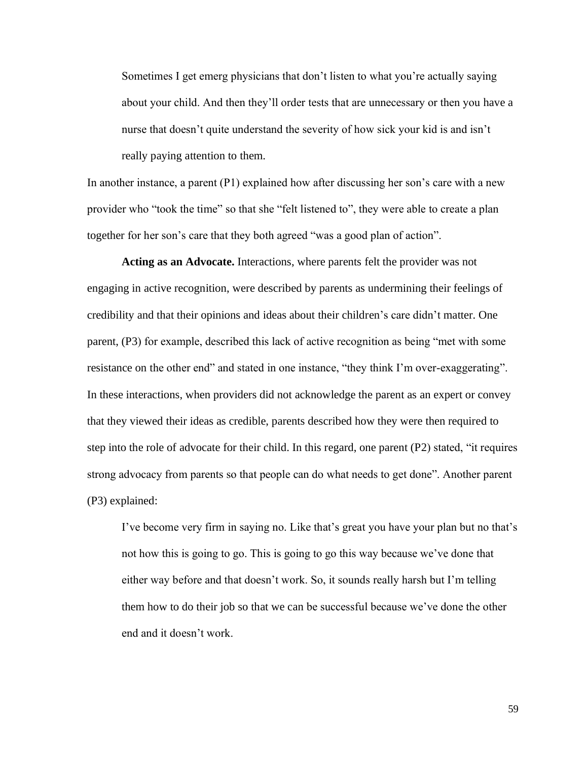> Sometimes I get emerg physicians that don't listen to what you're actually saying about your child. And then they'll order tests that are unnecessary or then you have a nurse that doesn't quite understand the severity of how sick your kid is and isn't really paying attention to them.

In another instance, a parent (P1) explained how after discussing her son's care with a new provider who "took the time" so that she "felt listened to", they were able to create a plan together for her son's care that they both agreed "was a good plan of action".

**Acting as an Advocate.** Interactions, where parents felt the provider was not engaging in active recognition, were described by parents as undermining their feelings of credibility and that their opinions and ideas about their children's care didn't matter. One parent, (P3) for example, described this lack of active recognition as being "met with some resistance on the other end" and stated in one instance, "they think I'm over-exaggerating". In these interactions, when providers did not acknowledge the parent as an expert or convey that they viewed their ideas as credible, parents described how they were then required to step into the role of advocate for their child. In this regard, one parent (P2) stated, "it requires strong advocacy from parents so that people can do what needs to get done". Another parent (P3) explained:

> I've become very firm in saying no. Like that's great you have your plan but no that's not how this is going to go. This is going to go this way because we've done that either way before and that doesn't work. So, it sounds really harsh but I'm telling them how to do their job so that we can be successful because we've done the other end and it doesn't work.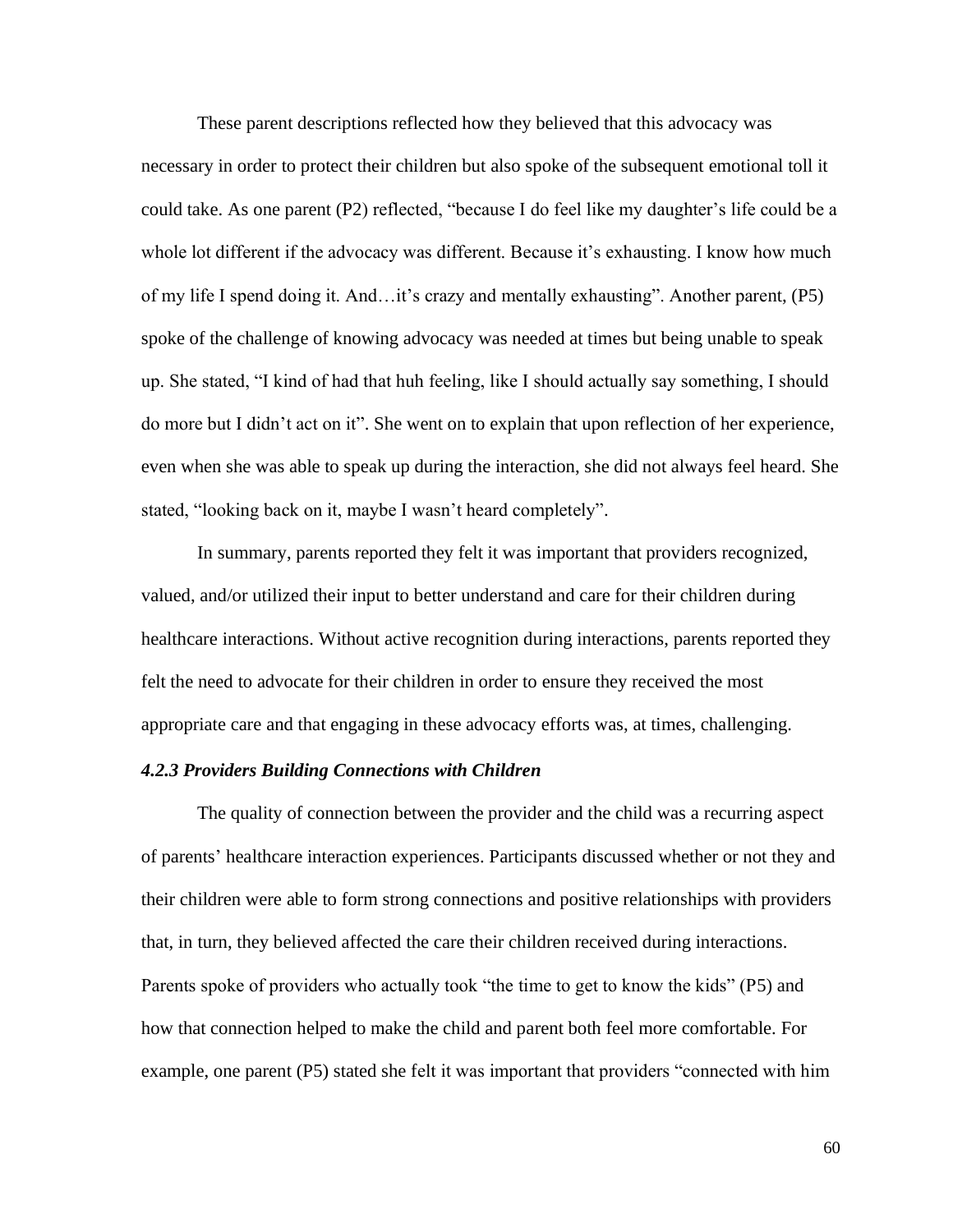These parent descriptions reflected how they believed that this advocacy was necessary in order to protect their children but also spoke of the subsequent emotional toll it could take. As one parent (P2) reflected, "because I do feel like my daughter's life could be a whole lot different if the advocacy was different. Because it's exhausting. I know how much of my life I spend doing it. And…it's crazy and mentally exhausting". Another parent, (P5) spoke of the challenge of knowing advocacy was needed at times but being unable to speak up. She stated, "I kind of had that huh feeling, like I should actually say something, I should do more but I didn't act on it". She went on to explain that upon reflection of her experience, even when she was able to speak up during the interaction, she did not always feel heard. She stated, "looking back on it, maybe I wasn't heard completely".

In summary, parents reported they felt it was important that providers recognized, valued, and/or utilized their input to better understand and care for their children during healthcare interactions. Without active recognition during interactions, parents reported they felt the need to advocate for their children in order to ensure they received the most appropriate care and that engaging in these advocacy efforts was, at times, challenging.

#### *4.2.3 Providers Building Connections with Children*

The quality of connection between the provider and the child was a recurring aspect of parents' healthcare interaction experiences. Participants discussed whether or not they and their children were able to form strong connections and positive relationships with providers that, in turn, they believed affected the care their children received during interactions. Parents spoke of providers who actually took "the time to get to know the kids" (P5) and how that connection helped to make the child and parent both feel more comfortable. For example, one parent (P5) stated she felt it was important that providers "connected with him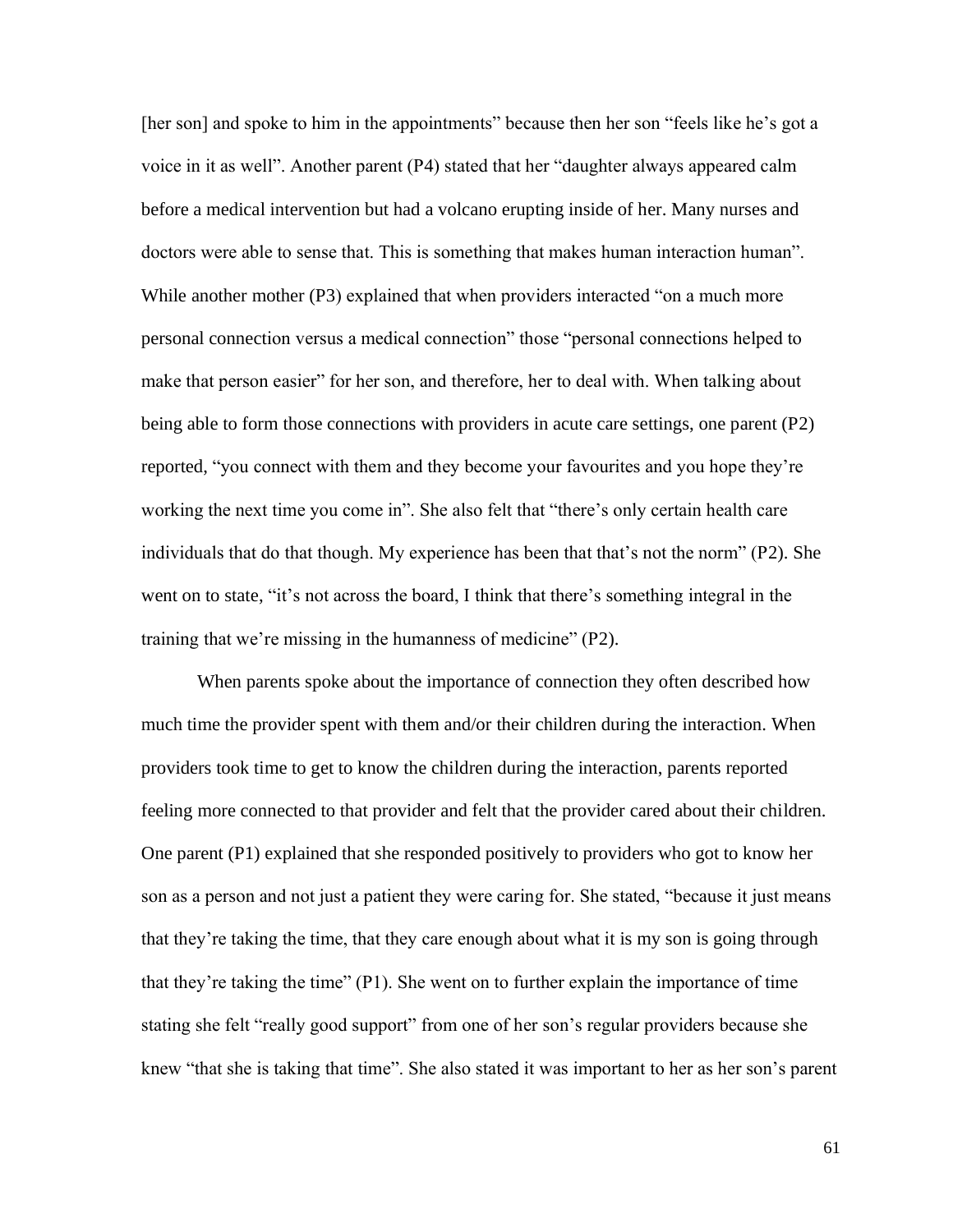[her son] and spoke to him in the appointments" because then her son "feels like he's got a voice in it as well". Another parent (P4) stated that her "daughter always appeared calm before a medical intervention but had a volcano erupting inside of her. Many nurses and doctors were able to sense that. This is something that makes human interaction human". While another mother (P3) explained that when providers interacted "on a much more personal connection versus a medical connection" those "personal connections helped to make that person easier" for her son, and therefore, her to deal with. When talking about being able to form those connections with providers in acute care settings, one parent (P2) reported, "you connect with them and they become your favourites and you hope they're working the next time you come in". She also felt that "there's only certain health care individuals that do that though. My experience has been that that's not the norm" (P2). She went on to state, "it's not across the board, I think that there's something integral in the training that we're missing in the humanness of medicine" (P2).

When parents spoke about the importance of connection they often described how much time the provider spent with them and/or their children during the interaction. When providers took time to get to know the children during the interaction, parents reported feeling more connected to that provider and felt that the provider cared about their children. One parent (P1) explained that she responded positively to providers who got to know her son as a person and not just a patient they were caring for. She stated, "because it just means that they're taking the time, that they care enough about what it is my son is going through that they're taking the time" (P1). She went on to further explain the importance of time stating she felt "really good support" from one of her son's regular providers because she knew "that she is taking that time". She also stated it was important to her as her son's parent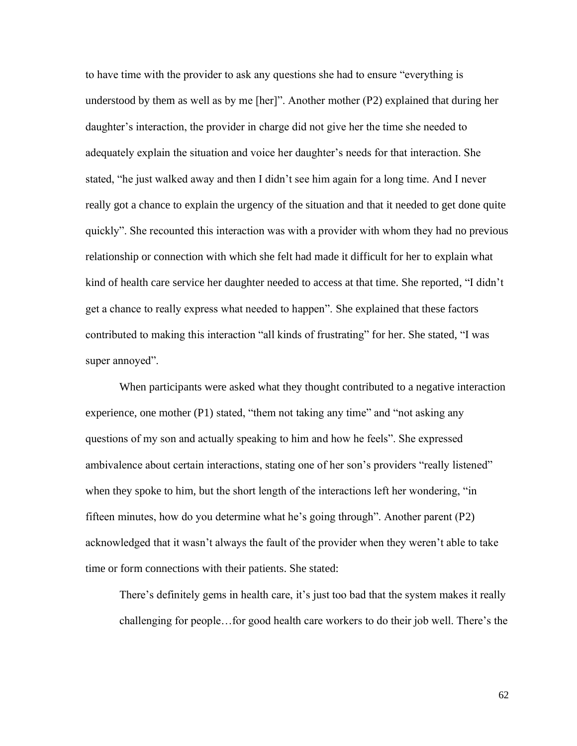to have time with the provider to ask any questions she had to ensure "everything is understood by them as well as by me [her]". Another mother (P2) explained that during her daughter's interaction, the provider in charge did not give her the time she needed to adequately explain the situation and voice her daughter's needs for that interaction. She stated, "he just walked away and then I didn't see him again for a long time. And I never really got a chance to explain the urgency of the situation and that it needed to get done quite quickly". She recounted this interaction was with a provider with whom they had no previous relationship or connection with which she felt had made it difficult for her to explain what kind of health care service her daughter needed to access at that time. She reported, "I didn't get a chance to really express what needed to happen". She explained that these factors contributed to making this interaction "all kinds of frustrating" for her. She stated, "I was super annoyed".

When participants were asked what they thought contributed to a negative interaction experience, one mother (P1) stated, "them not taking any time" and "not asking any questions of my son and actually speaking to him and how he feels". She expressed ambivalence about certain interactions, stating one of her son's providers "really listened" when they spoke to him, but the short length of the interactions left her wondering, "in fifteen minutes, how do you determine what he's going through". Another parent (P2) acknowledged that it wasn't always the fault of the provider when they weren't able to take time or form connections with their patients. She stated:

> There's definitely gems in health care, it's just too bad that the system makes it really challenging for people…for good health care workers to do their job well. There's the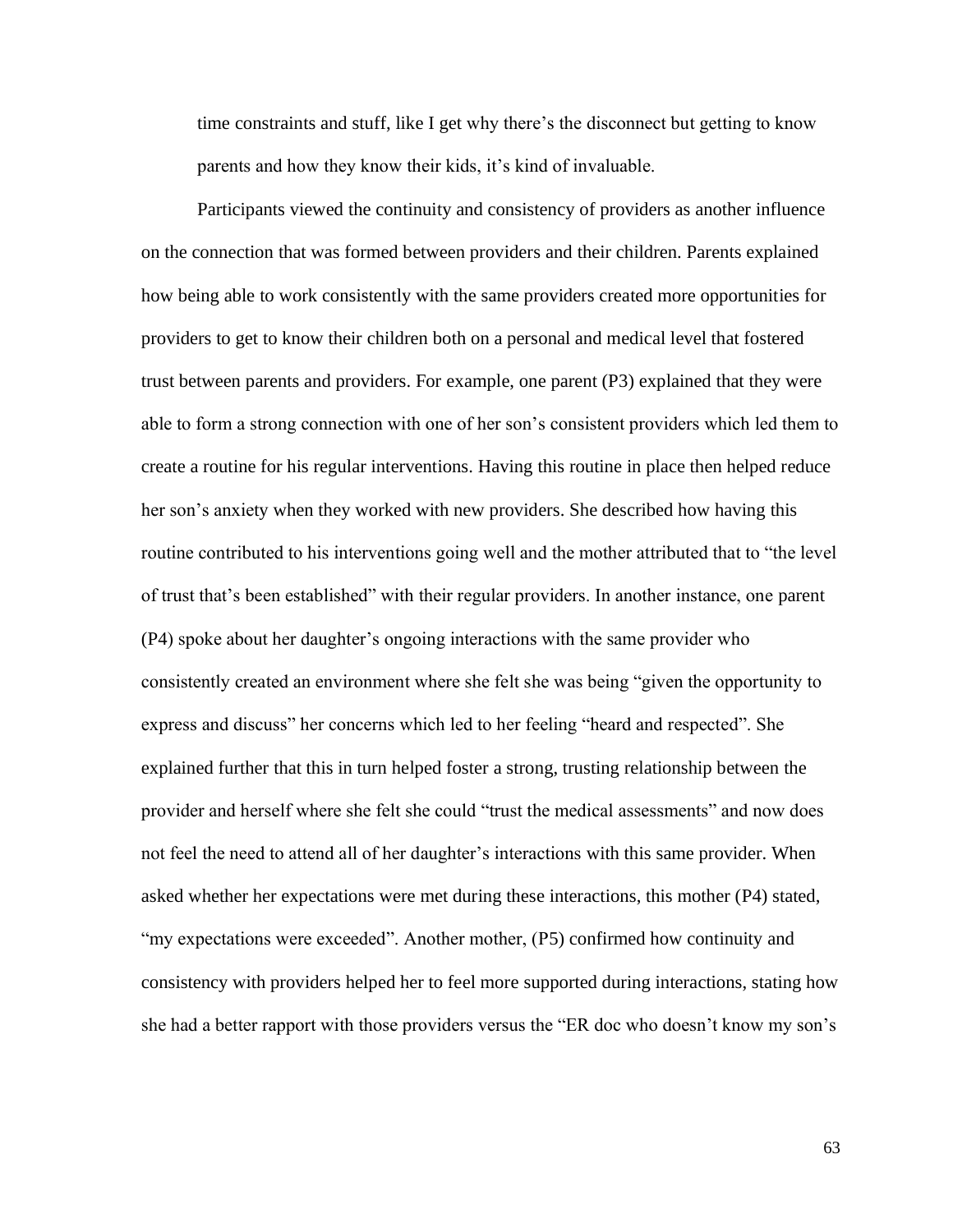time constraints and stuff, like I get why there's the disconnect but getting to know parents and how they know their kids, it's kind of invaluable.

Participants viewed the continuity and consistency of providers as another influence on the connection that was formed between providers and their children. Parents explained how being able to work consistently with the same providers created more opportunities for providers to get to know their children both on a personal and medical level that fostered trust between parents and providers. For example, one parent (P3) explained that they were able to form a strong connection with one of her son's consistent providers which led them to create a routine for his regular interventions. Having this routine in place then helped reduce her son's anxiety when they worked with new providers. She described how having this routine contributed to his interventions going well and the mother attributed that to "the level of trust that's been established" with their regular providers. In another instance, one parent (P4) spoke about her daughter's ongoing interactions with the same provider who consistently created an environment where she felt she was being "given the opportunity to express and discuss" her concerns which led to her feeling "heard and respected". She explained further that this in turn helped foster a strong, trusting relationship between the provider and herself where she felt she could "trust the medical assessments" and now does not feel the need to attend all of her daughter's interactions with this same provider. When asked whether her expectations were met during these interactions, this mother (P4) stated, "my expectations were exceeded". Another mother, (P5) confirmed how continuity and consistency with providers helped her to feel more supported during interactions, stating how she had a better rapport with those providers versus the "ER doc who doesn't know my son's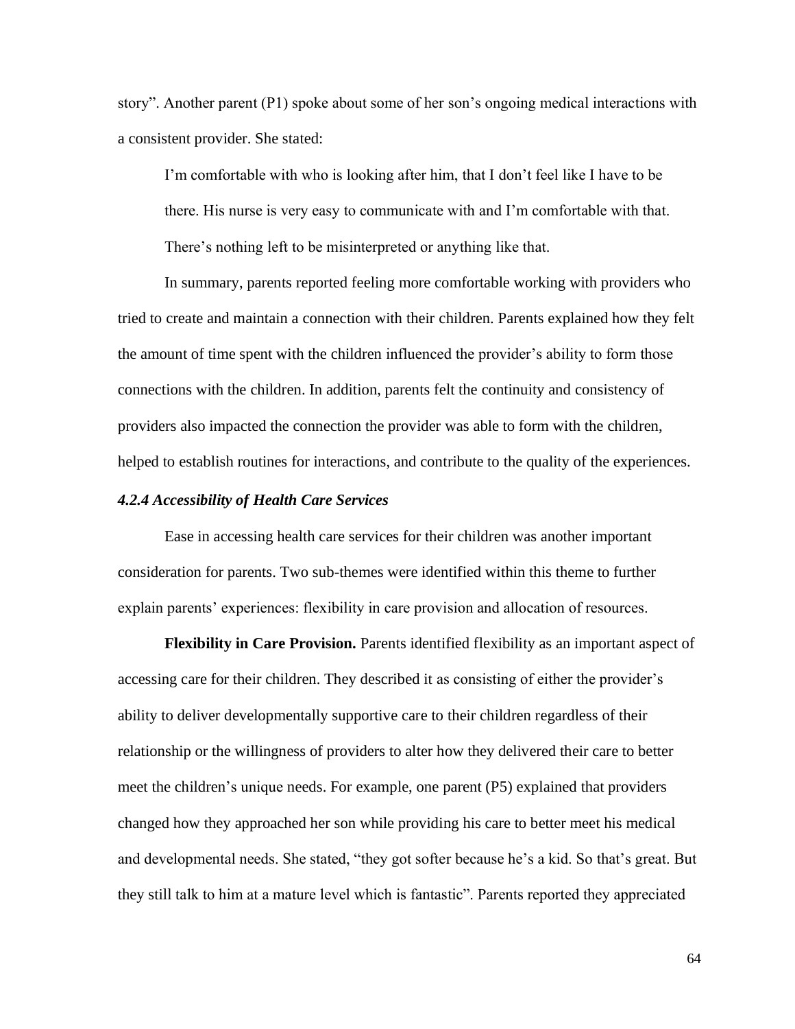story". Another parent (P1) spoke about some of her son's ongoing medical interactions with a consistent provider. She stated:

> I'm comfortable with who is looking after him, that I don't feel like I have to be there. His nurse is very easy to communicate with and I'm comfortable with that. There's nothing left to be misinterpreted or anything like that.

In summary, parents reported feeling more comfortable working with providers who tried to create and maintain a connection with their children. Parents explained how they felt the amount of time spent with the children influenced the provider's ability to form those connections with the children. In addition, parents felt the continuity and consistency of providers also impacted the connection the provider was able to form with the children, helped to establish routines for interactions, and contribute to the quality of the experiences.

### *4.2.4 Accessibility of Health Care Services*

Ease in accessing health care services for their children was another important consideration for parents. Two sub-themes were identified within this theme to further explain parents' experiences: flexibility in care provision and allocation of resources.

**Flexibility in Care Provision.** Parents identified flexibility as an important aspect of accessing care for their children. They described it as consisting of either the provider's ability to deliver developmentally supportive care to their children regardless of their relationship or the willingness of providers to alter how they delivered their care to better meet the children's unique needs. For example, one parent (P5) explained that providers changed how they approached her son while providing his care to better meet his medical and developmental needs. She stated, "they got softer because he's a kid. So that's great. But they still talk to him at a mature level which is fantastic". Parents reported they appreciated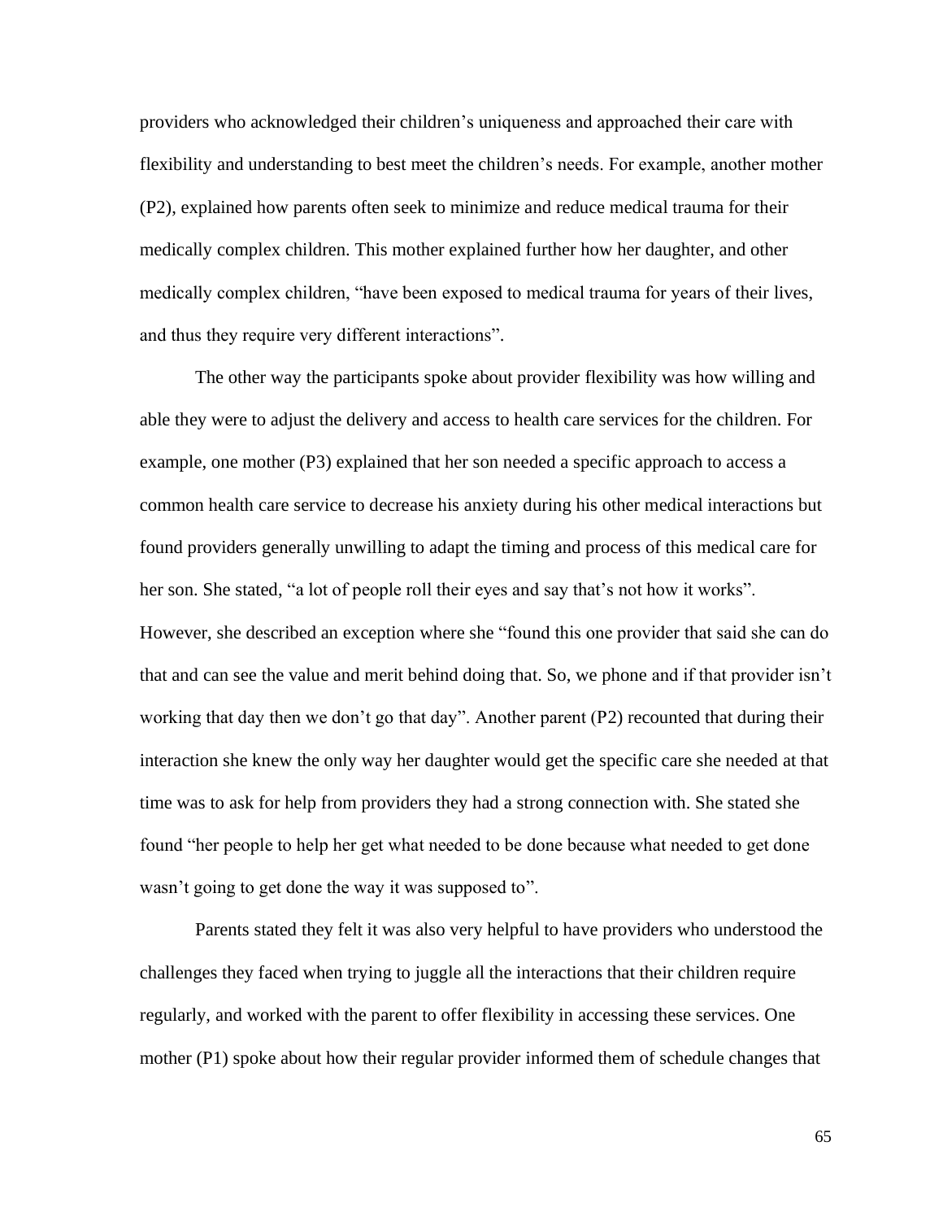providers who acknowledged their children's uniqueness and approached their care with flexibility and understanding to best meet the children's needs. For example, another mother (P2), explained how parents often seek to minimize and reduce medical trauma for their medically complex children. This mother explained further how her daughter, and other medically complex children, "have been exposed to medical trauma for years of their lives, and thus they require very different interactions".

The other way the participants spoke about provider flexibility was how willing and able they were to adjust the delivery and access to health care services for the children. For example, one mother (P3) explained that her son needed a specific approach to access a common health care service to decrease his anxiety during his other medical interactions but found providers generally unwilling to adapt the timing and process of this medical care for her son. She stated, "a lot of people roll their eyes and say that's not how it works". However, she described an exception where she "found this one provider that said she can do that and can see the value and merit behind doing that. So, we phone and if that provider isn't working that day then we don't go that day". Another parent (P2) recounted that during their interaction she knew the only way her daughter would get the specific care she needed at that time was to ask for help from providers they had a strong connection with. She stated she found "her people to help her get what needed to be done because what needed to get done wasn't going to get done the way it was supposed to".

Parents stated they felt it was also very helpful to have providers who understood the challenges they faced when trying to juggle all the interactions that their children require regularly, and worked with the parent to offer flexibility in accessing these services. One mother (P1) spoke about how their regular provider informed them of schedule changes that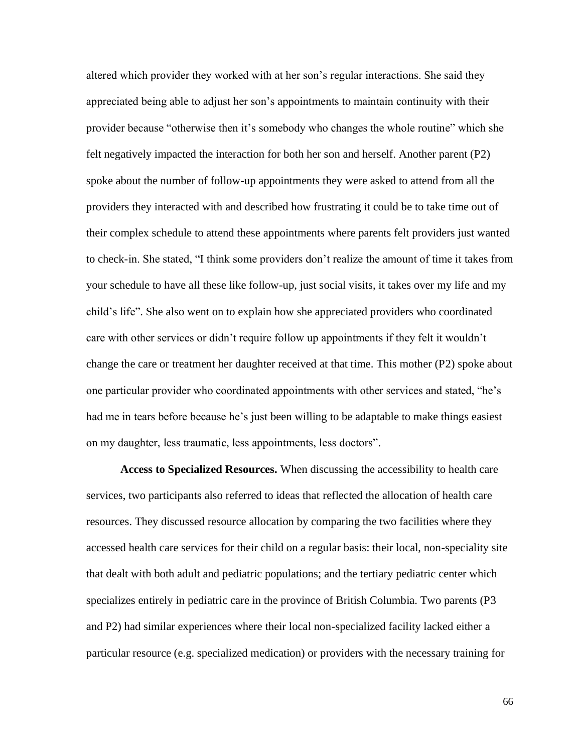altered which provider they worked with at her son's regular interactions. She said they appreciated being able to adjust her son's appointments to maintain continuity with their provider because "otherwise then it's somebody who changes the whole routine" which she felt negatively impacted the interaction for both her son and herself. Another parent (P2) spoke about the number of follow-up appointments they were asked to attend from all the providers they interacted with and described how frustrating it could be to take time out of their complex schedule to attend these appointments where parents felt providers just wanted to check-in. She stated, "I think some providers don't realize the amount of time it takes from your schedule to have all these like follow-up, just social visits, it takes over my life and my child's life". She also went on to explain how she appreciated providers who coordinated care with other services or didn't require follow up appointments if they felt it wouldn't change the care or treatment her daughter received at that time. This mother (P2) spoke about one particular provider who coordinated appointments with other services and stated, "he's had me in tears before because he's just been willing to be adaptable to make things easiest on my daughter, less traumatic, less appointments, less doctors".

**Access to Specialized Resources.** When discussing the accessibility to health care services, two participants also referred to ideas that reflected the allocation of health care resources. They discussed resource allocation by comparing the two facilities where they accessed health care services for their child on a regular basis: their local, non-speciality site that dealt with both adult and pediatric populations; and the tertiary pediatric center which specializes entirely in pediatric care in the province of British Columbia. Two parents (P3 and P2) had similar experiences where their local non-specialized facility lacked either a particular resource (e.g. specialized medication) or providers with the necessary training for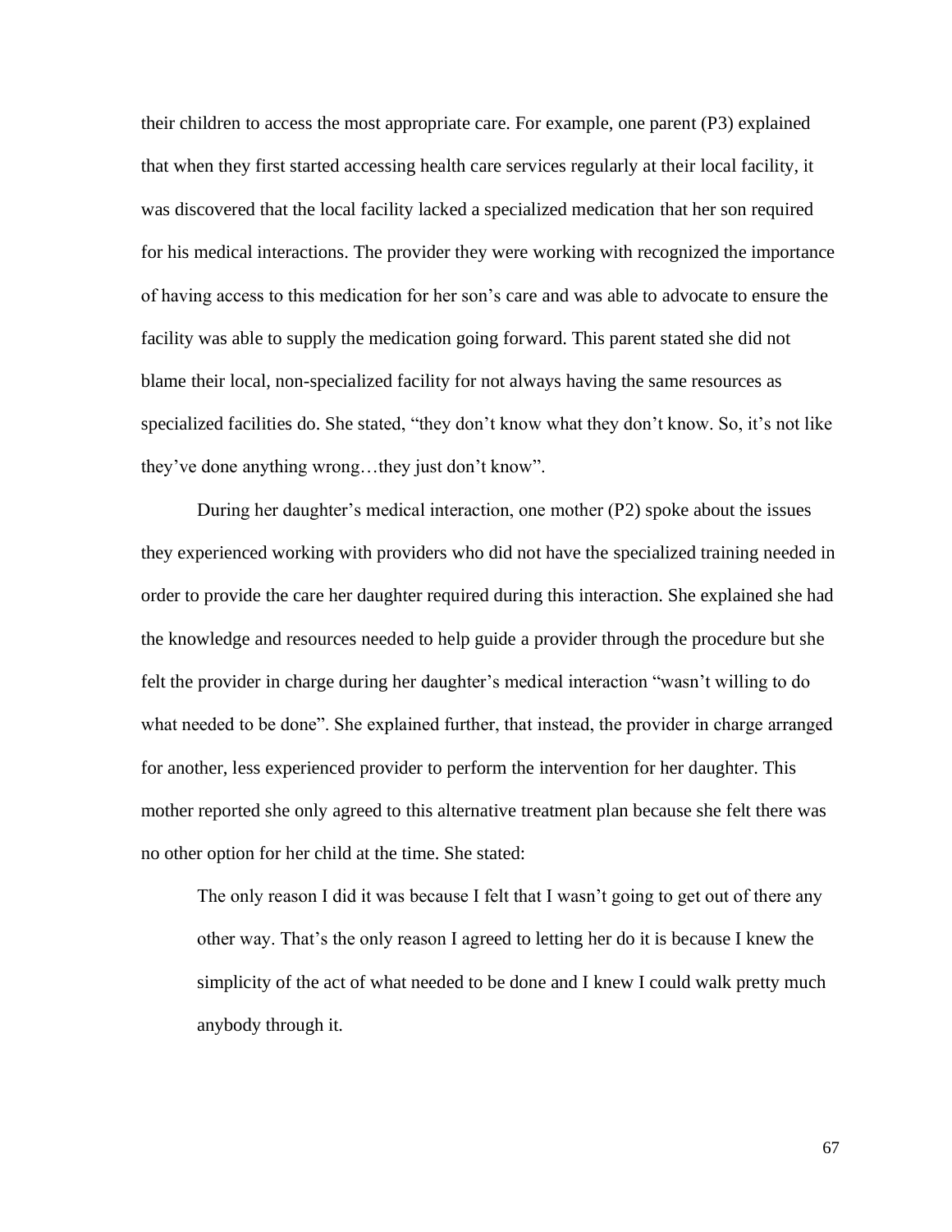their children to access the most appropriate care. For example, one parent (P3) explained that when they first started accessing health care services regularly at their local facility, it was discovered that the local facility lacked a specialized medication that her son required for his medical interactions. The provider they were working with recognized the importance of having access to this medication for her son's care and was able to advocate to ensure the facility was able to supply the medication going forward. This parent stated she did not blame their local, non-specialized facility for not always having the same resources as specialized facilities do. She stated, "they don't know what they don't know. So, it's not like they've done anything wrong…they just don't know".

During her daughter's medical interaction, one mother (P2) spoke about the issues they experienced working with providers who did not have the specialized training needed in order to provide the care her daughter required during this interaction. She explained she had the knowledge and resources needed to help guide a provider through the procedure but she felt the provider in charge during her daughter's medical interaction "wasn't willing to do what needed to be done". She explained further, that instead, the provider in charge arranged for another, less experienced provider to perform the intervention for her daughter. This mother reported she only agreed to this alternative treatment plan because she felt there was no other option for her child at the time. She stated:

> The only reason I did it was because I felt that I wasn't going to get out of there any other way. That's the only reason I agreed to letting her do it is because I knew the simplicity of the act of what needed to be done and I knew I could walk pretty much anybody through it.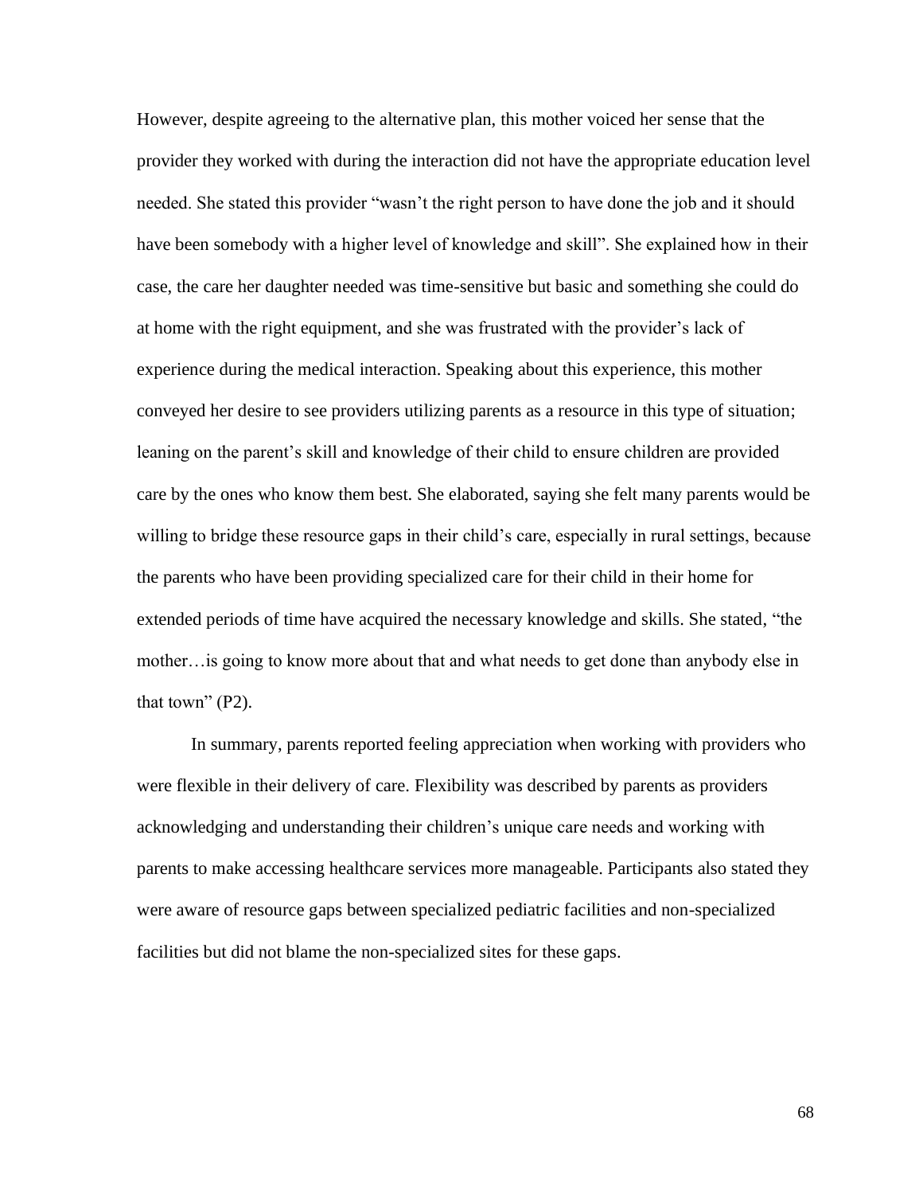However, despite agreeing to the alternative plan, this mother voiced her sense that the provider they worked with during the interaction did not have the appropriate education level needed. She stated this provider "wasn't the right person to have done the job and it should have been somebody with a higher level of knowledge and skill". She explained how in their case, the care her daughter needed was time-sensitive but basic and something she could do at home with the right equipment, and she was frustrated with the provider's lack of experience during the medical interaction. Speaking about this experience, this mother conveyed her desire to see providers utilizing parents as a resource in this type of situation; leaning on the parent's skill and knowledge of their child to ensure children are provided care by the ones who know them best. She elaborated, saying she felt many parents would be willing to bridge these resource gaps in their child's care, especially in rural settings, because the parents who have been providing specialized care for their child in their home for extended periods of time have acquired the necessary knowledge and skills. She stated, "the mother…is going to know more about that and what needs to get done than anybody else in that town" (P2).

In summary, parents reported feeling appreciation when working with providers who were flexible in their delivery of care. Flexibility was described by parents as providers acknowledging and understanding their children's unique care needs and working with parents to make accessing healthcare services more manageable. Participants also stated they were aware of resource gaps between specialized pediatric facilities and non-specialized facilities but did not blame the non-specialized sites for these gaps.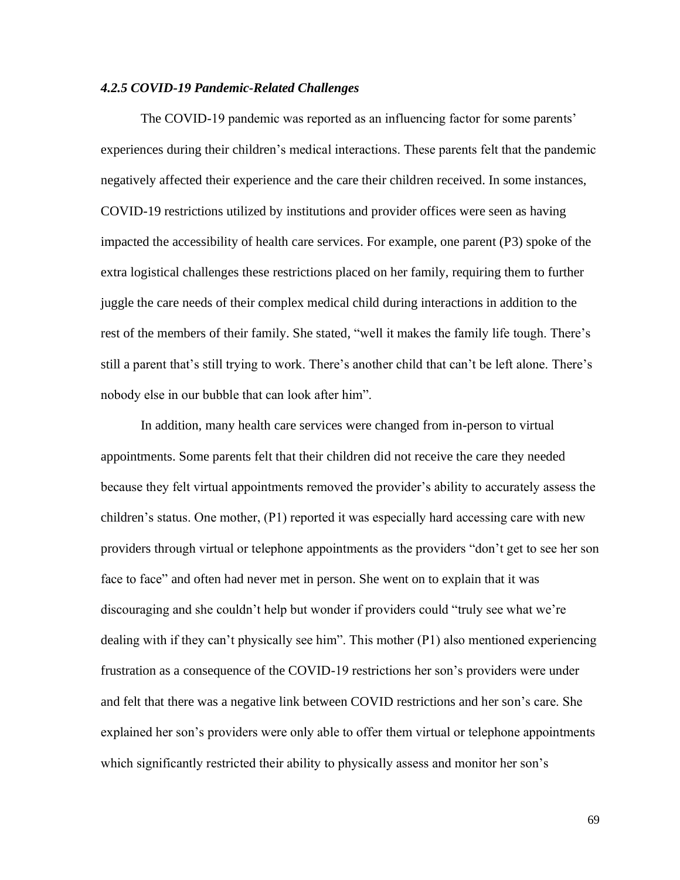### *4.2.5 COVID-19 Pandemic-Related Challenges*

The COVID-19 pandemic was reported as an influencing factor for some parents' experiences during their children's medical interactions. These parents felt that the pandemic negatively affected their experience and the care their children received. In some instances, COVID-19 restrictions utilized by institutions and provider offices were seen as having impacted the accessibility of health care services. For example, one parent (P3) spoke of the extra logistical challenges these restrictions placed on her family, requiring them to further juggle the care needs of their complex medical child during interactions in addition to the rest of the members of their family. She stated, "well it makes the family life tough. There's still a parent that's still trying to work. There's another child that can't be left alone. There's nobody else in our bubble that can look after him".

In addition, many health care services were changed from in-person to virtual appointments. Some parents felt that their children did not receive the care they needed because they felt virtual appointments removed the provider's ability to accurately assess the children's status. One mother, (P1) reported it was especially hard accessing care with new providers through virtual or telephone appointments as the providers "don't get to see her son face to face" and often had never met in person. She went on to explain that it was discouraging and she couldn't help but wonder if providers could "truly see what we're dealing with if they can't physically see him". This mother (P1) also mentioned experiencing frustration as a consequence of the COVID-19 restrictions her son's providers were under and felt that there was a negative link between COVID restrictions and her son's care. She explained her son's providers were only able to offer them virtual or telephone appointments which significantly restricted their ability to physically assess and monitor her son's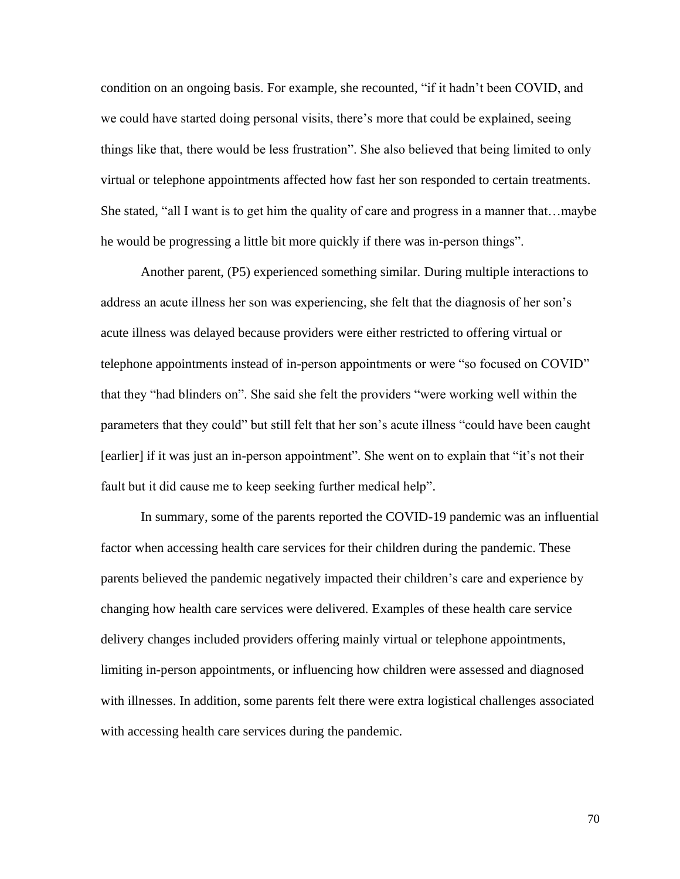condition on an ongoing basis. For example, she recounted, "if it hadn't been COVID, and we could have started doing personal visits, there's more that could be explained, seeing things like that, there would be less frustration". She also believed that being limited to only virtual or telephone appointments affected how fast her son responded to certain treatments. She stated, "all I want is to get him the quality of care and progress in a manner that…maybe he would be progressing a little bit more quickly if there was in-person things".

Another parent, (P5) experienced something similar. During multiple interactions to address an acute illness her son was experiencing, she felt that the diagnosis of her son's acute illness was delayed because providers were either restricted to offering virtual or telephone appointments instead of in-person appointments or were "so focused on COVID" that they "had blinders on". She said she felt the providers "were working well within the parameters that they could" but still felt that her son's acute illness "could have been caught [earlier] if it was just an in-person appointment". She went on to explain that "it's not their fault but it did cause me to keep seeking further medical help".

In summary, some of the parents reported the COVID-19 pandemic was an influential factor when accessing health care services for their children during the pandemic. These parents believed the pandemic negatively impacted their children's care and experience by changing how health care services were delivered. Examples of these health care service delivery changes included providers offering mainly virtual or telephone appointments, limiting in-person appointments, or influencing how children were assessed and diagnosed with illnesses. In addition, some parents felt there were extra logistical challenges associated with accessing health care services during the pandemic.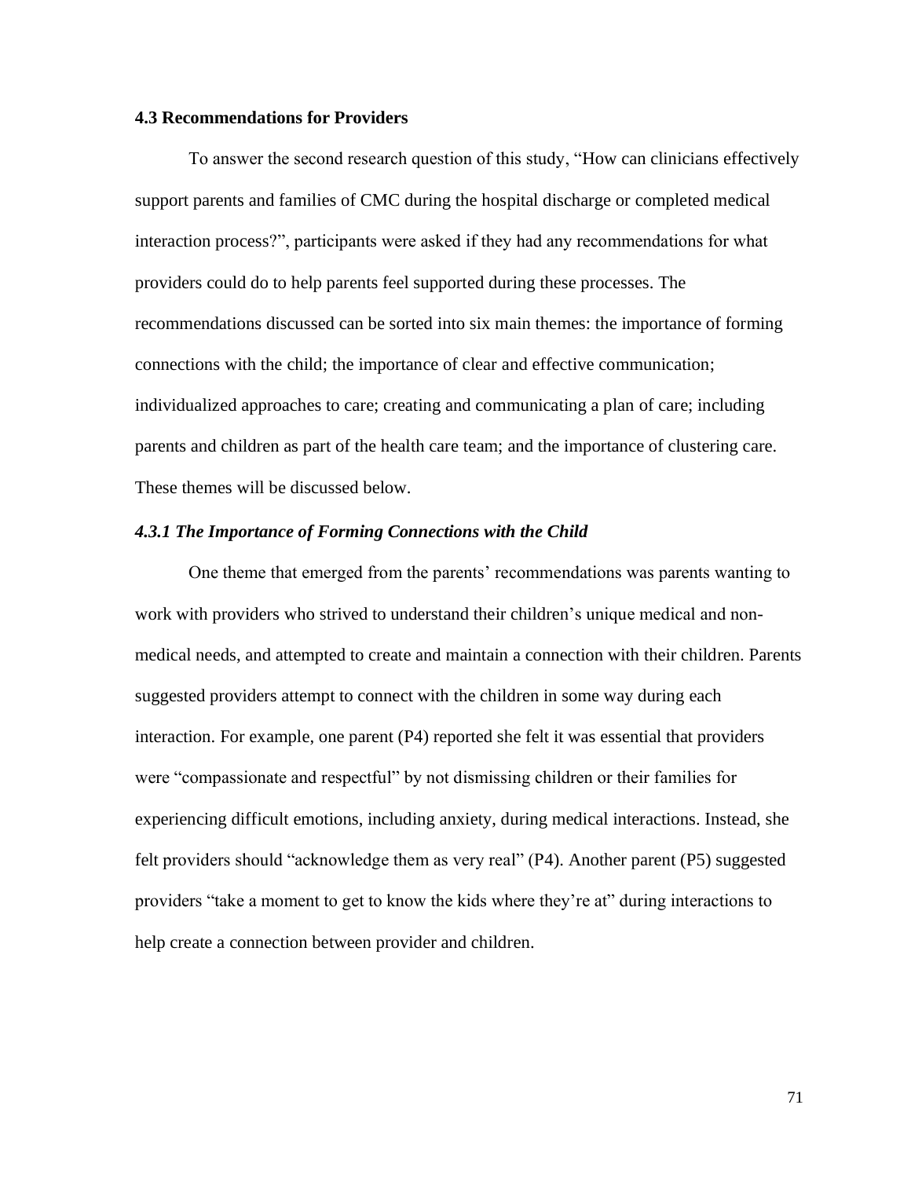## 4.3 Recommendations for Providers

To answer the second research question of this study, "How can clinicians effectively support parents and families of CMC during the hospital discharge or completed medical interaction process?", participants were asked if they had any recommendations for what providers could do to help parents feel supported during these processes. The recommendations discussed can be sorted into six main themes: the importance of forming connections with the child; the importance of clear and effective communication; individualized approaches to care; creating and communicating a plan of care; including parents and children as part of the health care team; and the importance of clustering care. These themes will be discussed below.

### *4.3.1 The Importance of Forming Connections with the Child*

One theme that emerged from the parents' recommendations was parents wanting to work with providers who strived to understand their children's unique medical and non-medical needs, and attempted to create and maintain a connection with their children. Parents suggested providers attempt to connect with the children in some way during each interaction. For example, one parent (P4) reported she felt it was essential that providers were "compassionate and respectful" by not dismissing children or their families for experiencing difficult emotions, including anxiety, during medical interactions. Instead, she felt providers should "acknowledge them as very real" (P4). Another parent (P5) suggested providers "take a moment to get to know the kids where they're at" during interactions to help create a connection between provider and children.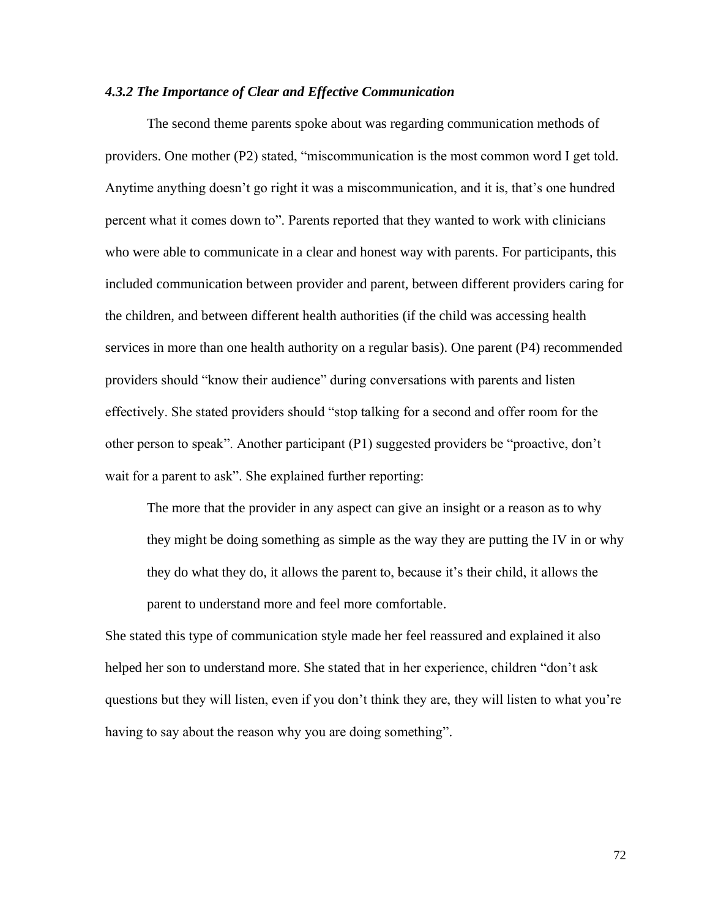#### *4.3.2 The Importance of Clear and Effective Communication*

The second theme parents spoke about was regarding communication methods of providers. One mother (P2) stated, "miscommunication is the most common word I get told. Anytime anything doesn't go right it was a miscommunication, and it is, that's one hundred percent what it comes down to". Parents reported that they wanted to work with clinicians who were able to communicate in a clear and honest way with parents. For participants, this included communication between provider and parent, between different providers caring for the children, and between different health authorities (if the child was accessing health services in more than one health authority on a regular basis). One parent (P4) recommended providers should "know their audience" during conversations with parents and listen effectively. She stated providers should "stop talking for a second and offer room for the other person to speak". Another participant (P1) suggested providers be "proactive, don't wait for a parent to ask". She explained further reporting:

> The more that the provider in any aspect can give an insight or a reason as to why they might be doing something as simple as the way they are putting the IV in or why they do what they do, it allows the parent to, because it's their child, it allows the parent to understand more and feel more comfortable.

She stated this type of communication style made her feel reassured and explained it also helped her son to understand more. She stated that in her experience, children "don't ask questions but they will listen, even if you don't think they are, they will listen to what you're having to say about the reason why you are doing something".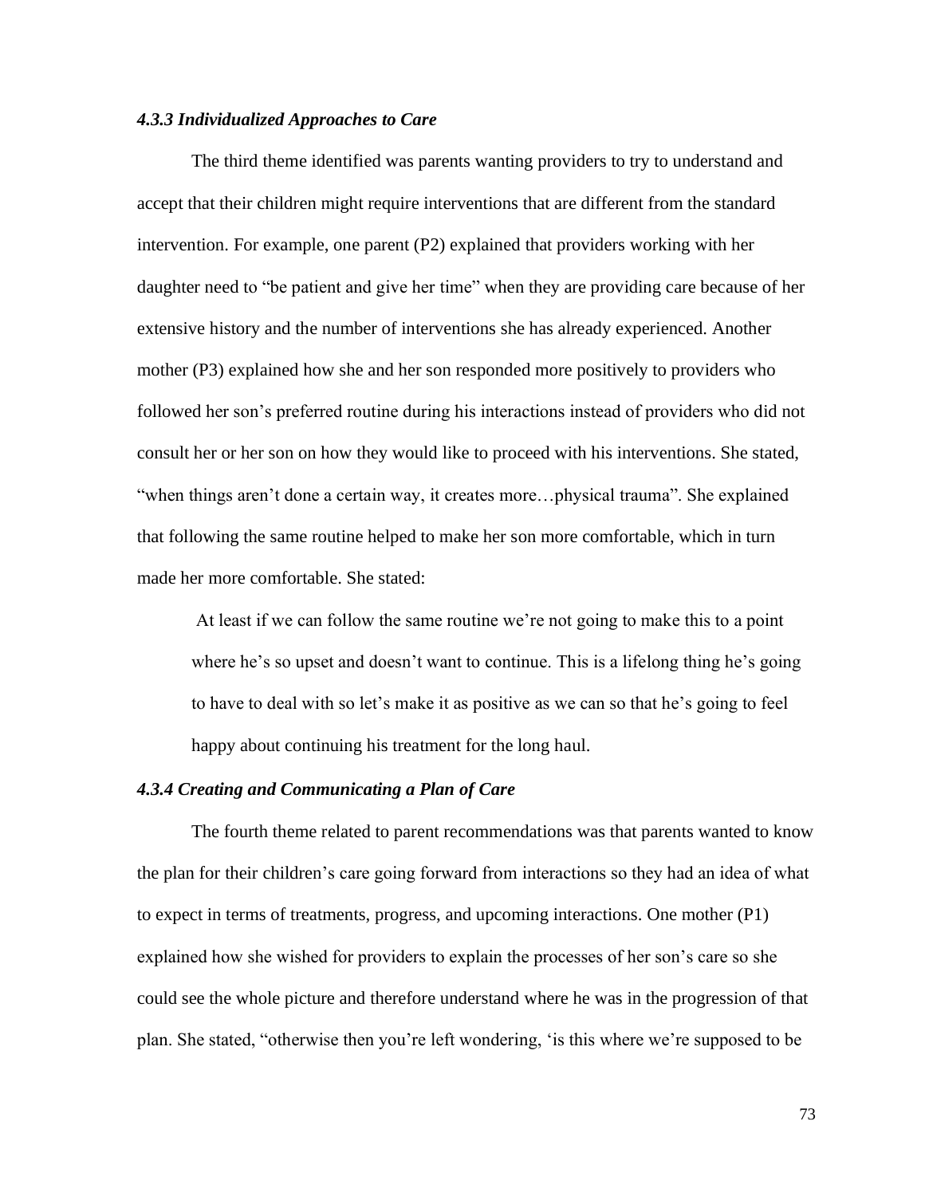### *4.3.3 Individualized Approaches to Care*

The third theme identified was parents wanting providers to try to understand and accept that their children might require interventions that are different from the standard intervention. For example, one parent (P2) explained that providers working with her daughter need to "be patient and give her time" when they are providing care because of her extensive history and the number of interventions she has already experienced. Another mother (P3) explained how she and her son responded more positively to providers who followed her son's preferred routine during his interactions instead of providers who did not consult her or her son on how they would like to proceed with his interventions. She stated, "when things aren't done a certain way, it creates more…physical trauma". She explained that following the same routine helped to make her son more comfortable, which in turn made her more comfortable. She stated:

> At least if we can follow the same routine we're not going to make this to a point where he's so upset and doesn't want to continue. This is a lifelong thing he's going to have to deal with so let's make it as positive as we can so that he's going to feel happy about continuing his treatment for the long haul.

### *4.3.4 Creating and Communicating a Plan of Care*

The fourth theme related to parent recommendations was that parents wanted to know the plan for their children's care going forward from interactions so they had an idea of what to expect in terms of treatments, progress, and upcoming interactions. One mother (P1) explained how she wished for providers to explain the processes of her son's care so she could see the whole picture and therefore understand where he was in the progression of that plan. She stated, "otherwise then you're left wondering, 'is this where we're supposed to be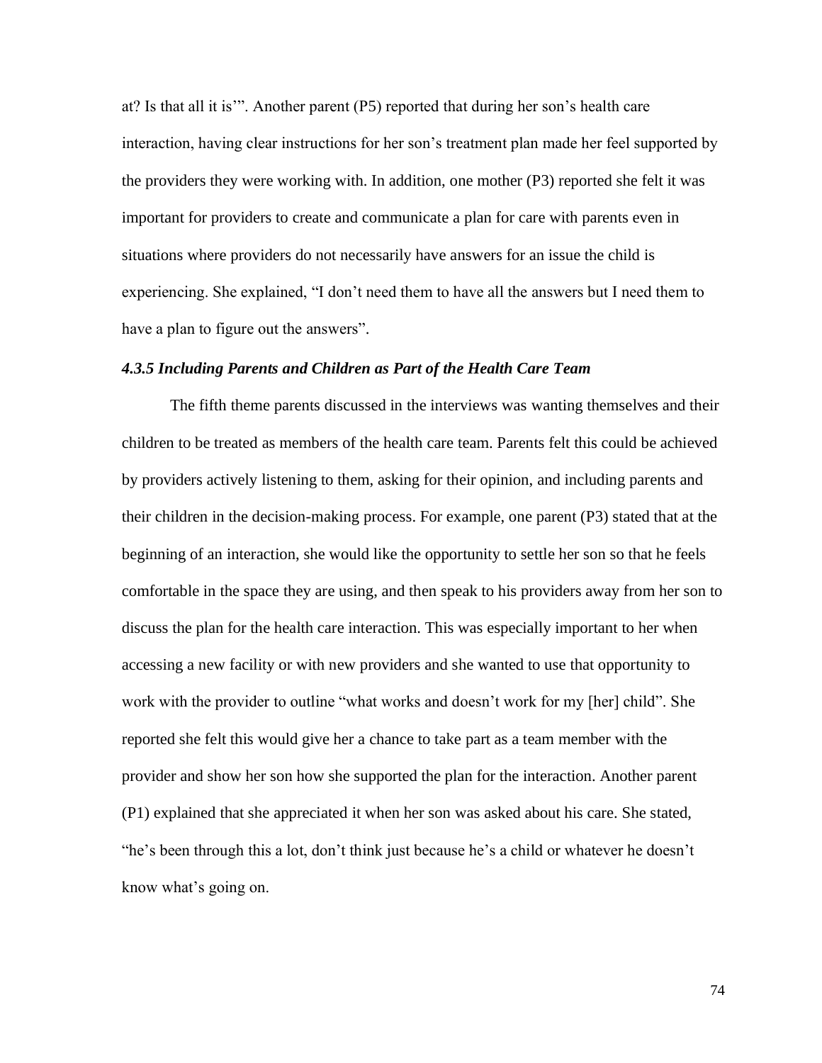at? Is that all it is'". Another parent (P5) reported that during her son's health care interaction, having clear instructions for her son's treatment plan made her feel supported by the providers they were working with. In addition, one mother (P3) reported she felt it was important for providers to create and communicate a plan for care with parents even in situations where providers do not necessarily have answers for an issue the child is experiencing. She explained, "I don't need them to have all the answers but I need them to have a plan to figure out the answers".

### *4.3.5 Including Parents and Children as Part of the Health Care Team*

The fifth theme parents discussed in the interviews was wanting themselves and their children to be treated as members of the health care team. Parents felt this could be achieved by providers actively listening to them, asking for their opinion, and including parents and their children in the decision-making process. For example, one parent (P3) stated that at the beginning of an interaction, she would like the opportunity to settle her son so that he feels comfortable in the space they are using, and then speak to his providers away from her son to discuss the plan for the health care interaction. This was especially important to her when accessing a new facility or with new providers and she wanted to use that opportunity to work with the provider to outline "what works and doesn't work for my [her] child". She reported she felt this would give her a chance to take part as a team member with the provider and show her son how she supported the plan for the interaction. Another parent (P1) explained that she appreciated it when her son was asked about his care. She stated, "he's been through this a lot, don't think just because he's a child or whatever he doesn't know what's going on.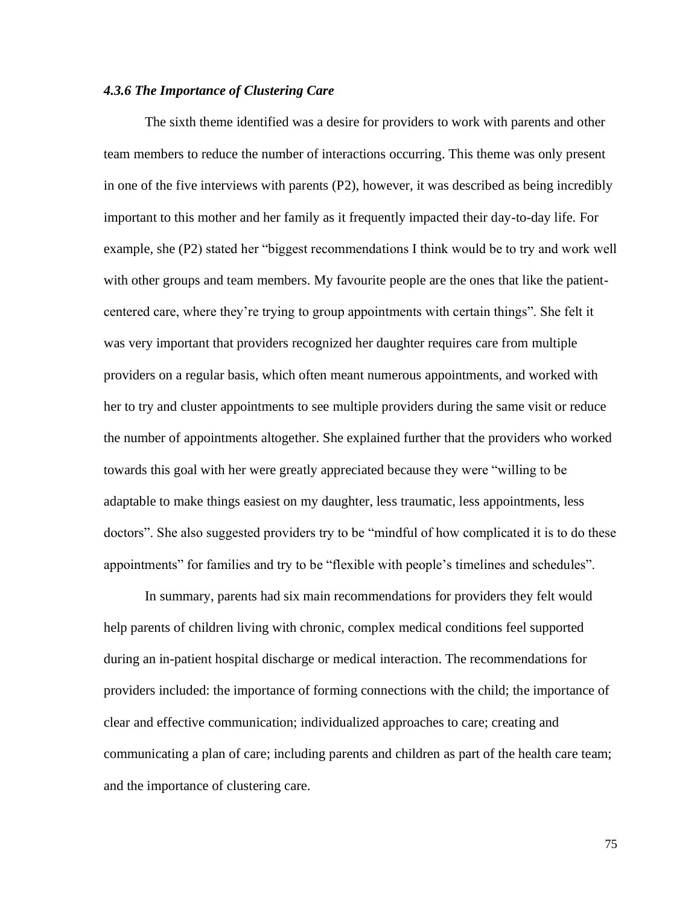#### *4.3.6 The Importance of Clustering Care*

The sixth theme identified was a desire for providers to work with parents and other team members to reduce the number of interactions occurring. This theme was only present in one of the five interviews with parents (P2), however, it was described as being incredibly important to this mother and her family as it frequently impacted their day-to-day life. For example, she (P2) stated her "biggest recommendations I think would be to try and work well with other groups and team members. My favourite people are the ones that like the patient-centered care, where they're trying to group appointments with certain things". She felt it was very important that providers recognized her daughter requires care from multiple providers on a regular basis, which often meant numerous appointments, and worked with her to try and cluster appointments to see multiple providers during the same visit or reduce the number of appointments altogether. She explained further that the providers who worked towards this goal with her were greatly appreciated because they were "willing to be adaptable to make things easiest on my daughter, less traumatic, less appointments, less doctors". She also suggested providers try to be "mindful of how complicated it is to do these appointments" for families and try to be "flexible with people's timelines and schedules".

In summary, parents had six main recommendations for providers they felt would help parents of children living with chronic, complex medical conditions feel supported during an in-patient hospital discharge or medical interaction. The recommendations for providers included: the importance of forming connections with the child; the importance of clear and effective communication; individualized approaches to care; creating and communicating a plan of care; including parents and children as part of the health care team; and the importance of clustering care.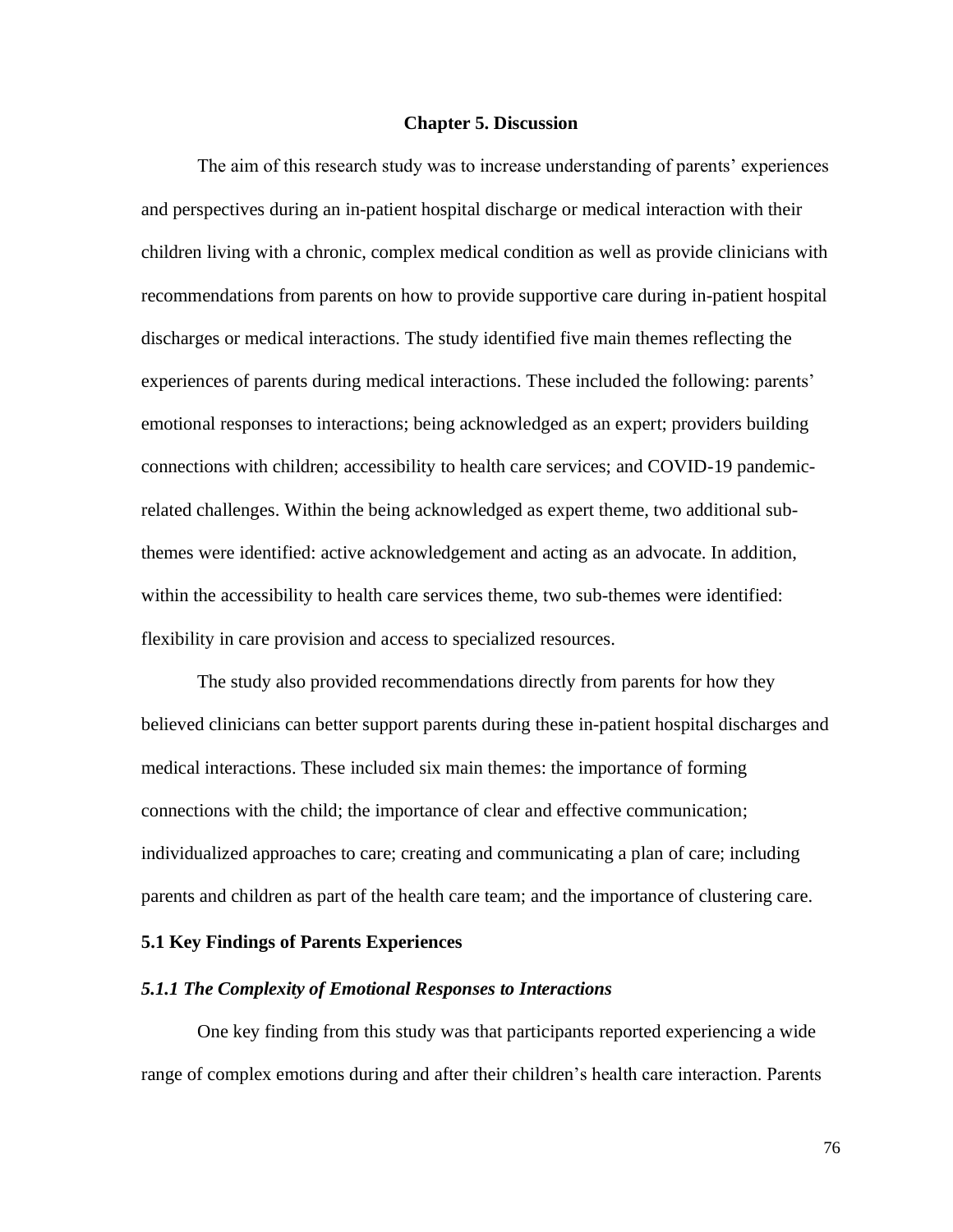# Chapter 5. Discussion

The aim of this research study was to increase understanding of parents' experiences and perspectives during an in-patient hospital discharge or medical interaction with their children living with a chronic, complex medical condition as well as provide clinicians with recommendations from parents on how to provide supportive care during in-patient hospital discharges or medical interactions. The study identified five main themes reflecting the experiences of parents during medical interactions. These included the following: parents' emotional responses to interactions; being acknowledged as an expert; providers building connections with children; accessibility to health care services; and COVID-19 pandemic-related challenges. Within the being acknowledged as expert theme, two additional sub-themes were identified: active acknowledgement and acting as an advocate. In addition, within the accessibility to health care services theme, two sub-themes were identified: flexibility in care provision and access to specialized resources.

The study also provided recommendations directly from parents for how they believed clinicians can better support parents during these in-patient hospital discharges and medical interactions. These included six main themes: the importance of forming connections with the child; the importance of clear and effective communication; individualized approaches to care; creating and communicating a plan of care; including parents and children as part of the health care team; and the importance of clustering care.

## 5.1 Key Findings of Parents Experiences

### *5.1.1 The Complexity of Emotional Responses to Interactions*

One key finding from this study was that participants reported experiencing a wide range of complex emotions during and after their children's health care interaction. Parents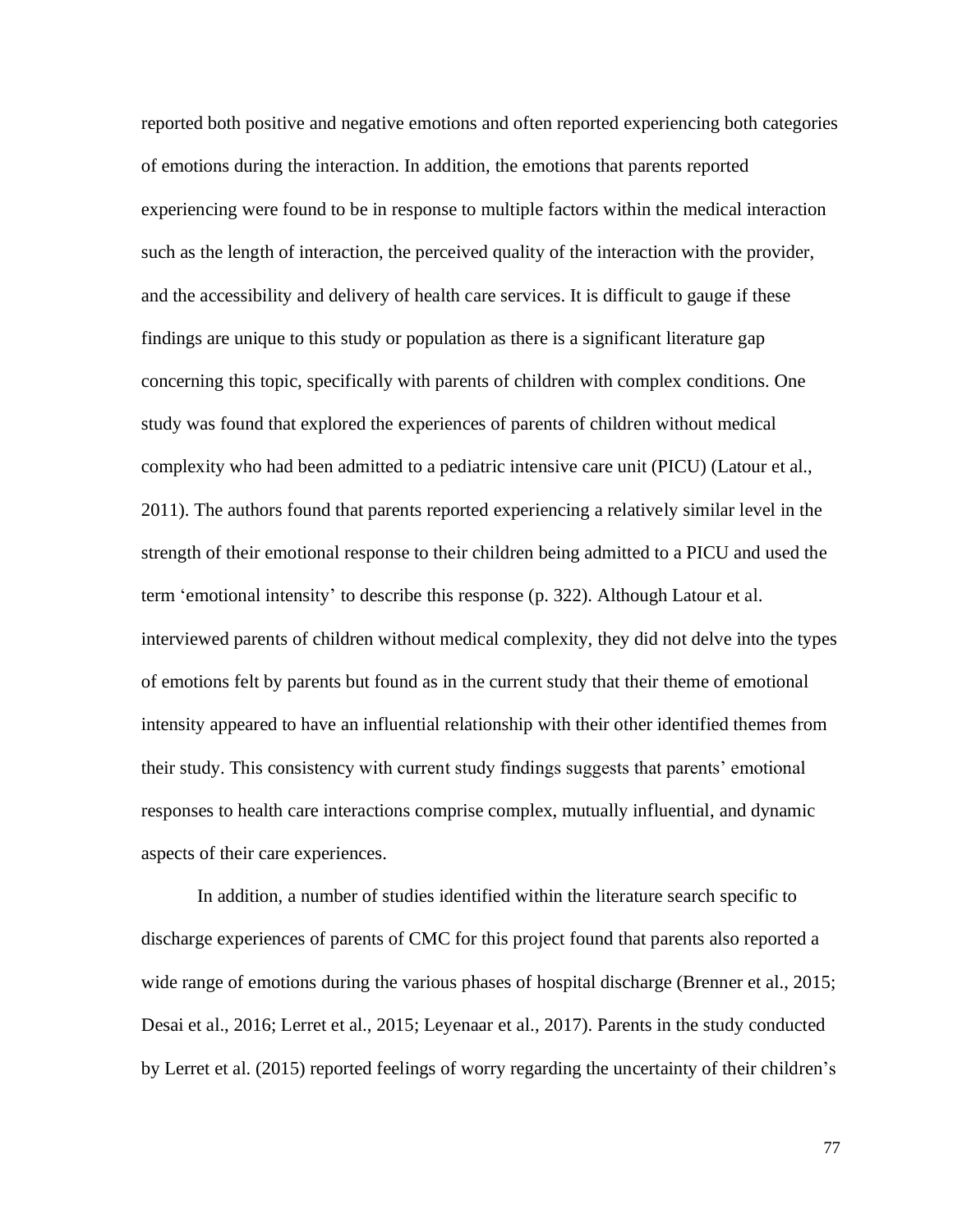reported both positive and negative emotions and often reported experiencing both categories of emotions during the interaction. In addition, the emotions that parents reported experiencing were found to be in response to multiple factors within the medical interaction such as the length of interaction, the perceived quality of the interaction with the provider, and the accessibility and delivery of health care services. It is difficult to gauge if these findings are unique to this study or population as there is a significant literature gap concerning this topic, specifically with parents of children with complex conditions. One study was found that explored the experiences of parents of children without medical complexity who had been admitted to a pediatric intensive care unit (PICU) (Latour et al., 2011). The authors found that parents reported experiencing a relatively similar level in the strength of their emotional response to their children being admitted to a PICU and used the term 'emotional intensity' to describe this response (p. 322). Although Latour et al. interviewed parents of children without medical complexity, they did not delve into the types of emotions felt by parents but found as in the current study that their theme of emotional intensity appeared to have an influential relationship with their other identified themes from their study. This consistency with current study findings suggests that parents' emotional responses to health care interactions comprise complex, mutually influential, and dynamic aspects of their care experiences.

In addition, a number of studies identified within the literature search specific to discharge experiences of parents of CMC for this project found that parents also reported a wide range of emotions during the various phases of hospital discharge (Brenner et al., 2015; Desai et al., 2016; Lerret et al., 2015; Leyenaar et al., 2017). Parents in the study conducted by Lerret et al. (2015) reported feelings of worry regarding the uncertainty of their children's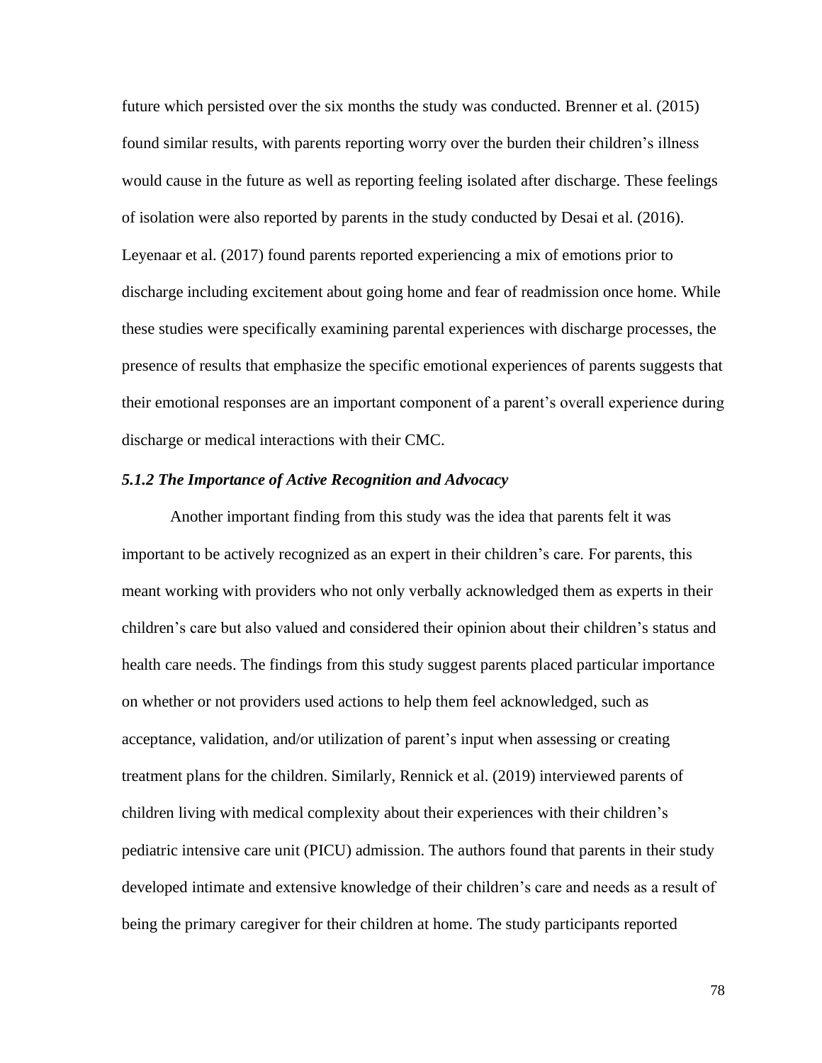future which persisted over the six months the study was conducted. Brenner et al. (2015) found similar results, with parents reporting worry over the burden their children's illness would cause in the future as well as reporting feeling isolated after discharge. These feelings of isolation were also reported by parents in the study conducted by Desai et al. (2016). Leyenaar et al. (2017) found parents reported experiencing a mix of emotions prior to discharge including excitement about going home and fear of readmission once home. While these studies were specifically examining parental experiences with discharge processes, the presence of results that emphasize the specific emotional experiences of parents suggests that their emotional responses are an important component of a parent's overall experience during discharge or medical interactions with their CMC.

### *5.1.2 The Importance of Active Recognition and Advocacy*

Another important finding from this study was the idea that parents felt it was important to be actively recognized as an expert in their children's care. For parents, this meant working with providers who not only verbally acknowledged them as experts in their children's care but also valued and considered their opinion about their children's status and health care needs. The findings from this study suggest parents placed particular importance on whether or not providers used actions to help them feel acknowledged, such as acceptance, validation, and/or utilization of parent's input when assessing or creating treatment plans for the children. Similarly, Rennick et al. (2019) interviewed parents of children living with medical complexity about their experiences with their children's pediatric intensive care unit (PICU) admission. The authors found that parents in their study developed intimate and extensive knowledge of their children's care and needs as a result of being the primary caregiver for their children at home. The study participants reported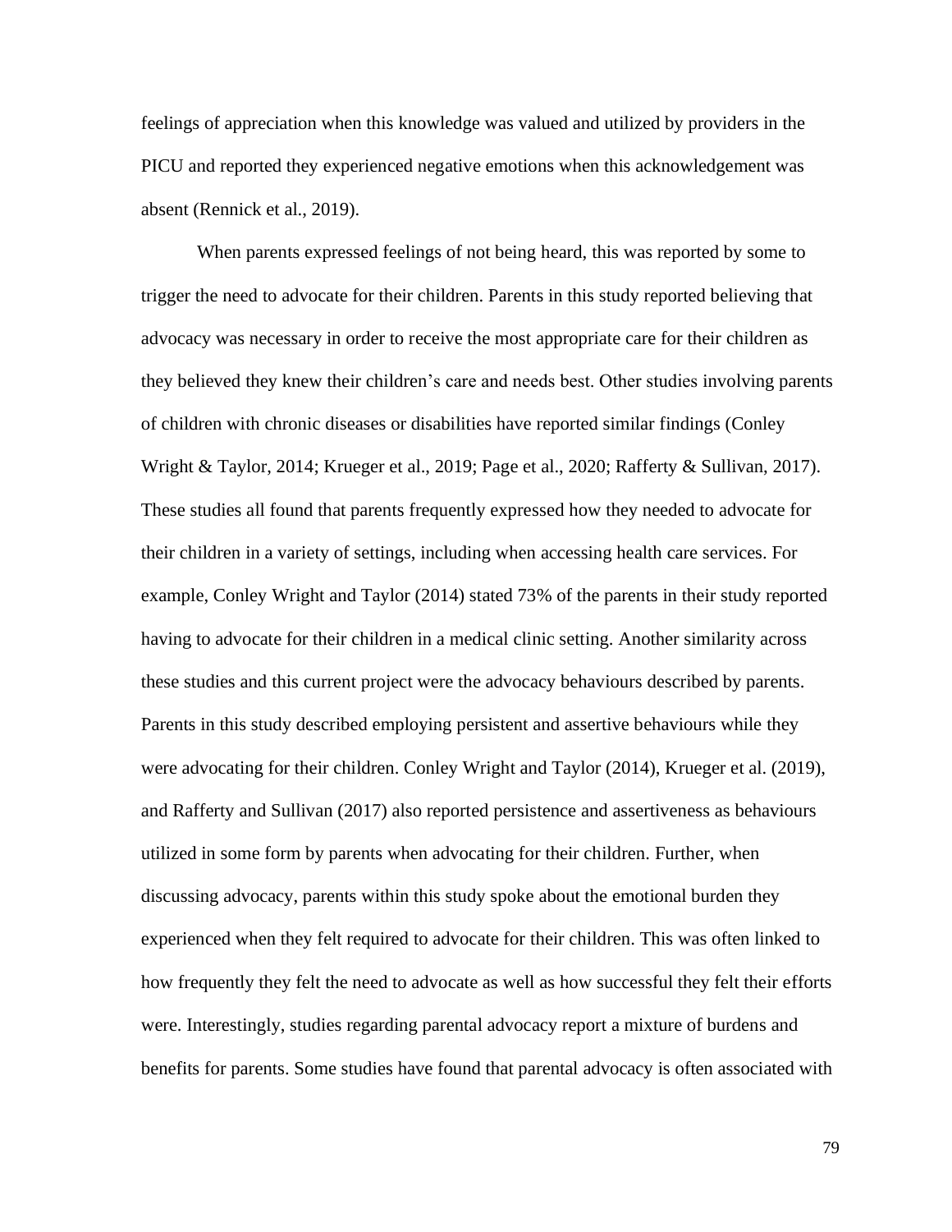feelings of appreciation when this knowledge was valued and utilized by providers in the PICU and reported they experienced negative emotions when this acknowledgement was absent (Rennick et al., 2019).

When parents expressed feelings of not being heard, this was reported by some to trigger the need to advocate for their children. Parents in this study reported believing that advocacy was necessary in order to receive the most appropriate care for their children as they believed they knew their children's care and needs best. Other studies involving parents of children with chronic diseases or disabilities have reported similar findings (Conley Wright & Taylor, 2014; Krueger et al., 2019; Page et al., 2020; Rafferty & Sullivan, 2017). These studies all found that parents frequently expressed how they needed to advocate for their children in a variety of settings, including when accessing health care services. For example, Conley Wright and Taylor (2014) stated 73% of the parents in their study reported having to advocate for their children in a medical clinic setting. Another similarity across these studies and this current project were the advocacy behaviours described by parents. Parents in this study described employing persistent and assertive behaviours while they were advocating for their children. Conley Wright and Taylor (2014), Krueger et al. (2019), and Rafferty and Sullivan (2017) also reported persistence and assertiveness as behaviours utilized in some form by parents when advocating for their children. Further, when discussing advocacy, parents within this study spoke about the emotional burden they experienced when they felt required to advocate for their children. This was often linked to how frequently they felt the need to advocate as well as how successful they felt their efforts were. Interestingly, studies regarding parental advocacy report a mixture of burdens and benefits for parents. Some studies have found that parental advocacy is often associated with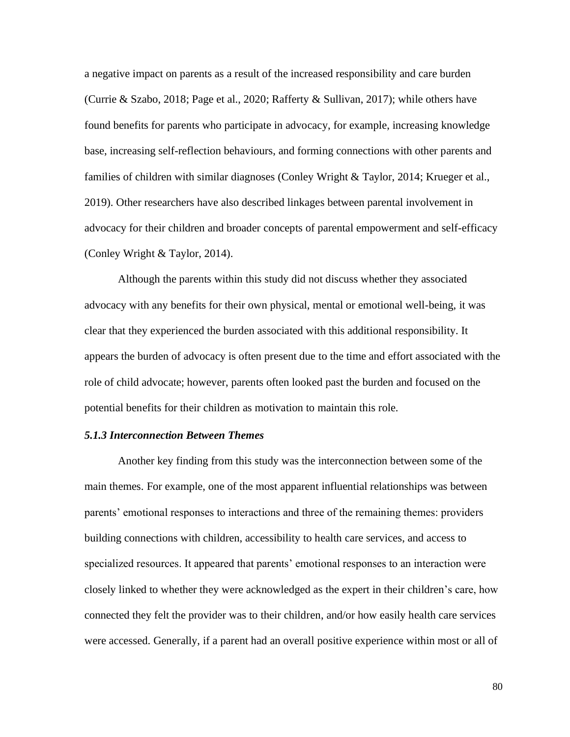a negative impact on parents as a result of the increased responsibility and care burden (Currie & Szabo, 2018; Page et al., 2020; Rafferty & Sullivan, 2017); while others have found benefits for parents who participate in advocacy, for example, increasing knowledge base, increasing self-reflection behaviours, and forming connections with other parents and families of children with similar diagnoses (Conley Wright & Taylor, 2014; Krueger et al., 2019). Other researchers have also described linkages between parental involvement in advocacy for their children and broader concepts of parental empowerment and self-efficacy (Conley Wright & Taylor, 2014).

Although the parents within this study did not discuss whether they associated advocacy with any benefits for their own physical, mental or emotional well-being, it was clear that they experienced the burden associated with this additional responsibility. It appears the burden of advocacy is often present due to the time and effort associated with the role of child advocate; however, parents often looked past the burden and focused on the potential benefits for their children as motivation to maintain this role.

### *5.1.3 Interconnection Between Themes*

Another key finding from this study was the interconnection between some of the main themes. For example, one of the most apparent influential relationships was between parents' emotional responses to interactions and three of the remaining themes: providers building connections with children, accessibility to health care services, and access to specialized resources. It appeared that parents' emotional responses to an interaction were closely linked to whether they were acknowledged as the expert in their children's care, how connected they felt the provider was to their children, and/or how easily health care services were accessed. Generally, if a parent had an overall positive experience within most or all of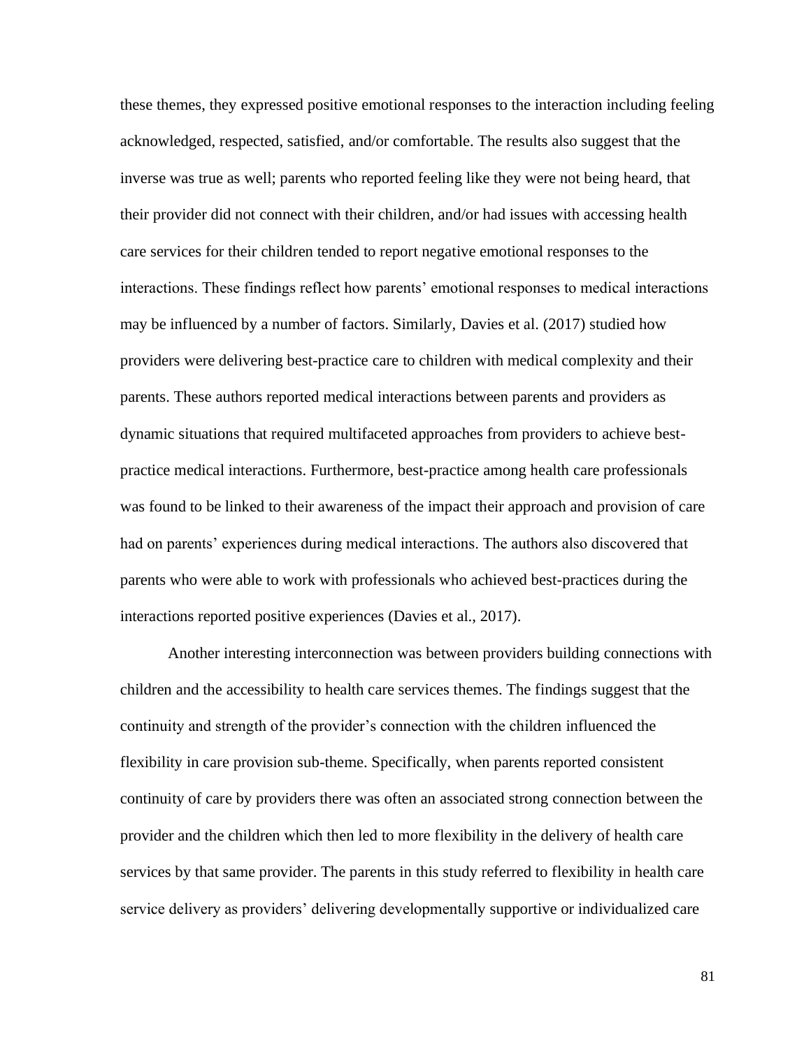these themes, they expressed positive emotional responses to the interaction including feeling acknowledged, respected, satisfied, and/or comfortable. The results also suggest that the inverse was true as well; parents who reported feeling like they were not being heard, that their provider did not connect with their children, and/or had issues with accessing health care services for their children tended to report negative emotional responses to the interactions. These findings reflect how parents' emotional responses to medical interactions may be influenced by a number of factors. Similarly, Davies et al. (2017) studied how providers were delivering best-practice care to children with medical complexity and their parents. These authors reported medical interactions between parents and providers as dynamic situations that required multifaceted approaches from providers to achieve best-practice medical interactions. Furthermore, best-practice among health care professionals was found to be linked to their awareness of the impact their approach and provision of care had on parents' experiences during medical interactions. The authors also discovered that parents who were able to work with professionals who achieved best-practices during the interactions reported positive experiences (Davies et al., 2017).

Another interesting interconnection was between providers building connections with children and the accessibility to health care services themes. The findings suggest that the continuity and strength of the provider's connection with the children influenced the flexibility in care provision sub-theme. Specifically, when parents reported consistent continuity of care by providers there was often an associated strong connection between the provider and the children which then led to more flexibility in the delivery of health care services by that same provider. The parents in this study referred to flexibility in health care service delivery as providers' delivering developmentally supportive or individualized care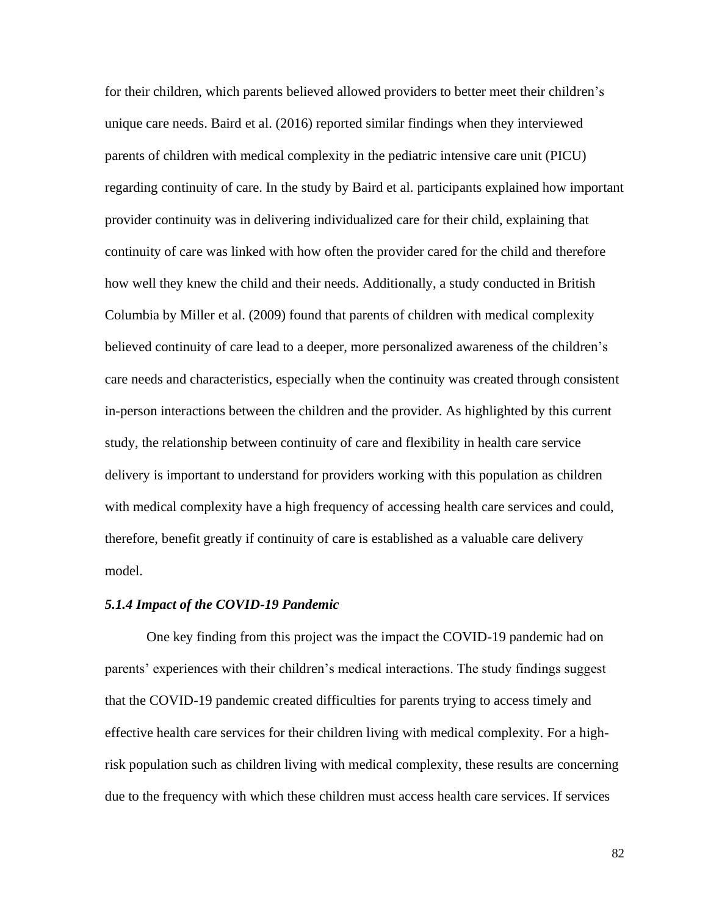for their children, which parents believed allowed providers to better meet their children's unique care needs. Baird et al. (2016) reported similar findings when they interviewed parents of children with medical complexity in the pediatric intensive care unit (PICU) regarding continuity of care. In the study by Baird et al. participants explained how important provider continuity was in delivering individualized care for their child, explaining that continuity of care was linked with how often the provider cared for the child and therefore how well they knew the child and their needs. Additionally, a study conducted in British Columbia by Miller et al. (2009) found that parents of children with medical complexity believed continuity of care lead to a deeper, more personalized awareness of the children's care needs and characteristics, especially when the continuity was created through consistent in-person interactions between the children and the provider. As highlighted by this current study, the relationship between continuity of care and flexibility in health care service delivery is important to understand for providers working with this population as children with medical complexity have a high frequency of accessing health care services and could, therefore, benefit greatly if continuity of care is established as a valuable care delivery model.

### *5.1.4 Impact of the COVID-19 Pandemic*

One key finding from this project was the impact the COVID-19 pandemic had on parents' experiences with their children's medical interactions. The study findings suggest that the COVID-19 pandemic created difficulties for parents trying to access timely and effective health care services for their children living with medical complexity. For a high-risk population such as children living with medical complexity, these results are concerning due to the frequency with which these children must access health care services. If services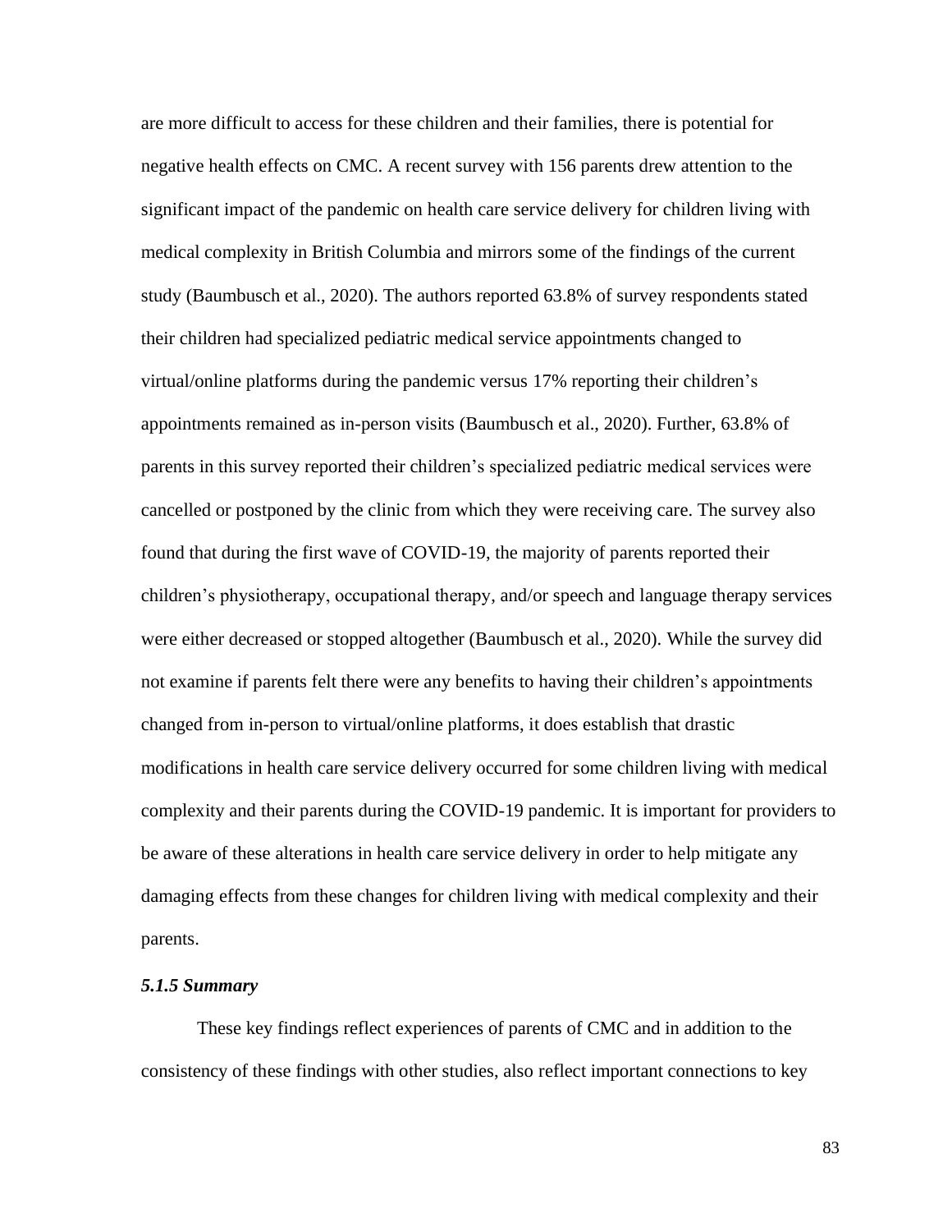are more difficult to access for these children and their families, there is potential for negative health effects on CMC. A recent survey with 156 parents drew attention to the significant impact of the pandemic on health care service delivery for children living with medical complexity in British Columbia and mirrors some of the findings of the current study (Baumbusch et al., 2020). The authors reported 63.8% of survey respondents stated their children had specialized pediatric medical service appointments changed to virtual/online platforms during the pandemic versus 17% reporting their children's appointments remained as in-person visits (Baumbusch et al., 2020). Further, 63.8% of parents in this survey reported their children's specialized pediatric medical services were cancelled or postponed by the clinic from which they were receiving care. The survey also found that during the first wave of COVID-19, the majority of parents reported their children's physiotherapy, occupational therapy, and/or speech and language therapy services were either decreased or stopped altogether (Baumbusch et al., 2020). While the survey did not examine if parents felt there were any benefits to having their children's appointments changed from in-person to virtual/online platforms, it does establish that drastic modifications in health care service delivery occurred for some children living with medical complexity and their parents during the COVID-19 pandemic. It is important for providers to be aware of these alterations in health care service delivery in order to help mitigate any damaging effects from these changes for children living with medical complexity and their parents.

#### *5.1.5 Summary*

These key findings reflect experiences of parents of CMC and in addition to the consistency of these findings with other studies, also reflect important connections to key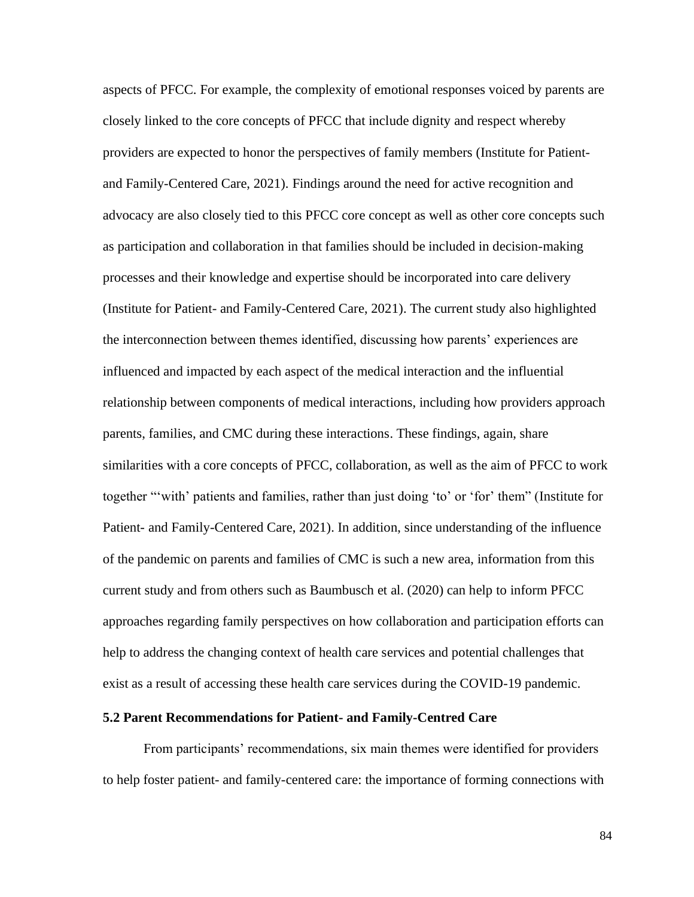aspects of PFCC. For example, the complexity of emotional responses voiced by parents are closely linked to the core concepts of PFCC that include dignity and respect whereby providers are expected to honor the perspectives of family members (Institute for Patient- and Family-Centered Care, 2021). Findings around the need for active recognition and advocacy are also closely tied to this PFCC core concept as well as other core concepts such as participation and collaboration in that families should be included in decision-making processes and their knowledge and expertise should be incorporated into care delivery (Institute for Patient- and Family-Centered Care, 2021). The current study also highlighted the interconnection between themes identified, discussing how parents' experiences are influenced and impacted by each aspect of the medical interaction and the influential relationship between components of medical interactions, including how providers approach parents, families, and CMC during these interactions. These findings, again, share similarities with a core concepts of PFCC, collaboration, as well as the aim of PFCC to work together "'with' patients and families, rather than just doing 'to' or 'for' them" (Institute for Patient- and Family-Centered Care, 2021). In addition, since understanding of the influence of the pandemic on parents and families of CMC is such a new area, information from this current study and from others such as Baumbusch et al. (2020) can help to inform PFCC approaches regarding family perspectives on how collaboration and participation efforts can help to address the changing context of health care services and potential challenges that exist as a result of accessing these health care services during the COVID-19 pandemic.

### 5.2 Parent Recommendations for Patient- and Family-Centred Care

From participants' recommendations, six main themes were identified for providers to help foster patient- and family-centered care: the importance of forming connections with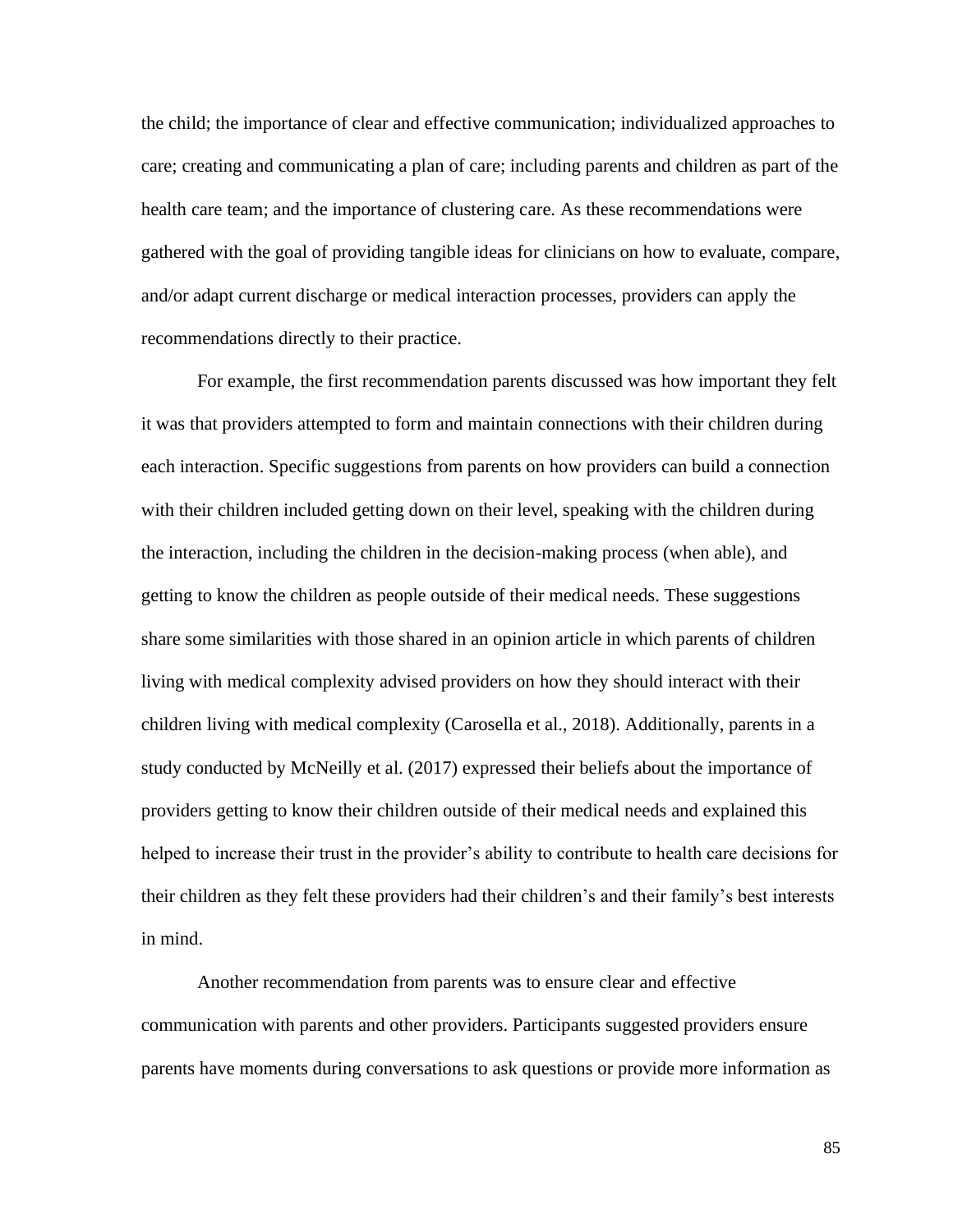the child; the importance of clear and effective communication; individualized approaches to care; creating and communicating a plan of care; including parents and children as part of the health care team; and the importance of clustering care. As these recommendations were gathered with the goal of providing tangible ideas for clinicians on how to evaluate, compare, and/or adapt current discharge or medical interaction processes, providers can apply the recommendations directly to their practice.

For example, the first recommendation parents discussed was how important they felt it was that providers attempted to form and maintain connections with their children during each interaction. Specific suggestions from parents on how providers can build a connection with their children included getting down on their level, speaking with the children during the interaction, including the children in the decision-making process (when able), and getting to know the children as people outside of their medical needs. These suggestions share some similarities with those shared in an opinion article in which parents of children living with medical complexity advised providers on how they should interact with their children living with medical complexity (Carosella et al., 2018). Additionally, parents in a study conducted by McNeilly et al. (2017) expressed their beliefs about the importance of providers getting to know their children outside of their medical needs and explained this helped to increase their trust in the provider's ability to contribute to health care decisions for their children as they felt these providers had their children's and their family's best interests in mind.

Another recommendation from parents was to ensure clear and effective communication with parents and other providers. Participants suggested providers ensure parents have moments during conversations to ask questions or provide more information as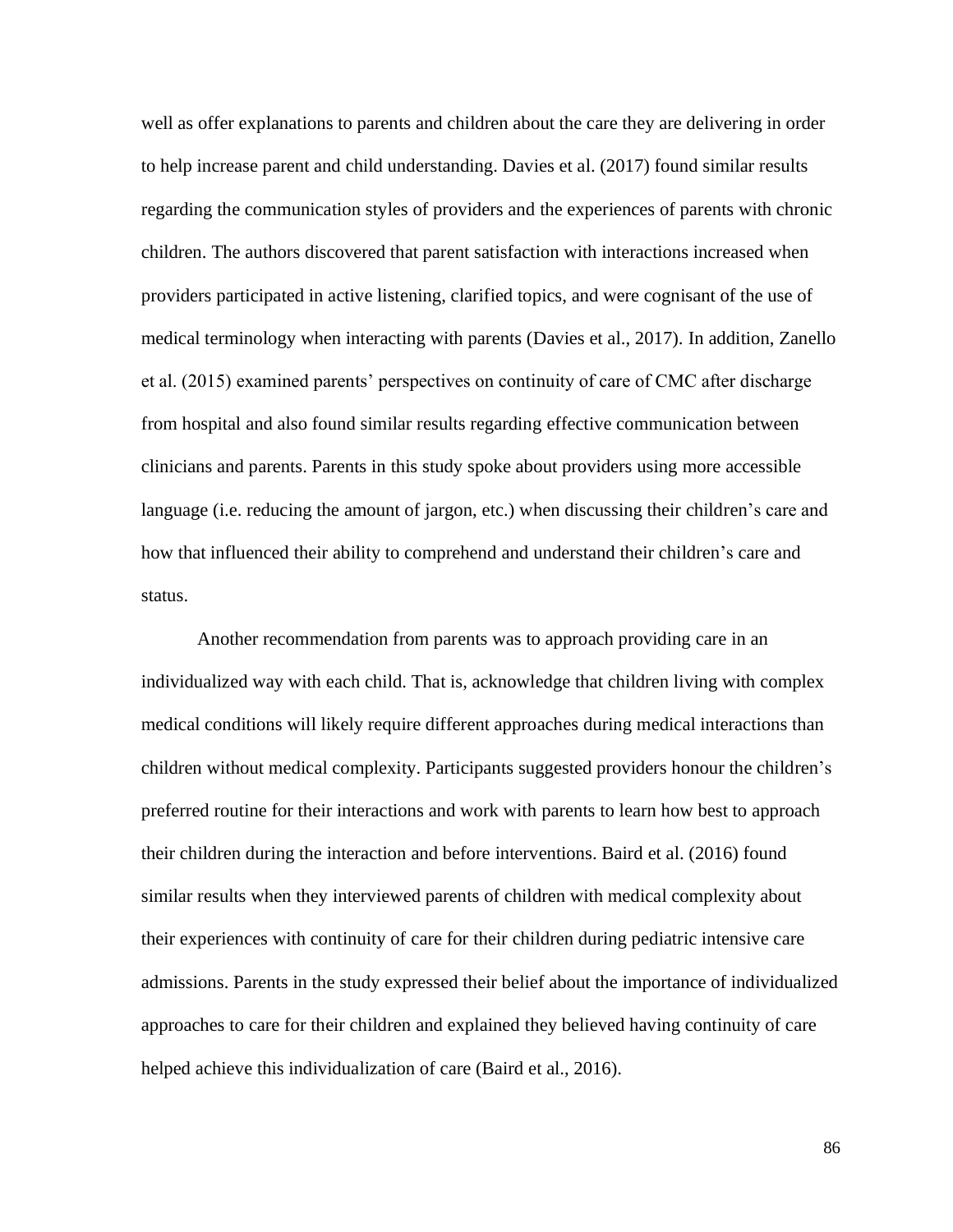well as offer explanations to parents and children about the care they are delivering in order to help increase parent and child understanding. Davies et al. (2017) found similar results regarding the communication styles of providers and the experiences of parents with chronic children. The authors discovered that parent satisfaction with interactions increased when providers participated in active listening, clarified topics, and were cognisant of the use of medical terminology when interacting with parents (Davies et al., 2017). In addition, Zanello et al. (2015) examined parents' perspectives on continuity of care of CMC after discharge from hospital and also found similar results regarding effective communication between clinicians and parents. Parents in this study spoke about providers using more accessible language (i.e. reducing the amount of jargon, etc.) when discussing their children's care and how that influenced their ability to comprehend and understand their children's care and status.

Another recommendation from parents was to approach providing care in an individualized way with each child. That is, acknowledge that children living with complex medical conditions will likely require different approaches during medical interactions than children without medical complexity. Participants suggested providers honour the children's preferred routine for their interactions and work with parents to learn how best to approach their children during the interaction and before interventions. Baird et al. (2016) found similar results when they interviewed parents of children with medical complexity about their experiences with continuity of care for their children during pediatric intensive care admissions. Parents in the study expressed their belief about the importance of individualized approaches to care for their children and explained they believed having continuity of care helped achieve this individualization of care (Baird et al., 2016).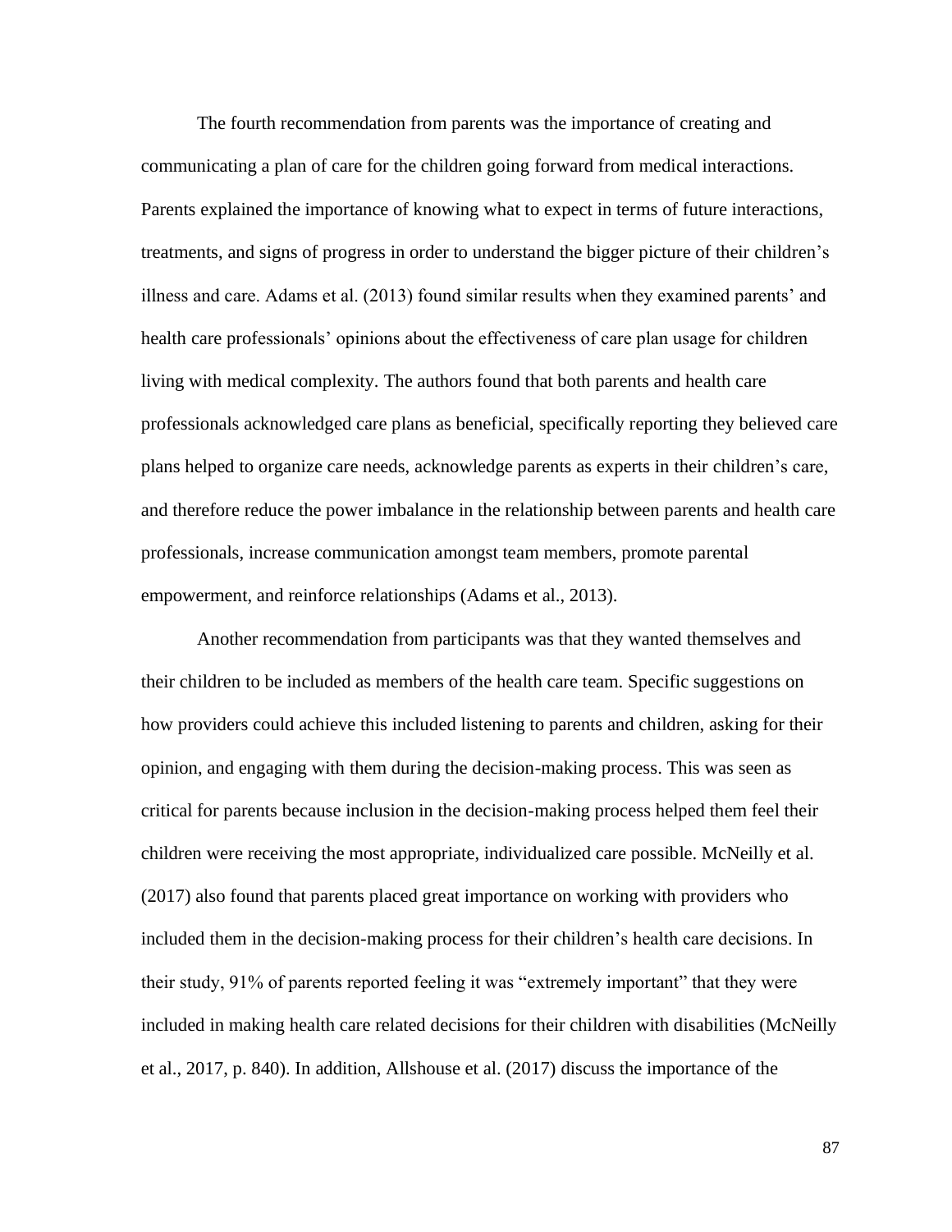The fourth recommendation from parents was the importance of creating and communicating a plan of care for the children going forward from medical interactions. Parents explained the importance of knowing what to expect in terms of future interactions, treatments, and signs of progress in order to understand the bigger picture of their children's illness and care. Adams et al. (2013) found similar results when they examined parents' and health care professionals' opinions about the effectiveness of care plan usage for children living with medical complexity. The authors found that both parents and health care professionals acknowledged care plans as beneficial, specifically reporting they believed care plans helped to organize care needs, acknowledge parents as experts in their children's care, and therefore reduce the power imbalance in the relationship between parents and health care professionals, increase communication amongst team members, promote parental empowerment, and reinforce relationships (Adams et al., 2013).

Another recommendation from participants was that they wanted themselves and their children to be included as members of the health care team. Specific suggestions on how providers could achieve this included listening to parents and children, asking for their opinion, and engaging with them during the decision-making process. This was seen as critical for parents because inclusion in the decision-making process helped them feel their children were receiving the most appropriate, individualized care possible. McNeilly et al. (2017) also found that parents placed great importance on working with providers who included them in the decision-making process for their children's health care decisions. In their study, 91% of parents reported feeling it was "extremely important" that they were included in making health care related decisions for their children with disabilities (McNeilly et al., 2017, p. 840). In addition, Allshouse et al. (2017) discuss the importance of the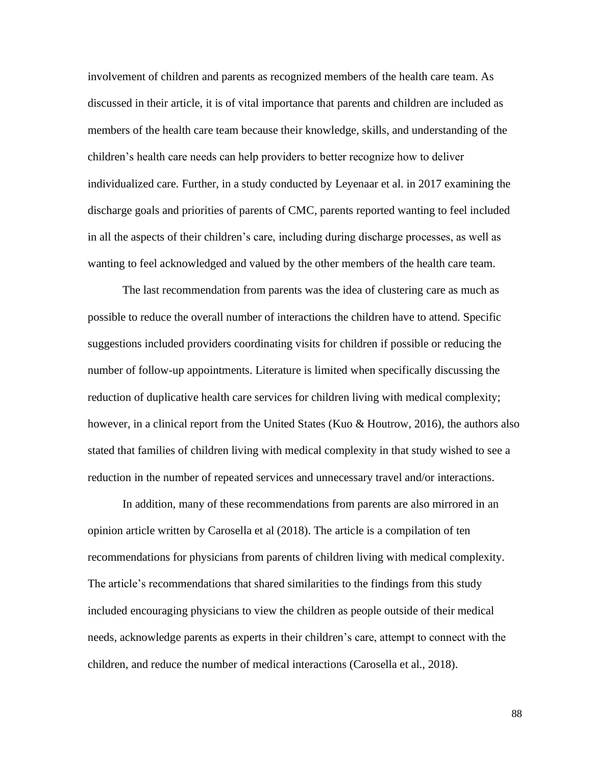involvement of children and parents as recognized members of the health care team. As discussed in their article, it is of vital importance that parents and children are included as members of the health care team because their knowledge, skills, and understanding of the children's health care needs can help providers to better recognize how to deliver individualized care. Further, in a study conducted by Leyenaar et al. in 2017 examining the discharge goals and priorities of parents of CMC, parents reported wanting to feel included in all the aspects of their children's care, including during discharge processes, as well as wanting to feel acknowledged and valued by the other members of the health care team.

The last recommendation from parents was the idea of clustering care as much as possible to reduce the overall number of interactions the children have to attend. Specific suggestions included providers coordinating visits for children if possible or reducing the number of follow-up appointments. Literature is limited when specifically discussing the reduction of duplicative health care services for children living with medical complexity; however, in a clinical report from the United States (Kuo & Houtrow, 2016), the authors also stated that families of children living with medical complexity in that study wished to see a reduction in the number of repeated services and unnecessary travel and/or interactions.

In addition, many of these recommendations from parents are also mirrored in an opinion article written by Carosella et al (2018). The article is a compilation of ten recommendations for physicians from parents of children living with medical complexity. The article's recommendations that shared similarities to the findings from this study included encouraging physicians to view the children as people outside of their medical needs, acknowledge parents as experts in their children's care, attempt to connect with the children, and reduce the number of medical interactions (Carosella et al., 2018).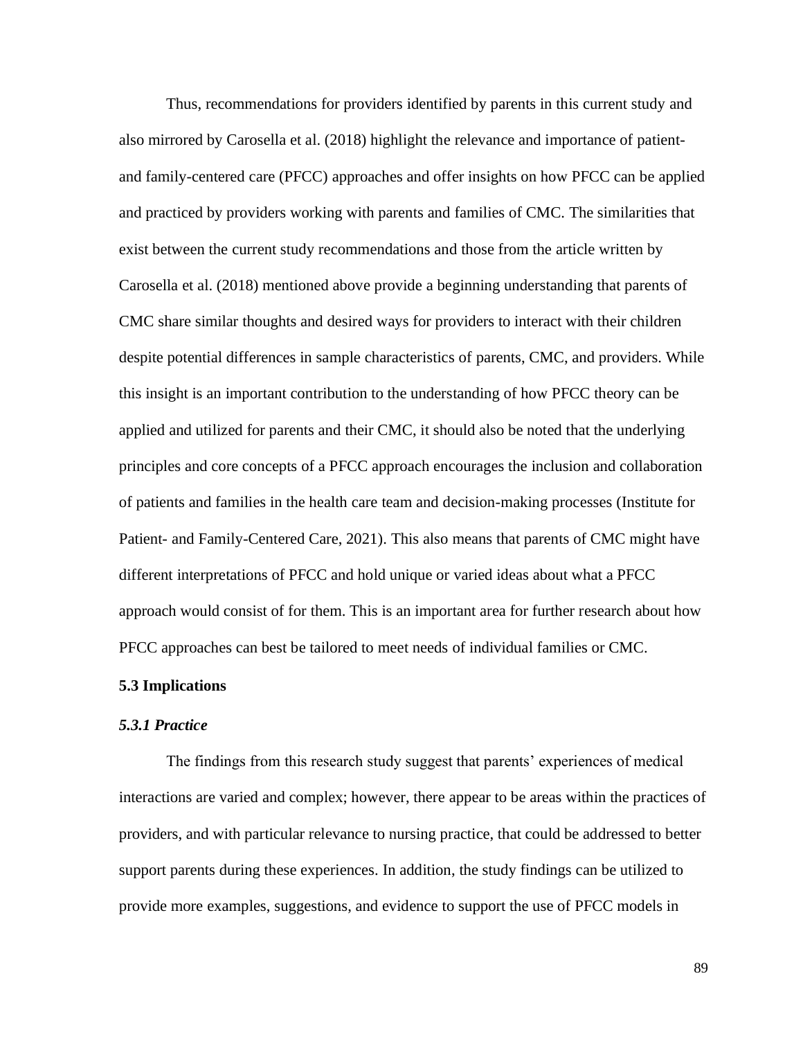Thus, recommendations for providers identified by parents in this current study and also mirrored by Carosella et al. (2018) highlight the relevance and importance of patient- and family-centered care (PFCC) approaches and offer insights on how PFCC can be applied and practiced by providers working with parents and families of CMC. The similarities that exist between the current study recommendations and those from the article written by Carosella et al. (2018) mentioned above provide a beginning understanding that parents of CMC share similar thoughts and desired ways for providers to interact with their children despite potential differences in sample characteristics of parents, CMC, and providers. While this insight is an important contribution to the understanding of how PFCC theory can be applied and utilized for parents and their CMC, it should also be noted that the underlying principles and core concepts of a PFCC approach encourages the inclusion and collaboration of patients and families in the health care team and decision-making processes (Institute for Patient- and Family-Centered Care, 2021). This also means that parents of CMC might have different interpretations of PFCC and hold unique or varied ideas about what a PFCC approach would consist of for them. This is an important area for further research about how PFCC approaches can best be tailored to meet needs of individual families or CMC.

## 5.3 Implications

### *5.3.1 Practice*

The findings from this research study suggest that parents' experiences of medical interactions are varied and complex; however, there appear to be areas within the practices of providers, and with particular relevance to nursing practice, that could be addressed to better support parents during these experiences. In addition, the study findings can be utilized to provide more examples, suggestions, and evidence to support the use of PFCC models in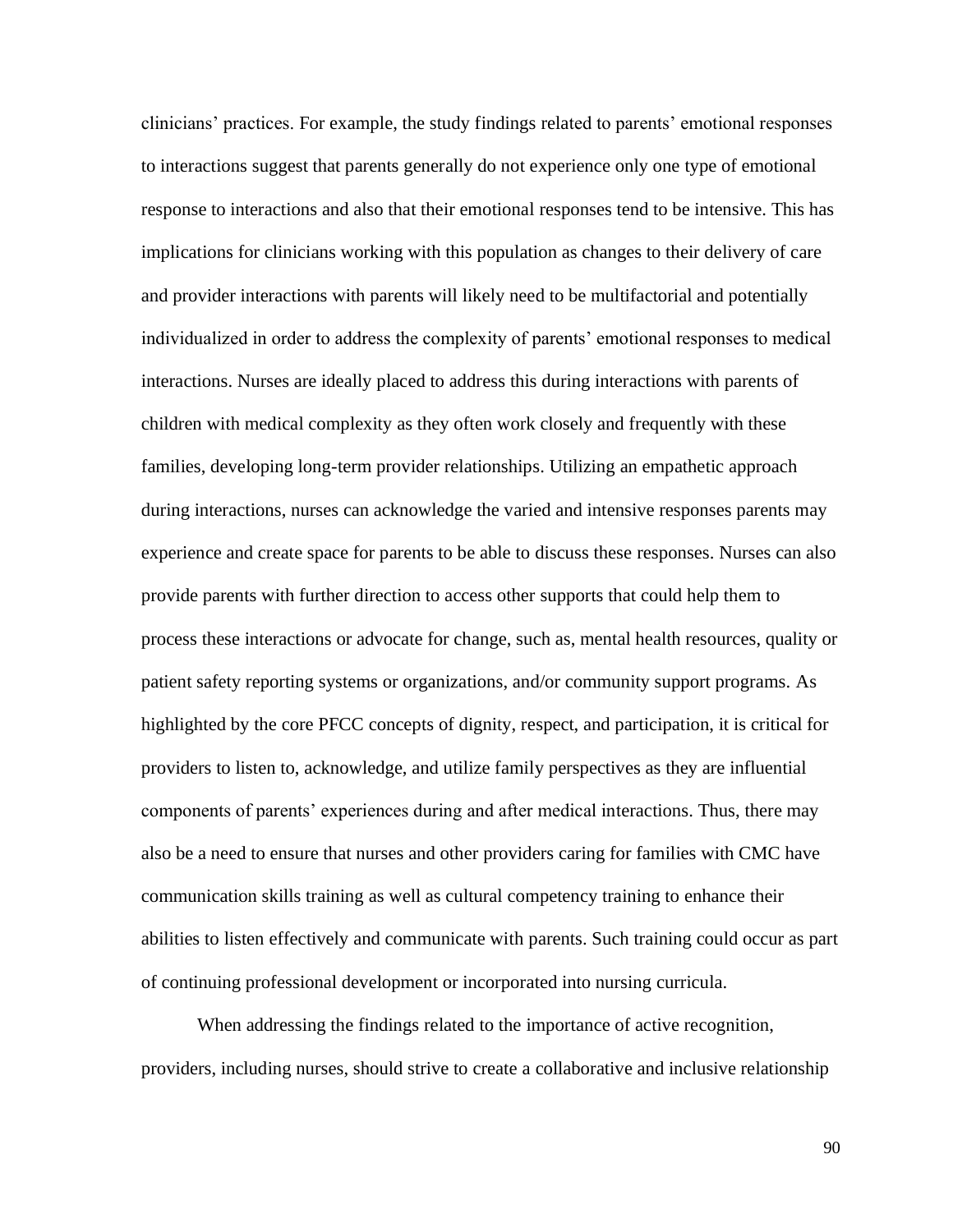clinicians' practices. For example, the study findings related to parents' emotional responses to interactions suggest that parents generally do not experience only one type of emotional response to interactions and also that their emotional responses tend to be intensive. This has implications for clinicians working with this population as changes to their delivery of care and provider interactions with parents will likely need to be multifactorial and potentially individualized in order to address the complexity of parents' emotional responses to medical interactions. Nurses are ideally placed to address this during interactions with parents of children with medical complexity as they often work closely and frequently with these families, developing long-term provider relationships. Utilizing an empathetic approach during interactions, nurses can acknowledge the varied and intensive responses parents may experience and create space for parents to be able to discuss these responses. Nurses can also provide parents with further direction to access other supports that could help them to process these interactions or advocate for change, such as, mental health resources, quality or patient safety reporting systems or organizations, and/or community support programs. As highlighted by the core PFCC concepts of dignity, respect, and participation, it is critical for providers to listen to, acknowledge, and utilize family perspectives as they are influential components of parents' experiences during and after medical interactions. Thus, there may also be a need to ensure that nurses and other providers caring for families with CMC have communication skills training as well as cultural competency training to enhance their abilities to listen effectively and communicate with parents. Such training could occur as part of continuing professional development or incorporated into nursing curricula.

When addressing the findings related to the importance of active recognition, providers, including nurses, should strive to create a collaborative and inclusive relationship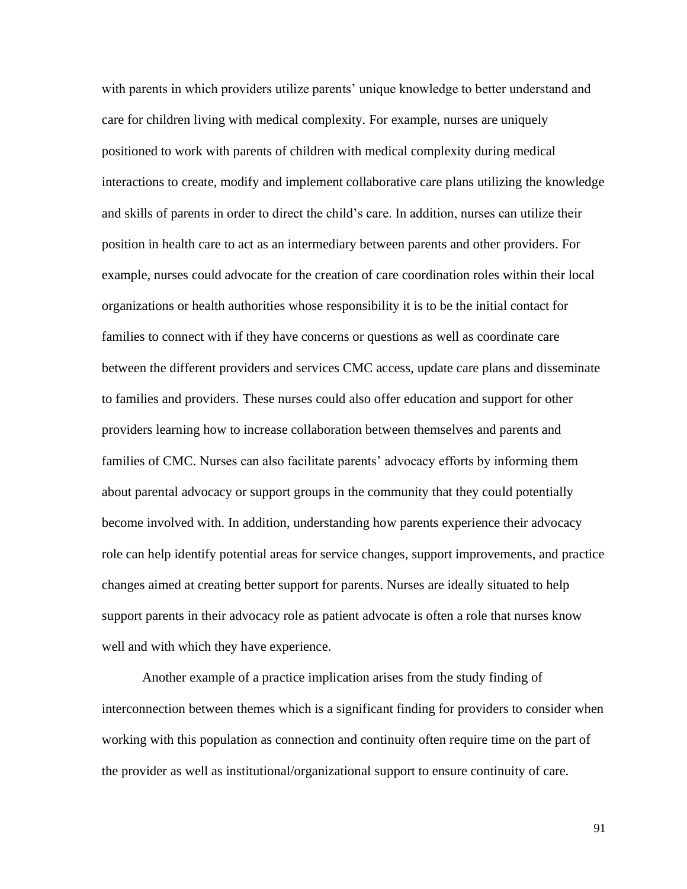with parents in which providers utilize parents' unique knowledge to better understand and care for children living with medical complexity. For example, nurses are uniquely positioned to work with parents of children with medical complexity during medical interactions to create, modify and implement collaborative care plans utilizing the knowledge and skills of parents in order to direct the child's care. In addition, nurses can utilize their position in health care to act as an intermediary between parents and other providers. For example, nurses could advocate for the creation of care coordination roles within their local organizations or health authorities whose responsibility it is to be the initial contact for families to connect with if they have concerns or questions as well as coordinate care between the different providers and services CMC access, update care plans and disseminate to families and providers. These nurses could also offer education and support for other providers learning how to increase collaboration between themselves and parents and families of CMC. Nurses can also facilitate parents' advocacy efforts by informing them about parental advocacy or support groups in the community that they could potentially become involved with. In addition, understanding how parents experience their advocacy role can help identify potential areas for service changes, support improvements, and practice changes aimed at creating better support for parents. Nurses are ideally situated to help support parents in their advocacy role as patient advocate is often a role that nurses know well and with which they have experience.

Another example of a practice implication arises from the study finding of interconnection between themes which is a significant finding for providers to consider when working with this population as connection and continuity often require time on the part of the provider as well as institutional/organizational support to ensure continuity of care.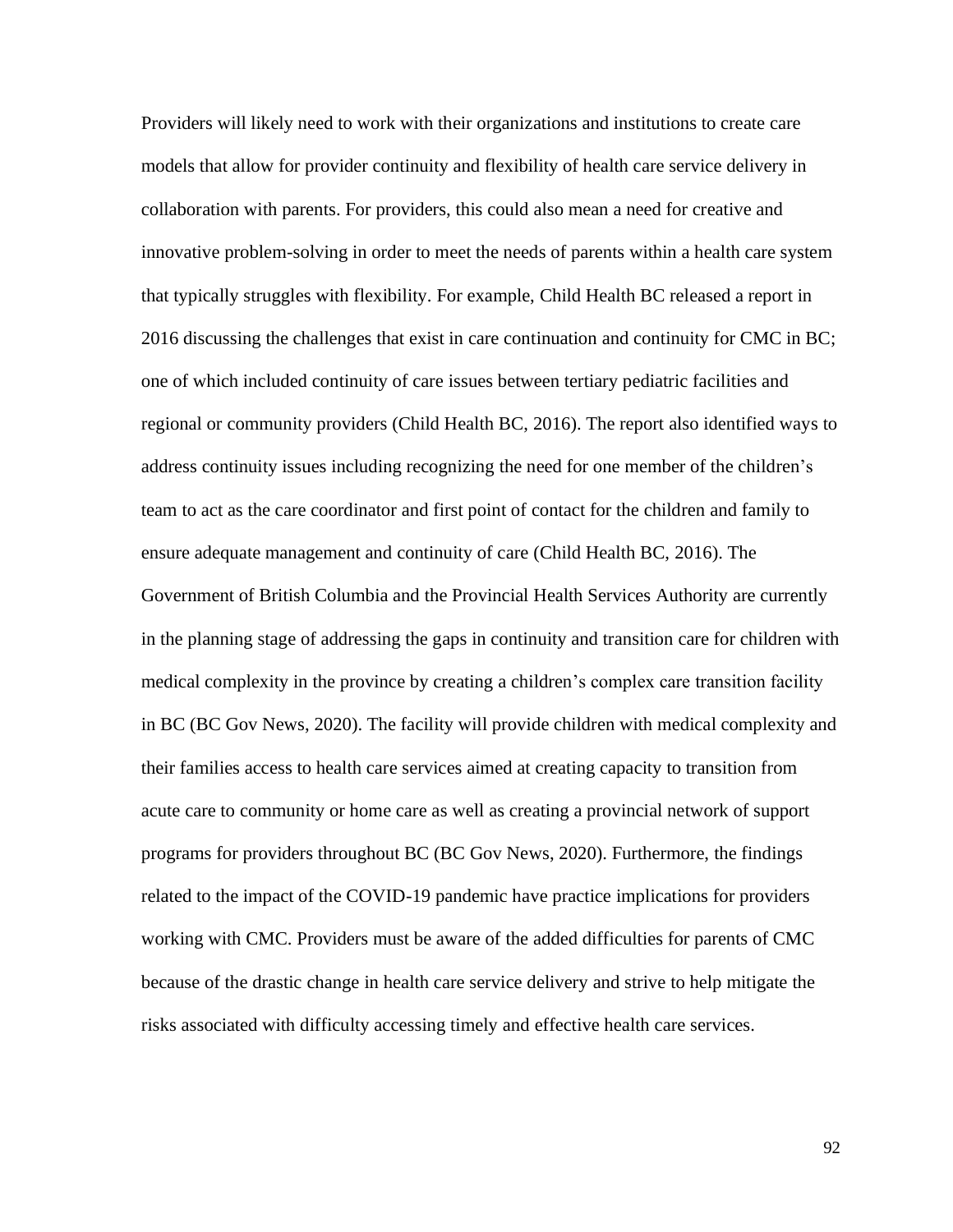Providers will likely need to work with their organizations and institutions to create care models that allow for provider continuity and flexibility of health care service delivery in collaboration with parents. For providers, this could also mean a need for creative and innovative problem-solving in order to meet the needs of parents within a health care system that typically struggles with flexibility. For example, Child Health BC released a report in 2016 discussing the challenges that exist in care continuation and continuity for CMC in BC; one of which included continuity of care issues between tertiary pediatric facilities and regional or community providers (Child Health BC, 2016). The report also identified ways to address continuity issues including recognizing the need for one member of the children's team to act as the care coordinator and first point of contact for the children and family to ensure adequate management and continuity of care (Child Health BC, 2016). The Government of British Columbia and the Provincial Health Services Authority are currently in the planning stage of addressing the gaps in continuity and transition care for children with medical complexity in the province by creating a children's complex care transition facility in BC (BC Gov News, 2020). The facility will provide children with medical complexity and their families access to health care services aimed at creating capacity to transition from acute care to community or home care as well as creating a provincial network of support programs for providers throughout BC (BC Gov News, 2020). Furthermore, the findings related to the impact of the COVID-19 pandemic have practice implications for providers working with CMC. Providers must be aware of the added difficulties for parents of CMC because of the drastic change in health care service delivery and strive to help mitigate the risks associated with difficulty accessing timely and effective health care services.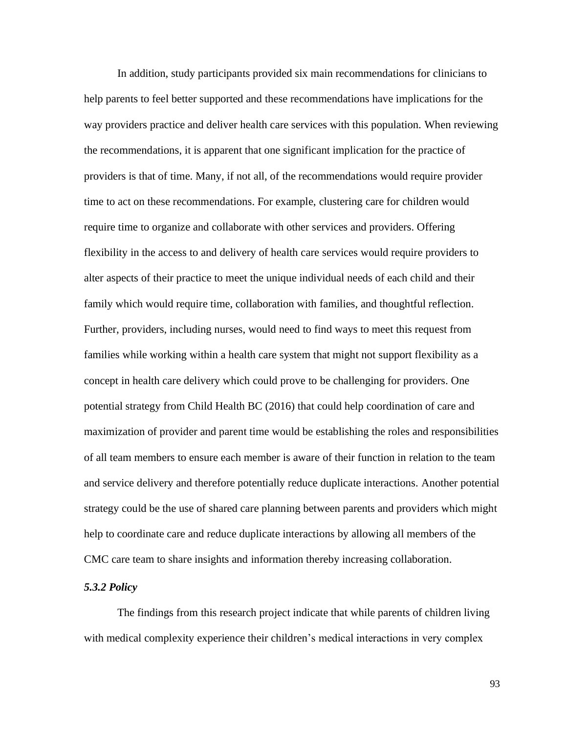In addition, study participants provided six main recommendations for clinicians to help parents to feel better supported and these recommendations have implications for the way providers practice and deliver health care services with this population. When reviewing the recommendations, it is apparent that one significant implication for the practice of providers is that of time. Many, if not all, of the recommendations would require provider time to act on these recommendations. For example, clustering care for children would require time to organize and collaborate with other services and providers. Offering flexibility in the access to and delivery of health care services would require providers to alter aspects of their practice to meet the unique individual needs of each child and their family which would require time, collaboration with families, and thoughtful reflection. Further, providers, including nurses, would need to find ways to meet this request from families while working within a health care system that might not support flexibility as a concept in health care delivery which could prove to be challenging for providers. One potential strategy from Child Health BC (2016) that could help coordination of care and maximization of provider and parent time would be establishing the roles and responsibilities of all team members to ensure each member is aware of their function in relation to the team and service delivery and therefore potentially reduce duplicate interactions. Another potential strategy could be the use of shared care planning between parents and providers which might help to coordinate care and reduce duplicate interactions by allowing all members of the CMC care team to share insights and information thereby increasing collaboration.

### *5.3.2 Policy*

The findings from this research project indicate that while parents of children living with medical complexity experience their children's medical interactions in very complex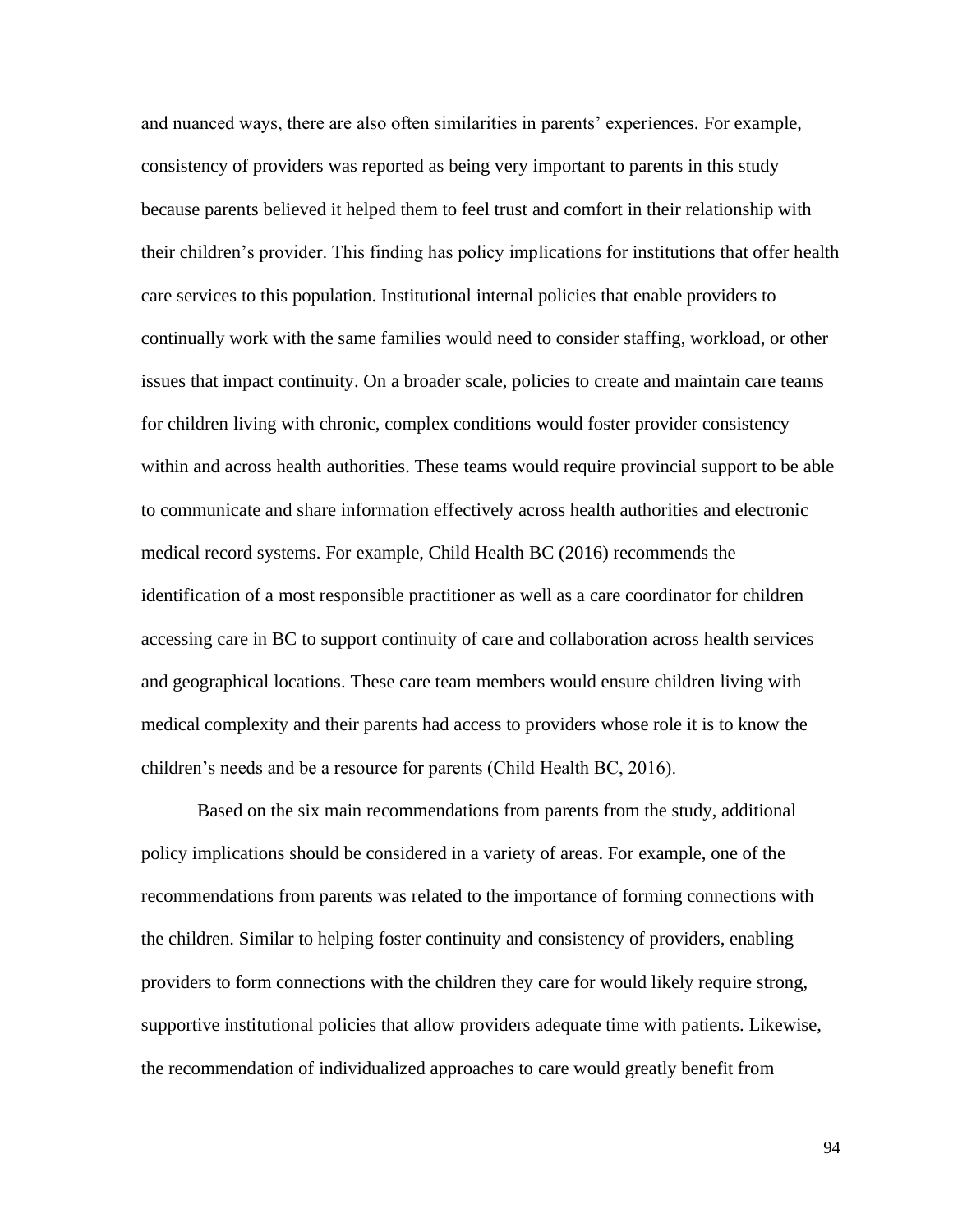and nuanced ways, there are also often similarities in parents' experiences. For example, consistency of providers was reported as being very important to parents in this study because parents believed it helped them to feel trust and comfort in their relationship with their children's provider. This finding has policy implications for institutions that offer health care services to this population. Institutional internal policies that enable providers to continually work with the same families would need to consider staffing, workload, or other issues that impact continuity. On a broader scale, policies to create and maintain care teams for children living with chronic, complex conditions would foster provider consistency within and across health authorities. These teams would require provincial support to be able to communicate and share information effectively across health authorities and electronic medical record systems. For example, Child Health BC (2016) recommends the identification of a most responsible practitioner as well as a care coordinator for children accessing care in BC to support continuity of care and collaboration across health services and geographical locations. These care team members would ensure children living with medical complexity and their parents had access to providers whose role it is to know the children's needs and be a resource for parents (Child Health BC, 2016).

Based on the six main recommendations from parents from the study, additional policy implications should be considered in a variety of areas. For example, one of the recommendations from parents was related to the importance of forming connections with the children. Similar to helping foster continuity and consistency of providers, enabling providers to form connections with the children they care for would likely require strong, supportive institutional policies that allow providers adequate time with patients. Likewise, the recommendation of individualized approaches to care would greatly benefit from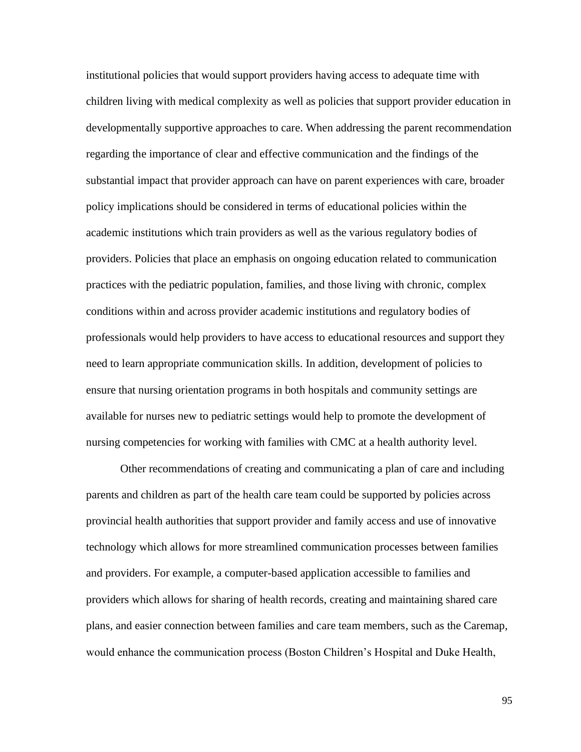institutional policies that would support providers having access to adequate time with children living with medical complexity as well as policies that support provider education in developmentally supportive approaches to care. When addressing the parent recommendation regarding the importance of clear and effective communication and the findings of the substantial impact that provider approach can have on parent experiences with care, broader policy implications should be considered in terms of educational policies within the academic institutions which train providers as well as the various regulatory bodies of providers. Policies that place an emphasis on ongoing education related to communication practices with the pediatric population, families, and those living with chronic, complex conditions within and across provider academic institutions and regulatory bodies of professionals would help providers to have access to educational resources and support they need to learn appropriate communication skills. In addition, development of policies to ensure that nursing orientation programs in both hospitals and community settings are available for nurses new to pediatric settings would help to promote the development of nursing competencies for working with families with CMC at a health authority level.

Other recommendations of creating and communicating a plan of care and including parents and children as part of the health care team could be supported by policies across provincial health authorities that support provider and family access and use of innovative technology which allows for more streamlined communication processes between families and providers. For example, a computer-based application accessible to families and providers which allows for sharing of health records, creating and maintaining shared care plans, and easier connection between families and care team members, such as the Caremap, would enhance the communication process (Boston Children's Hospital and Duke Health,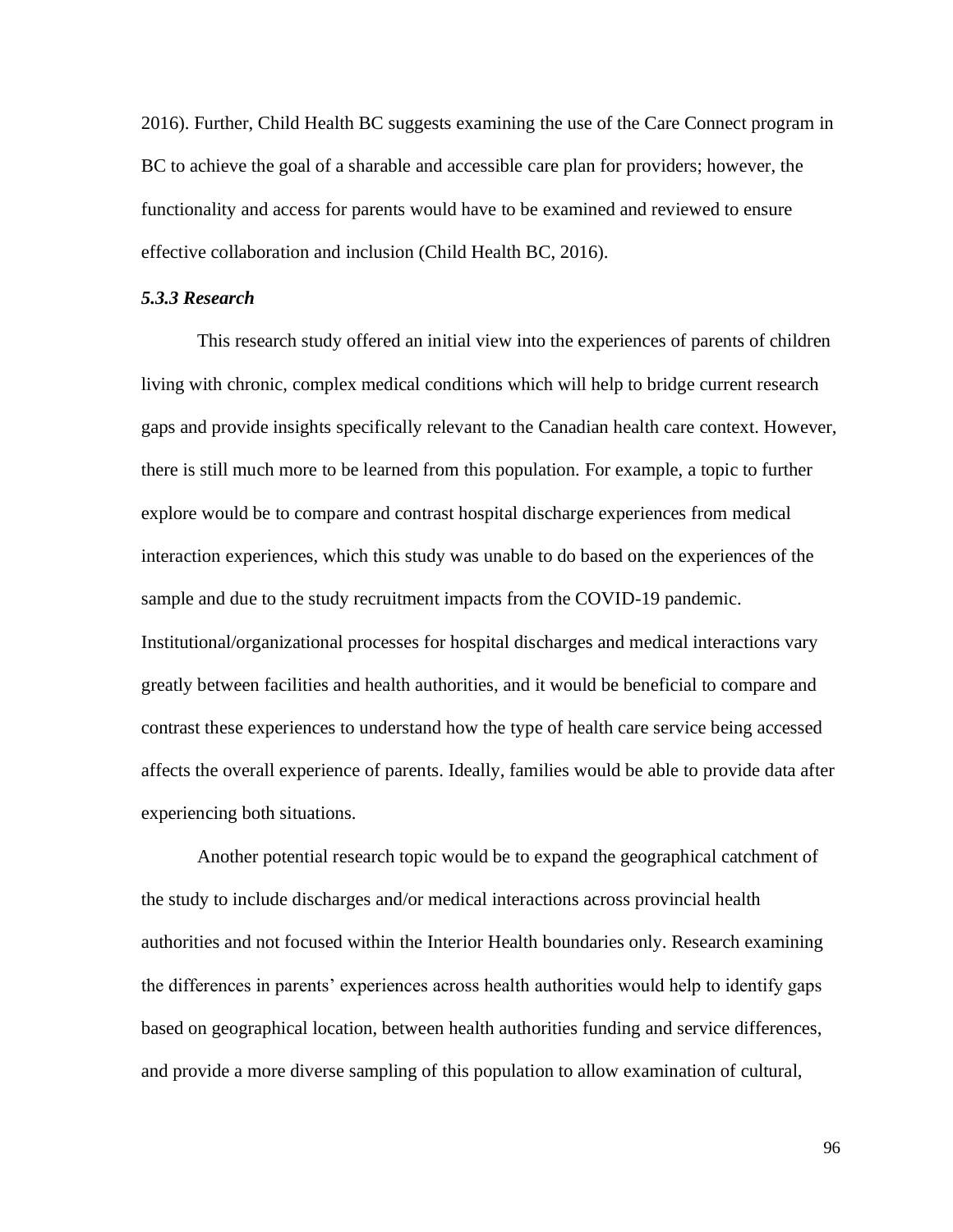2016). Further, Child Health BC suggests examining the use of the Care Connect program in BC to achieve the goal of a sharable and accessible care plan for providers; however, the functionality and access for parents would have to be examined and reviewed to ensure effective collaboration and inclusion (Child Health BC, 2016).

#### *5.3.3 Research*

This research study offered an initial view into the experiences of parents of children living with chronic, complex medical conditions which will help to bridge current research gaps and provide insights specifically relevant to the Canadian health care context. However, there is still much more to be learned from this population. For example, a topic to further explore would be to compare and contrast hospital discharge experiences from medical interaction experiences, which this study was unable to do based on the experiences of the sample and due to the study recruitment impacts from the COVID-19 pandemic. Institutional/organizational processes for hospital discharges and medical interactions vary greatly between facilities and health authorities, and it would be beneficial to compare and contrast these experiences to understand how the type of health care service being accessed affects the overall experience of parents. Ideally, families would be able to provide data after experiencing both situations.

Another potential research topic would be to expand the geographical catchment of the study to include discharges and/or medical interactions across provincial health authorities and not focused within the Interior Health boundaries only. Research examining the differences in parents' experiences across health authorities would help to identify gaps based on geographical location, between health authorities funding and service differences, and provide a more diverse sampling of this population to allow examination of cultural,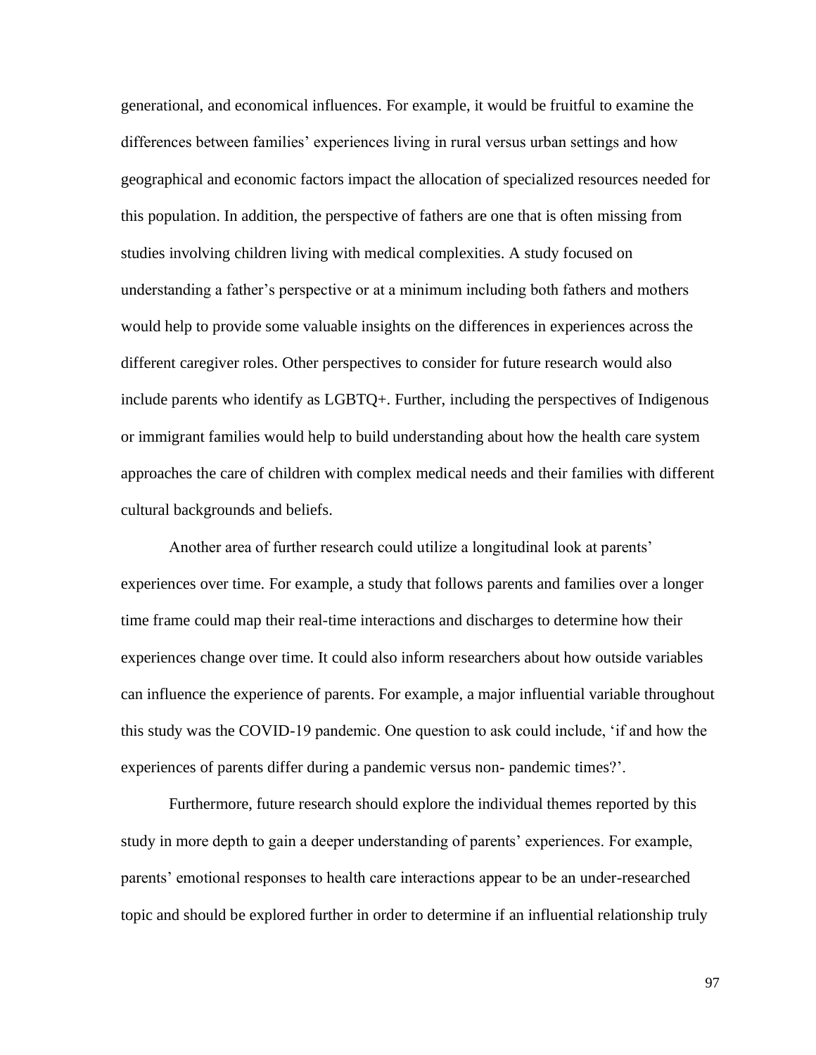generational, and economical influences. For example, it would be fruitful to examine the differences between families' experiences living in rural versus urban settings and how geographical and economic factors impact the allocation of specialized resources needed for this population. In addition, the perspective of fathers are one that is often missing from studies involving children living with medical complexities. A study focused on understanding a father's perspective or at a minimum including both fathers and mothers would help to provide some valuable insights on the differences in experiences across the different caregiver roles. Other perspectives to consider for future research would also include parents who identify as LGBTQ+. Further, including the perspectives of Indigenous or immigrant families would help to build understanding about how the health care system approaches the care of children with complex medical needs and their families with different cultural backgrounds and beliefs.

Another area of further research could utilize a longitudinal look at parents' experiences over time. For example, a study that follows parents and families over a longer time frame could map their real-time interactions and discharges to determine how their experiences change over time. It could also inform researchers about how outside variables can influence the experience of parents. For example, a major influential variable throughout this study was the COVID-19 pandemic. One question to ask could include, 'if and how the experiences of parents differ during a pandemic versus non- pandemic times?'.

Furthermore, future research should explore the individual themes reported by this study in more depth to gain a deeper understanding of parents' experiences. For example, parents' emotional responses to health care interactions appear to be an under-researched topic and should be explored further in order to determine if an influential relationship truly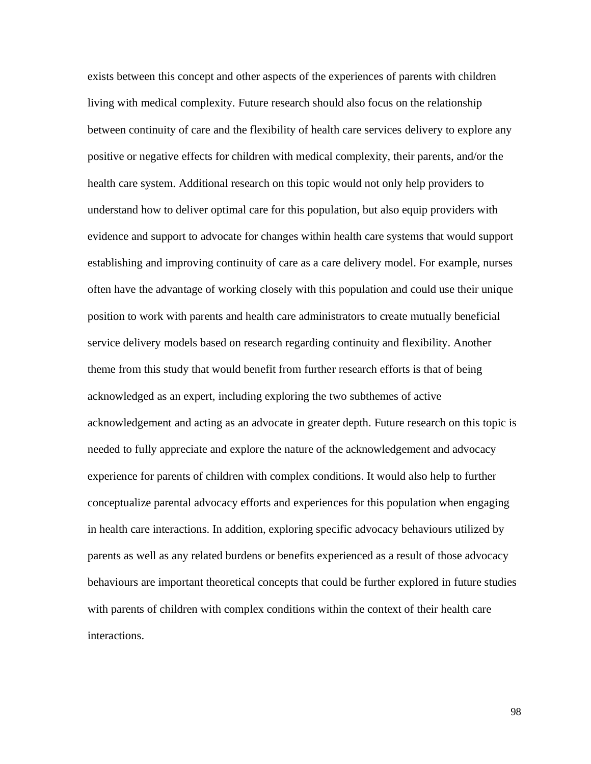exists between this concept and other aspects of the experiences of parents with children living with medical complexity. Future research should also focus on the relationship between continuity of care and the flexibility of health care services delivery to explore any positive or negative effects for children with medical complexity, their parents, and/or the health care system. Additional research on this topic would not only help providers to understand how to deliver optimal care for this population, but also equip providers with evidence and support to advocate for changes within health care systems that would support establishing and improving continuity of care as a care delivery model. For example, nurses often have the advantage of working closely with this population and could use their unique position to work with parents and health care administrators to create mutually beneficial service delivery models based on research regarding continuity and flexibility. Another theme from this study that would benefit from further research efforts is that of being acknowledged as an expert, including exploring the two subthemes of active acknowledgement and acting as an advocate in greater depth. Future research on this topic is needed to fully appreciate and explore the nature of the acknowledgement and advocacy experience for parents of children with complex conditions. It would also help to further conceptualize parental advocacy efforts and experiences for this population when engaging in health care interactions. In addition, exploring specific advocacy behaviours utilized by parents as well as any related burdens or benefits experienced as a result of those advocacy behaviours are important theoretical concepts that could be further explored in future studies with parents of children with complex conditions within the context of their health care interactions.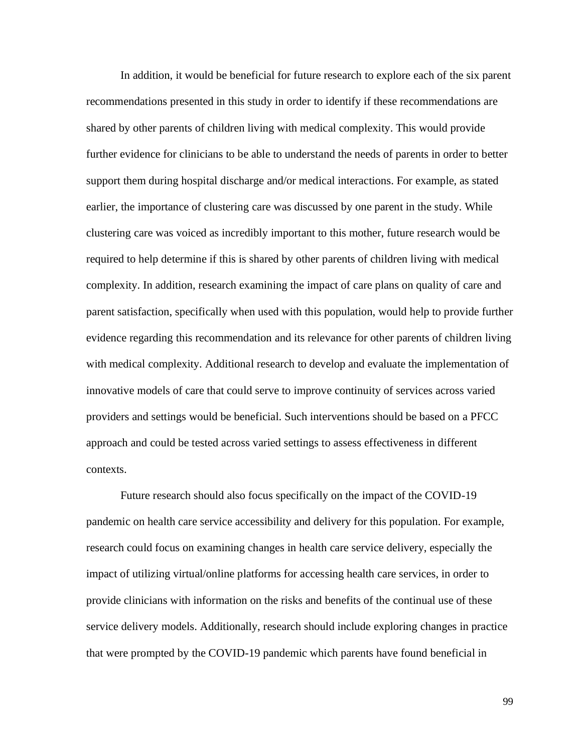In addition, it would be beneficial for future research to explore each of the six parent recommendations presented in this study in order to identify if these recommendations are shared by other parents of children living with medical complexity. This would provide further evidence for clinicians to be able to understand the needs of parents in order to better support them during hospital discharge and/or medical interactions. For example, as stated earlier, the importance of clustering care was discussed by one parent in the study. While clustering care was voiced as incredibly important to this mother, future research would be required to help determine if this is shared by other parents of children living with medical complexity. In addition, research examining the impact of care plans on quality of care and parent satisfaction, specifically when used with this population, would help to provide further evidence regarding this recommendation and its relevance for other parents of children living with medical complexity. Additional research to develop and evaluate the implementation of innovative models of care that could serve to improve continuity of services across varied providers and settings would be beneficial. Such interventions should be based on a PFCC approach and could be tested across varied settings to assess effectiveness in different contexts.

Future research should also focus specifically on the impact of the COVID-19 pandemic on health care service accessibility and delivery for this population. For example, research could focus on examining changes in health care service delivery, especially the impact of utilizing virtual/online platforms for accessing health care services, in order to provide clinicians with information on the risks and benefits of the continual use of these service delivery models. Additionally, research should include exploring changes in practice that were prompted by the COVID-19 pandemic which parents have found beneficial in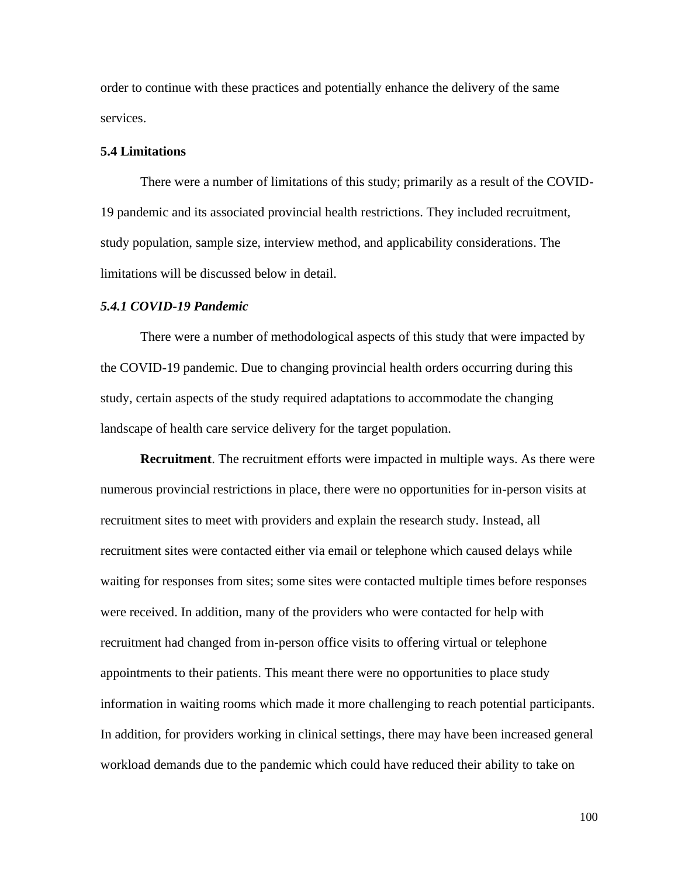order to continue with these practices and potentially enhance the delivery of the same services.

### 5.4 Limitations

There were a number of limitations of this study; primarily as a result of the COVID-19 pandemic and its associated provincial health restrictions. They included recruitment, study population, sample size, interview method, and applicability considerations. The limitations will be discussed below in detail.

#### *5.4.1 COVID-19 Pandemic*

There were a number of methodological aspects of this study that were impacted by the COVID-19 pandemic. Due to changing provincial health orders occurring during this study, certain aspects of the study required adaptations to accommodate the changing landscape of health care service delivery for the target population.

**Recruitment**. The recruitment efforts were impacted in multiple ways. As there were numerous provincial restrictions in place, there were no opportunities for in-person visits at recruitment sites to meet with providers and explain the research study. Instead, all recruitment sites were contacted either via email or telephone which caused delays while waiting for responses from sites; some sites were contacted multiple times before responses were received. In addition, many of the providers who were contacted for help with recruitment had changed from in-person office visits to offering virtual or telephone appointments to their patients. This meant there were no opportunities to place study information in waiting rooms which made it more challenging to reach potential participants. In addition, for providers working in clinical settings, there may have been increased general workload demands due to the pandemic which could have reduced their ability to take on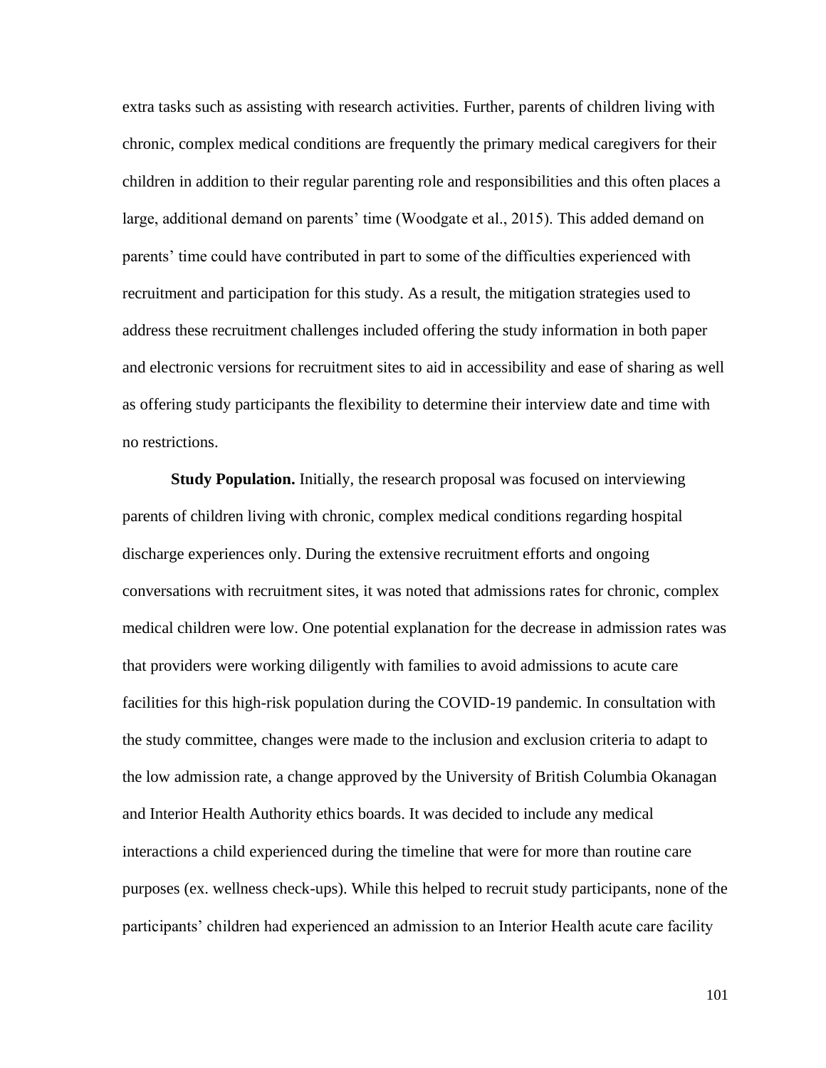extra tasks such as assisting with research activities. Further, parents of children living with chronic, complex medical conditions are frequently the primary medical caregivers for their children in addition to their regular parenting role and responsibilities and this often places a large, additional demand on parents' time (Woodgate et al., 2015). This added demand on parents' time could have contributed in part to some of the difficulties experienced with recruitment and participation for this study. As a result, the mitigation strategies used to address these recruitment challenges included offering the study information in both paper and electronic versions for recruitment sites to aid in accessibility and ease of sharing as well as offering study participants the flexibility to determine their interview date and time with no restrictions.

**Study Population.** Initially, the research proposal was focused on interviewing parents of children living with chronic, complex medical conditions regarding hospital discharge experiences only. During the extensive recruitment efforts and ongoing conversations with recruitment sites, it was noted that admissions rates for chronic, complex medical children were low. One potential explanation for the decrease in admission rates was that providers were working diligently with families to avoid admissions to acute care facilities for this high-risk population during the COVID-19 pandemic. In consultation with the study committee, changes were made to the inclusion and exclusion criteria to adapt to the low admission rate, a change approved by the University of British Columbia Okanagan and Interior Health Authority ethics boards. It was decided to include any medical interactions a child experienced during the timeline that were for more than routine care purposes (ex. wellness check-ups). While this helped to recruit study participants, none of the participants' children had experienced an admission to an Interior Health acute care facility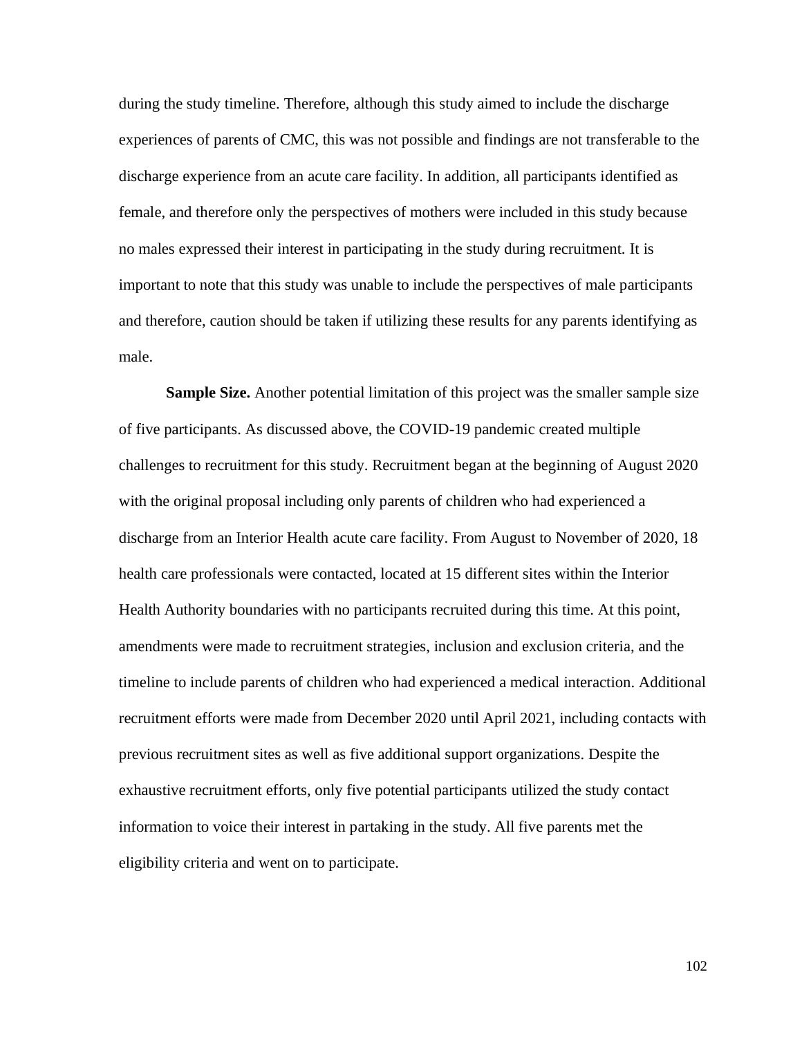during the study timeline. Therefore, although this study aimed to include the discharge experiences of parents of CMC, this was not possible and findings are not transferable to the discharge experience from an acute care facility. In addition, all participants identified as female, and therefore only the perspectives of mothers were included in this study because no males expressed their interest in participating in the study during recruitment. It is important to note that this study was unable to include the perspectives of male participants and therefore, caution should be taken if utilizing these results for any parents identifying as male.

**Sample Size.** Another potential limitation of this project was the smaller sample size of five participants. As discussed above, the COVID-19 pandemic created multiple challenges to recruitment for this study. Recruitment began at the beginning of August 2020 with the original proposal including only parents of children who had experienced a discharge from an Interior Health acute care facility. From August to November of 2020, 18 health care professionals were contacted, located at 15 different sites within the Interior Health Authority boundaries with no participants recruited during this time. At this point, amendments were made to recruitment strategies, inclusion and exclusion criteria, and the timeline to include parents of children who had experienced a medical interaction. Additional recruitment efforts were made from December 2020 until April 2021, including contacts with previous recruitment sites as well as five additional support organizations. Despite the exhaustive recruitment efforts, only five potential participants utilized the study contact information to voice their interest in partaking in the study. All five parents met the eligibility criteria and went on to participate.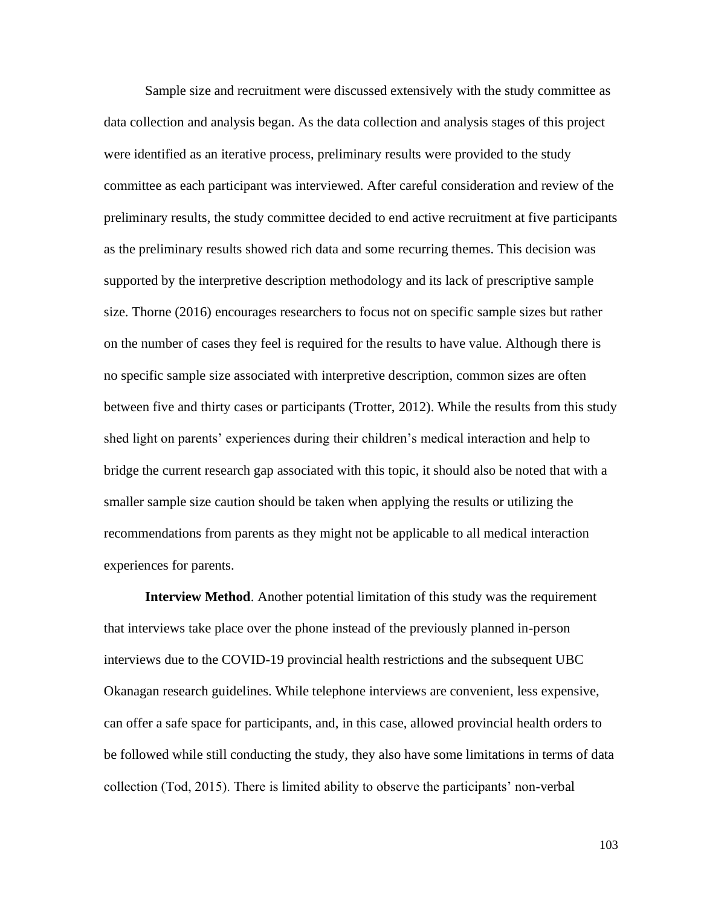Sample size and recruitment were discussed extensively with the study committee as data collection and analysis began. As the data collection and analysis stages of this project were identified as an iterative process, preliminary results were provided to the study committee as each participant was interviewed. After careful consideration and review of the preliminary results, the study committee decided to end active recruitment at five participants as the preliminary results showed rich data and some recurring themes. This decision was supported by the interpretive description methodology and its lack of prescriptive sample size. Thorne (2016) encourages researchers to focus not on specific sample sizes but rather on the number of cases they feel is required for the results to have value. Although there is no specific sample size associated with interpretive description, common sizes are often between five and thirty cases or participants (Trotter, 2012). While the results from this study shed light on parents' experiences during their children's medical interaction and help to bridge the current research gap associated with this topic, it should also be noted that with a smaller sample size caution should be taken when applying the results or utilizing the recommendations from parents as they might not be applicable to all medical interaction experiences for parents.

**Interview Method**. Another potential limitation of this study was the requirement that interviews take place over the phone instead of the previously planned in-person interviews due to the COVID-19 provincial health restrictions and the subsequent UBC Okanagan research guidelines. While telephone interviews are convenient, less expensive, can offer a safe space for participants, and, in this case, allowed provincial health orders to be followed while still conducting the study, they also have some limitations in terms of data collection (Tod, 2015). There is limited ability to observe the participants' non-verbal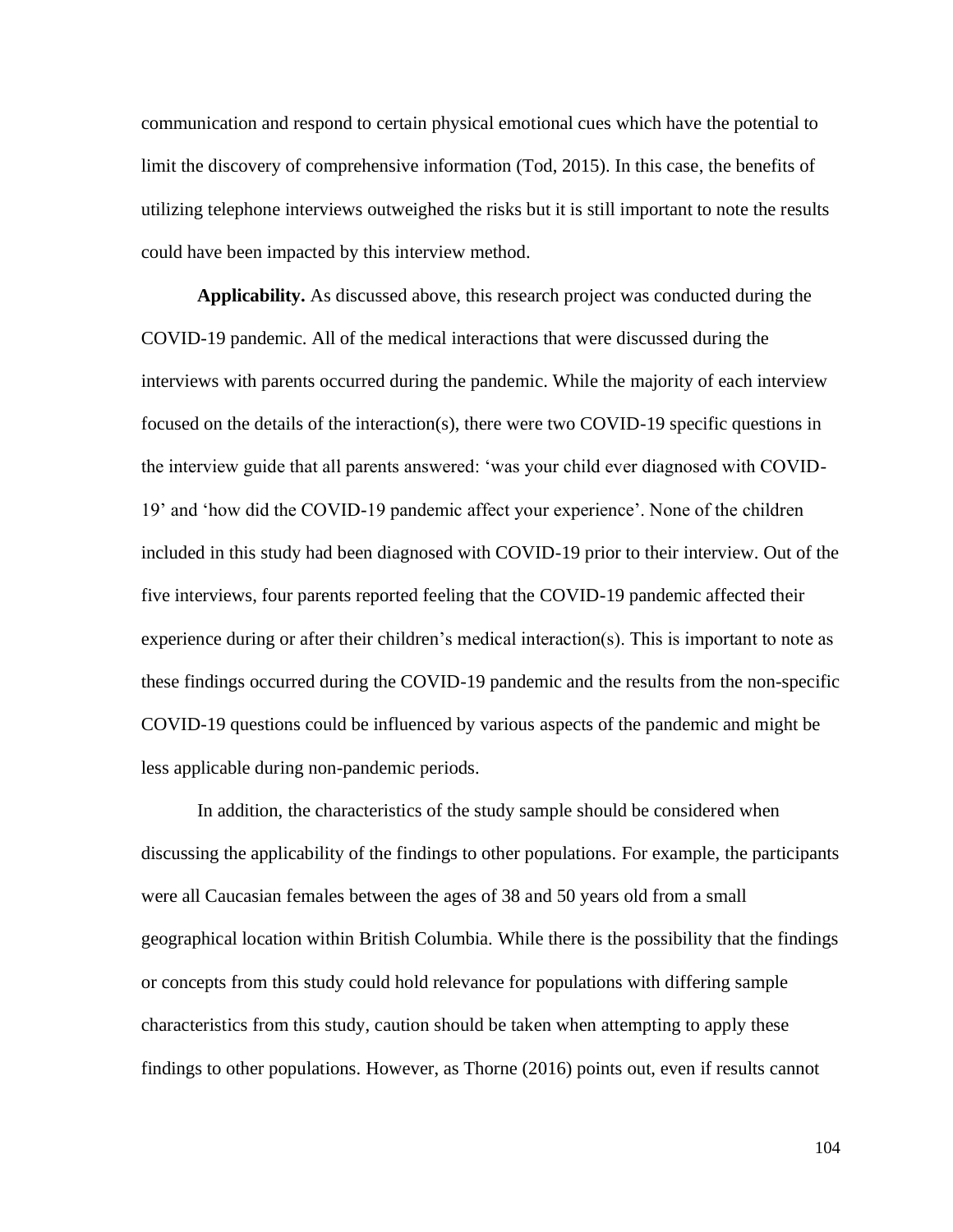communication and respond to certain physical emotional cues which have the potential to limit the discovery of comprehensive information (Tod, 2015). In this case, the benefits of utilizing telephone interviews outweighed the risks but it is still important to note the results could have been impacted by this interview method.

**Applicability.** As discussed above, this research project was conducted during the COVID-19 pandemic. All of the medical interactions that were discussed during the interviews with parents occurred during the pandemic. While the majority of each interview focused on the details of the interaction(s), there were two COVID-19 specific questions in the interview guide that all parents answered: 'was your child ever diagnosed with COVID-19' and 'how did the COVID-19 pandemic affect your experience'. None of the children included in this study had been diagnosed with COVID-19 prior to their interview. Out of the five interviews, four parents reported feeling that the COVID-19 pandemic affected their experience during or after their children's medical interaction(s). This is important to note as these findings occurred during the COVID-19 pandemic and the results from the non-specific COVID-19 questions could be influenced by various aspects of the pandemic and might be less applicable during non-pandemic periods.

In addition, the characteristics of the study sample should be considered when discussing the applicability of the findings to other populations. For example, the participants were all Caucasian females between the ages of 38 and 50 years old from a small geographical location within British Columbia. While there is the possibility that the findings or concepts from this study could hold relevance for populations with differing sample characteristics from this study, caution should be taken when attempting to apply these findings to other populations. However, as Thorne (2016) points out, even if results cannot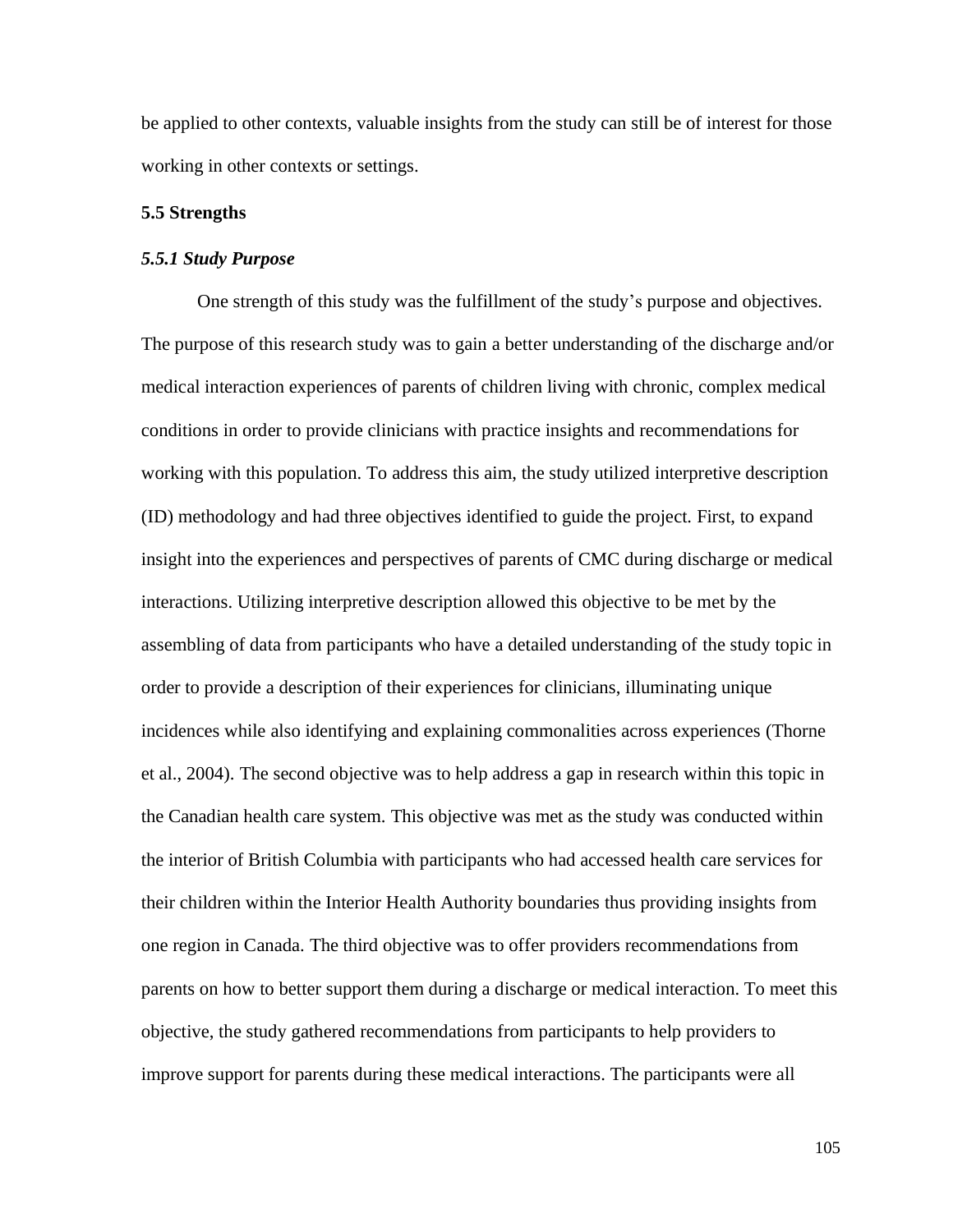be applied to other contexts, valuable insights from the study can still be of interest for those working in other contexts or settings.

## 5.5 Strengths

### *5.5.1 Study Purpose*

One strength of this study was the fulfillment of the study's purpose and objectives. The purpose of this research study was to gain a better understanding of the discharge and/or medical interaction experiences of parents of children living with chronic, complex medical conditions in order to provide clinicians with practice insights and recommendations for working with this population. To address this aim, the study utilized interpretive description (ID) methodology and had three objectives identified to guide the project. First, to expand insight into the experiences and perspectives of parents of CMC during discharge or medical interactions. Utilizing interpretive description allowed this objective to be met by the assembling of data from participants who have a detailed understanding of the study topic in order to provide a description of their experiences for clinicians, illuminating unique incidences while also identifying and explaining commonalities across experiences (Thorne et al., 2004). The second objective was to help address a gap in research within this topic in the Canadian health care system. This objective was met as the study was conducted within the interior of British Columbia with participants who had accessed health care services for their children within the Interior Health Authority boundaries thus providing insights from one region in Canada. The third objective was to offer providers recommendations from parents on how to better support them during a discharge or medical interaction. To meet this objective, the study gathered recommendations from participants to help providers to improve support for parents during these medical interactions. The participants were all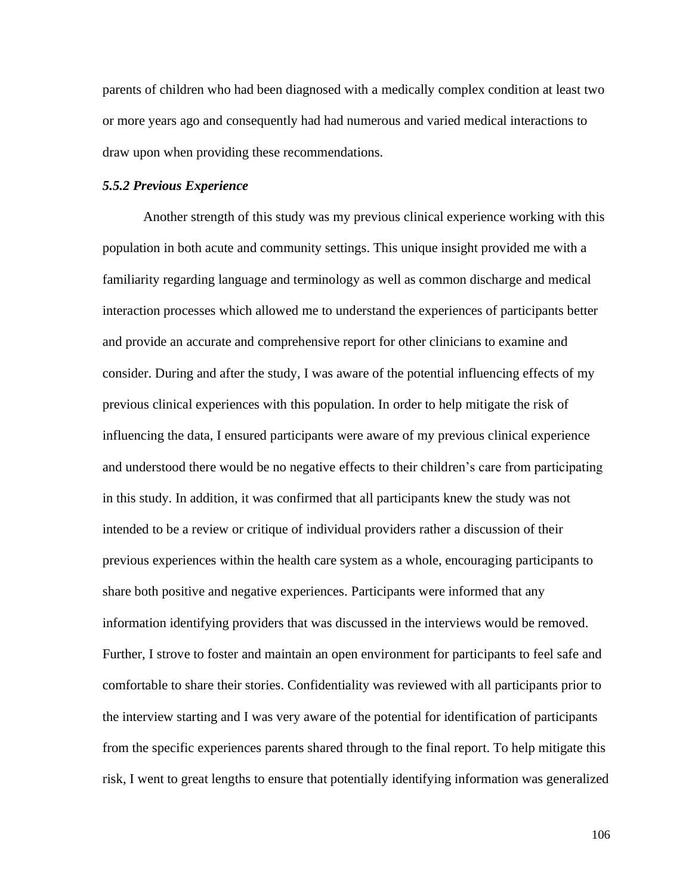parents of children who had been diagnosed with a medically complex condition at least two or more years ago and consequently had had numerous and varied medical interactions to draw upon when providing these recommendations.

### *5.5.2 Previous Experience*

Another strength of this study was my previous clinical experience working with this population in both acute and community settings. This unique insight provided me with a familiarity regarding language and terminology as well as common discharge and medical interaction processes which allowed me to understand the experiences of participants better and provide an accurate and comprehensive report for other clinicians to examine and consider. During and after the study, I was aware of the potential influencing effects of my previous clinical experiences with this population. In order to help mitigate the risk of influencing the data, I ensured participants were aware of my previous clinical experience and understood there would be no negative effects to their children's care from participating in this study. In addition, it was confirmed that all participants knew the study was not intended to be a review or critique of individual providers rather a discussion of their previous experiences within the health care system as a whole, encouraging participants to share both positive and negative experiences. Participants were informed that any information identifying providers that was discussed in the interviews would be removed. Further, I strove to foster and maintain an open environment for participants to feel safe and comfortable to share their stories. Confidentiality was reviewed with all participants prior to the interview starting and I was very aware of the potential for identification of participants from the specific experiences parents shared through to the final report. To help mitigate this risk, I went to great lengths to ensure that potentially identifying information was generalized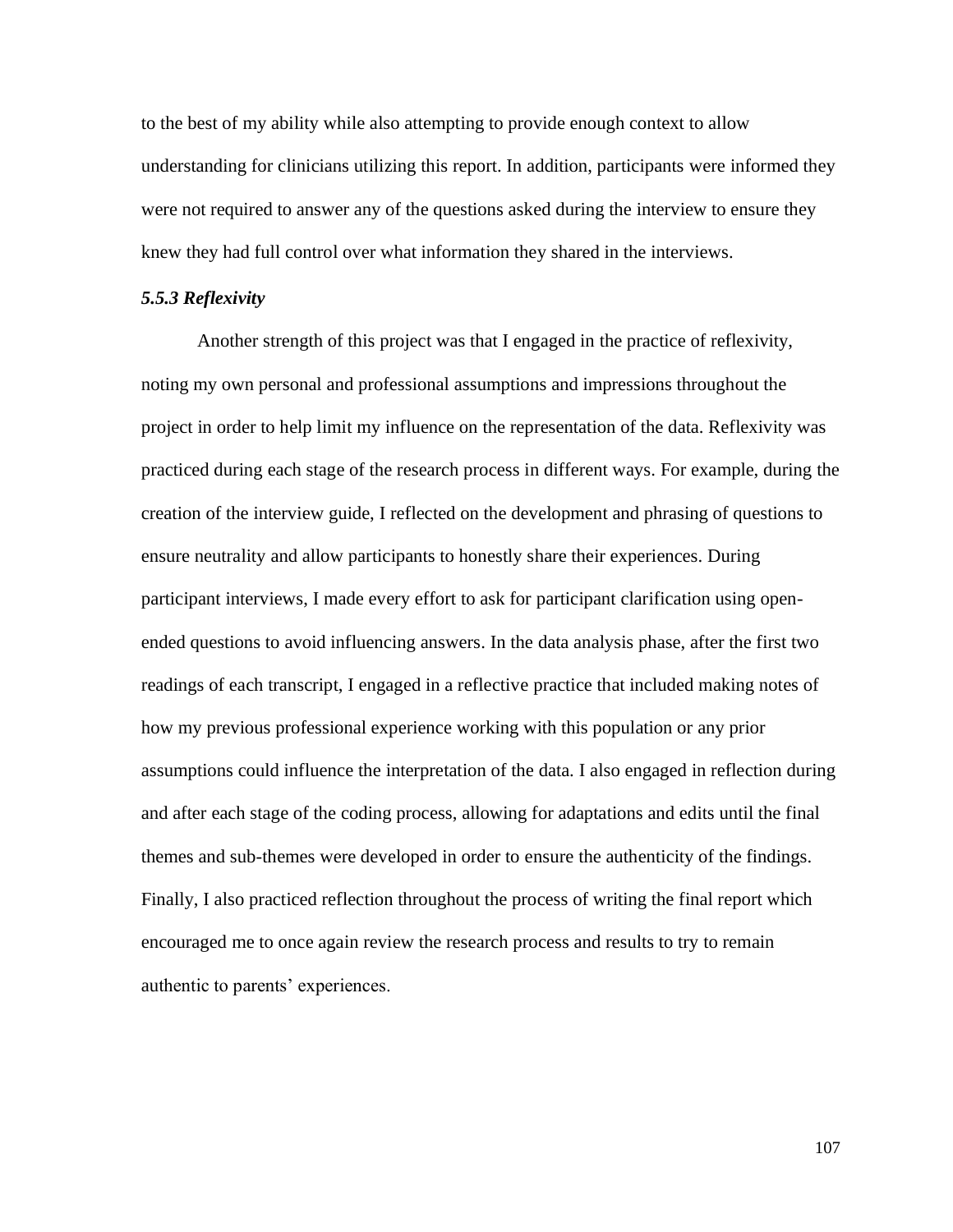to the best of my ability while also attempting to provide enough context to allow understanding for clinicians utilizing this report. In addition, participants were informed they were not required to answer any of the questions asked during the interview to ensure they knew they had full control over what information they shared in the interviews.

### *5.5.3 Reflexivity*

Another strength of this project was that I engaged in the practice of reflexivity, noting my own personal and professional assumptions and impressions throughout the project in order to help limit my influence on the representation of the data. Reflexivity was practiced during each stage of the research process in different ways. For example, during the creation of the interview guide, I reflected on the development and phrasing of questions to ensure neutrality and allow participants to honestly share their experiences. During participant interviews, I made every effort to ask for participant clarification using open-ended questions to avoid influencing answers. In the data analysis phase, after the first two readings of each transcript, I engaged in a reflective practice that included making notes of how my previous professional experience working with this population or any prior assumptions could influence the interpretation of the data. I also engaged in reflection during and after each stage of the coding process, allowing for adaptations and edits until the final themes and sub-themes were developed in order to ensure the authenticity of the findings. Finally, I also practiced reflection throughout the process of writing the final report which encouraged me to once again review the research process and results to try to remain authentic to parents' experiences.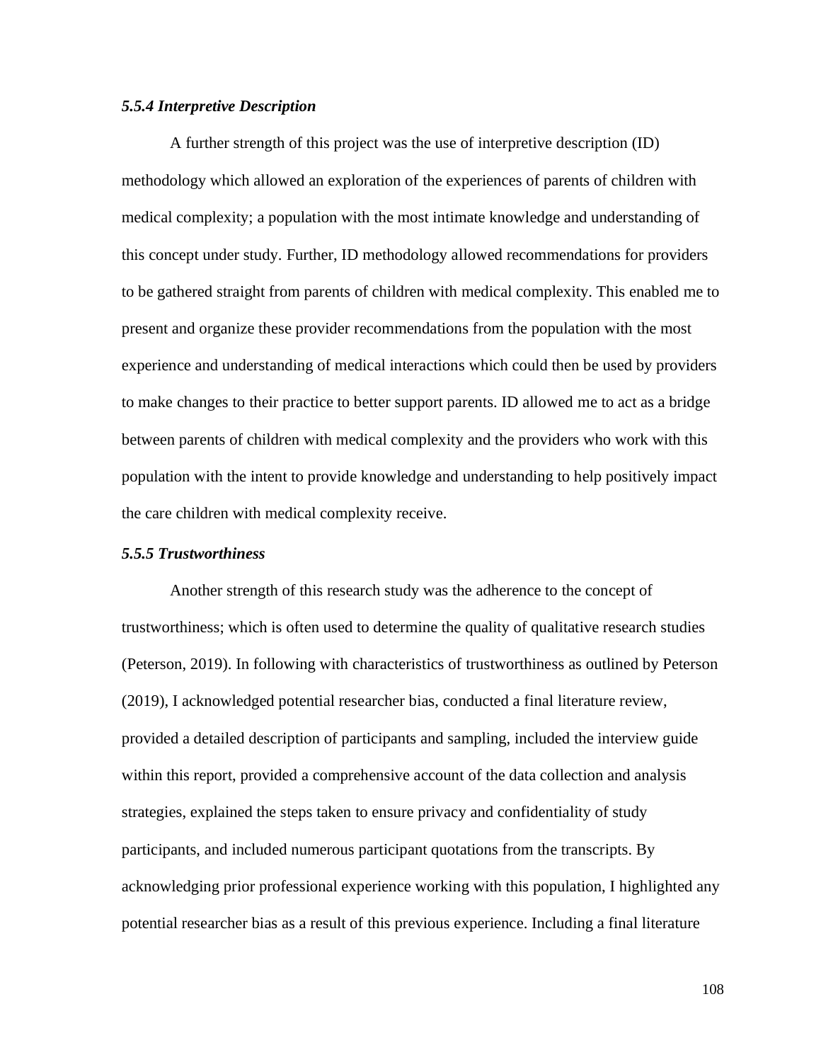#### *5.5.4 Interpretive Description*

A further strength of this project was the use of interpretive description (ID) methodology which allowed an exploration of the experiences of parents of children with medical complexity; a population with the most intimate knowledge and understanding of this concept under study. Further, ID methodology allowed recommendations for providers to be gathered straight from parents of children with medical complexity. This enabled me to present and organize these provider recommendations from the population with the most experience and understanding of medical interactions which could then be used by providers to make changes to their practice to better support parents. ID allowed me to act as a bridge between parents of children with medical complexity and the providers who work with this population with the intent to provide knowledge and understanding to help positively impact the care children with medical complexity receive.

#### *5.5.5 Trustworthiness*

Another strength of this research study was the adherence to the concept of trustworthiness; which is often used to determine the quality of qualitative research studies (Peterson, 2019). In following with characteristics of trustworthiness as outlined by Peterson (2019), I acknowledged potential researcher bias, conducted a final literature review, provided a detailed description of participants and sampling, included the interview guide within this report, provided a comprehensive account of the data collection and analysis strategies, explained the steps taken to ensure privacy and confidentiality of study participants, and included numerous participant quotations from the transcripts. By acknowledging prior professional experience working with this population, I highlighted any potential researcher bias as a result of this previous experience. Including a final literature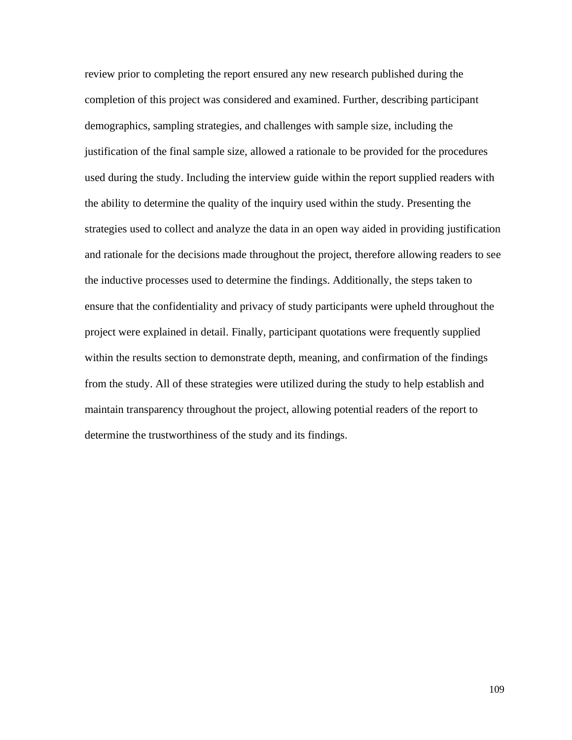review prior to completing the report ensured any new research published during the completion of this project was considered and examined. Further, describing participant demographics, sampling strategies, and challenges with sample size, including the justification of the final sample size, allowed a rationale to be provided for the procedures used during the study. Including the interview guide within the report supplied readers with the ability to determine the quality of the inquiry used within the study. Presenting the strategies used to collect and analyze the data in an open way aided in providing justification and rationale for the decisions made throughout the project, therefore allowing readers to see the inductive processes used to determine the findings. Additionally, the steps taken to ensure that the confidentiality and privacy of study participants were upheld throughout the project were explained in detail. Finally, participant quotations were frequently supplied within the results section to demonstrate depth, meaning, and confirmation of the findings from the study. All of these strategies were utilized during the study to help establish and maintain transparency throughout the project, allowing potential readers of the report to determine the trustworthiness of the study and its findings.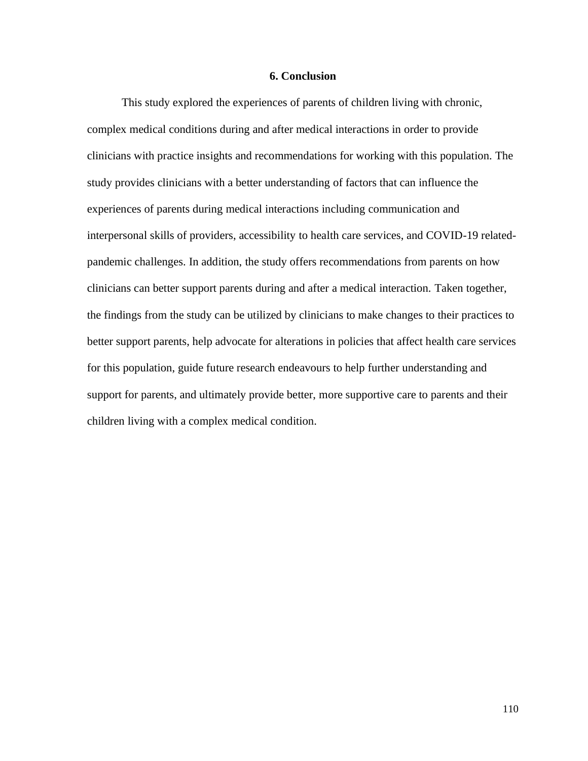# 6. Conclusion

This study explored the experiences of parents of children living with chronic, complex medical conditions during and after medical interactions in order to provide clinicians with practice insights and recommendations for working with this population. The study provides clinicians with a better understanding of factors that can influence the experiences of parents during medical interactions including communication and interpersonal skills of providers, accessibility to health care services, and COVID-19 related-pandemic challenges. In addition, the study offers recommendations from parents on how clinicians can better support parents during and after a medical interaction. Taken together, the findings from the study can be utilized by clinicians to make changes to their practices to better support parents, help advocate for alterations in policies that affect health care services for this population, guide future research endeavours to help further understanding and support for parents, and ultimately provide better, more supportive care to parents and their children living with a complex medical condition.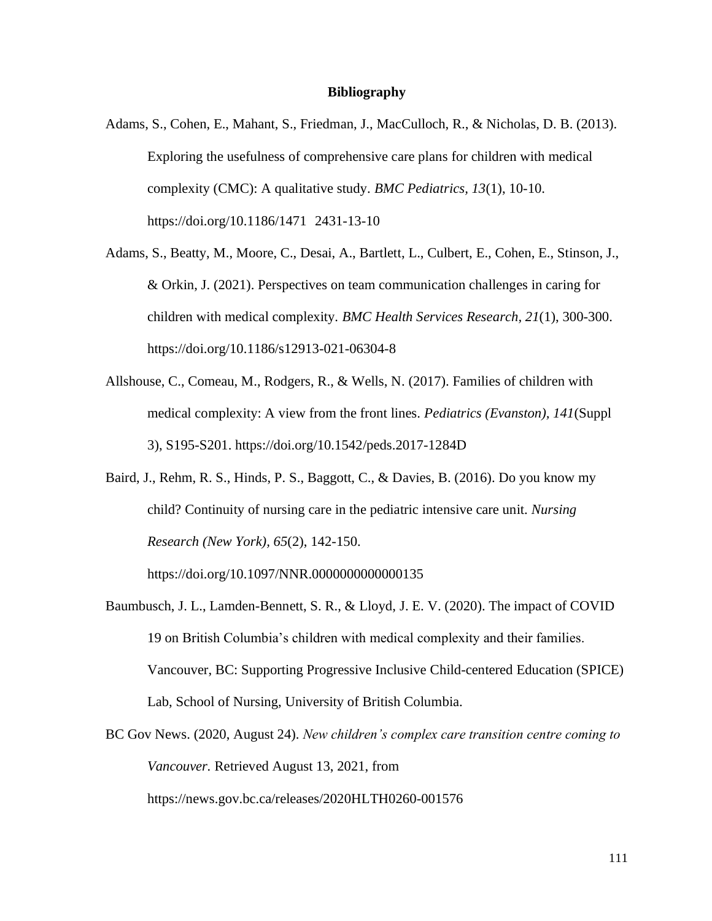# Bibliography

Adams, S., Cohen, E., Mahant, S., Friedman, J., MacCulloch, R., & Nicholas, D. B. (2013). Exploring the usefulness of comprehensive care plans for children with medical complexity (CMC): A qualitative study. *BMC Pediatrics, 13*(1), 10-10. https://doi.org/10.1186/1471 2431-13-10

Adams, S., Beatty, M., Moore, C., Desai, A., Bartlett, L., Culbert, E., Cohen, E., Stinson, J., & Orkin, J. (2021). Perspectives on team communication challenges in caring for children with medical complexity. *BMC Health Services Research, 21*(1), 300-300. https://doi.org/10.1186/s12913-021-06304-8

Allshouse, C., Comeau, M., Rodgers, R., & Wells, N. (2017). Families of children with medical complexity: A view from the front lines. *Pediatrics (Evanston), 141*(Suppl 3), S195-S201. https://doi.org/10.1542/peds.2017-1284D

Baird, J., Rehm, R. S., Hinds, P. S., Baggott, C., & Davies, B. (2016). Do you know my child? Continuity of nursing care in the pediatric intensive care unit. *Nursing Research (New York), 65*(2), 142-150. https://doi.org/10.1097/NNR.0000000000000135

Baumbusch, J. L., Lamden-Bennett, S. R., & Lloyd, J. E. V. (2020). The impact of COVID 19 on British Columbia's children with medical complexity and their families. Vancouver, BC: Supporting Progressive Inclusive Child-centered Education (SPICE) Lab, School of Nursing, University of British Columbia.

BC Gov News. (2020, August 24). *New children's complex care transition centre coming to Vancouver.* Retrieved August 13, 2021, from https://news.gov.bc.ca/releases/2020HLTH0260-001576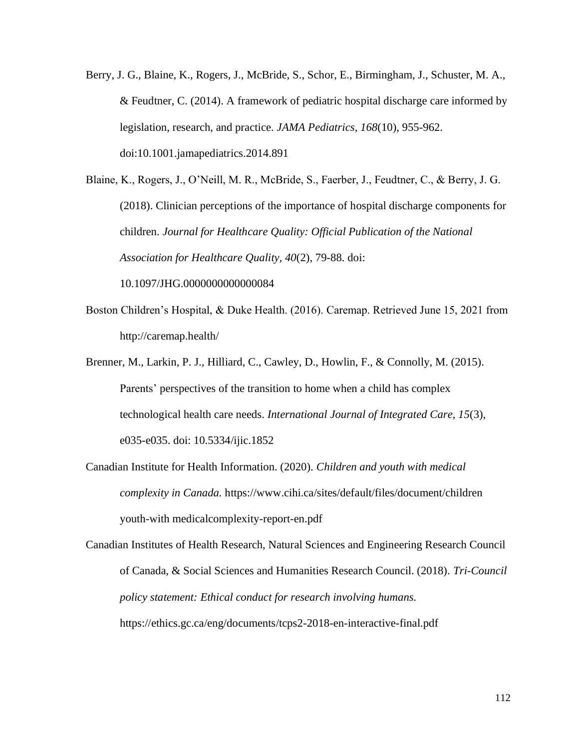Berry, J. G., Blaine, K., Rogers, J., McBride, S., Schor, E., Birmingham, J., Schuster, M. A., & Feudtner, C. (2014). A framework of pediatric hospital discharge care informed by legislation, research, and practice. *JAMA Pediatrics, 168*(10), 955-962. doi:10.1001.jamapediatrics.2014.891

Blaine, K., Rogers, J., O'Neill, M. R., McBride, S., Faerber, J., Feudtner, C., & Berry, J. G. (2018). Clinician perceptions of the importance of hospital discharge components for children. *Journal for Healthcare Quality: Official Publication of the National Association for Healthcare Quality, 40*(2), 79-88. doi: 10.1097/JHG.0000000000000084

Boston Children's Hospital, & Duke Health. (2016). Caremap. Retrieved June 15, 2021 from http://caremap.health/

Brenner, M., Larkin, P. J., Hilliard, C., Cawley, D., Howlin, F., & Connolly, M. (2015). Parents' perspectives of the transition to home when a child has complex technological health care needs. *International Journal of Integrated Care, 15*(3), e035-e035. doi: 10.5334/ijic.1852

Canadian Institute for Health Information. (2020). *Children and youth with medical complexity in Canada.* https://www.cihi.ca/sites/default/files/document/children youth-with medicalcomplexity-report-en.pdf

Canadian Institutes of Health Research, Natural Sciences and Engineering Research Council of Canada, & Social Sciences and Humanities Research Council. (2018). *Tri-Council policy statement: Ethical conduct for research involving humans.* https://ethics.gc.ca/eng/documents/tcps2-2018-en-interactive-final.pdf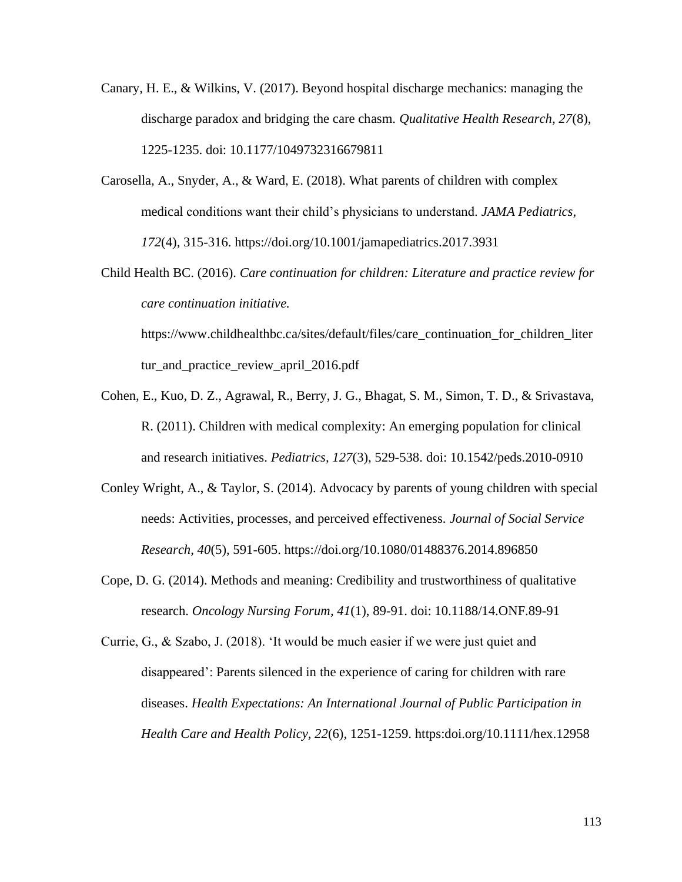Canary, H. E., & Wilkins, V. (2017). Beyond hospital discharge mechanics: managing the discharge paradox and bridging the care chasm. *Qualitative Health Research, 27*(8), 1225-1235. doi: 10.1177/1049732316679811

Carosella, A., Snyder, A., & Ward, E. (2018). What parents of children with complex medical conditions want their child's physicians to understand. *JAMA Pediatrics, 172*(4), 315-316. https://doi.org/10.1001/jamapediatrics.2017.3931

Child Health BC. (2016). *Care continuation for children: Literature and practice review for care continuation initiative.* https://www.childhealthbc.ca/sites/default/files/care_continuation_for_children_litertur_and_practice_review_april_2016.pdf

Cohen, E., Kuo, D. Z., Agrawal, R., Berry, J. G., Bhagat, S. M., Simon, T. D., & Srivastava, R. (2011). Children with medical complexity: An emerging population for clinical and research initiatives. *Pediatrics, 127*(3), 529-538. doi: 10.1542/peds.2010-0910

Conley Wright, A., & Taylor, S. (2014). Advocacy by parents of young children with special needs: Activities, processes, and perceived effectiveness. *Journal of Social Service Research, 40*(5), 591-605. https://doi.org/10.1080/01488376.2014.896850

Cope, D. G. (2014). Methods and meaning: Credibility and trustworthiness of qualitative research. *Oncology Nursing Forum, 41*(1), 89-91. doi: 10.1188/14.ONF.89-91

Currie, G., & Szabo, J. (2018). 'It would be much easier if we were just quiet and disappeared': Parents silenced in the experience of caring for children with rare diseases. *Health Expectations: An International Journal of Public Participation in Health Care and Health Policy, 22*(6), 1251-1259. https:doi.org/10.1111/hex.12958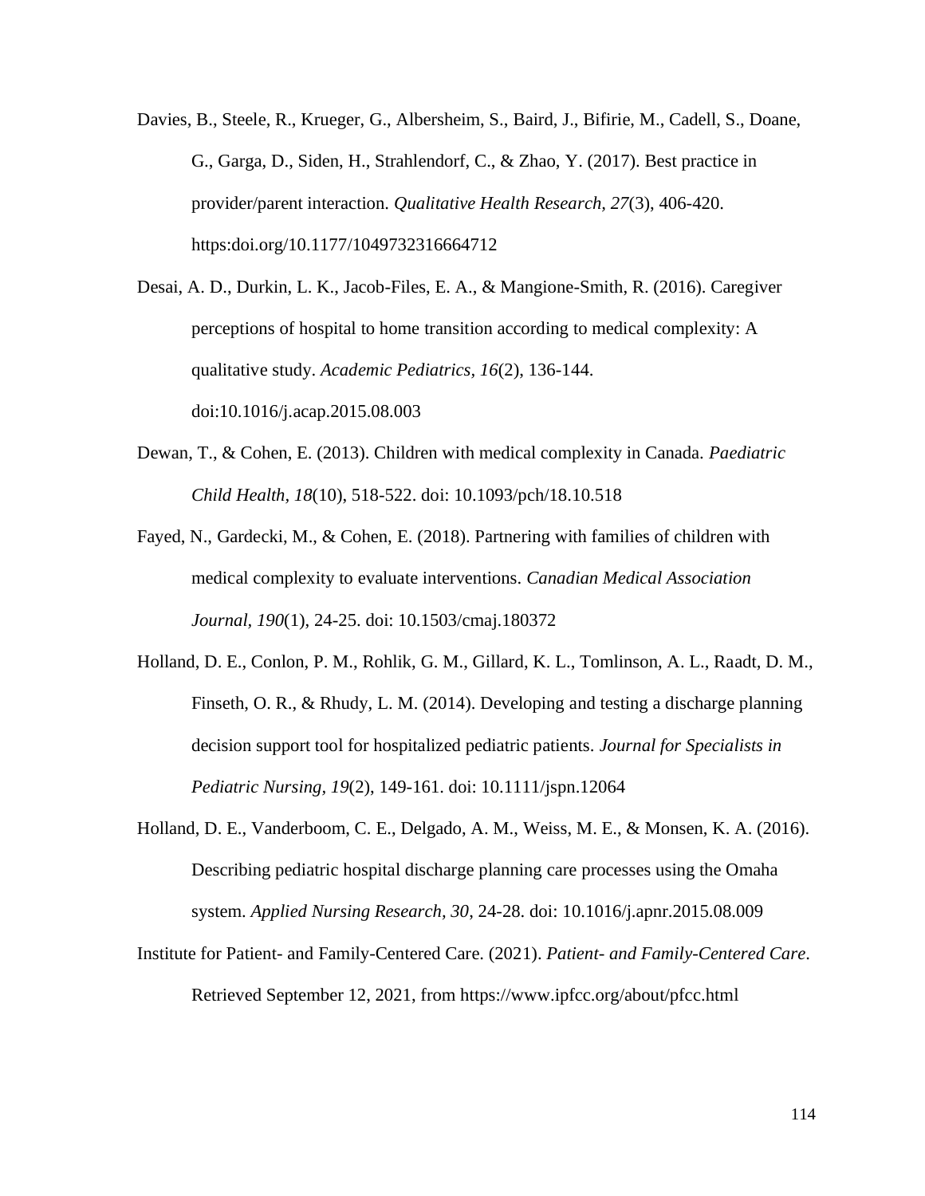Davies, B., Steele, R., Krueger, G., Albersheim, S., Baird, J., Bifirie, M., Cadell, S., Doane, G., Garga, D., Siden, H., Strahlendorf, C., & Zhao, Y. (2017). Best practice in provider/parent interaction. *Qualitative Health Research, 27*(3), 406-420. https:doi.org/10.1177/1049732316664712

Desai, A. D., Durkin, L. K., Jacob-Files, E. A., & Mangione-Smith, R. (2016). Caregiver perceptions of hospital to home transition according to medical complexity: A qualitative study. *Academic Pediatrics, 16*(2), 136-144. doi:10.1016/j.acap.2015.08.003

Dewan, T., & Cohen, E. (2013). Children with medical complexity in Canada. *Paediatric Child Health, 18*(10), 518-522. doi: 10.1093/pch/18.10.518

Fayed, N., Gardecki, M., & Cohen, E. (2018). Partnering with families of children with medical complexity to evaluate interventions. *Canadian Medical Association Journal, 190*(1), 24-25. doi: 10.1503/cmaj.180372

Holland, D. E., Conlon, P. M., Rohlik, G. M., Gillard, K. L., Tomlinson, A. L., Raadt, D. M., Finseth, O. R., & Rhudy, L. M. (2014). Developing and testing a discharge planning decision support tool for hospitalized pediatric patients. *Journal for Specialists in Pediatric Nursing, 19*(2), 149-161. doi: 10.1111/jspn.12064

Holland, D. E., Vanderboom, C. E., Delgado, A. M., Weiss, M. E., & Monsen, K. A. (2016). Describing pediatric hospital discharge planning care processes using the Omaha system. *Applied Nursing Research, 30*, 24-28. doi: 10.1016/j.apnr.2015.08.009

Institute for Patient- and Family-Centered Care. (2021). *Patient- and Family-Centered Care*. Retrieved September 12, 2021, from https://www.ipfcc.org/about/pfcc.html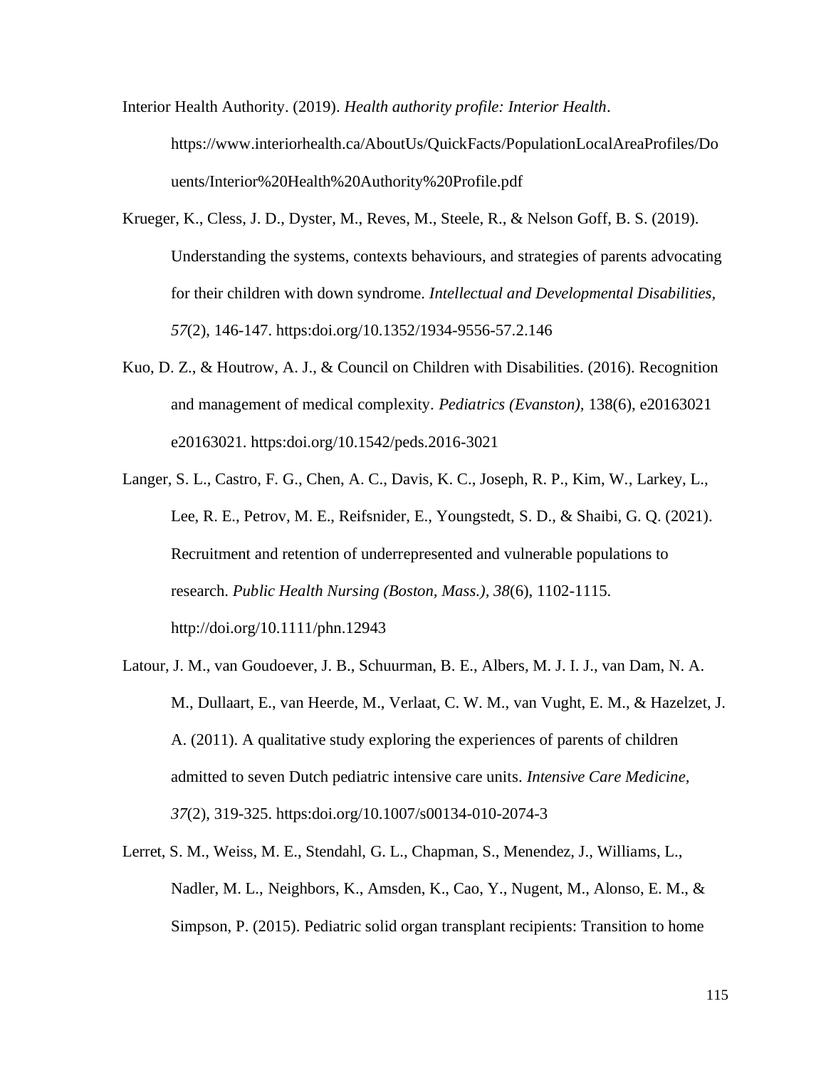Interior Health Authority. (2019). *Health authority profile: Interior Health*. https://www.interiorhealth.ca/AboutUs/QuickFacts/PopulationLocalAreaProfiles/Douents/Interior%20Health%20Authority%20Profile.pdf

Krueger, K., Cless, J. D., Dyster, M., Reves, M., Steele, R., & Nelson Goff, B. S. (2019). Understanding the systems, contexts behaviours, and strategies of parents advocating for their children with down syndrome. *Intellectual and Developmental Disabilities, 57*(2), 146-147. https:doi.org/10.1352/1934-9556-57.2.146

Kuo, D. Z., & Houtrow, A. J., & Council on Children with Disabilities. (2016). Recognition and management of medical complexity. *Pediatrics (Evanston),* 138(6), e20163021 e20163021. https:doi.org/10.1542/peds.2016-3021

Langer, S. L., Castro, F. G., Chen, A. C., Davis, K. C., Joseph, R. P., Kim, W., Larkey, L., Lee, R. E., Petrov, M. E., Reifsnider, E., Youngstedt, S. D., & Shaibi, G. Q. (2021). Recruitment and retention of underrepresented and vulnerable populations to research. *Public Health Nursing (Boston, Mass.)*, *38*(6), 1102-1115. http://doi.org/10.1111/phn.12943

Latour, J. M., van Goudoever, J. B., Schuurman, B. E., Albers, M. J. I. J., van Dam, N. A. M., Dullaart, E., van Heerde, M., Verlaat, C. W. M., van Vught, E. M., & Hazelzet, J. A. (2011). A qualitative study exploring the experiences of parents of children admitted to seven Dutch pediatric intensive care units. *Intensive Care Medicine, 37*(2), 319-325. https:doi.org/10.1007/s00134-010-2074-3

Lerret, S. M., Weiss, M. E., Stendahl, G. L., Chapman, S., Menendez, J., Williams, L., Nadler, M. L., Neighbors, K., Amsden, K., Cao, Y., Nugent, M., Alonso, E. M., & Simpson, P. (2015). Pediatric solid organ transplant recipients: Transition to home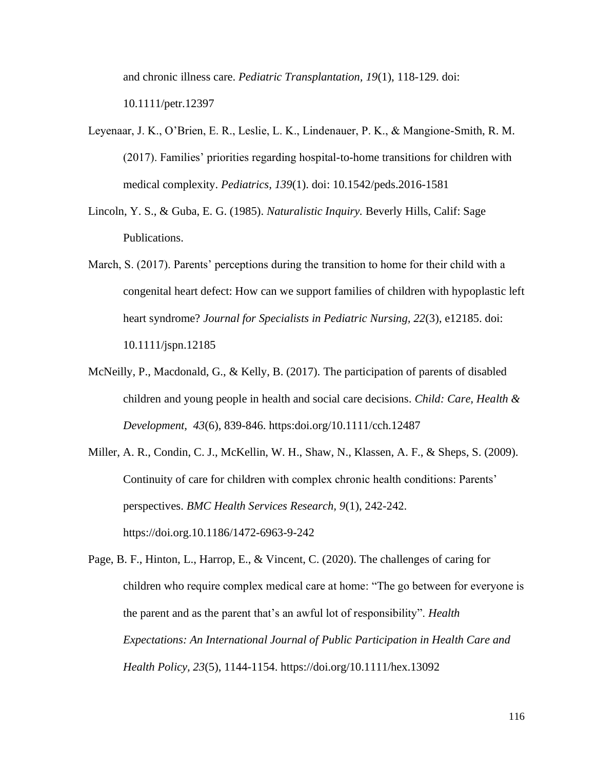and chronic illness care. *Pediatric Transplantation, 19*(1), 118-129. doi: 10.1111/petr.12397

Leyenaar, J. K., O'Brien, E. R., Leslie, L. K., Lindenauer, P. K., & Mangione-Smith, R. M. (2017). Families' priorities regarding hospital-to-home transitions for children with medical complexity. *Pediatrics, 139*(1). doi: 10.1542/peds.2016-1581

Lincoln, Y. S., & Guba, E. G. (1985). *Naturalistic Inquiry.* Beverly Hills, Calif: Sage Publications.

March, S. (2017). Parents' perceptions during the transition to home for their child with a congenital heart defect: How can we support families of children with hypoplastic left heart syndrome? *Journal for Specialists in Pediatric Nursing, 22*(3), e12185. doi: 10.1111/jspn.12185

McNeilly, P., Macdonald, G., & Kelly, B. (2017). The participation of parents of disabled children and young people in health and social care decisions. *Child: Care, Health & Development, 43*(6), 839-846. https:doi.org/10.1111/cch.12487

Miller, A. R., Condin, C. J., McKellin, W. H., Shaw, N., Klassen, A. F., & Sheps, S. (2009). Continuity of care for children with complex chronic health conditions: Parents' perspectives. *BMC Health Services Research, 9*(1), 242-242. https://doi.org.10.1186/1472-6963-9-242

Page, B. F., Hinton, L., Harrop, E., & Vincent, C. (2020). The challenges of caring for children who require complex medical care at home: "The go between for everyone is the parent and as the parent that's an awful lot of responsibility". *Health Expectations: An International Journal of Public Participation in Health Care and Health Policy, 23*(5), 1144-1154. https://doi.org/10.1111/hex.13092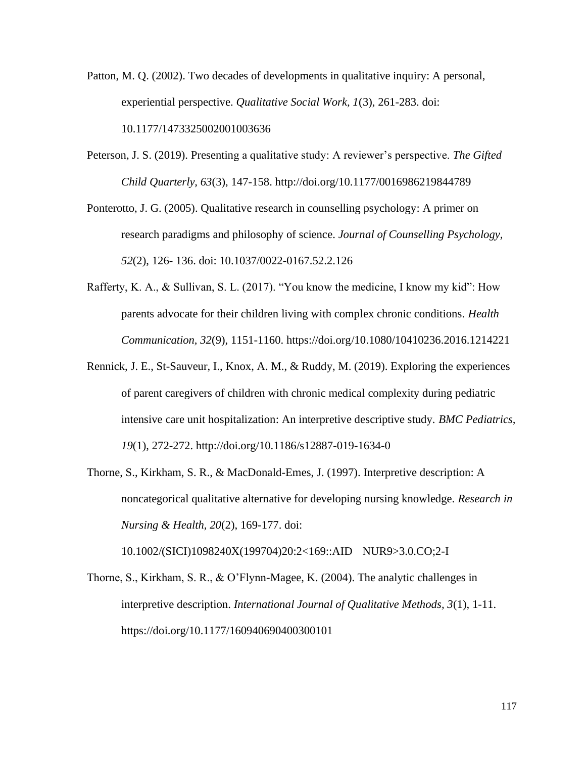Patton, M. Q. (2002). Two decades of developments in qualitative inquiry: A personal, experiential perspective. *Qualitative Social Work, 1*(3), 261-283. doi: 10.1177/1473325002001003636

Peterson, J. S. (2019). Presenting a qualitative study: A reviewer's perspective. *The Gifted Child Quarterly, 63*(3), 147-158. http://doi.org/10.1177/0016986219844789

Ponterotto, J. G. (2005). Qualitative research in counselling psychology: A primer on research paradigms and philosophy of science. *Journal of Counselling Psychology, 52*(2), 126- 136. doi: 10.1037/0022-0167.52.2.126

Rafferty, K. A., & Sullivan, S. L. (2017). "You know the medicine, I know my kid": How parents advocate for their children living with complex chronic conditions. *Health Communication, 32*(9), 1151-1160. https://doi.org/10.1080/10410236.2016.1214221

Rennick, J. E., St-Sauveur, I., Knox, A. M., & Ruddy, M. (2019). Exploring the experiences of parent caregivers of children with chronic medical complexity during pediatric intensive care unit hospitalization: An interpretive descriptive study. *BMC Pediatrics, 19*(1), 272-272. http://doi.org/10.1186/s12887-019-1634-0

Thorne, S., Kirkham, S. R., & MacDonald-Emes, J. (1997). Interpretive description: A noncategorical qualitative alternative for developing nursing knowledge. *Research in Nursing & Health, 20*(2), 169-177. doi: 10.1002/(SICI)1098240X(199704)20:2<169::AID NUR9>3.0.CO;2-I

Thorne, S., Kirkham, S. R., & O'Flynn-Magee, K. (2004). The analytic challenges in interpretive description. *International Journal of Qualitative Methods, 3*(1), 1-11. https://doi.org/10.1177/160940690400300101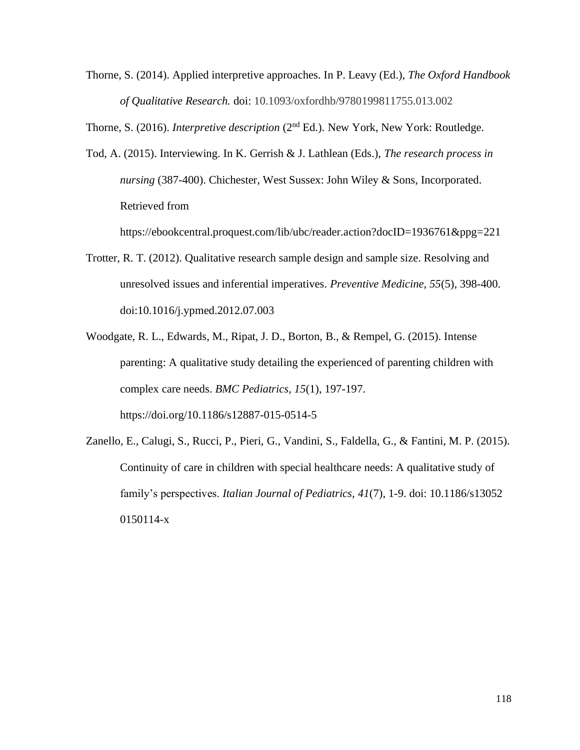Thorne, S. (2014). Applied interpretive approaches. In P. Leavy (Ed.), *The Oxford Handbook of Qualitative Research.* doi: 10.1093/oxfordhb/9780199811755.013.002

Thorne, S. (2016). *Interpretive description* (2nd Ed.). New York, New York: Routledge.

Tod, A. (2015). Interviewing. In K. Gerrish & J. Lathlean (Eds.), *The research process in nursing* (387-400). Chichester, West Sussex: John Wiley & Sons, Incorporated. Retrieved from https://ebookcentral.proquest.com/lib/ubc/reader.action?docID=1936761&ppg=221

Trotter, R. T. (2012). Qualitative research sample design and sample size. Resolving and unresolved issues and inferential imperatives. *Preventive Medicine, 55*(5), 398-400. doi:10.1016/j.ypmed.2012.07.003

Woodgate, R. L., Edwards, M., Ripat, J. D., Borton, B., & Rempel, G. (2015). Intense parenting: A qualitative study detailing the experienced of parenting children with complex care needs. *BMC Pediatrics, 15*(1), 197-197. https://doi.org/10.1186/s12887-015-0514-5

Zanello, E., Calugi, S., Rucci, P., Pieri, G., Vandini, S., Faldella, G., & Fantini, M. P. (2015). Continuity of care in children with special healthcare needs: A qualitative study of family's perspectives. *Italian Journal of Pediatrics, 41*(7), 1-9. doi: 10.1186/s13052 0150114-x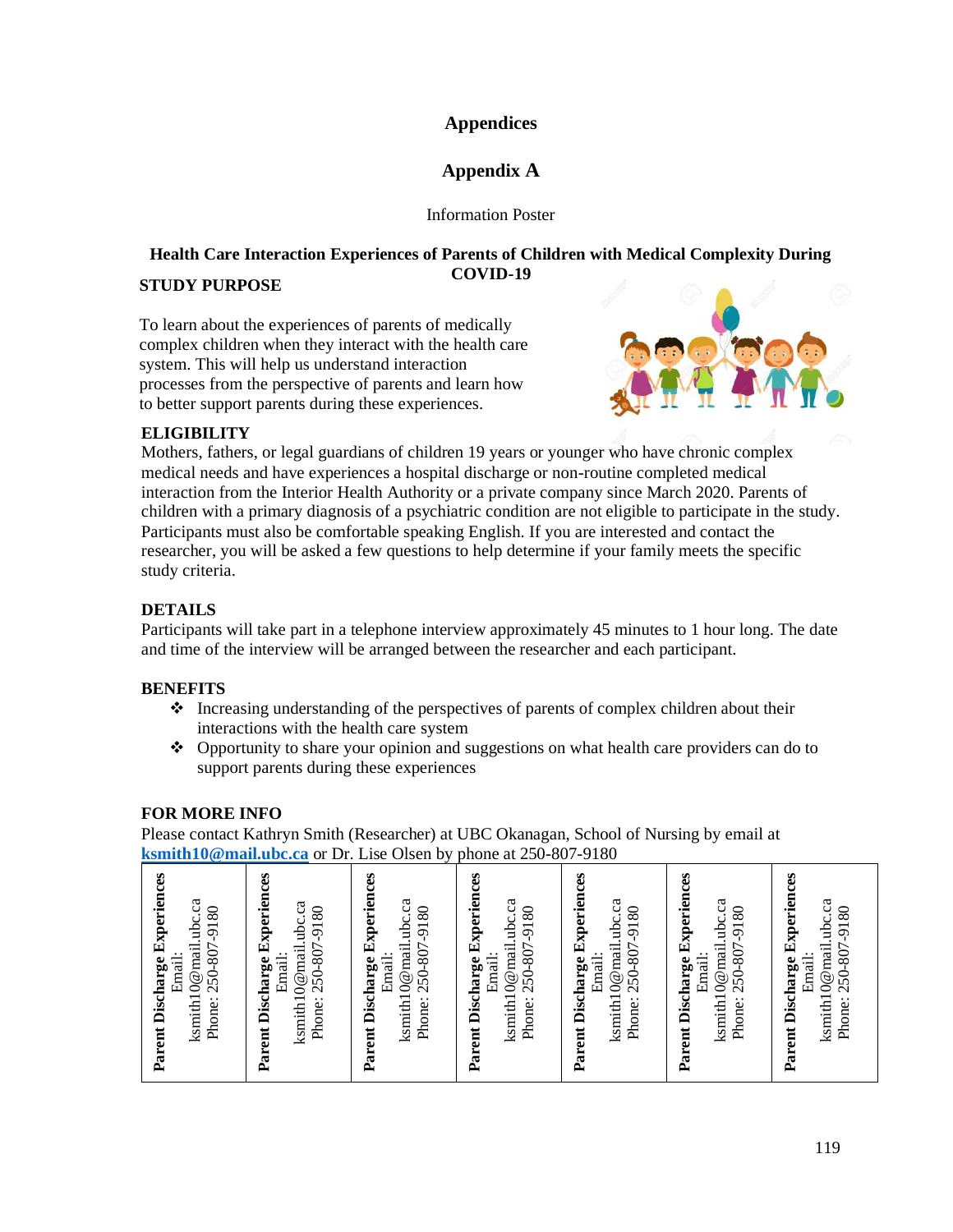# Appendices

## Appendix A

Information Poster

**Health Care Interaction Experiences of Parents of Children with Medical Complexity During COVID-19**

**STUDY PURPOSE**

To learn about the experiences of parents of medically complex children when they interact with the health care system. This will help us understand interaction processes from the perspective of parents and learn how to better support parents during these experiences.

**ELIGIBILITY**

Mothers, fathers, or legal guardians of children 19 years or younger who have chronic complex medical needs and have experiences a hospital discharge or non-routine completed medical interaction from the Interior Health Authority or a private company since March 2020. Parents of children with a primary diagnosis of a psychiatric condition are not eligible to participate in the study. Participants must also be comfortable speaking English. If you are interested and contact the researcher, you will be asked a few questions to help determine if your family meets the specific study criteria.

**DETAILS**

Participants will take part in a telephone interview approximately 45 minutes to 1 hour long. The date and time of the interview will be arranged between the researcher and each participant.

**BENEFITS**

- Increasing understanding of the perspectives of parents of complex children about their interactions with the health care system
- Opportunity to share your opinion and suggestions on what health care providers can do to support parents during these experiences

**FOR MORE INFO**

Please contact Kathryn Smith (Researcher) at UBC Okanagan, School of Nursing by email at **ksmith10@mail.ubc.ca** or Dr. Lise Olsen by phone at 250-807-9180

| **Parent Discharge Experiences** Email: ksmith10@mail.ubc.ca Phone: 250-807-9180 | **Parent Discharge Experiences** Email: ksmith10@mail.ubc.ca Phone: 250-807-9180 | **Parent Discharge Experiences** Email: ksmith10@mail.ubc.ca Phone: 250-807-9180 | **Parent Discharge Experiences** Email: ksmith10@mail.ubc.ca Phone: 250-807-9180 | **Parent Discharge Experiences** Email: ksmith10@mail.ubc.ca Phone: 250-807-9180 | **Parent Discharge Experiences** Email: ksmith10@mail.ubc.ca Phone: 250-807-9180 | **Parent Discharge Experiences** Email: ksmith10@mail.ubc.ca Phone: 250-807-9180 |
|---|---|---|---|---|---|---|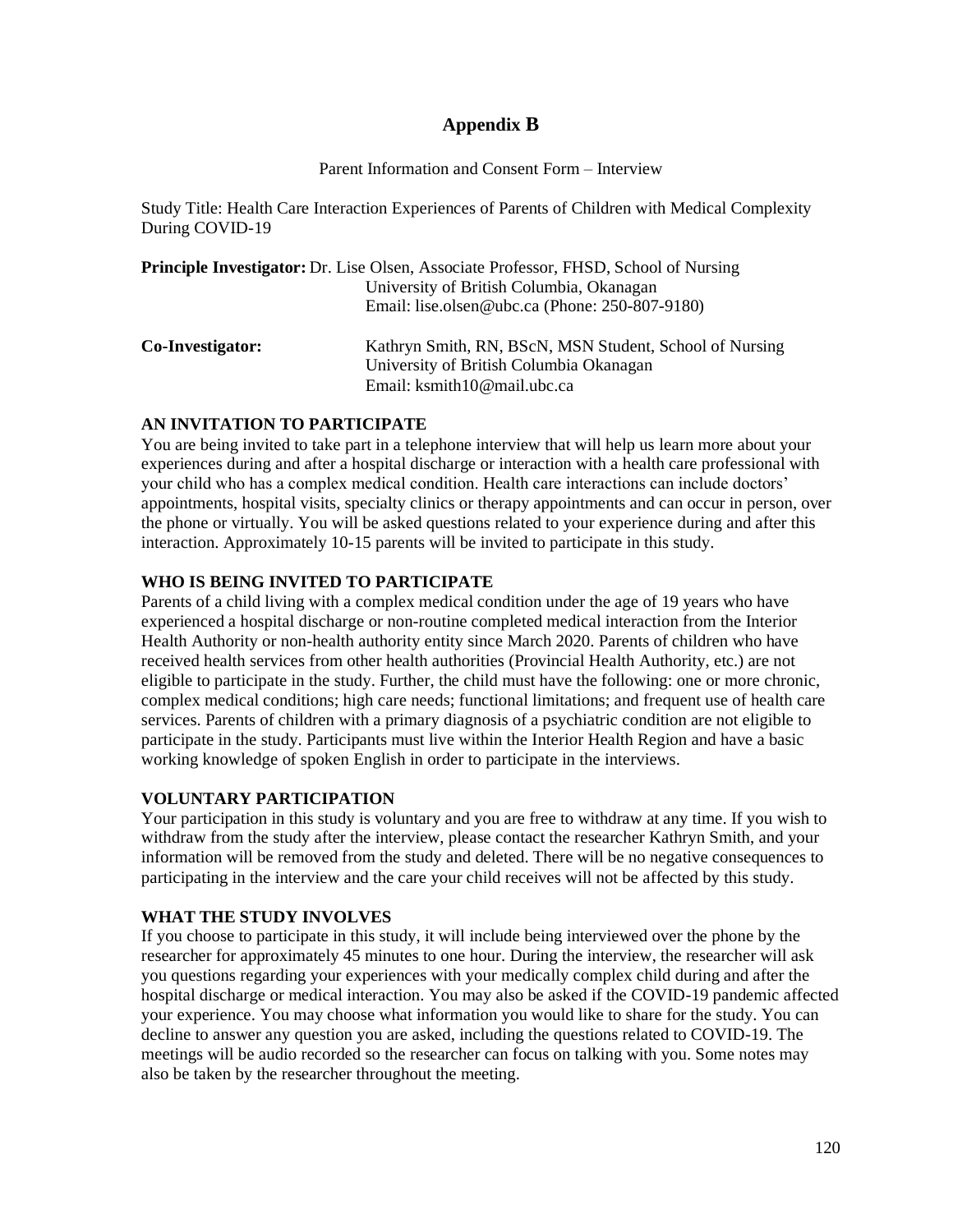# Appendix B

Parent Information and Consent Form – Interview

Study Title: Health Care Interaction Experiences of Parents of Children with Medical Complexity During COVID-19

**Principle Investigator:** Dr. Lise Olsen, Associate Professor, FHSD, School of Nursing
University of British Columbia, Okanagan
Email: lise.olsen@ubc.ca (Phone: 250-807-9180)

**Co-Investigator:** Kathryn Smith, RN, BScN, MSN Student, School of Nursing
University of British Columbia Okanagan
Email: ksmith10@mail.ubc.ca

### AN INVITATION TO PARTICIPATE

You are being invited to take part in a telephone interview that will help us learn more about your experiences during and after a hospital discharge or interaction with a health care professional with your child who has a complex medical condition. Health care interactions can include doctors' appointments, hospital visits, specialty clinics or therapy appointments and can occur in person, over the phone or virtually. You will be asked questions related to your experience during and after this interaction. Approximately 10-15 parents will be invited to participate in this study.

### WHO IS BEING INVITED TO PARTICIPATE

Parents of a child living with a complex medical condition under the age of 19 years who have experienced a hospital discharge or non-routine completed medical interaction from the Interior Health Authority or non-health authority entity since March 2020. Parents of children who have received health services from other health authorities (Provincial Health Authority, etc.) are not eligible to participate in the study. Further, the child must have the following: one or more chronic, complex medical conditions; high care needs; functional limitations; and frequent use of health care services. Parents of children with a primary diagnosis of a psychiatric condition are not eligible to participate in the study. Participants must live within the Interior Health Region and have a basic working knowledge of spoken English in order to participate in the interviews.

### VOLUNTARY PARTICIPATION

Your participation in this study is voluntary and you are free to withdraw at any time. If you wish to withdraw from the study after the interview, please contact the researcher Kathryn Smith, and your information will be removed from the study and deleted. There will be no negative consequences to participating in the interview and the care your child receives will not be affected by this study.

### WHAT THE STUDY INVOLVES

If you choose to participate in this study, it will include being interviewed over the phone by the researcher for approximately 45 minutes to one hour. During the interview, the researcher will ask you questions regarding your experiences with your medically complex child during and after the hospital discharge or medical interaction. You may also be asked if the COVID-19 pandemic affected your experience. You may choose what information you would like to share for the study. You can decline to answer any question you are asked, including the questions related to COVID-19. The meetings will be audio recorded so the researcher can focus on talking with you. Some notes may also be taken by the researcher throughout the meeting.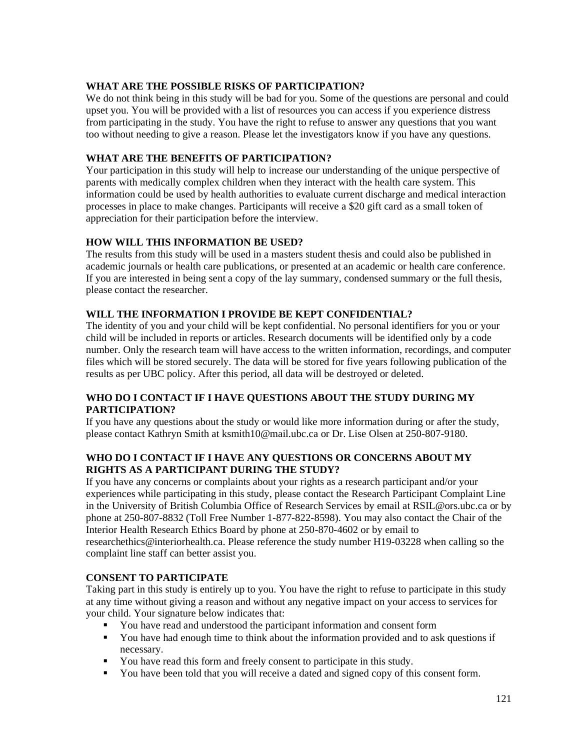**WHAT ARE THE POSSIBLE RISKS OF PARTICIPATION?**
We do not think being in this study will be bad for you. Some of the questions are personal and could upset you. You will be provided with a list of resources you can access if you experience distress from participating in the study. You have the right to refuse to answer any questions that you want too without needing to give a reason. Please let the investigators know if you have any questions.

**WHAT ARE THE BENEFITS OF PARTICIPATION?**
Your participation in this study will help to increase our understanding of the unique perspective of parents with medically complex children when they interact with the health care system. This information could be used by health authorities to evaluate current discharge and medical interaction processes in place to make changes. Participants will receive a $20 gift card as a small token of appreciation for their participation before the interview.

**HOW WILL THIS INFORMATION BE USED?**
The results from this study will be used in a masters student thesis and could also be published in academic journals or health care publications, or presented at an academic or health care conference. If you are interested in being sent a copy of the lay summary, condensed summary or the full thesis, please contact the researcher.

**WILL THE INFORMATION I PROVIDE BE KEPT CONFIDENTIAL?**
The identity of you and your child will be kept confidential. No personal identifiers for you or your child will be included in reports or articles. Research documents will be identified only by a code number. Only the research team will have access to the written information, recordings, and computer files which will be stored securely. The data will be stored for five years following publication of the results as per UBC policy. After this period, all data will be destroyed or deleted.

**WHO DO I CONTACT IF I HAVE QUESTIONS ABOUT THE STUDY DURING MY PARTICIPATION?**
If you have any questions about the study or would like more information during or after the study, please contact Kathryn Smith at ksmith10@mail.ubc.ca or Dr. Lise Olsen at 250-807-9180.

**WHO DO I CONTACT IF I HAVE ANY QUESTIONS OR CONCERNS ABOUT MY RIGHTS AS A PARTICIPANT DURING THE STUDY?**
If you have any concerns or complaints about your rights as a research participant and/or your experiences while participating in this study, please contact the Research Participant Complaint Line in the University of British Columbia Office of Research Services by email at RSIL@ors.ubc.ca or by phone at 250-807-8832 (Toll Free Number 1-877-822-8598). You may also contact the Chair of the Interior Health Research Ethics Board by phone at 250-870-4602 or by email to researchethics@interiorhealth.ca. Please reference the study number H19-03228 when calling so the complaint line staff can better assist you.

**CONSENT TO PARTICIPATE**
Taking part in this study is entirely up to you. You have the right to refuse to participate in this study at any time without giving a reason and without any negative impact on your access to services for your child. Your signature below indicates that:

- You have read and understood the participant information and consent form
- You have had enough time to think about the information provided and to ask questions if necessary.
- You have read this form and freely consent to participate in this study.
- You have been told that you will receive a dated and signed copy of this consent form.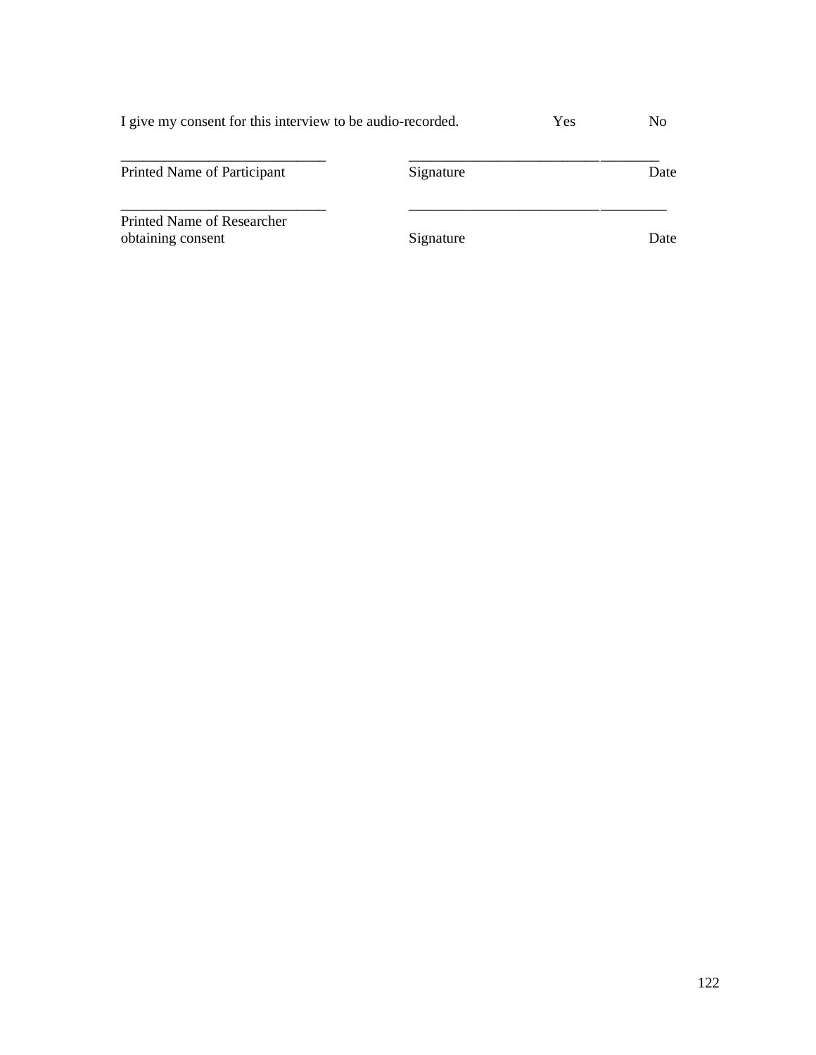I give my consent for this interview to be audio-recorded. Yes No

_____________________________ _____________________________________

Printed Name of Participant Signature Date

_____________________________ _____________________________________

Printed Name of Researcher obtaining consent Signature Date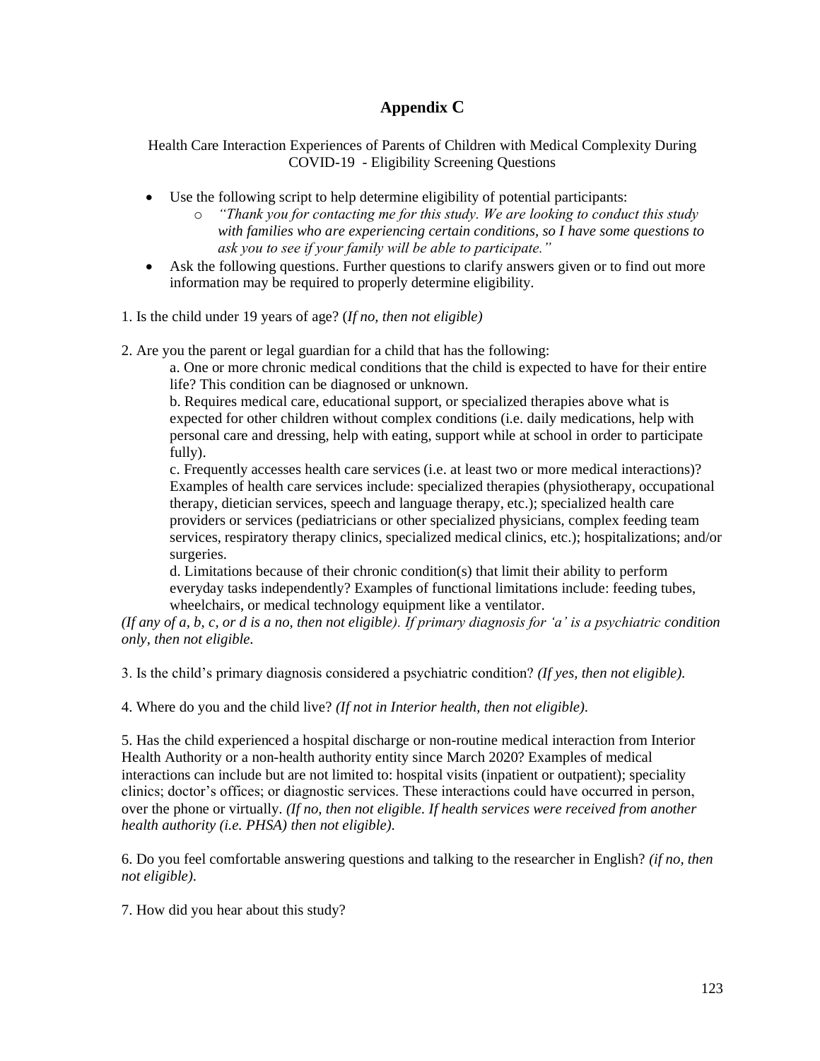# Appendix C

Health Care Interaction Experiences of Parents of Children with Medical Complexity During COVID-19 - Eligibility Screening Questions

- Use the following script to help determine eligibility of potential participants:
  - *"Thank you for contacting me for this study. We are looking to conduct this study with families who are experiencing certain conditions, so I have some questions to ask you to see if your family will be able to participate."*
- Ask the following questions. Further questions to clarify answers given or to find out more information may be required to properly determine eligibility.

1. Is the child under 19 years of age? (*If no, then not eligible)*

2. Are you the parent or legal guardian for a child that has the following:

   a. One or more chronic medical conditions that the child is expected to have for their entire life? This condition can be diagnosed or unknown.

   b. Requires medical care, educational support, or specialized therapies above what is expected for other children without complex conditions (i.e. daily medications, help with personal care and dressing, help with eating, support while at school in order to participate fully).

   c. Frequently accesses health care services (i.e. at least two or more medical interactions)? Examples of health care services include: specialized therapies (physiotherapy, occupational therapy, dietician services, speech and language therapy, etc.); specialized health care providers or services (pediatricians or other specialized physicians, complex feeding team services, respiratory therapy clinics, specialized medical clinics, etc.); hospitalizations; and/or surgeries.

   d. Limitations because of their chronic condition(s) that limit their ability to perform everyday tasks independently? Examples of functional limitations include: feeding tubes, wheelchairs, or medical technology equipment like a ventilator.

*(If any of a, b, c, or d is a no, then not eligible). If primary diagnosis for 'a' is a psychiatric condition only, then not eligible.*

3. Is the child's primary diagnosis considered a psychiatric condition? *(If yes, then not eligible).*

4. Where do you and the child live? *(If not in Interior health, then not eligible).*

5. Has the child experienced a hospital discharge or non-routine medical interaction from Interior Health Authority or a non-health authority entity since March 2020? Examples of medical interactions can include but are not limited to: hospital visits (inpatient or outpatient); speciality clinics; doctor's offices; or diagnostic services. These interactions could have occurred in person, over the phone or virtually. *(If no, then not eligible. If health services were received from another health authority (i.e. PHSA) then not eligible).*

6. Do you feel comfortable answering questions and talking to the researcher in English? *(if no, then not eligible).*

7. How did you hear about this study?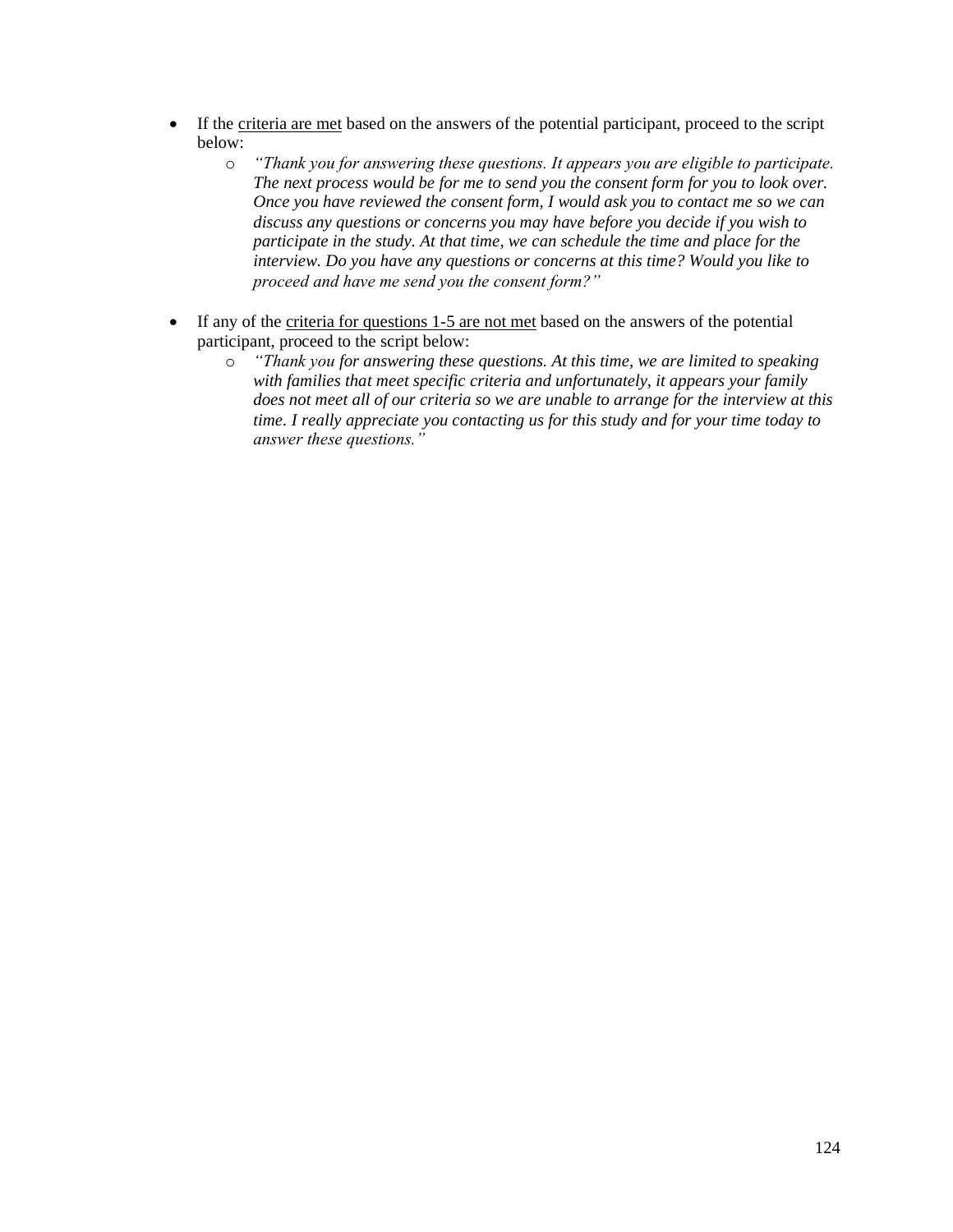- If the <u>criteria are met</u> based on the answers of the potential participant, proceed to the script below:
  - *"Thank you for answering these questions. It appears you are eligible to participate. The next process would be for me to send you the consent form for you to look over. Once you have reviewed the consent form, I would ask you to contact me so we can discuss any questions or concerns you may have before you decide if you wish to participate in the study. At that time, we can schedule the time and place for the interview. Do you have any questions or concerns at this time? Would you like to proceed and have me send you the consent form?"*

- If any of the <u>criteria for questions 1-5 are not met</u> based on the answers of the potential participant, proceed to the script below:
  - *"Thank you for answering these questions. At this time, we are limited to speaking with families that meet specific criteria and unfortunately, it appears your family does not meet all of our criteria so we are unable to arrange for the interview at this time. I really appreciate you contacting us for this study and for your time today to answer these questions."*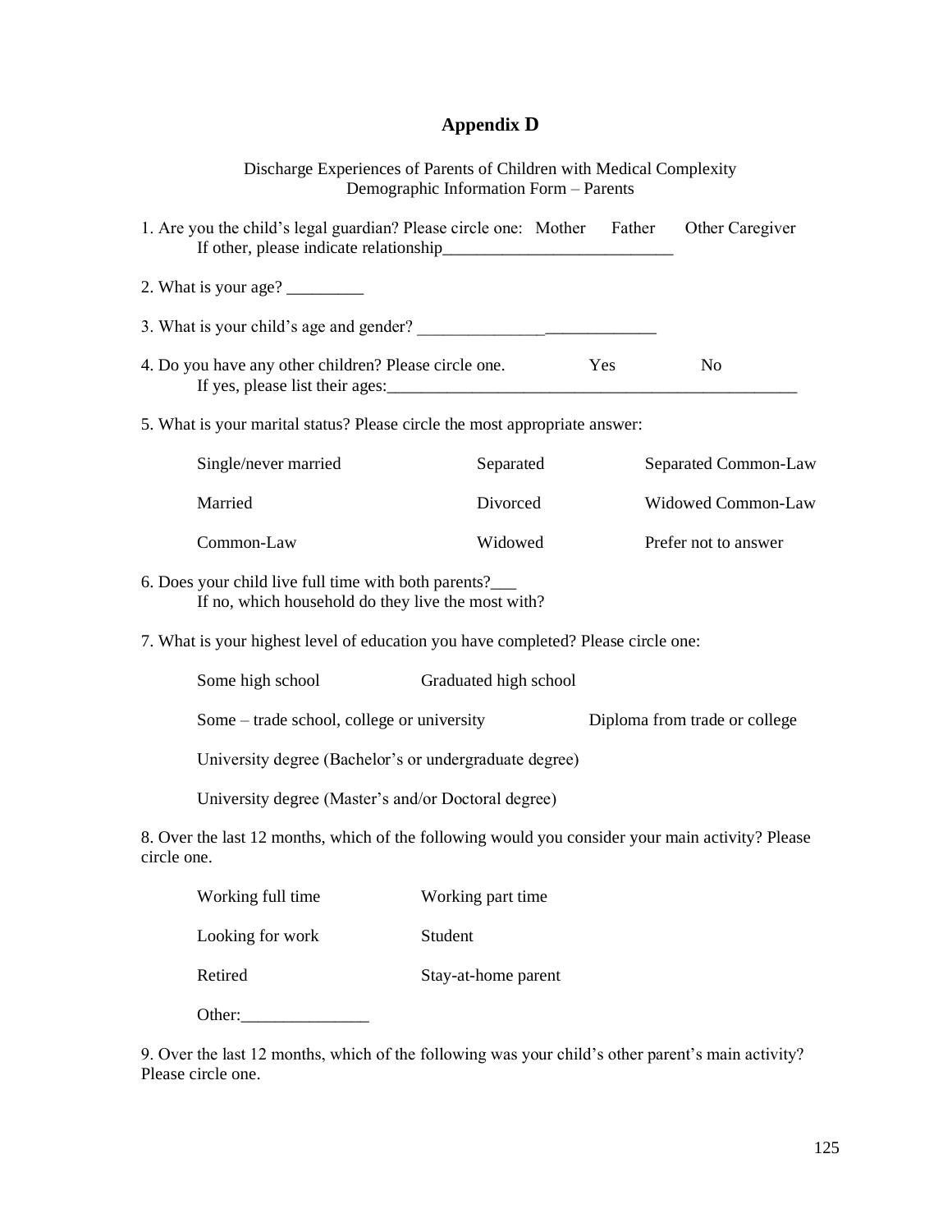# Appendix D

Discharge Experiences of Parents of Children with Medical Complexity
Demographic Information Form – Parents

1. Are you the child's legal guardian? Please circle one: Mother Father Other Caregiver
   If other, please indicate relationship___________________________

2. What is your age? _________

3. What is your child's age and gender? ____________________________

4. Do you have any other children? Please circle one. Yes No
   If yes, please list their ages:__________________________________________________

5. What is your marital status? Please circle the most appropriate answer:

| | | |
|---|---|---|
| Single/never married | Separated | Separated Common-Law |
| Married | Divorced | Widowed Common-Law |
| Common-Law | Widowed | Prefer not to answer |

6. Does your child live full time with both parents?___
   If no, which household do they live the most with?

7. What is your highest level of education you have completed? Please circle one:

   Some high school Graduated high school

   Some – trade school, college or university Diploma from trade or college

   University degree (Bachelor's or undergraduate degree)

   University degree (Master's and/or Doctoral degree)

8. Over the last 12 months, which of the following would you consider your main activity? Please circle one.

| | |
|---|---|
| Working full time | Working part time |
| Looking for work | Student |
| Retired | Stay-at-home parent |
| Other:_______________ | |

9. Over the last 12 months, which of the following was your child's other parent's main activity? Please circle one.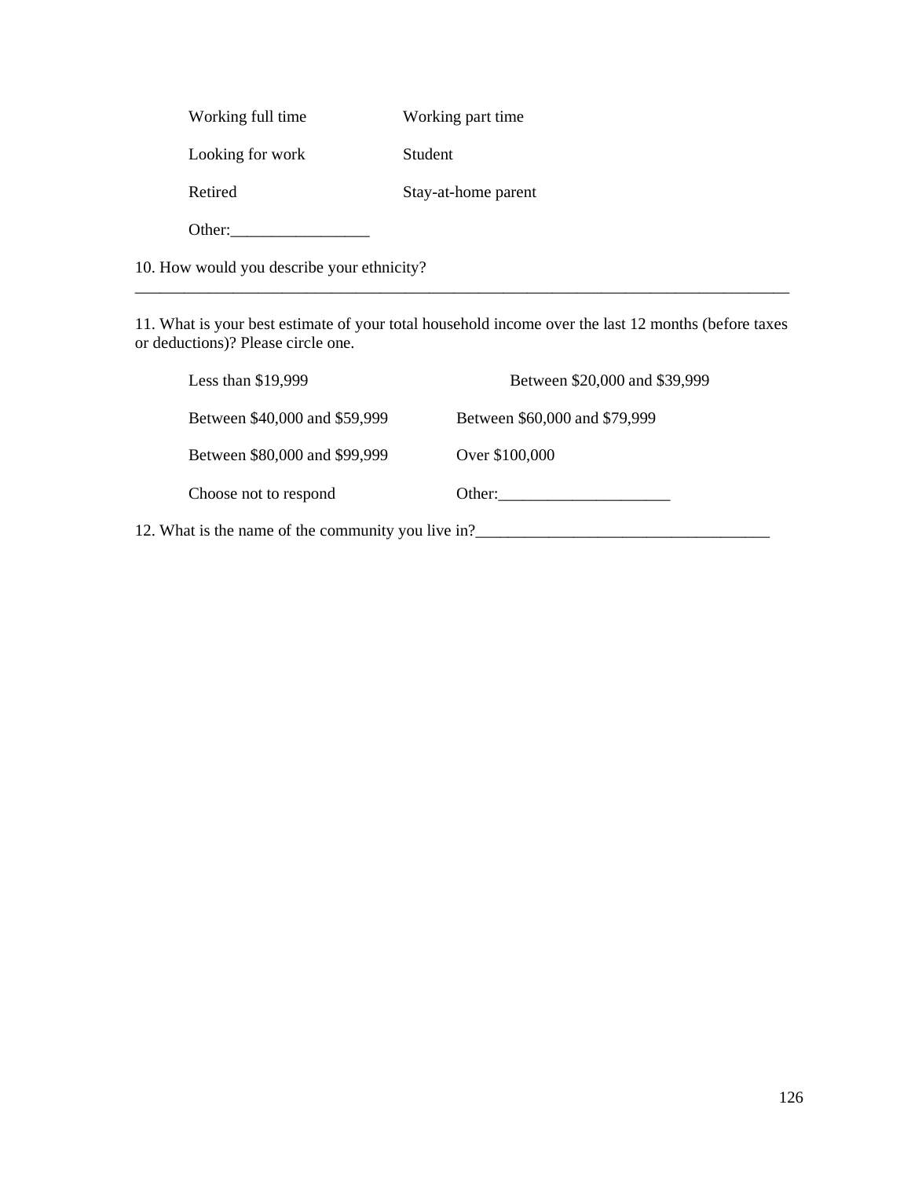Working full time Working part time

Looking for work Student

Retired Stay-at-home parent

Other:________________

10. How would you describe your ethnicity?
_________________________________________________________________________________

11. What is your best estimate of your total household income over the last 12 months (before taxes or deductions)? Please circle one.

Less than $19,999 Between $20,000 and $39,999

Between $40,000 and $59,999 Between $60,000 and $79,999

Between $80,000 and $99,999 Over $100,000

Choose not to respond Other:____________________

12. What is the name of the community you live in?___________________________________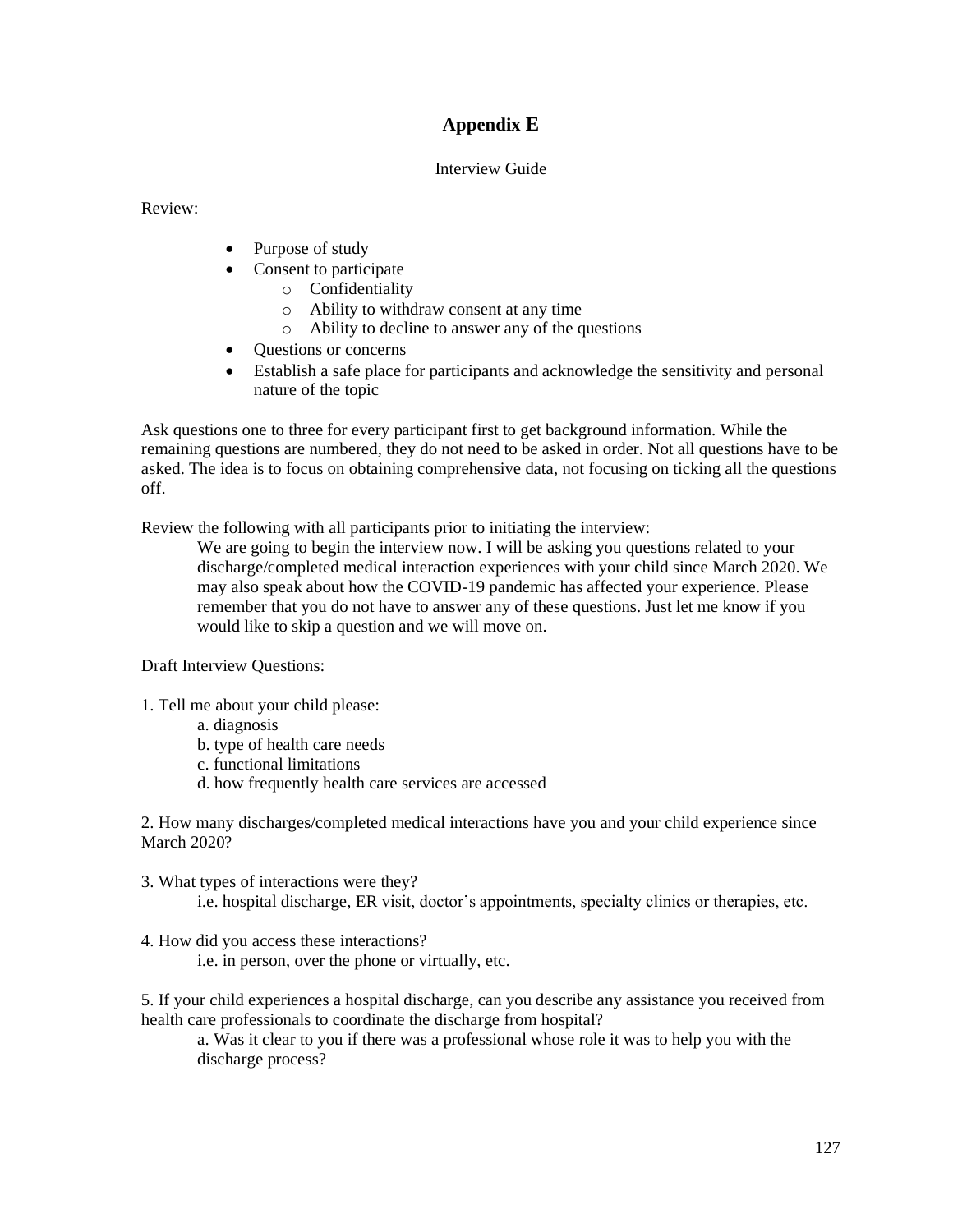# Appendix E

Interview Guide

Review:

- Purpose of study
- Consent to participate
  - o Confidentiality
  - o Ability to withdraw consent at any time
  - o Ability to decline to answer any of the questions
- Questions or concerns
- Establish a safe place for participants and acknowledge the sensitivity and personal nature of the topic

Ask questions one to three for every participant first to get background information. While the remaining questions are numbered, they do not need to be asked in order. Not all questions have to be asked. The idea is to focus on obtaining comprehensive data, not focusing on ticking all the questions off.

Review the following with all participants prior to initiating the interview:

> We are going to begin the interview now. I will be asking you questions related to your discharge/completed medical interaction experiences with your child since March 2020. We may also speak about how the COVID-19 pandemic has affected your experience. Please remember that you do not have to answer any of these questions. Just let me know if you would like to skip a question and we will move on.

Draft Interview Questions:

1. Tell me about your child please:
   a. diagnosis
   b. type of health care needs
   c. functional limitations
   d. how frequently health care services are accessed

2. How many discharges/completed medical interactions have you and your child experience since March 2020?

3. What types of interactions were they?
   i.e. hospital discharge, ER visit, doctor's appointments, specialty clinics or therapies, etc.

4. How did you access these interactions?
   i.e. in person, over the phone or virtually, etc.

5. If your child experiences a hospital discharge, can you describe any assistance you received from health care professionals to coordinate the discharge from hospital?
   a. Was it clear to you if there was a professional whose role it was to help you with the discharge process?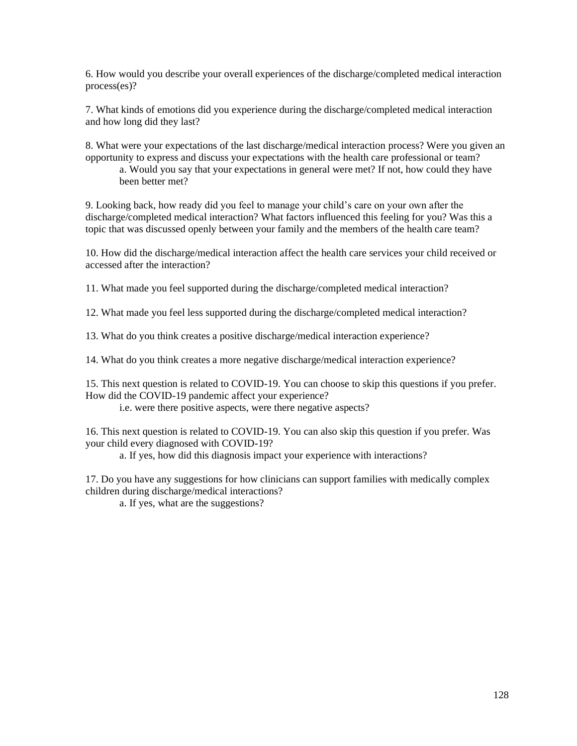6. How would you describe your overall experiences of the discharge/completed medical interaction process(es)?

7. What kinds of emotions did you experience during the discharge/completed medical interaction and how long did they last?

8. What were your expectations of the last discharge/medical interaction process? Were you given an opportunity to express and discuss your expectations with the health care professional or team?

   a. Would you say that your expectations in general were met? If not, how could they have been better met?

9. Looking back, how ready did you feel to manage your child's care on your own after the discharge/completed medical interaction? What factors influenced this feeling for you? Was this a topic that was discussed openly between your family and the members of the health care team?

10. How did the discharge/medical interaction affect the health care services your child received or accessed after the interaction?

11. What made you feel supported during the discharge/completed medical interaction?

12. What made you feel less supported during the discharge/completed medical interaction?

13. What do you think creates a positive discharge/medical interaction experience?

14. What do you think creates a more negative discharge/medical interaction experience?

15. This next question is related to COVID-19. You can choose to skip this questions if you prefer. How did the COVID-19 pandemic affect your experience?

   i.e. were there positive aspects, were there negative aspects?

16. This next question is related to COVID-19. You can also skip this question if you prefer. Was your child every diagnosed with COVID-19?

   a. If yes, how did this diagnosis impact your experience with interactions?

17. Do you have any suggestions for how clinicians can support families with medically complex children during discharge/medical interactions?

   a. If yes, what are the suggestions?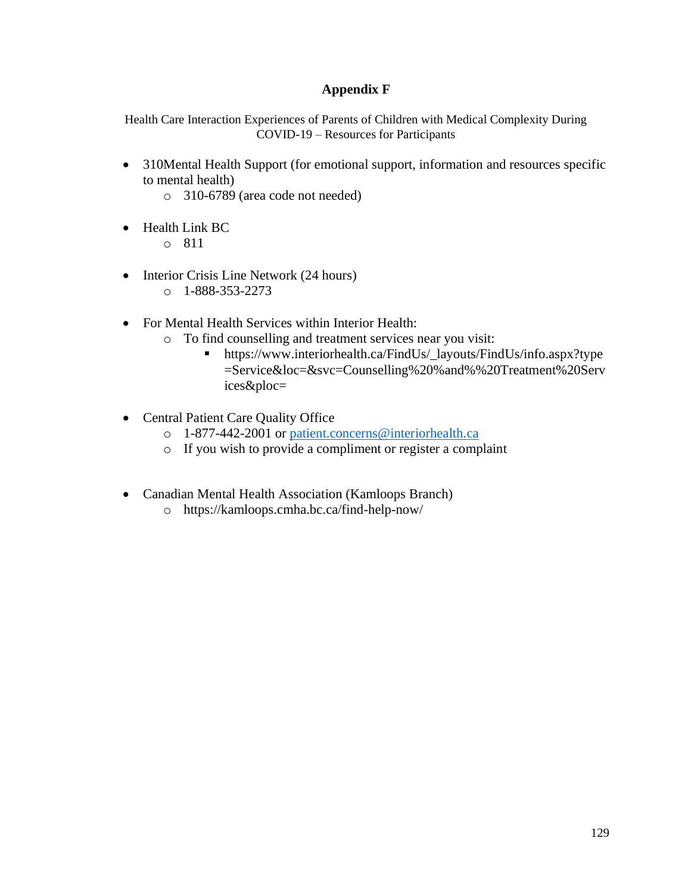# Appendix F

Health Care Interaction Experiences of Parents of Children with Medical Complexity During COVID-19 – Resources for Participants

- 310Mental Health Support (for emotional support, information and resources specific to mental health)
  - 310-6789 (area code not needed)

- Health Link BC
  - 811

- Interior Crisis Line Network (24 hours)
  - 1-888-353-2273

- For Mental Health Services within Interior Health:
  - To find counselling and treatment services near you visit:
    - https://www.interiorhealth.ca/FindUs/_layouts/FindUs/info.aspx?type=Service&loc=&svc=Counselling%20%and%%20Treatment%20Services&ploc=

- Central Patient Care Quality Office
  - 1-877-442-2001 or patient.concerns@interiorhealth.ca
  - If you wish to provide a compliment or register a complaint

- Canadian Mental Health Association (Kamloops Branch)
  - https://kamloops.cmha.bc.ca/find-help-now/